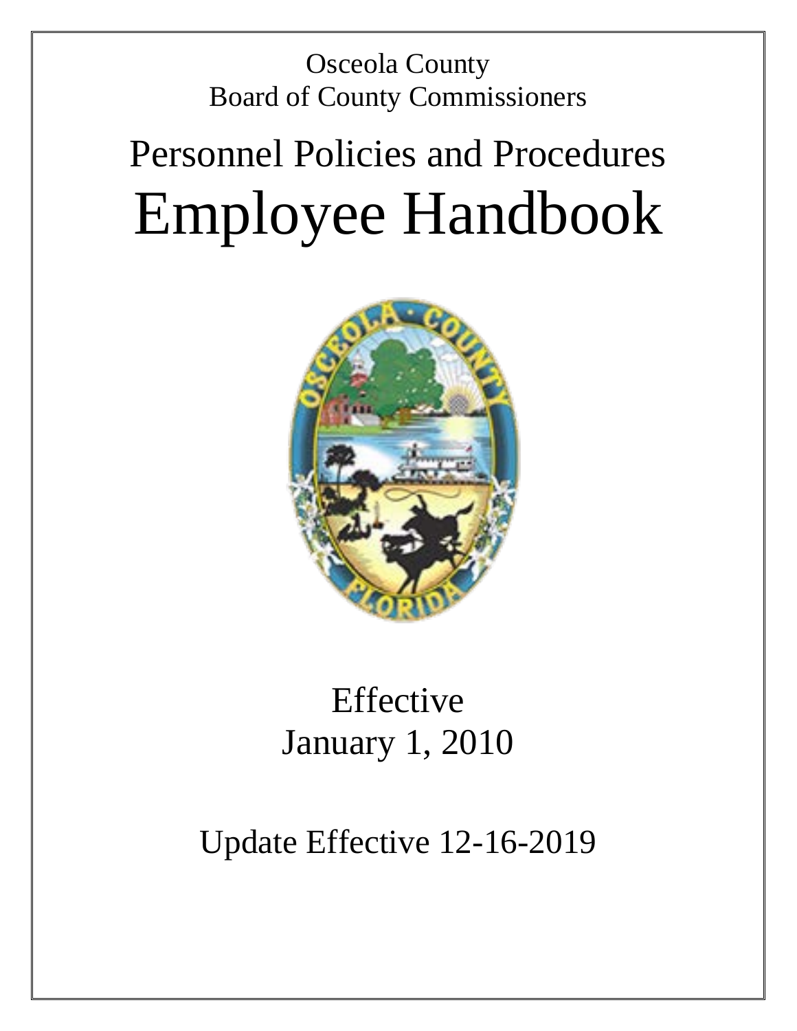Osceola County
Board of County Commissioners

# Personnel Policies and Procedures
# Employee Handbook

Effective
January 1, 2010

Update Effective 12-16-2019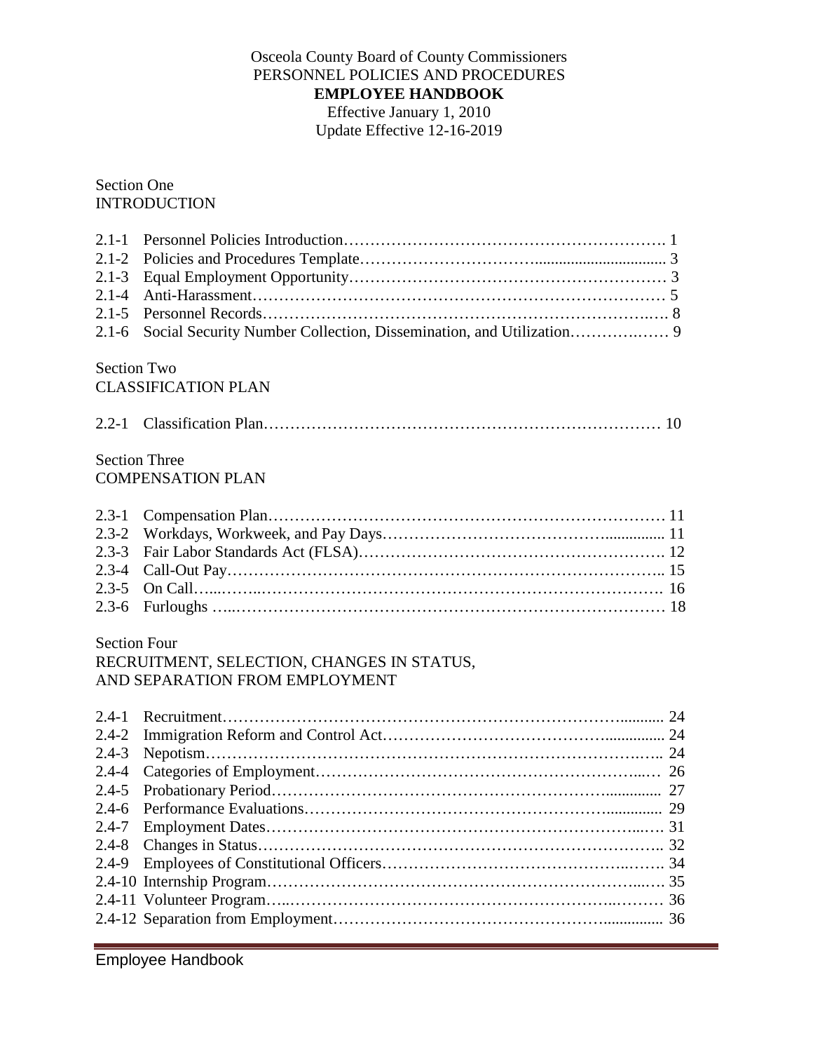Osceola County Board of County Commissioners
PERSONNEL POLICIES AND PROCEDURES
**EMPLOYEE HANDBOOK**
Effective January 1, 2010
Update Effective 12-16-2019

Section One
INTRODUCTION

| | | |
|---|---|---|
| 2.1-1 | Personnel Policies Introduction | 1 |
| 2.1-2 | Policies and Procedures Template | 3 |
| 2.1-3 | Equal Employment Opportunity | 3 |
| 2.1-4 | Anti-Harassment | 5 |
| 2.1-5 | Personnel Records | 8 |
| 2.1-6 | Social Security Number Collection, Dissemination, and Utilization | 9 |

Section Two
CLASSIFICATION PLAN

| | | |
|---|---|---|
| 2.2-1 | Classification Plan | 10 |

Section Three
COMPENSATION PLAN

| | | |
|---|---|---|
| 2.3-1 | Compensation Plan | 11 |
| 2.3-2 | Workdays, Workweek, and Pay Days | 11 |
| 2.3-3 | Fair Labor Standards Act (FLSA) | 12 |
| 2.3-4 | Call-Out Pay | 15 |
| 2.3-5 | On Call | 16 |
| 2.3-6 | Furloughs | 18 |

Section Four
RECRUITMENT, SELECTION, CHANGES IN STATUS,
AND SEPARATION FROM EMPLOYMENT

| | | |
|---|---|---|
| 2.4-1 | Recruitment | 24 |
| 2.4-2 | Immigration Reform and Control Act | 24 |
| 2.4-3 | Nepotism | 24 |
| 2.4-4 | Categories of Employment | 26 |
| 2.4-5 | Probationary Period | 27 |
| 2.4-6 | Performance Evaluations | 29 |
| 2.4-7 | Employment Dates | 31 |
| 2.4-8 | Changes in Status | 32 |
| 2.4-9 | Employees of Constitutional Officers | 34 |
| 2.4-10 | Internship Program | 35 |
| 2.4-11 | Volunteer Program | 36 |
| 2.4-12 | Separation from Employment | 36 |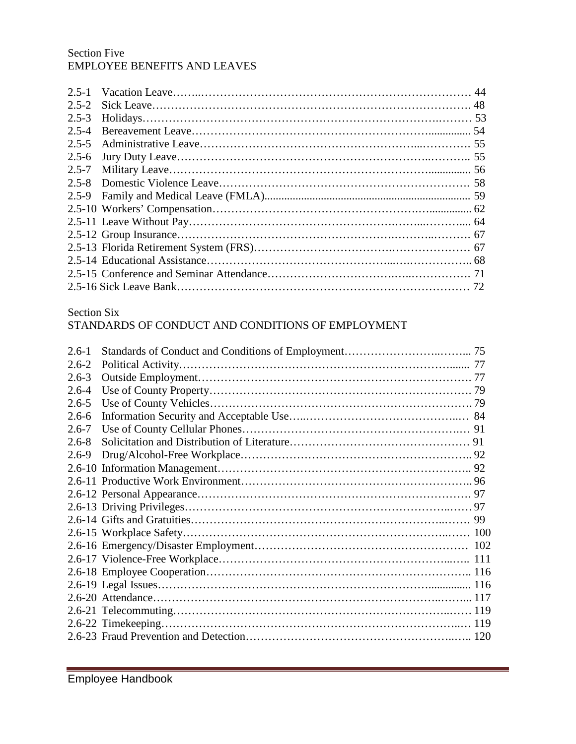Section Five
EMPLOYEE BENEFITS AND LEAVES

| | | |
|---|---|---|
| 2.5-1 | Vacation Leave | 44 |
| 2.5-2 | Sick Leave | 48 |
| 2.5-3 | Holidays | 53 |
| 2.5-4 | Bereavement Leave | 54 |
| 2.5-5 | Administrative Leave | 55 |
| 2.5-6 | Jury Duty Leave | 55 |
| 2.5-7 | Military Leave | 56 |
| 2.5-8 | Domestic Violence Leave | 58 |
| 2.5-9 | Family and Medical Leave (FMLA) | 59 |
| 2.5-10 | Workers' Compensation | 62 |
| 2.5-11 | Leave Without Pay | 64 |
| 2.5-12 | Group Insurance | 67 |
| 2.5-13 | Florida Retirement System (FRS) | 67 |
| 2.5-14 | Educational Assistance | 68 |
| 2.5-15 | Conference and Seminar Attendance | 71 |
| 2.5-16 | Sick Leave Bank | 72 |

Section Six
STANDARDS OF CONDUCT AND CONDITIONS OF EMPLOYMENT

| | | |
|---|---|---|
| 2.6-1 | Standards of Conduct and Conditions of Employment | 75 |
| 2.6-2 | Political Activity | 77 |
| 2.6-3 | Outside Employment | 77 |
| 2.6-4 | Use of County Property | 79 |
| 2.6-5 | Use of County Vehicles | 79 |
| 2.6-6 | Information Security and Acceptable Use | 84 |
| 2.6-7 | Use of County Cellular Phones | 91 |
| 2.6-8 | Solicitation and Distribution of Literature | 91 |
| 2.6-9 | Drug/Alcohol-Free Workplace | 92 |
| 2.6-10 | Information Management | 92 |
| 2.6-11 | Productive Work Environment | 96 |
| 2.6-12 | Personal Appearance | 97 |
| 2.6-13 | Driving Privileges | 97 |
| 2.6-14 | Gifts and Gratuities | 99 |
| 2.6-15 | Workplace Safety | 100 |
| 2.6-16 | Emergency/Disaster Employment | 102 |
| 2.6-17 | Violence-Free Workplace | 111 |
| 2.6-18 | Employee Cooperation | 116 |
| 2.6-19 | Legal Issues | 116 |
| 2.6-20 | Attendance | 117 |
| 2.6-21 | Telecommuting | 119 |
| 2.6-22 | Timekeeping | 119 |
| 2.6-23 | Fraud Prevention and Detection | 120 |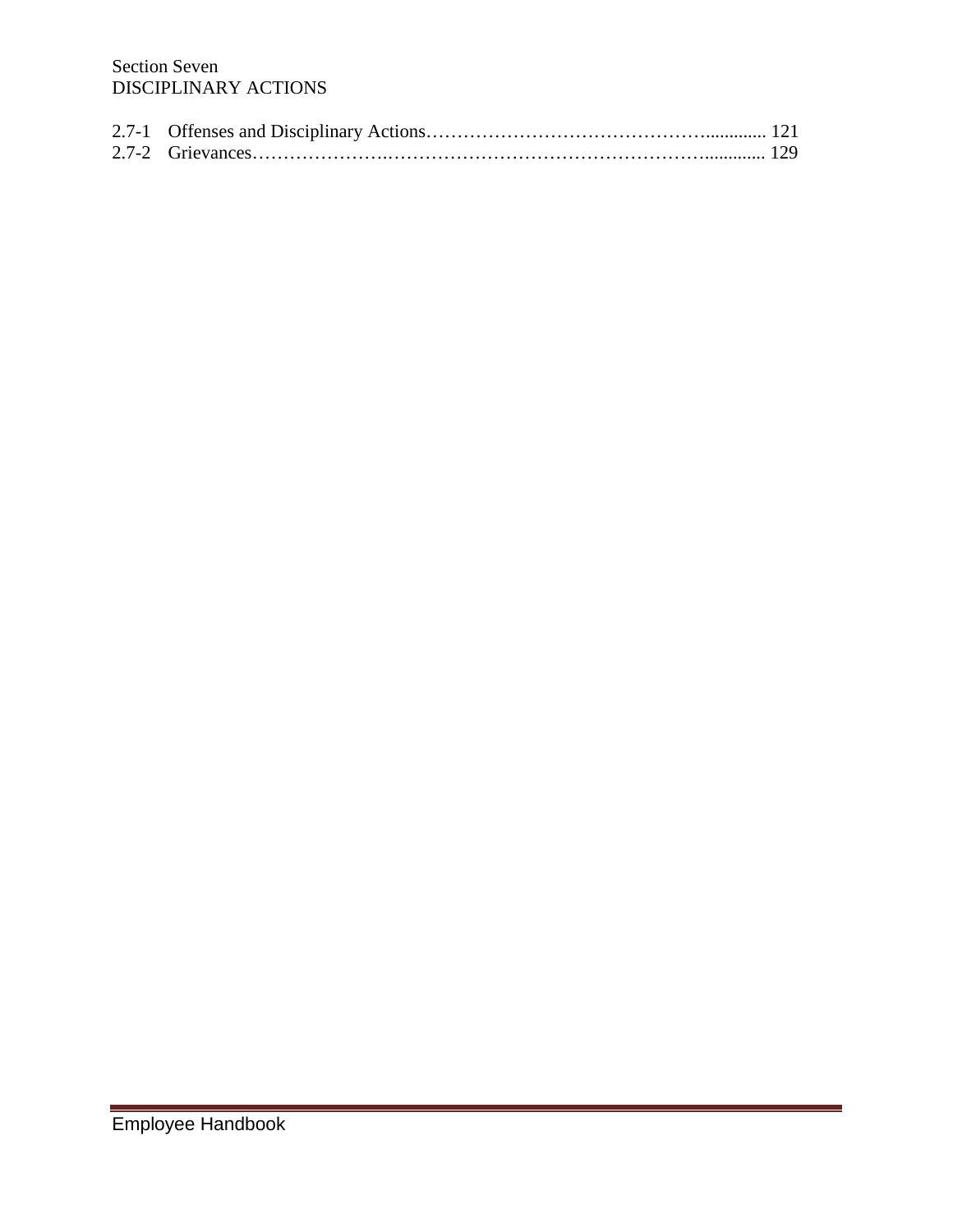Section Seven
DISCIPLINARY ACTIONS

2.7-1 Offenses and Disciplinary Actions………………………………………............. 121
2.7-2 Grievances…………………….…………………………………………….............. 129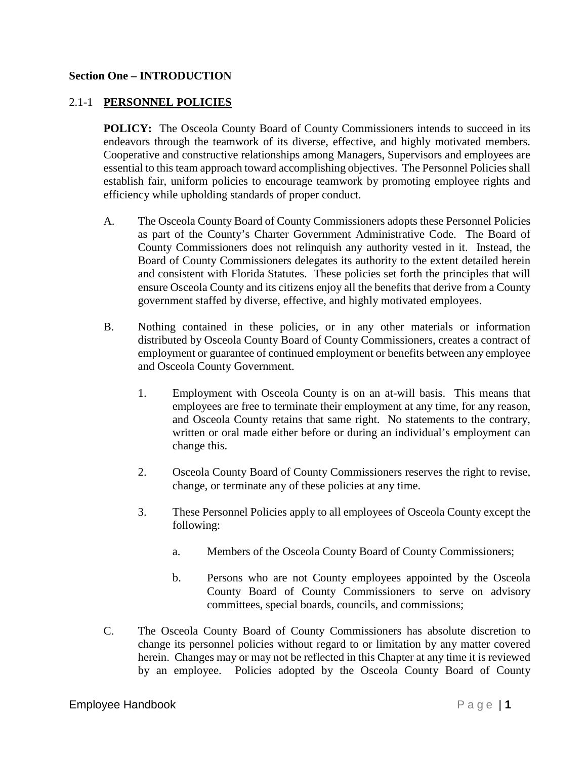## Section One – INTRODUCTION

### 2.1-1 PERSONNEL POLICIES

**POLICY:** The Osceola County Board of County Commissioners intends to succeed in its endeavors through the teamwork of its diverse, effective, and highly motivated members. Cooperative and constructive relationships among Managers, Supervisors and employees are essential to this team approach toward accomplishing objectives. The Personnel Policies shall establish fair, uniform policies to encourage teamwork by promoting employee rights and efficiency while upholding standards of proper conduct.

A. The Osceola County Board of County Commissioners adopts these Personnel Policies as part of the County's Charter Government Administrative Code. The Board of County Commissioners does not relinquish any authority vested in it. Instead, the Board of County Commissioners delegates its authority to the extent detailed herein and consistent with Florida Statutes. These policies set forth the principles that will ensure Osceola County and its citizens enjoy all the benefits that derive from a County government staffed by diverse, effective, and highly motivated employees.

B. Nothing contained in these policies, or in any other materials or information distributed by Osceola County Board of County Commissioners, creates a contract of employment or guarantee of continued employment or benefits between any employee and Osceola County Government.

   1. Employment with Osceola County is on an at-will basis. This means that employees are free to terminate their employment at any time, for any reason, and Osceola County retains that same right. No statements to the contrary, written or oral made either before or during an individual's employment can change this.

   2. Osceola County Board of County Commissioners reserves the right to revise, change, or terminate any of these policies at any time.

   3. These Personnel Policies apply to all employees of Osceola County except the following:

      a. Members of the Osceola County Board of County Commissioners;

      b. Persons who are not County employees appointed by the Osceola County Board of County Commissioners to serve on advisory committees, special boards, councils, and commissions;

C. The Osceola County Board of County Commissioners has absolute discretion to change its personnel policies without regard to or limitation by any matter covered herein. Changes may or may not be reflected in this Chapter at any time it is reviewed by an employee. Policies adopted by the Osceola County Board of County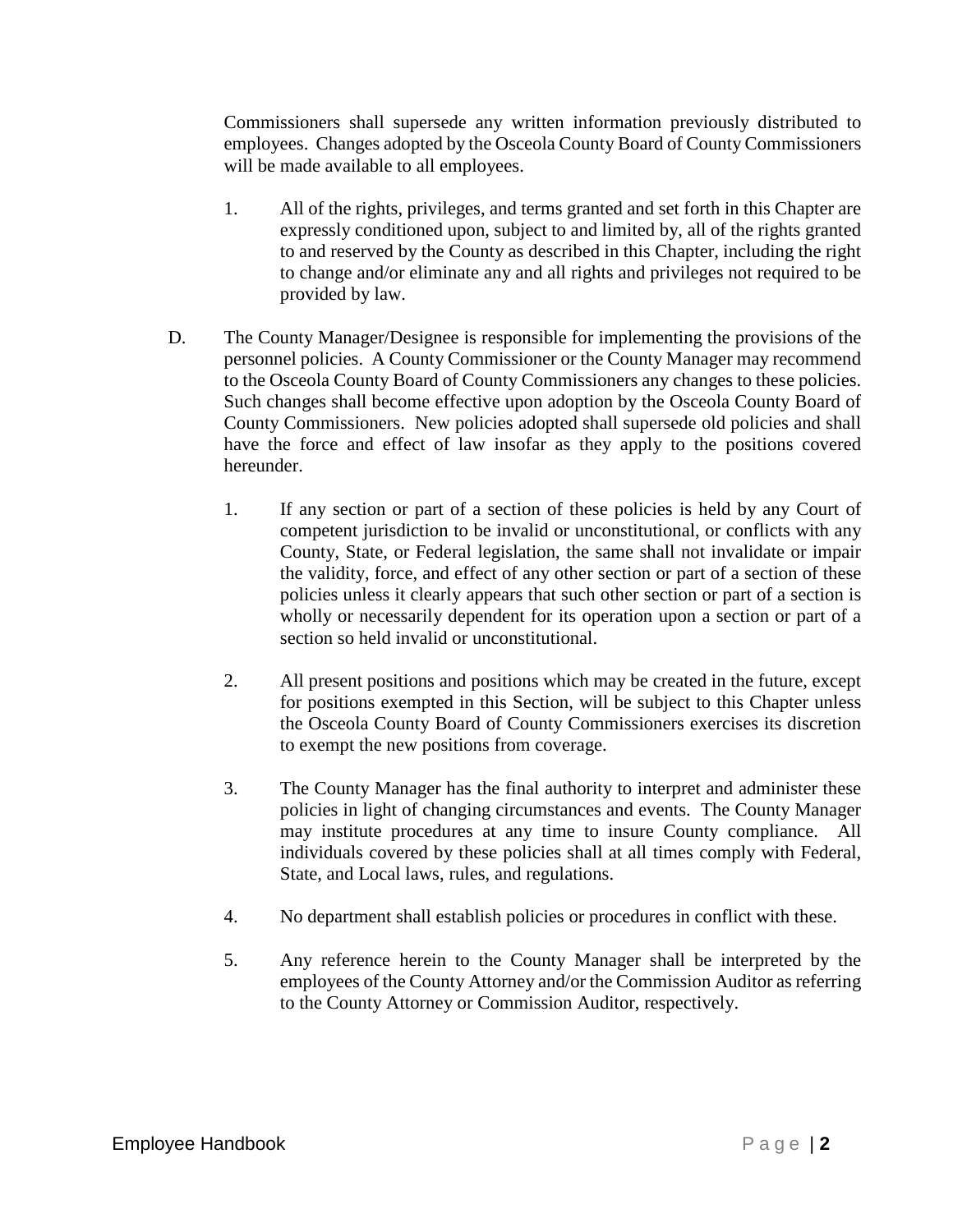Commissioners shall supersede any written information previously distributed to employees. Changes adopted by the Osceola County Board of County Commissioners will be made available to all employees.

1. All of the rights, privileges, and terms granted and set forth in this Chapter are expressly conditioned upon, subject to and limited by, all of the rights granted to and reserved by the County as described in this Chapter, including the right to change and/or eliminate any and all rights and privileges not required to be provided by law.

D. The County Manager/Designee is responsible for implementing the provisions of the personnel policies. A County Commissioner or the County Manager may recommend to the Osceola County Board of County Commissioners any changes to these policies. Such changes shall become effective upon adoption by the Osceola County Board of County Commissioners. New policies adopted shall supersede old policies and shall have the force and effect of law insofar as they apply to the positions covered hereunder.

   1. If any section or part of a section of these policies is held by any Court of competent jurisdiction to be invalid or unconstitutional, or conflicts with any County, State, or Federal legislation, the same shall not invalidate or impair the validity, force, and effect of any other section or part of a section of these policies unless it clearly appears that such other section or part of a section is wholly or necessarily dependent for its operation upon a section or part of a section so held invalid or unconstitutional.

   2. All present positions and positions which may be created in the future, except for positions exempted in this Section, will be subject to this Chapter unless the Osceola County Board of County Commissioners exercises its discretion to exempt the new positions from coverage.

   3. The County Manager has the final authority to interpret and administer these policies in light of changing circumstances and events. The County Manager may institute procedures at any time to insure County compliance. All individuals covered by these policies shall at all times comply with Federal, State, and Local laws, rules, and regulations.

   4. No department shall establish policies or procedures in conflict with these.

   5. Any reference herein to the County Manager shall be interpreted by the employees of the County Attorney and/or the Commission Auditor as referring to the County Attorney or Commission Auditor, respectively.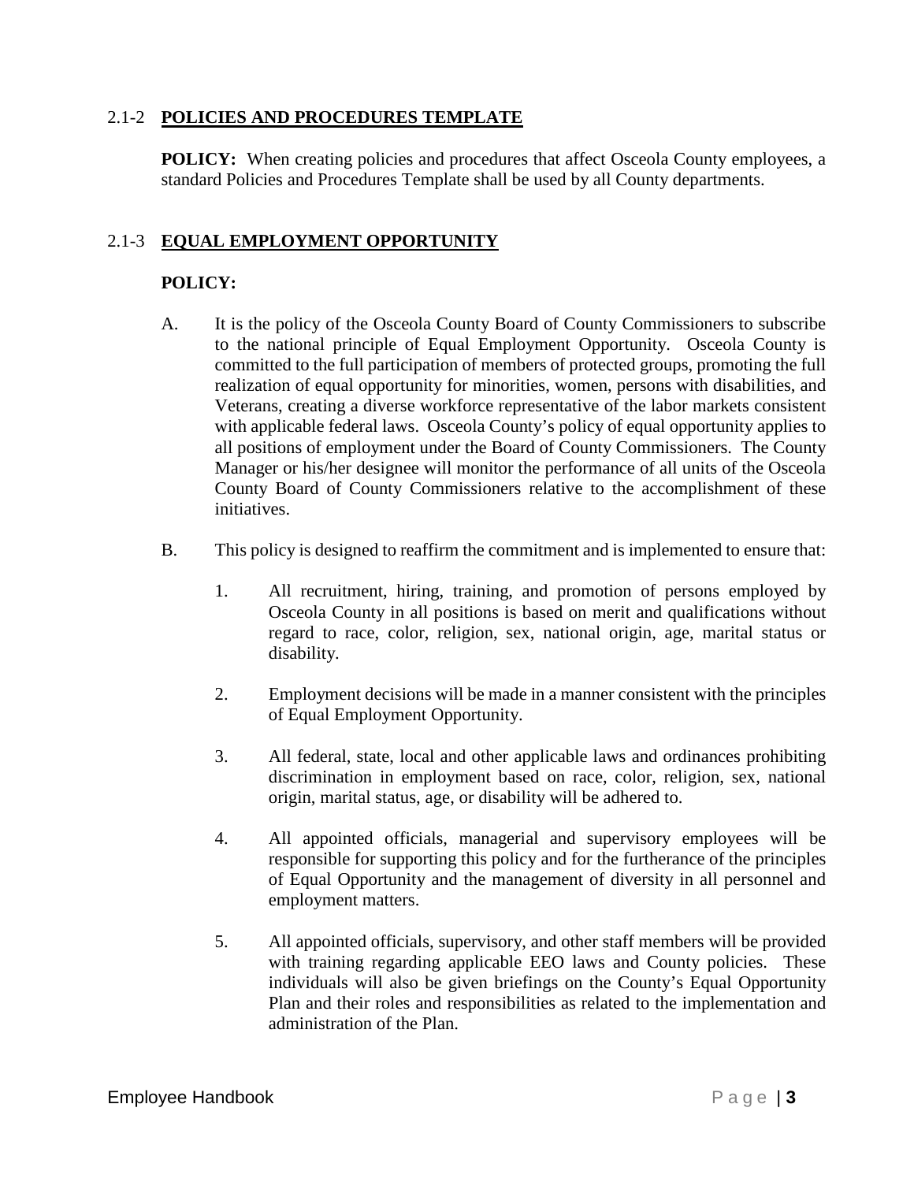### 2.1-2 **POLICIES AND PROCEDURES TEMPLATE**

**POLICY:** When creating policies and procedures that affect Osceola County employees, a standard Policies and Procedures Template shall be used by all County departments.

### 2.1-3 **EQUAL EMPLOYMENT OPPORTUNITY**

**POLICY:**

A. It is the policy of the Osceola County Board of County Commissioners to subscribe to the national principle of Equal Employment Opportunity. Osceola County is committed to the full participation of members of protected groups, promoting the full realization of equal opportunity for minorities, women, persons with disabilities, and Veterans, creating a diverse workforce representative of the labor markets consistent with applicable federal laws. Osceola County's policy of equal opportunity applies to all positions of employment under the Board of County Commissioners. The County Manager or his/her designee will monitor the performance of all units of the Osceola County Board of County Commissioners relative to the accomplishment of these initiatives.

B. This policy is designed to reaffirm the commitment and is implemented to ensure that:

1. All recruitment, hiring, training, and promotion of persons employed by Osceola County in all positions is based on merit and qualifications without regard to race, color, religion, sex, national origin, age, marital status or disability.

2. Employment decisions will be made in a manner consistent with the principles of Equal Employment Opportunity.

3. All federal, state, local and other applicable laws and ordinances prohibiting discrimination in employment based on race, color, religion, sex, national origin, marital status, age, or disability will be adhered to.

4. All appointed officials, managerial and supervisory employees will be responsible for supporting this policy and for the furtherance of the principles of Equal Opportunity and the management of diversity in all personnel and employment matters.

5. All appointed officials, supervisory, and other staff members will be provided with training regarding applicable EEO laws and County policies. These individuals will also be given briefings on the County's Equal Opportunity Plan and their roles and responsibilities as related to the implementation and administration of the Plan.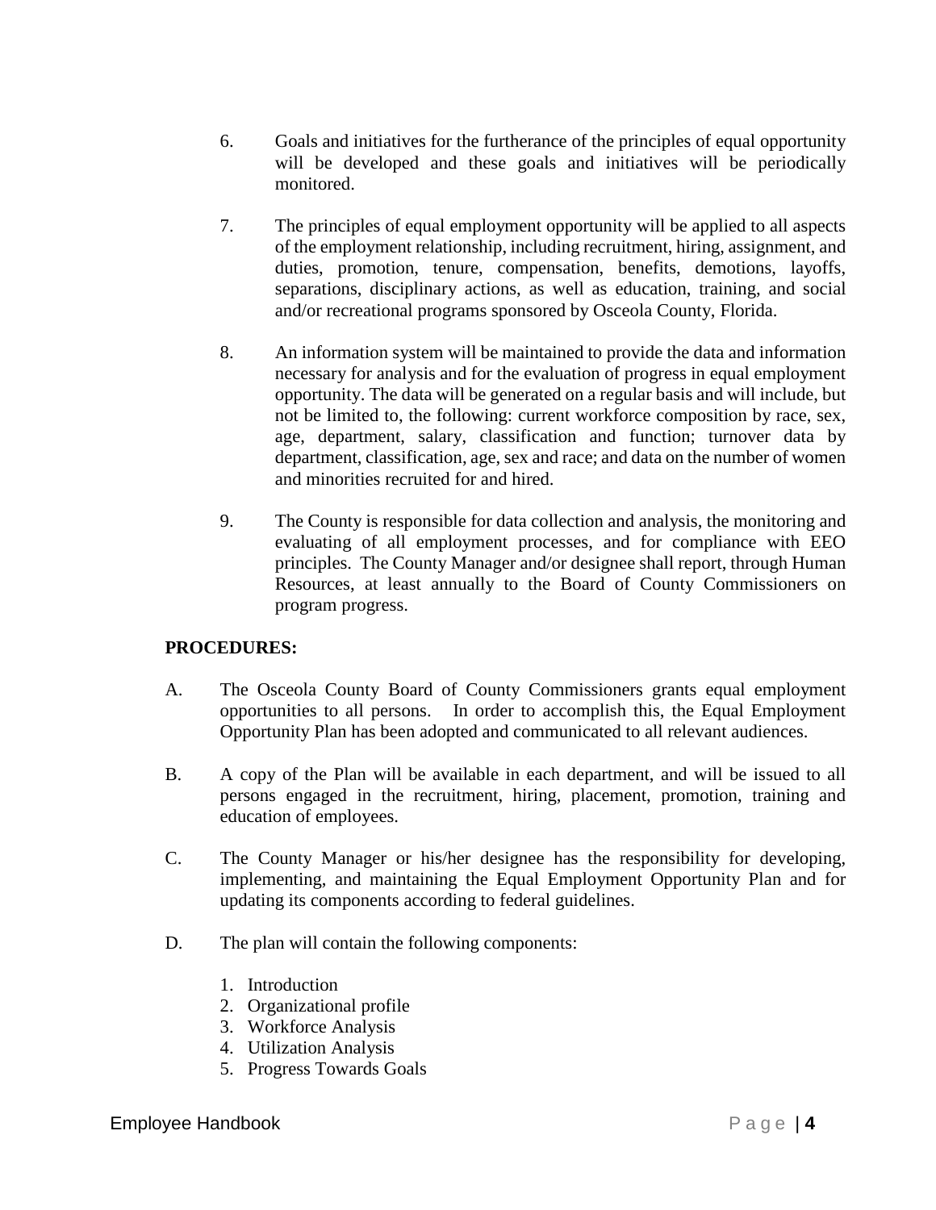6. Goals and initiatives for the furtherance of the principles of equal opportunity will be developed and these goals and initiatives will be periodically monitored.

7. The principles of equal employment opportunity will be applied to all aspects of the employment relationship, including recruitment, hiring, assignment, and duties, promotion, tenure, compensation, benefits, demotions, layoffs, separations, disciplinary actions, as well as education, training, and social and/or recreational programs sponsored by Osceola County, Florida.

8. An information system will be maintained to provide the data and information necessary for analysis and for the evaluation of progress in equal employment opportunity. The data will be generated on a regular basis and will include, but not be limited to, the following: current workforce composition by race, sex, age, department, salary, classification and function; turnover data by department, classification, age, sex and race; and data on the number of women and minorities recruited for and hired.

9. The County is responsible for data collection and analysis, the monitoring and evaluating of all employment processes, and for compliance with EEO principles. The County Manager and/or designee shall report, through Human Resources, at least annually to the Board of County Commissioners on program progress.

**PROCEDURES:**

A. The Osceola County Board of County Commissioners grants equal employment opportunities to all persons. In order to accomplish this, the Equal Employment Opportunity Plan has been adopted and communicated to all relevant audiences.

B. A copy of the Plan will be available in each department, and will be issued to all persons engaged in the recruitment, hiring, placement, promotion, training and education of employees.

C. The County Manager or his/her designee has the responsibility for developing, implementing, and maintaining the Equal Employment Opportunity Plan and for updating its components according to federal guidelines.

D. The plan will contain the following components:

   1. Introduction
   2. Organizational profile
   3. Workforce Analysis
   4. Utilization Analysis
   5. Progress Towards Goals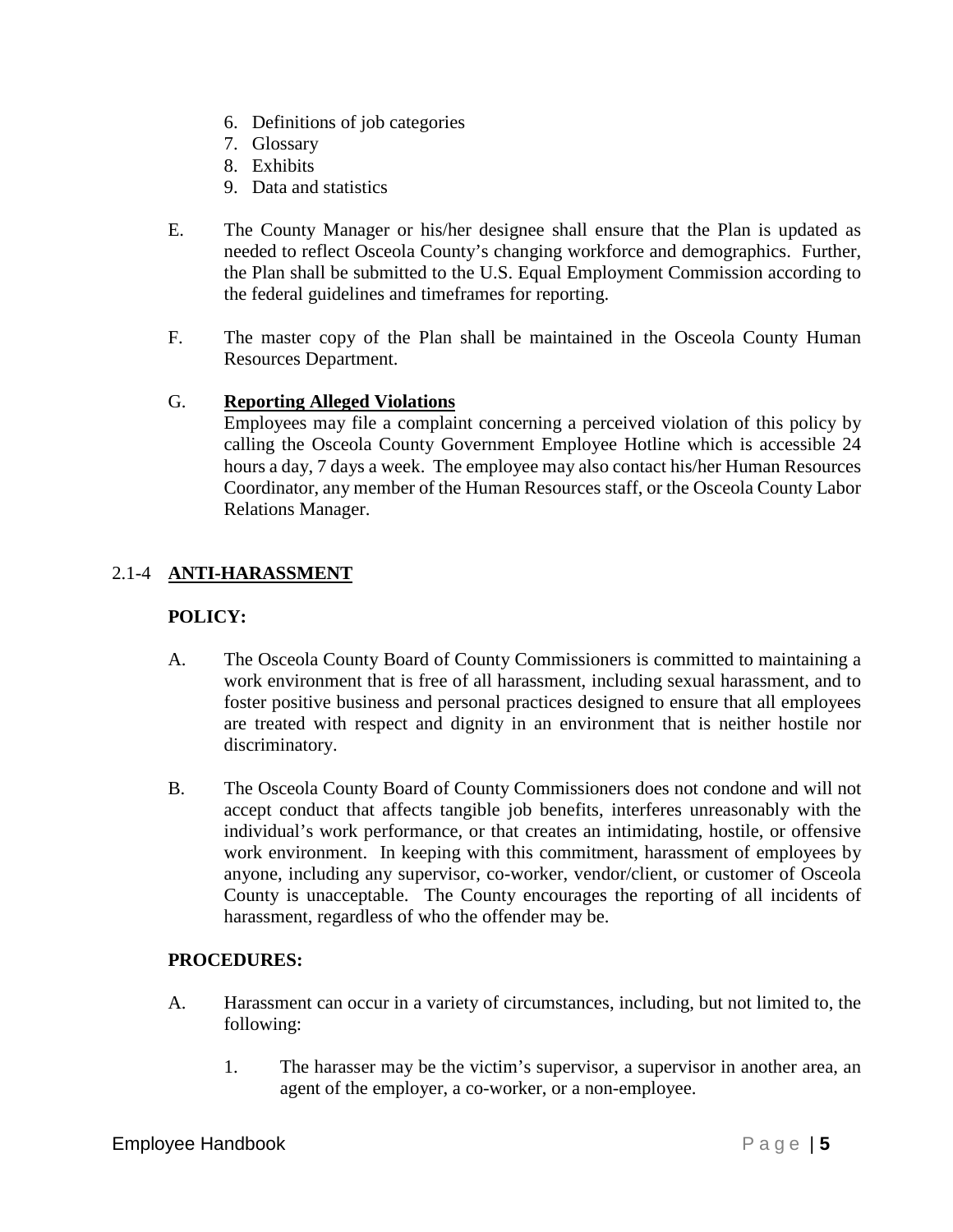6. Definitions of job categories
7. Glossary
8. Exhibits
9. Data and statistics

E. The County Manager or his/her designee shall ensure that the Plan is updated as needed to reflect Osceola County's changing workforce and demographics. Further, the Plan shall be submitted to the U.S. Equal Employment Commission according to the federal guidelines and timeframes for reporting.

F. The master copy of the Plan shall be maintained in the Osceola County Human Resources Department.

G. **Reporting Alleged Violations**
Employees may file a complaint concerning a perceived violation of this policy by calling the Osceola County Government Employee Hotline which is accessible 24 hours a day, 7 days a week. The employee may also contact his/her Human Resources Coordinator, any member of the Human Resources staff, or the Osceola County Labor Relations Manager.

## 2.1-4 ANTI-HARASSMENT

**POLICY:**

A. The Osceola County Board of County Commissioners is committed to maintaining a work environment that is free of all harassment, including sexual harassment, and to foster positive business and personal practices designed to ensure that all employees are treated with respect and dignity in an environment that is neither hostile nor discriminatory.

B. The Osceola County Board of County Commissioners does not condone and will not accept conduct that affects tangible job benefits, interferes unreasonably with the individual's work performance, or that creates an intimidating, hostile, or offensive work environment. In keeping with this commitment, harassment of employees by anyone, including any supervisor, co-worker, vendor/client, or customer of Osceola County is unacceptable. The County encourages the reporting of all incidents of harassment, regardless of who the offender may be.

**PROCEDURES:**

A. Harassment can occur in a variety of circumstances, including, but not limited to, the following:

1. The harasser may be the victim's supervisor, a supervisor in another area, an agent of the employer, a co-worker, or a non-employee.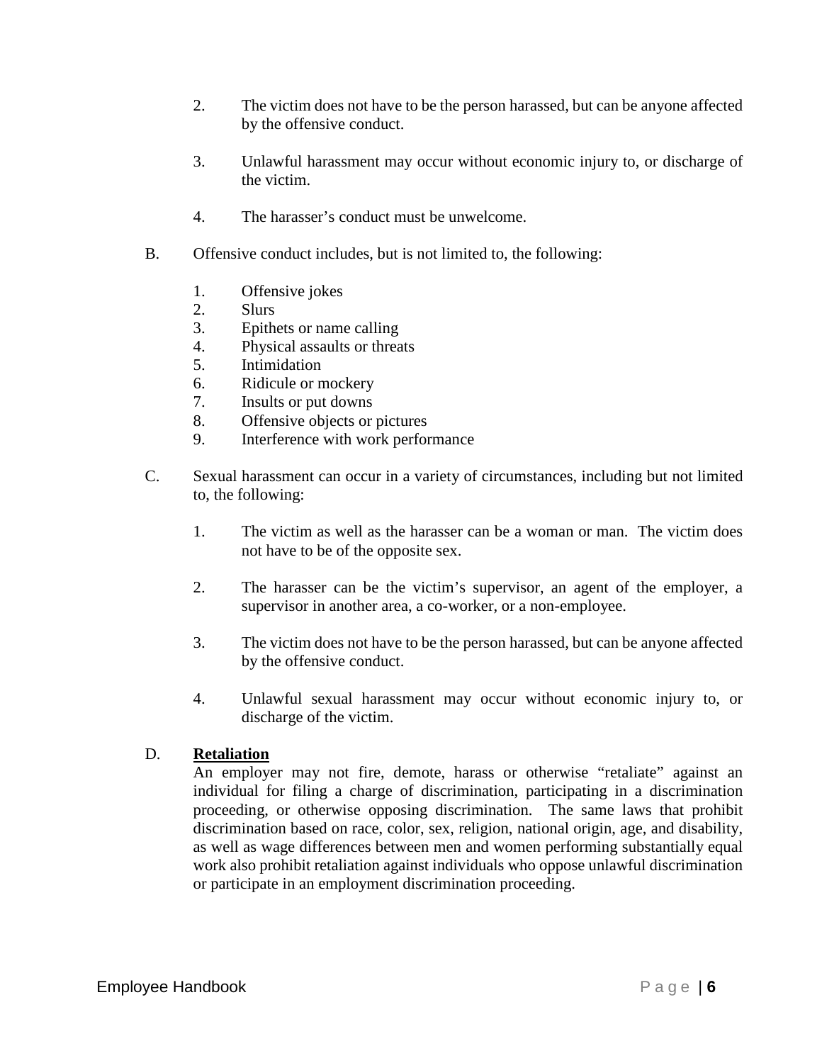2. The victim does not have to be the person harassed, but can be anyone affected by the offensive conduct.

3. Unlawful harassment may occur without economic injury to, or discharge of the victim.

4. The harasser's conduct must be unwelcome.

B. Offensive conduct includes, but is not limited to, the following:

1. Offensive jokes
2. Slurs
3. Epithets or name calling
4. Physical assaults or threats
5. Intimidation
6. Ridicule or mockery
7. Insults or put downs
8. Offensive objects or pictures
9. Interference with work performance

C. Sexual harassment can occur in a variety of circumstances, including but not limited to, the following:

1. The victim as well as the harasser can be a woman or man. The victim does not have to be of the opposite sex.

2. The harasser can be the victim's supervisor, an agent of the employer, a supervisor in another area, a co-worker, or a non-employee.

3. The victim does not have to be the person harassed, but can be anyone affected by the offensive conduct.

4. Unlawful sexual harassment may occur without economic injury to, or discharge of the victim.

D. **<u>Retaliation</u>**

An employer may not fire, demote, harass or otherwise "retaliate" against an individual for filing a charge of discrimination, participating in a discrimination proceeding, or otherwise opposing discrimination. The same laws that prohibit discrimination based on race, color, sex, religion, national origin, age, and disability, as well as wage differences between men and women performing substantially equal work also prohibit retaliation against individuals who oppose unlawful discrimination or participate in an employment discrimination proceeding.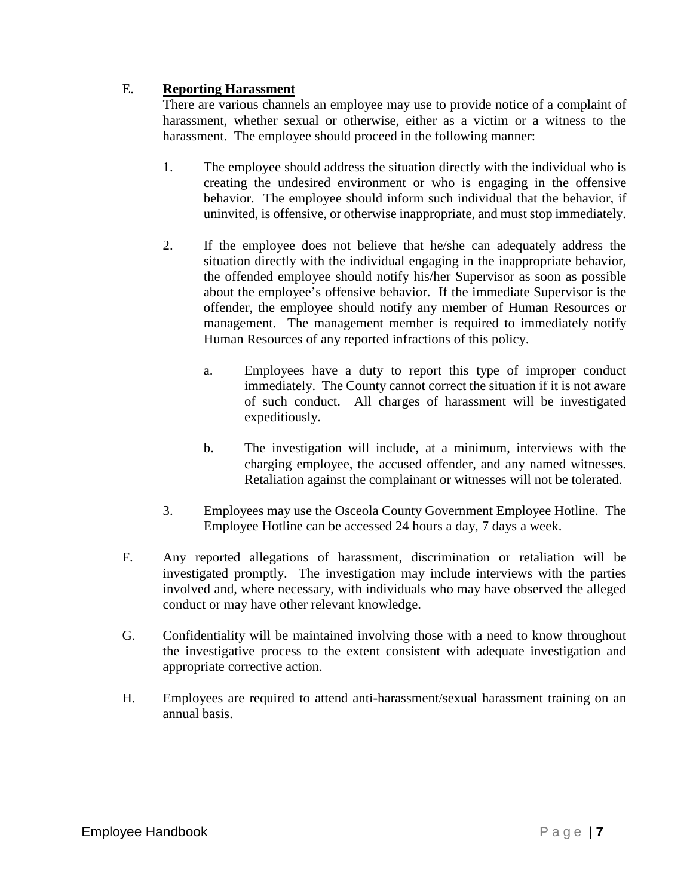E. **Reporting Harassment**

There are various channels an employee may use to provide notice of a complaint of harassment, whether sexual or otherwise, either as a victim or a witness to the harassment. The employee should proceed in the following manner:

1. The employee should address the situation directly with the individual who is creating the undesired environment or who is engaging in the offensive behavior. The employee should inform such individual that the behavior, if uninvited, is offensive, or otherwise inappropriate, and must stop immediately.

2. If the employee does not believe that he/she can adequately address the situation directly with the individual engaging in the inappropriate behavior, the offended employee should notify his/her Supervisor as soon as possible about the employee's offensive behavior. If the immediate Supervisor is the offender, the employee should notify any member of Human Resources or management. The management member is required to immediately notify Human Resources of any reported infractions of this policy.

   a. Employees have a duty to report this type of improper conduct immediately. The County cannot correct the situation if it is not aware of such conduct. All charges of harassment will be investigated expeditiously.

   b. The investigation will include, at a minimum, interviews with the charging employee, the accused offender, and any named witnesses. Retaliation against the complainant or witnesses will not be tolerated.

3. Employees may use the Osceola County Government Employee Hotline. The Employee Hotline can be accessed 24 hours a day, 7 days a week.

F. Any reported allegations of harassment, discrimination or retaliation will be investigated promptly. The investigation may include interviews with the parties involved and, where necessary, with individuals who may have observed the alleged conduct or may have other relevant knowledge.

G. Confidentiality will be maintained involving those with a need to know throughout the investigative process to the extent consistent with adequate investigation and appropriate corrective action.

H. Employees are required to attend anti-harassment/sexual harassment training on an annual basis.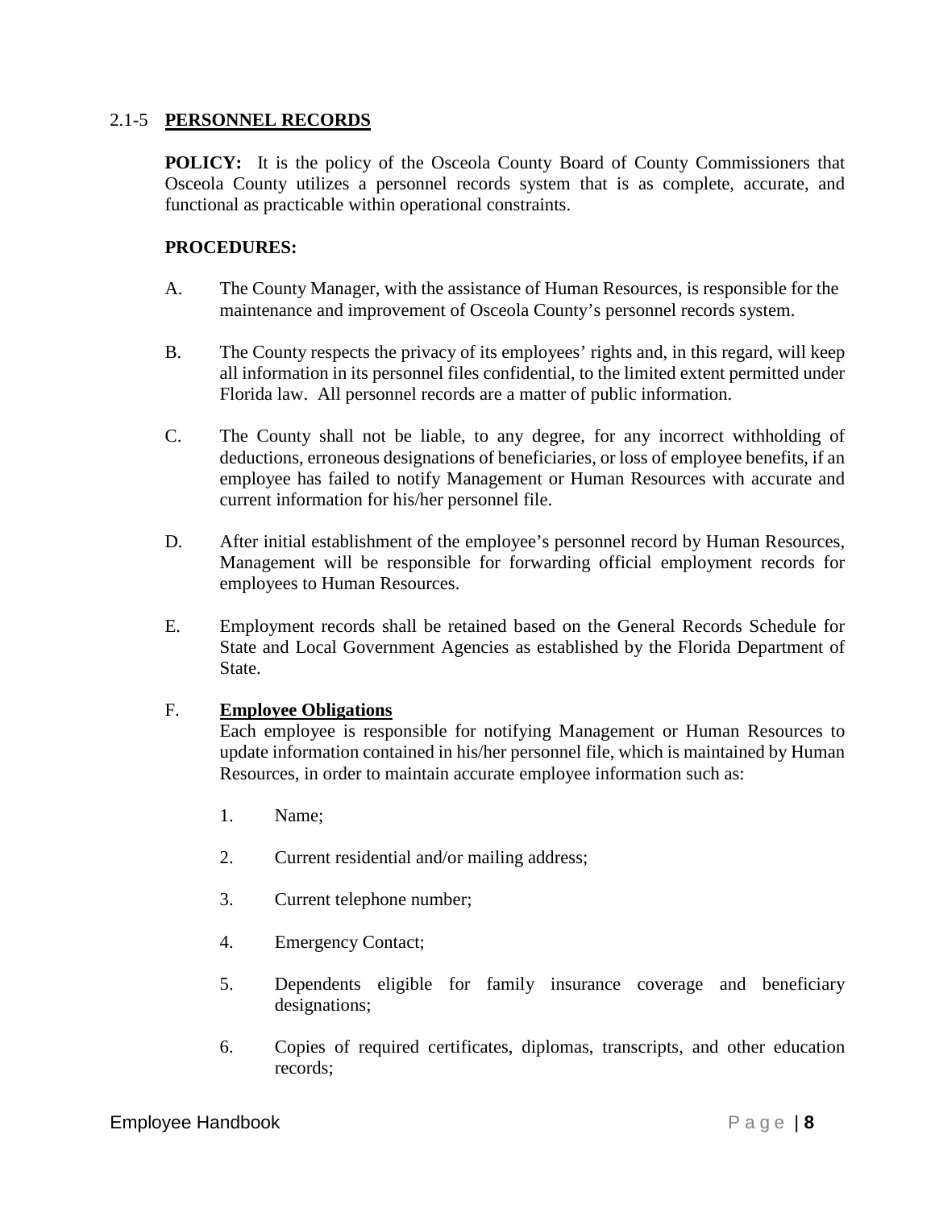## 2.1-5 **PERSONNEL RECORDS**

**POLICY:** It is the policy of the Osceola County Board of County Commissioners that Osceola County utilizes a personnel records system that is as complete, accurate, and functional as practicable within operational constraints.

**PROCEDURES:**

A. The County Manager, with the assistance of Human Resources, is responsible for the maintenance and improvement of Osceola County's personnel records system.

B. The County respects the privacy of its employees' rights and, in this regard, will keep all information in its personnel files confidential, to the limited extent permitted under Florida law. All personnel records are a matter of public information.

C. The County shall not be liable, to any degree, for any incorrect withholding of deductions, erroneous designations of beneficiaries, or loss of employee benefits, if an employee has failed to notify Management or Human Resources with accurate and current information for his/her personnel file.

D. After initial establishment of the employee's personnel record by Human Resources, Management will be responsible for forwarding official employment records for employees to Human Resources.

E. Employment records shall be retained based on the General Records Schedule for State and Local Government Agencies as established by the Florida Department of State.

F. **Employee Obligations**
Each employee is responsible for notifying Management or Human Resources to update information contained in his/her personnel file, which is maintained by Human Resources, in order to maintain accurate employee information such as:

1. Name;
2. Current residential and/or mailing address;
3. Current telephone number;
4. Emergency Contact;
5. Dependents eligible for family insurance coverage and beneficiary designations;
6. Copies of required certificates, diplomas, transcripts, and other education records;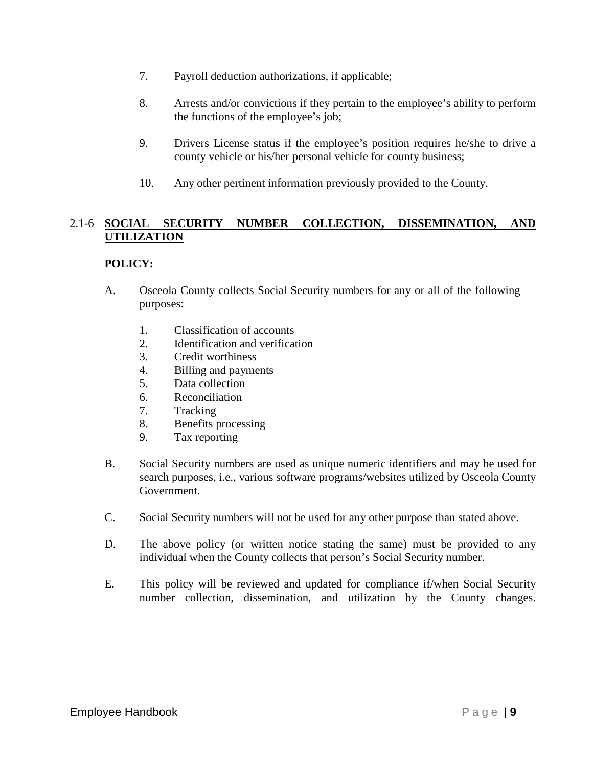7. Payroll deduction authorizations, if applicable;

8. Arrests and/or convictions if they pertain to the employee's ability to perform the functions of the employee's job;

9. Drivers License status if the employee's position requires he/she to drive a county vehicle or his/her personal vehicle for county business;

10. Any other pertinent information previously provided to the County.

### 2.1-6 <u>SOCIAL SECURITY NUMBER COLLECTION, DISSEMINATION, AND UTILIZATION</u>

**POLICY:**

A. Osceola County collects Social Security numbers for any or all of the following purposes:

   1. Classification of accounts
   2. Identification and verification
   3. Credit worthiness
   4. Billing and payments
   5. Data collection
   6. Reconciliation
   7. Tracking
   8. Benefits processing
   9. Tax reporting

B. Social Security numbers are used as unique numeric identifiers and may be used for search purposes, i.e., various software programs/websites utilized by Osceola County Government.

C. Social Security numbers will not be used for any other purpose than stated above.

D. The above policy (or written notice stating the same) must be provided to any individual when the County collects that person's Social Security number.

E. This policy will be reviewed and updated for compliance if/when Social Security number collection, dissemination, and utilization by the County changes.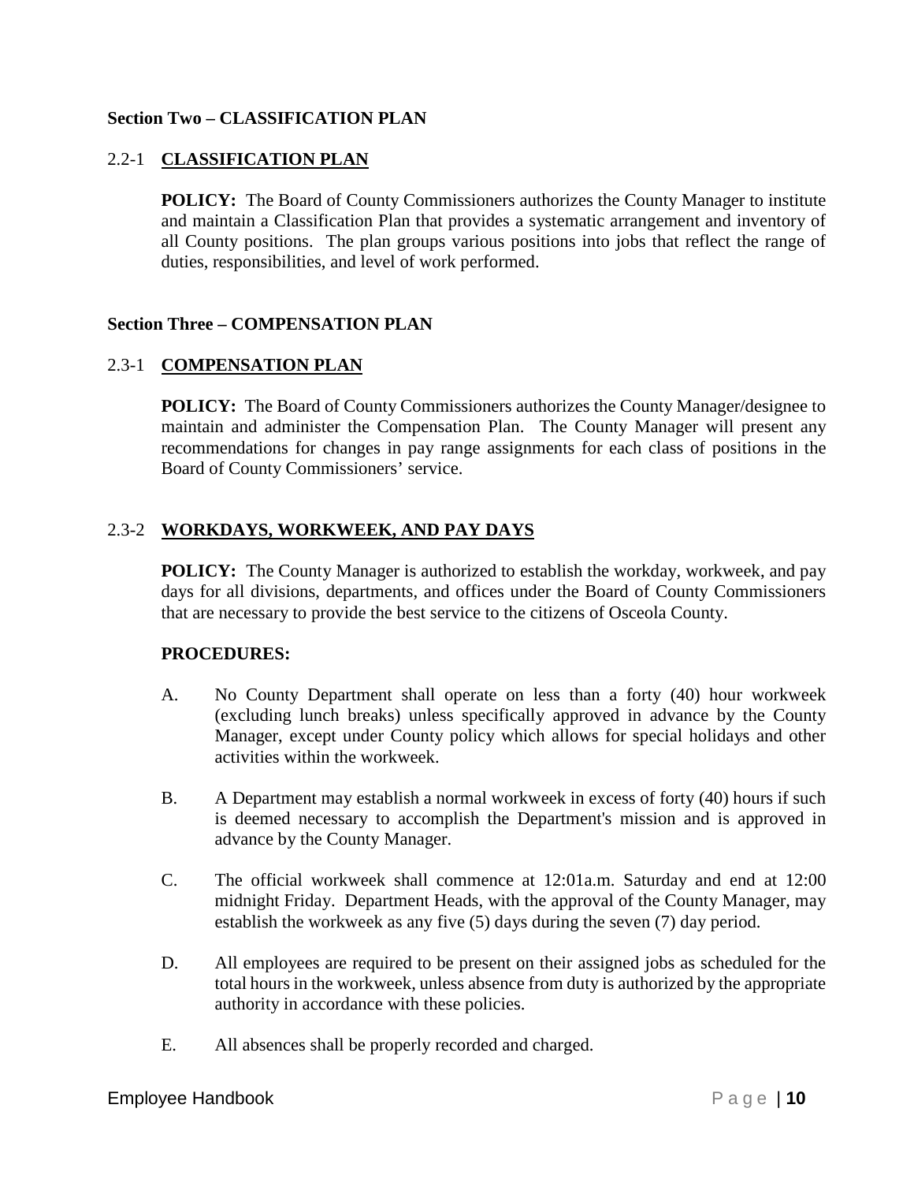## Section Two – CLASSIFICATION PLAN

### 2.2-1 CLASSIFICATION PLAN

**POLICY:** The Board of County Commissioners authorizes the County Manager to institute and maintain a Classification Plan that provides a systematic arrangement and inventory of all County positions. The plan groups various positions into jobs that reflect the range of duties, responsibilities, and level of work performed.

## Section Three – COMPENSATION PLAN

### 2.3-1 COMPENSATION PLAN

**POLICY:** The Board of County Commissioners authorizes the County Manager/designee to maintain and administer the Compensation Plan. The County Manager will present any recommendations for changes in pay range assignments for each class of positions in the Board of County Commissioners' service.

### 2.3-2 WORKDAYS, WORKWEEK, AND PAY DAYS

**POLICY:** The County Manager is authorized to establish the workday, workweek, and pay days for all divisions, departments, and offices under the Board of County Commissioners that are necessary to provide the best service to the citizens of Osceola County.

**PROCEDURES:**

A. No County Department shall operate on less than a forty (40) hour workweek (excluding lunch breaks) unless specifically approved in advance by the County Manager, except under County policy which allows for special holidays and other activities within the workweek.

B. A Department may establish a normal workweek in excess of forty (40) hours if such is deemed necessary to accomplish the Department's mission and is approved in advance by the County Manager.

C. The official workweek shall commence at 12:01a.m. Saturday and end at 12:00 midnight Friday. Department Heads, with the approval of the County Manager, may establish the workweek as any five (5) days during the seven (7) day period.

D. All employees are required to be present on their assigned jobs as scheduled for the total hours in the workweek, unless absence from duty is authorized by the appropriate authority in accordance with these policies.

E. All absences shall be properly recorded and charged.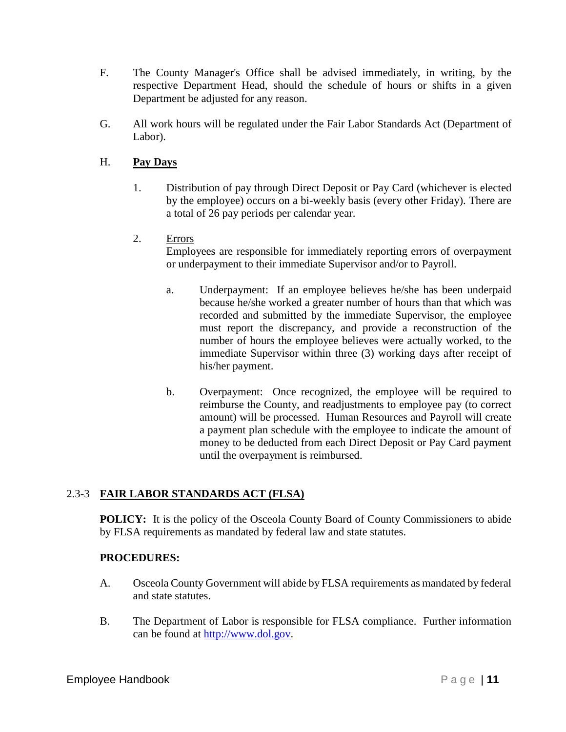F. The County Manager's Office shall be advised immediately, in writing, by the respective Department Head, should the schedule of hours or shifts in a given Department be adjusted for any reason.

G. All work hours will be regulated under the Fair Labor Standards Act (Department of Labor).

H. **Pay Days**

1. Distribution of pay through Direct Deposit or Pay Card (whichever is elected by the employee) occurs on a bi-weekly basis (every other Friday). There are a total of 26 pay periods per calendar year.

2. Errors
Employees are responsible for immediately reporting errors of overpayment or underpayment to their immediate Supervisor and/or to Payroll.

   a. Underpayment: If an employee believes he/she has been underpaid because he/she worked a greater number of hours than that which was recorded and submitted by the immediate Supervisor, the employee must report the discrepancy, and provide a reconstruction of the number of hours the employee believes were actually worked, to the immediate Supervisor within three (3) working days after receipt of his/her payment.

   b. Overpayment: Once recognized, the employee will be required to reimburse the County, and readjustments to employee pay (to correct amount) will be processed. Human Resources and Payroll will create a payment plan schedule with the employee to indicate the amount of money to be deducted from each Direct Deposit or Pay Card payment until the overpayment is reimbursed.

## 2.3-3 FAIR LABOR STANDARDS ACT (FLSA)

**POLICY:** It is the policy of the Osceola County Board of County Commissioners to abide by FLSA requirements as mandated by federal law and state statutes.

**PROCEDURES:**

A. Osceola County Government will abide by FLSA requirements as mandated by federal and state statutes.

B. The Department of Labor is responsible for FLSA compliance. Further information can be found at http://www.dol.gov.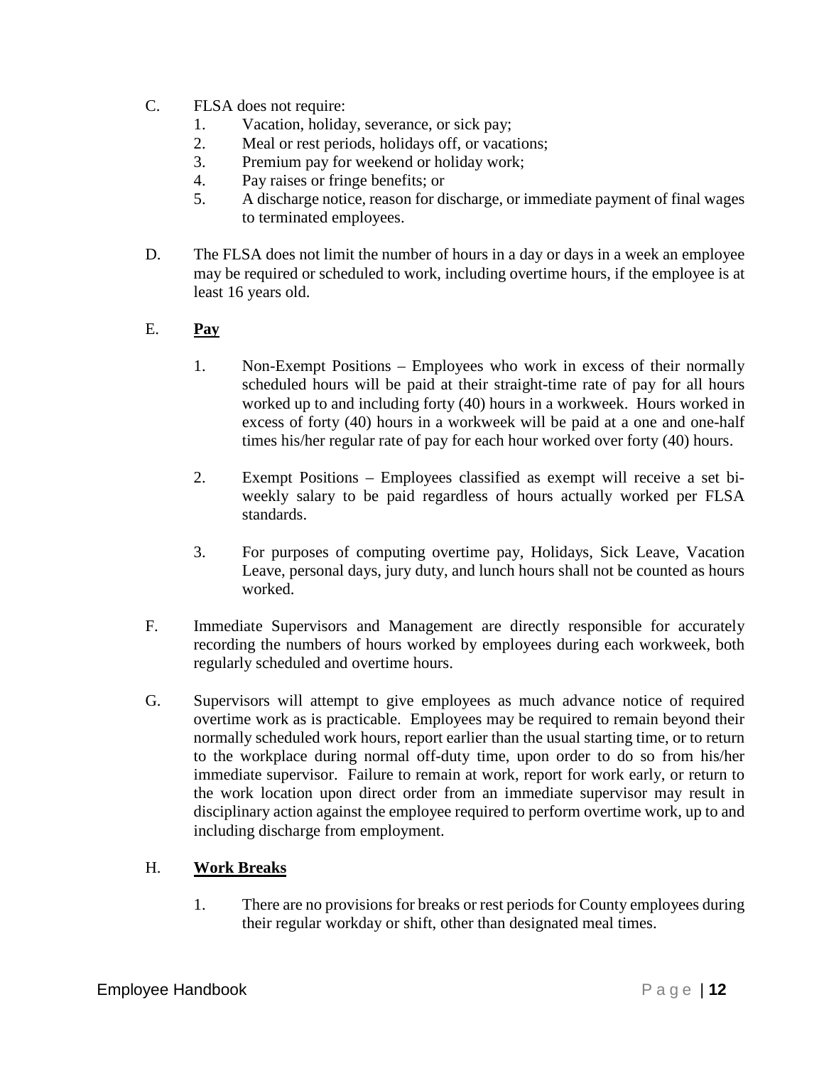C. FLSA does not require:
   1. Vacation, holiday, severance, or sick pay;
   2. Meal or rest periods, holidays off, or vacations;
   3. Premium pay for weekend or holiday work;
   4. Pay raises or fringe benefits; or
   5. A discharge notice, reason for discharge, or immediate payment of final wages to terminated employees.

D. The FLSA does not limit the number of hours in a day or days in a week an employee may be required or scheduled to work, including overtime hours, if the employee is at least 16 years old.

E. **Pay**

   1. Non-Exempt Positions – Employees who work in excess of their normally scheduled hours will be paid at their straight-time rate of pay for all hours worked up to and including forty (40) hours in a workweek. Hours worked in excess of forty (40) hours in a workweek will be paid at a one and one-half times his/her regular rate of pay for each hour worked over forty (40) hours.

   2. Exempt Positions – Employees classified as exempt will receive a set bi-weekly salary to be paid regardless of hours actually worked per FLSA standards.

   3. For purposes of computing overtime pay, Holidays, Sick Leave, Vacation Leave, personal days, jury duty, and lunch hours shall not be counted as hours worked.

F. Immediate Supervisors and Management are directly responsible for accurately recording the numbers of hours worked by employees during each workweek, both regularly scheduled and overtime hours.

G. Supervisors will attempt to give employees as much advance notice of required overtime work as is practicable. Employees may be required to remain beyond their normally scheduled work hours, report earlier than the usual starting time, or to return to the workplace during normal off-duty time, upon order to do so from his/her immediate supervisor. Failure to remain at work, report for work early, or return to the work location upon direct order from an immediate supervisor may result in disciplinary action against the employee required to perform overtime work, up to and including discharge from employment.

H. **Work Breaks**

   1. There are no provisions for breaks or rest periods for County employees during their regular workday or shift, other than designated meal times.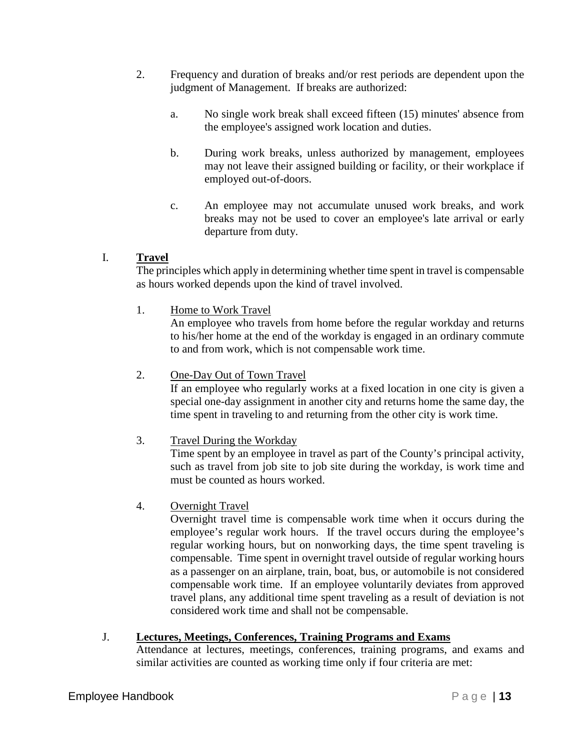2. Frequency and duration of breaks and/or rest periods are dependent upon the judgment of Management. If breaks are authorized:

   a. No single work break shall exceed fifteen (15) minutes' absence from the employee's assigned work location and duties.

   b. During work breaks, unless authorized by management, employees may not leave their assigned building or facility, or their workplace if employed out-of-doors.

   c. An employee may not accumulate unused work breaks, and work breaks may not be used to cover an employee's late arrival or early departure from duty.

I. **Travel**

The principles which apply in determining whether time spent in travel is compensable as hours worked depends upon the kind of travel involved.

1. Home to Work Travel
   An employee who travels from home before the regular workday and returns to his/her home at the end of the workday is engaged in an ordinary commute to and from work, which is not compensable work time.

2. One-Day Out of Town Travel
   If an employee who regularly works at a fixed location in one city is given a special one-day assignment in another city and returns home the same day, the time spent in traveling to and returning from the other city is work time.

3. Travel During the Workday
   Time spent by an employee in travel as part of the County's principal activity, such as travel from job site to job site during the workday, is work time and must be counted as hours worked.

4. Overnight Travel
   Overnight travel time is compensable work time when it occurs during the employee's regular work hours. If the travel occurs during the employee's regular working hours, but on nonworking days, the time spent traveling is compensable. Time spent in overnight travel outside of regular working hours as a passenger on an airplane, train, boat, bus, or automobile is not considered compensable work time. If an employee voluntarily deviates from approved travel plans, any additional time spent traveling as a result of deviation is not considered work time and shall not be compensable.

J. **Lectures, Meetings, Conferences, Training Programs and Exams**

Attendance at lectures, meetings, conferences, training programs, and exams and similar activities are counted as working time only if four criteria are met: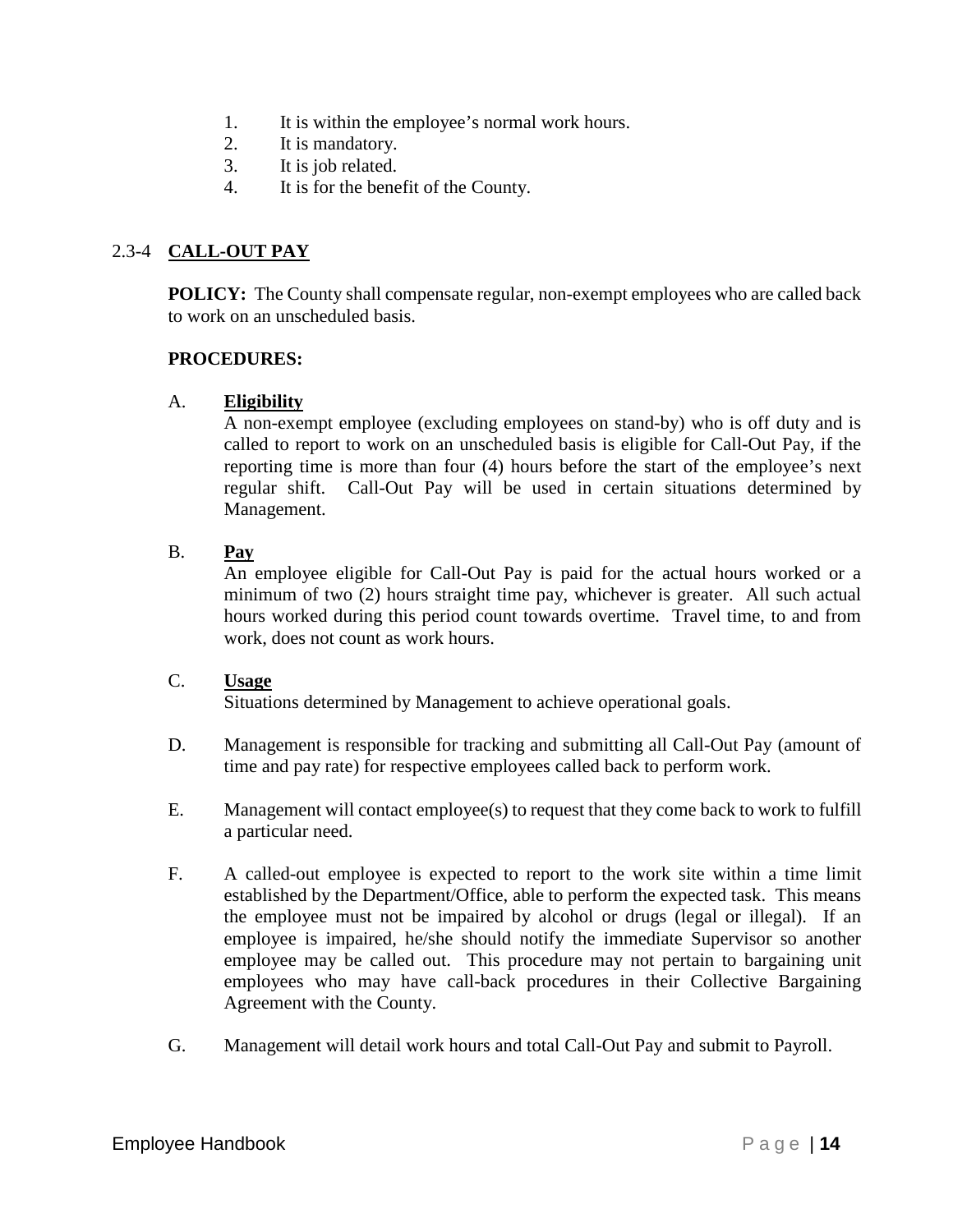1. It is within the employee's normal work hours.
2. It is mandatory.
3. It is job related.
4. It is for the benefit of the County.

## 2.3-4 CALL-OUT PAY

**POLICY:** The County shall compensate regular, non-exempt employees who are called back to work on an unscheduled basis.

**PROCEDURES:**

A. **Eligibility**
A non-exempt employee (excluding employees on stand-by) who is off duty and is called to report to work on an unscheduled basis is eligible for Call-Out Pay, if the reporting time is more than four (4) hours before the start of the employee's next regular shift. Call-Out Pay will be used in certain situations determined by Management.

B. **Pay**
An employee eligible for Call-Out Pay is paid for the actual hours worked or a minimum of two (2) hours straight time pay, whichever is greater. All such actual hours worked during this period count towards overtime. Travel time, to and from work, does not count as work hours.

C. **Usage**
Situations determined by Management to achieve operational goals.

D. Management is responsible for tracking and submitting all Call-Out Pay (amount of time and pay rate) for respective employees called back to perform work.

E. Management will contact employee(s) to request that they come back to work to fulfill a particular need.

F. A called-out employee is expected to report to the work site within a time limit established by the Department/Office, able to perform the expected task. This means the employee must not be impaired by alcohol or drugs (legal or illegal). If an employee is impaired, he/she should notify the immediate Supervisor so another employee may be called out. This procedure may not pertain to bargaining unit employees who may have call-back procedures in their Collective Bargaining Agreement with the County.

G. Management will detail work hours and total Call-Out Pay and submit to Payroll.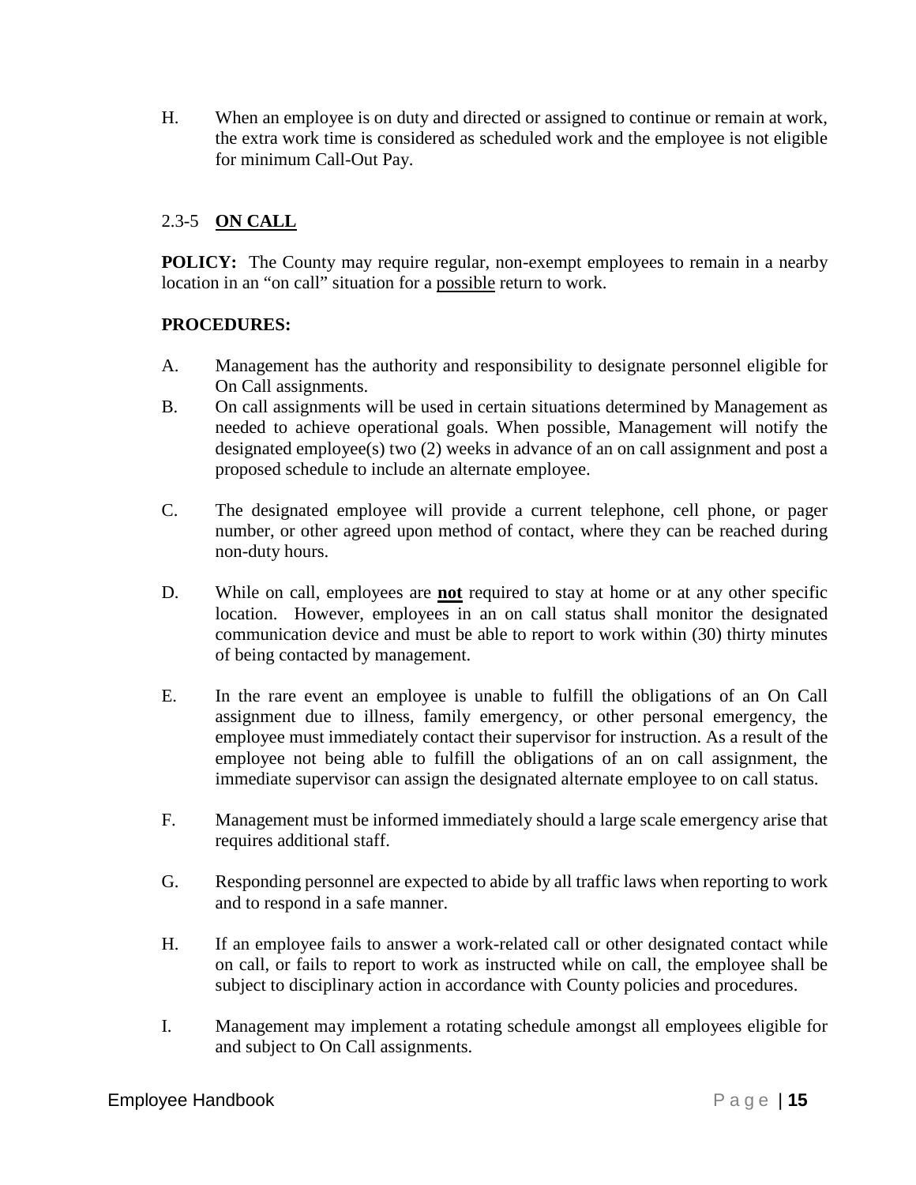H. When an employee is on duty and directed or assigned to continue or remain at work, the extra work time is considered as scheduled work and the employee is not eligible for minimum Call-Out Pay.

### 2.3-5 <u>**ON CALL**</u>

**POLICY:** The County may require regular, non-exempt employees to remain in a nearby location in an "on call" situation for a <u>possible</u> return to work.

**PROCEDURES:**

A. Management has the authority and responsibility to designate personnel eligible for On Call assignments.

B. On call assignments will be used in certain situations determined by Management as needed to achieve operational goals. When possible, Management will notify the designated employee(s) two (2) weeks in advance of an on call assignment and post a proposed schedule to include an alternate employee.

C. The designated employee will provide a current telephone, cell phone, or pager number, or other agreed upon method of contact, where they can be reached during non-duty hours.

D. While on call, employees are <u>**not**</u> required to stay at home or at any other specific location. However, employees in an on call status shall monitor the designated communication device and must be able to report to work within (30) thirty minutes of being contacted by management.

E. In the rare event an employee is unable to fulfill the obligations of an On Call assignment due to illness, family emergency, or other personal emergency, the employee must immediately contact their supervisor for instruction. As a result of the employee not being able to fulfill the obligations of an on call assignment, the immediate supervisor can assign the designated alternate employee to on call status.

F. Management must be informed immediately should a large scale emergency arise that requires additional staff.

G. Responding personnel are expected to abide by all traffic laws when reporting to work and to respond in a safe manner.

H. If an employee fails to answer a work-related call or other designated contact while on call, or fails to report to work as instructed while on call, the employee shall be subject to disciplinary action in accordance with County policies and procedures.

I. Management may implement a rotating schedule amongst all employees eligible for and subject to On Call assignments.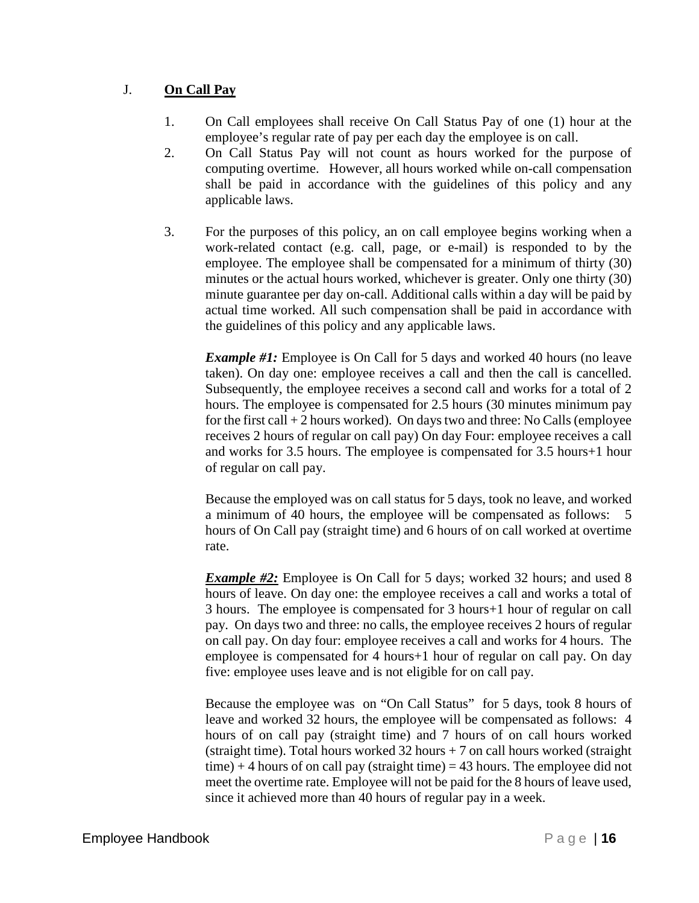J. **<u>On Call Pay</u>**

1. On Call employees shall receive On Call Status Pay of one (1) hour at the employee's regular rate of pay per each day the employee is on call.
2. On Call Status Pay will not count as hours worked for the purpose of computing overtime. However, all hours worked while on-call compensation shall be paid in accordance with the guidelines of this policy and any applicable laws.
3. For the purposes of this policy, an on call employee begins working when a work-related contact (e.g. call, page, or e-mail) is responded to by the employee. The employee shall be compensated for a minimum of thirty (30) minutes or the actual hours worked, whichever is greater. Only one thirty (30) minute guarantee per day on-call. Additional calls within a day will be paid by actual time worked. All such compensation shall be paid in accordance with the guidelines of this policy and any applicable laws.

   ***Example #1:*** Employee is On Call for 5 days and worked 40 hours (no leave taken). On day one: employee receives a call and then the call is cancelled. Subsequently, the employee receives a second call and works for a total of 2 hours. The employee is compensated for 2.5 hours (30 minutes minimum pay for the first call + 2 hours worked). On days two and three: No Calls (employee receives 2 hours of regular on call pay) On day Four: employee receives a call and works for 3.5 hours. The employee is compensated for 3.5 hours+1 hour of regular on call pay.

   Because the employed was on call status for 5 days, took no leave, and worked a minimum of 40 hours, the employee will be compensated as follows: 5 hours of On Call pay (straight time) and 6 hours of on call worked at overtime rate.

   ***<u>Example #2:</u>*** Employee is On Call for 5 days; worked 32 hours; and used 8 hours of leave. On day one: the employee receives a call and works a total of 3 hours. The employee is compensated for 3 hours+1 hour of regular on call pay. On days two and three: no calls, the employee receives 2 hours of regular on call pay. On day four: employee receives a call and works for 4 hours. The employee is compensated for 4 hours+1 hour of regular on call pay. On day five: employee uses leave and is not eligible for on call pay.

   Because the employee was on "On Call Status" for 5 days, took 8 hours of leave and worked 32 hours, the employee will be compensated as follows: 4 hours of on call pay (straight time) and 7 hours of on call hours worked (straight time). Total hours worked 32 hours + 7 on call hours worked (straight time) + 4 hours of on call pay (straight time) = 43 hours. The employee did not meet the overtime rate. Employee will not be paid for the 8 hours of leave used, since it achieved more than 40 hours of regular pay in a week.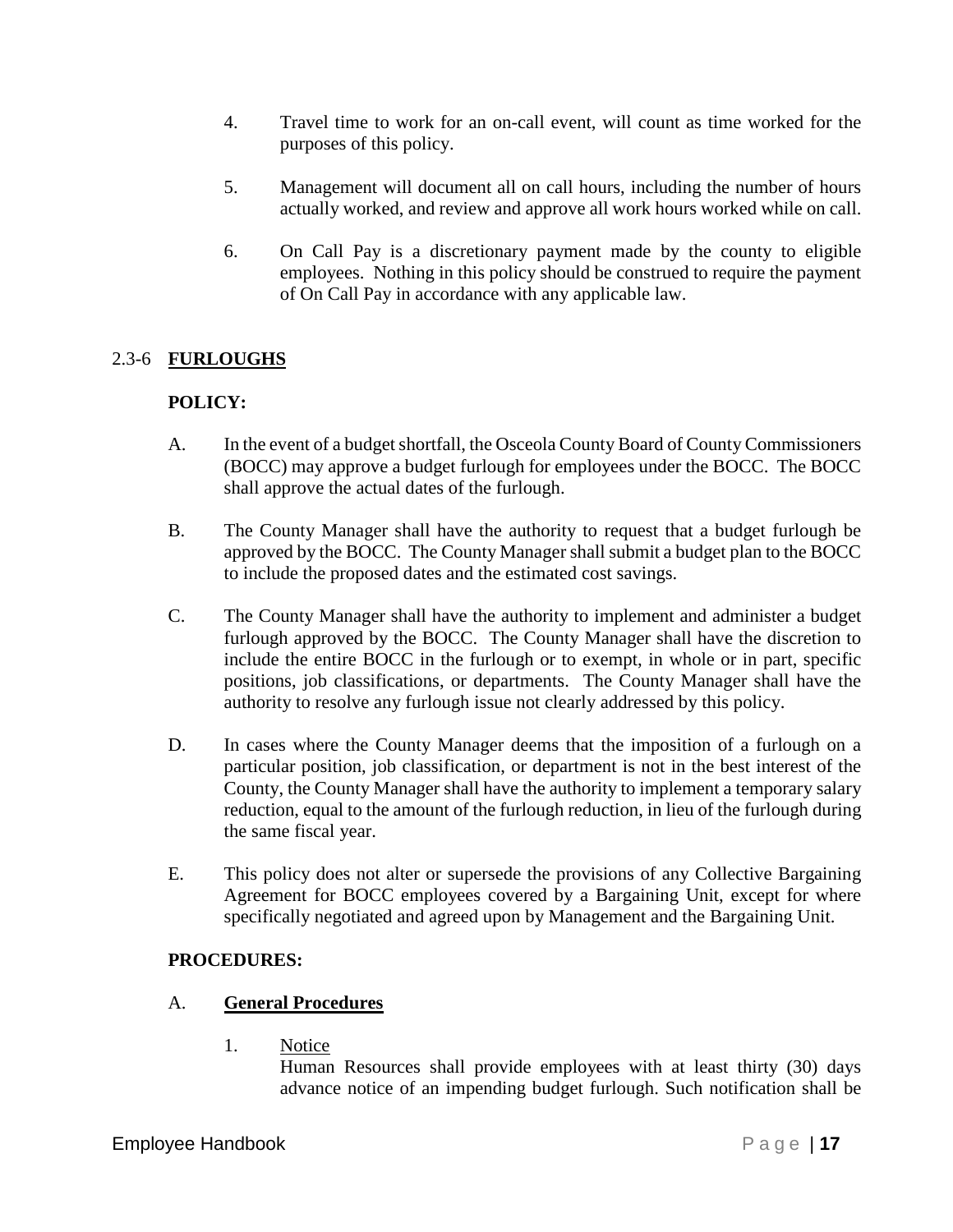4. Travel time to work for an on-call event, will count as time worked for the purposes of this policy.

5. Management will document all on call hours, including the number of hours actually worked, and review and approve all work hours worked while on call.

6. On Call Pay is a discretionary payment made by the county to eligible employees. Nothing in this policy should be construed to require the payment of On Call Pay in accordance with any applicable law.

## 2.3-6 FURLOUGHS

**POLICY:**

A. In the event of a budget shortfall, the Osceola County Board of County Commissioners (BOCC) may approve a budget furlough for employees under the BOCC. The BOCC shall approve the actual dates of the furlough.

B. The County Manager shall have the authority to request that a budget furlough be approved by the BOCC. The County Manager shall submit a budget plan to the BOCC to include the proposed dates and the estimated cost savings.

C. The County Manager shall have the authority to implement and administer a budget furlough approved by the BOCC. The County Manager shall have the discretion to include the entire BOCC in the furlough or to exempt, in whole or in part, specific positions, job classifications, or departments. The County Manager shall have the authority to resolve any furlough issue not clearly addressed by this policy.

D. In cases where the County Manager deems that the imposition of a furlough on a particular position, job classification, or department is not in the best interest of the County, the County Manager shall have the authority to implement a temporary salary reduction, equal to the amount of the furlough reduction, in lieu of the furlough during the same fiscal year.

E. This policy does not alter or supersede the provisions of any Collective Bargaining Agreement for BOCC employees covered by a Bargaining Unit, except for where specifically negotiated and agreed upon by Management and the Bargaining Unit.

**PROCEDURES:**

A. **General Procedures**

1. Notice
Human Resources shall provide employees with at least thirty (30) days advance notice of an impending budget furlough. Such notification shall be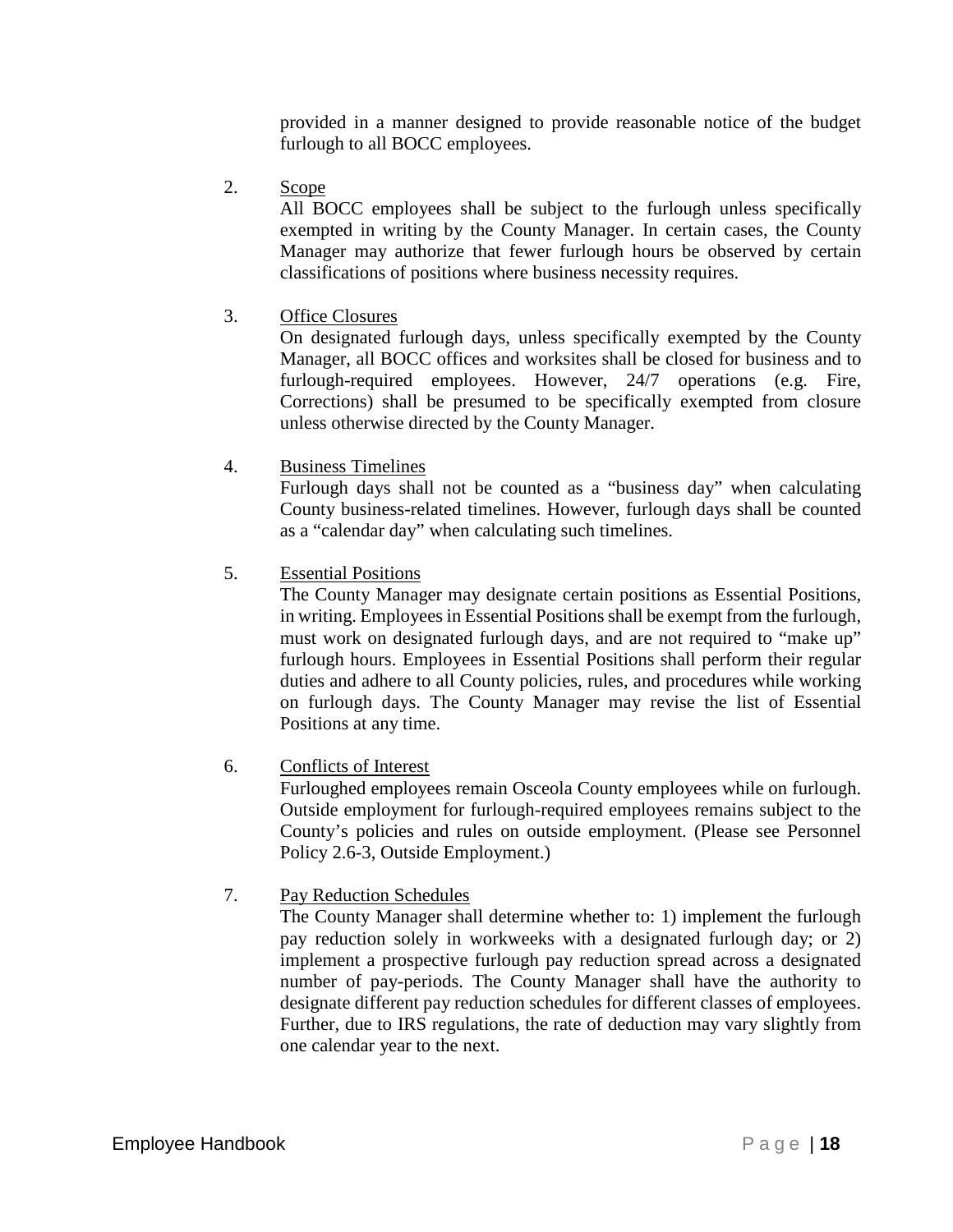provided in a manner designed to provide reasonable notice of the budget furlough to all BOCC employees.

2. Scope

   All BOCC employees shall be subject to the furlough unless specifically exempted in writing by the County Manager. In certain cases, the County Manager may authorize that fewer furlough hours be observed by certain classifications of positions where business necessity requires.

3. Office Closures

   On designated furlough days, unless specifically exempted by the County Manager, all BOCC offices and worksites shall be closed for business and to furlough-required employees. However, 24/7 operations (e.g. Fire, Corrections) shall be presumed to be specifically exempted from closure unless otherwise directed by the County Manager.

4. Business Timelines

   Furlough days shall not be counted as a "business day" when calculating County business-related timelines. However, furlough days shall be counted as a "calendar day" when calculating such timelines.

5. Essential Positions

   The County Manager may designate certain positions as Essential Positions, in writing. Employees in Essential Positions shall be exempt from the furlough, must work on designated furlough days, and are not required to "make up" furlough hours. Employees in Essential Positions shall perform their regular duties and adhere to all County policies, rules, and procedures while working on furlough days. The County Manager may revise the list of Essential Positions at any time.

6. Conflicts of Interest

   Furloughed employees remain Osceola County employees while on furlough. Outside employment for furlough-required employees remains subject to the County's policies and rules on outside employment. (Please see Personnel Policy 2.6-3, Outside Employment.)

7. Pay Reduction Schedules

   The County Manager shall determine whether to: 1) implement the furlough pay reduction solely in workweeks with a designated furlough day; or 2) implement a prospective furlough pay reduction spread across a designated number of pay-periods. The County Manager shall have the authority to designate different pay reduction schedules for different classes of employees. Further, due to IRS regulations, the rate of deduction may vary slightly from one calendar year to the next.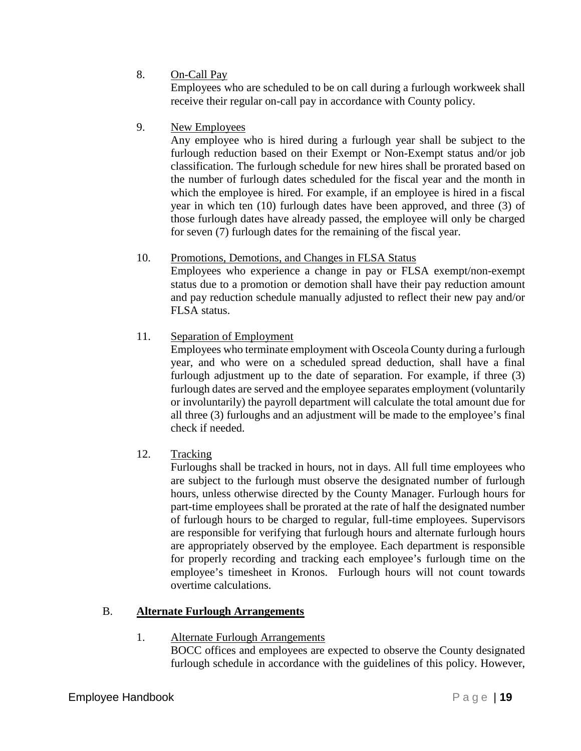8. On-Call Pay

   Employees who are scheduled to be on call during a furlough workweek shall receive their regular on-call pay in accordance with County policy.

9. New Employees

   Any employee who is hired during a furlough year shall be subject to the furlough reduction based on their Exempt or Non-Exempt status and/or job classification. The furlough schedule for new hires shall be prorated based on the number of furlough dates scheduled for the fiscal year and the month in which the employee is hired. For example, if an employee is hired in a fiscal year in which ten (10) furlough dates have been approved, and three (3) of those furlough dates have already passed, the employee will only be charged for seven (7) furlough dates for the remaining of the fiscal year.

10. Promotions, Demotions, and Changes in FLSA Status

    Employees who experience a change in pay or FLSA exempt/non-exempt status due to a promotion or demotion shall have their pay reduction amount and pay reduction schedule manually adjusted to reflect their new pay and/or FLSA status.

11. Separation of Employment

    Employees who terminate employment with Osceola County during a furlough year, and who were on a scheduled spread deduction, shall have a final furlough adjustment up to the date of separation. For example, if three (3) furlough dates are served and the employee separates employment (voluntarily or involuntarily) the payroll department will calculate the total amount due for all three (3) furloughs and an adjustment will be made to the employee's final check if needed.

12. Tracking

    Furloughs shall be tracked in hours, not in days. All full time employees who are subject to the furlough must observe the designated number of furlough hours, unless otherwise directed by the County Manager. Furlough hours for part-time employees shall be prorated at the rate of half the designated number of furlough hours to be charged to regular, full-time employees. Supervisors are responsible for verifying that furlough hours and alternate furlough hours are appropriately observed by the employee. Each department is responsible for properly recording and tracking each employee's furlough time on the employee's timesheet in Kronos. Furlough hours will not count towards overtime calculations.

## B. Alternate Furlough Arrangements

1. Alternate Furlough Arrangements

   BOCC offices and employees are expected to observe the County designated furlough schedule in accordance with the guidelines of this policy. However,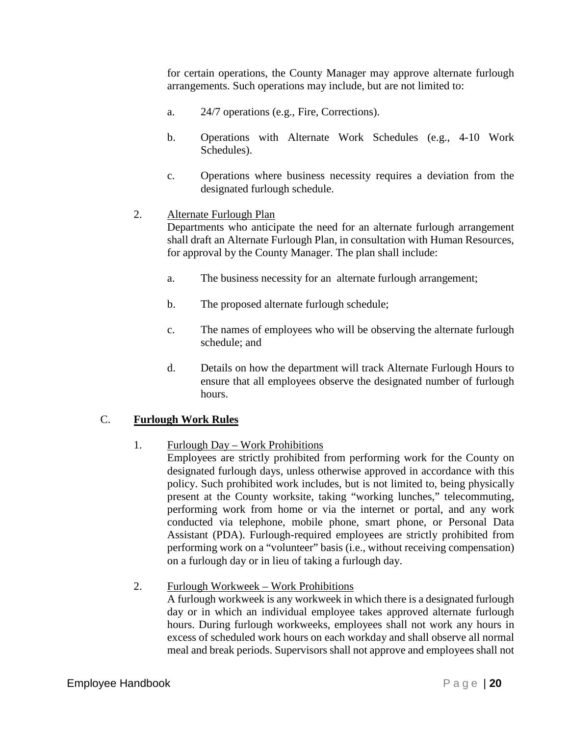for certain operations, the County Manager may approve alternate furlough arrangements. Such operations may include, but are not limited to:

a. 24/7 operations (e.g., Fire, Corrections).

b. Operations with Alternate Work Schedules (e.g., 4-10 Work Schedules).

c. Operations where business necessity requires a deviation from the designated furlough schedule.

2. Alternate Furlough Plan
Departments who anticipate the need for an alternate furlough arrangement shall draft an Alternate Furlough Plan, in consultation with Human Resources, for approval by the County Manager. The plan shall include:

a. The business necessity for an alternate furlough arrangement;

b. The proposed alternate furlough schedule;

c. The names of employees who will be observing the alternate furlough schedule; and

d. Details on how the department will track Alternate Furlough Hours to ensure that all employees observe the designated number of furlough hours.

## C. **Furlough Work Rules**

1. Furlough Day – Work Prohibitions
Employees are strictly prohibited from performing work for the County on designated furlough days, unless otherwise approved in accordance with this policy. Such prohibited work includes, but is not limited to, being physically present at the County worksite, taking "working lunches," telecommuting, performing work from home or via the internet or portal, and any work conducted via telephone, mobile phone, smart phone, or Personal Data Assistant (PDA). Furlough-required employees are strictly prohibited from performing work on a "volunteer" basis (i.e., without receiving compensation) on a furlough day or in lieu of taking a furlough day.

2. Furlough Workweek – Work Prohibitions
A furlough workweek is any workweek in which there is a designated furlough day or in which an individual employee takes approved alternate furlough hours. During furlough workweeks, employees shall not work any hours in excess of scheduled work hours on each workday and shall observe all normal meal and break periods. Supervisors shall not approve and employees shall not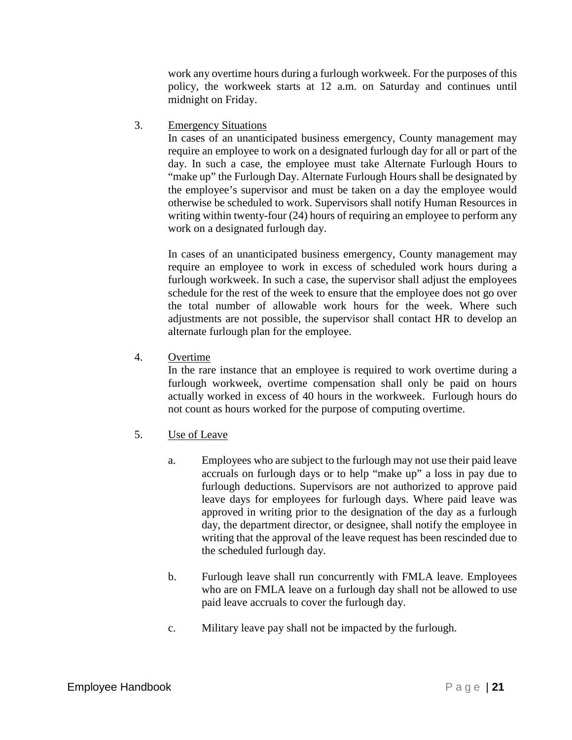work any overtime hours during a furlough workweek. For the purposes of this policy, the workweek starts at 12 a.m. on Saturday and continues until midnight on Friday.

3. Emergency Situations

   In cases of an unanticipated business emergency, County management may require an employee to work on a designated furlough day for all or part of the day. In such a case, the employee must take Alternate Furlough Hours to "make up" the Furlough Day. Alternate Furlough Hours shall be designated by the employee's supervisor and must be taken on a day the employee would otherwise be scheduled to work. Supervisors shall notify Human Resources in writing within twenty-four (24) hours of requiring an employee to perform any work on a designated furlough day.

   In cases of an unanticipated business emergency, County management may require an employee to work in excess of scheduled work hours during a furlough workweek. In such a case, the supervisor shall adjust the employees schedule for the rest of the week to ensure that the employee does not go over the total number of allowable work hours for the week. Where such adjustments are not possible, the supervisor shall contact HR to develop an alternate furlough plan for the employee.

4. Overtime

   In the rare instance that an employee is required to work overtime during a furlough workweek, overtime compensation shall only be paid on hours actually worked in excess of 40 hours in the workweek. Furlough hours do not count as hours worked for the purpose of computing overtime.

5. Use of Leave

   a. Employees who are subject to the furlough may not use their paid leave accruals on furlough days or to help "make up" a loss in pay due to furlough deductions. Supervisors are not authorized to approve paid leave days for employees for furlough days. Where paid leave was approved in writing prior to the designation of the day as a furlough day, the department director, or designee, shall notify the employee in writing that the approval of the leave request has been rescinded due to the scheduled furlough day.

   b. Furlough leave shall run concurrently with FMLA leave. Employees who are on FMLA leave on a furlough day shall not be allowed to use paid leave accruals to cover the furlough day.

   c. Military leave pay shall not be impacted by the furlough.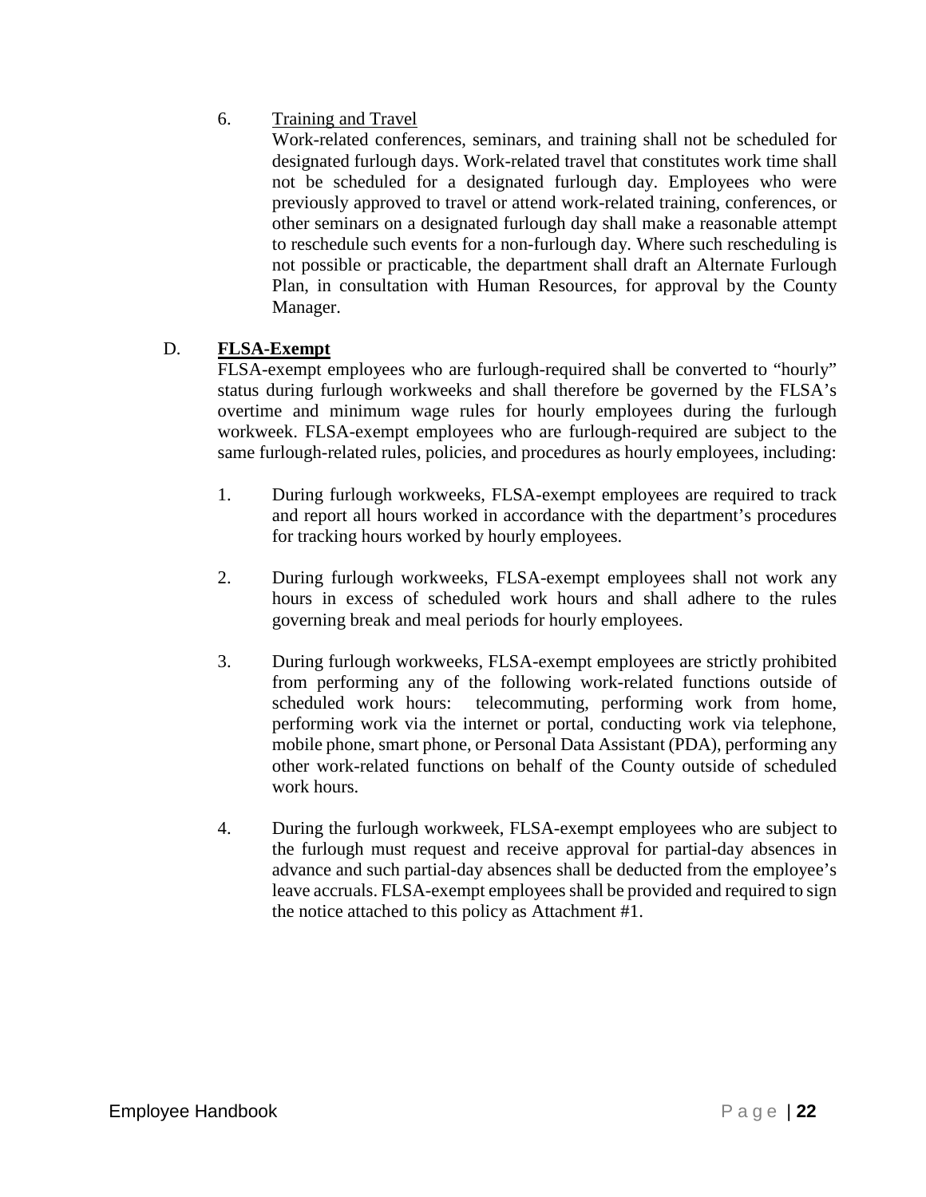6. Training and Travel

   Work-related conferences, seminars, and training shall not be scheduled for designated furlough days. Work-related travel that constitutes work time shall not be scheduled for a designated furlough day. Employees who were previously approved to travel or attend work-related training, conferences, or other seminars on a designated furlough day shall make a reasonable attempt to reschedule such events for a non-furlough day. Where such rescheduling is not possible or practicable, the department shall draft an Alternate Furlough Plan, in consultation with Human Resources, for approval by the County Manager.

D. **FLSA-Exempt**

FLSA-exempt employees who are furlough-required shall be converted to "hourly" status during furlough workweeks and shall therefore be governed by the FLSA's overtime and minimum wage rules for hourly employees during the furlough workweek. FLSA-exempt employees who are furlough-required are subject to the same furlough-related rules, policies, and procedures as hourly employees, including:

1. During furlough workweeks, FLSA-exempt employees are required to track and report all hours worked in accordance with the department's procedures for tracking hours worked by hourly employees.

2. During furlough workweeks, FLSA-exempt employees shall not work any hours in excess of scheduled work hours and shall adhere to the rules governing break and meal periods for hourly employees.

3. During furlough workweeks, FLSA-exempt employees are strictly prohibited from performing any of the following work-related functions outside of scheduled work hours: telecommuting, performing work from home, performing work via the internet or portal, conducting work via telephone, mobile phone, smart phone, or Personal Data Assistant (PDA), performing any other work-related functions on behalf of the County outside of scheduled work hours.

4. During the furlough workweek, FLSA-exempt employees who are subject to the furlough must request and receive approval for partial-day absences in advance and such partial-day absences shall be deducted from the employee's leave accruals. FLSA-exempt employees shall be provided and required to sign the notice attached to this policy as Attachment #1.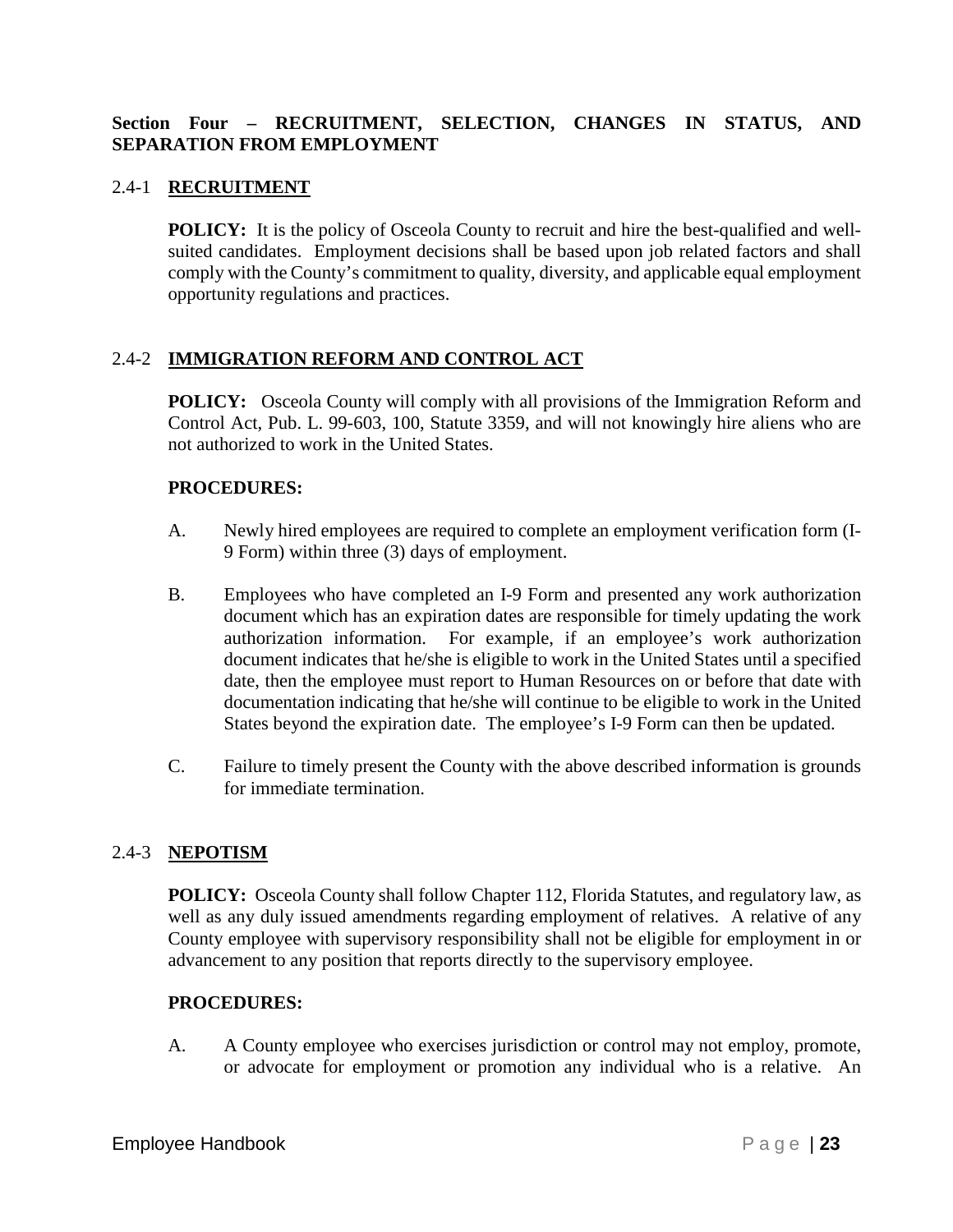## Section Four – RECRUITMENT, SELECTION, CHANGES IN STATUS, AND SEPARATION FROM EMPLOYMENT

### 2.4-1 RECRUITMENT

**POLICY:** It is the policy of Osceola County to recruit and hire the best-qualified and well-suited candidates. Employment decisions shall be based upon job related factors and shall comply with the County's commitment to quality, diversity, and applicable equal employment opportunity regulations and practices.

### 2.4-2 IMMIGRATION REFORM AND CONTROL ACT

**POLICY:** Osceola County will comply with all provisions of the Immigration Reform and Control Act, Pub. L. 99-603, 100, Statute 3359, and will not knowingly hire aliens who are not authorized to work in the United States.

**PROCEDURES:**

A. Newly hired employees are required to complete an employment verification form (I-9 Form) within three (3) days of employment.

B. Employees who have completed an I-9 Form and presented any work authorization document which has an expiration dates are responsible for timely updating the work authorization information. For example, if an employee's work authorization document indicates that he/she is eligible to work in the United States until a specified date, then the employee must report to Human Resources on or before that date with documentation indicating that he/she will continue to be eligible to work in the United States beyond the expiration date. The employee's I-9 Form can then be updated.

C. Failure to timely present the County with the above described information is grounds for immediate termination.

### 2.4-3 NEPOTISM

**POLICY:** Osceola County shall follow Chapter 112, Florida Statutes, and regulatory law, as well as any duly issued amendments regarding employment of relatives. A relative of any County employee with supervisory responsibility shall not be eligible for employment in or advancement to any position that reports directly to the supervisory employee.

**PROCEDURES:**

A. A County employee who exercises jurisdiction or control may not employ, promote, or advocate for employment or promotion any individual who is a relative. An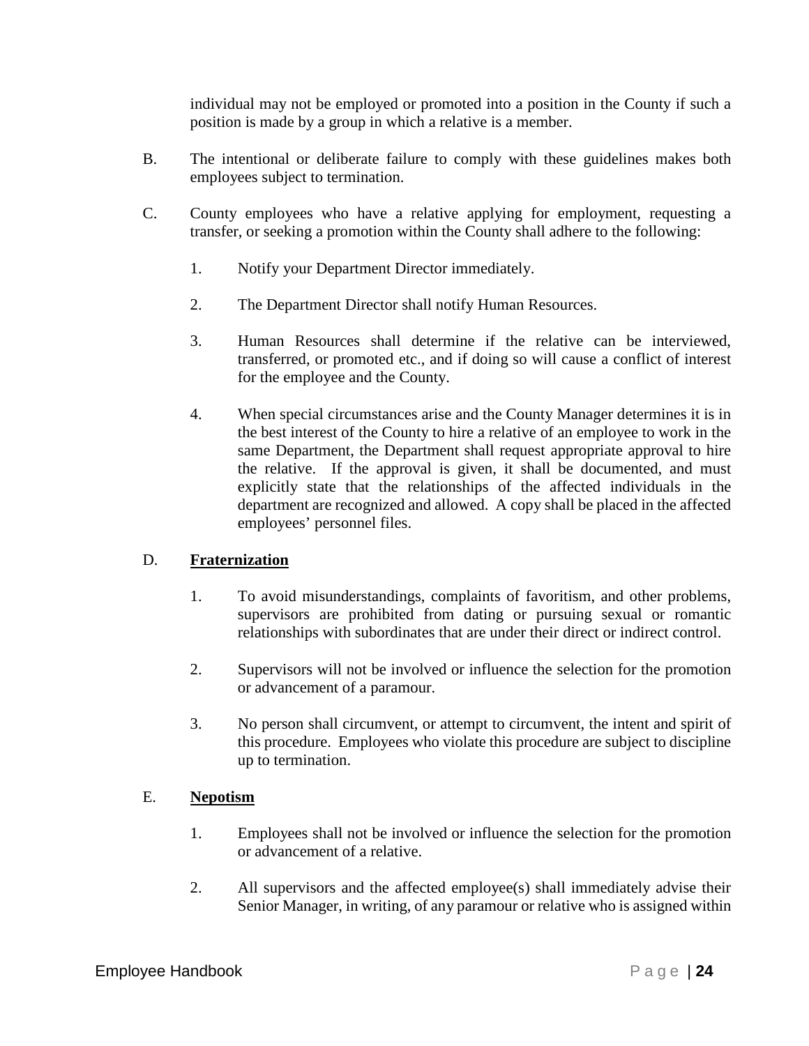individual may not be employed or promoted into a position in the County if such a position is made by a group in which a relative is a member.

B. The intentional or deliberate failure to comply with these guidelines makes both employees subject to termination.

C. County employees who have a relative applying for employment, requesting a transfer, or seeking a promotion within the County shall adhere to the following:

1. Notify your Department Director immediately.

2. The Department Director shall notify Human Resources.

3. Human Resources shall determine if the relative can be interviewed, transferred, or promoted etc., and if doing so will cause a conflict of interest for the employee and the County.

4. When special circumstances arise and the County Manager determines it is in the best interest of the County to hire a relative of an employee to work in the same Department, the Department shall request appropriate approval to hire the relative. If the approval is given, it shall be documented, and must explicitly state that the relationships of the affected individuals in the department are recognized and allowed. A copy shall be placed in the affected employees' personnel files.

D. **Fraternization**

1. To avoid misunderstandings, complaints of favoritism, and other problems, supervisors are prohibited from dating or pursuing sexual or romantic relationships with subordinates that are under their direct or indirect control.

2. Supervisors will not be involved or influence the selection for the promotion or advancement of a paramour.

3. No person shall circumvent, or attempt to circumvent, the intent and spirit of this procedure. Employees who violate this procedure are subject to discipline up to termination.

E. **Nepotism**

1. Employees shall not be involved or influence the selection for the promotion or advancement of a relative.

2. All supervisors and the affected employee(s) shall immediately advise their Senior Manager, in writing, of any paramour or relative who is assigned within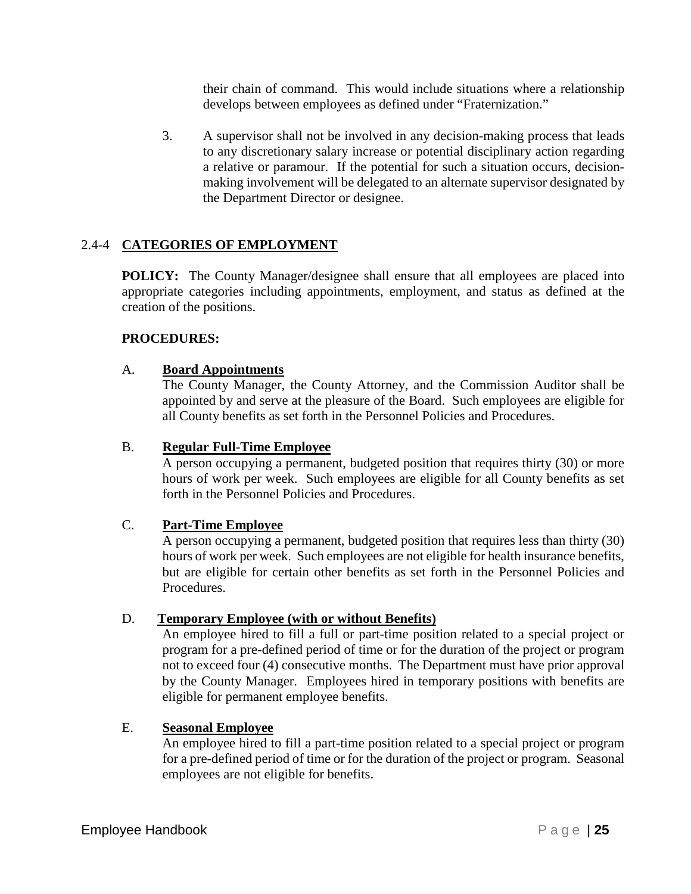their chain of command. This would include situations where a relationship develops between employees as defined under "Fraternization."

3. A supervisor shall not be involved in any decision-making process that leads to any discretionary salary increase or potential disciplinary action regarding a relative or paramour. If the potential for such a situation occurs, decision-making involvement will be delegated to an alternate supervisor designated by the Department Director or designee.

## 2.4-4 CATEGORIES OF EMPLOYMENT

**POLICY:** The County Manager/designee shall ensure that all employees are placed into appropriate categories including appointments, employment, and status as defined at the creation of the positions.

**PROCEDURES:**

A. **Board Appointments**
The County Manager, the County Attorney, and the Commission Auditor shall be appointed by and serve at the pleasure of the Board. Such employees are eligible for all County benefits as set forth in the Personnel Policies and Procedures.

B. **Regular Full-Time Employee**
A person occupying a permanent, budgeted position that requires thirty (30) or more hours of work per week. Such employees are eligible for all County benefits as set forth in the Personnel Policies and Procedures.

C. **Part-Time Employee**
A person occupying a permanent, budgeted position that requires less than thirty (30) hours of work per week. Such employees are not eligible for health insurance benefits, but are eligible for certain other benefits as set forth in the Personnel Policies and Procedures.

D. **Temporary Employee (with or without Benefits)**
An employee hired to fill a full or part-time position related to a special project or program for a pre-defined period of time or for the duration of the project or program not to exceed four (4) consecutive months. The Department must have prior approval by the County Manager. Employees hired in temporary positions with benefits are eligible for permanent employee benefits.

E. **Seasonal Employee**
An employee hired to fill a part-time position related to a special project or program for a pre-defined period of time or for the duration of the project or program. Seasonal employees are not eligible for benefits.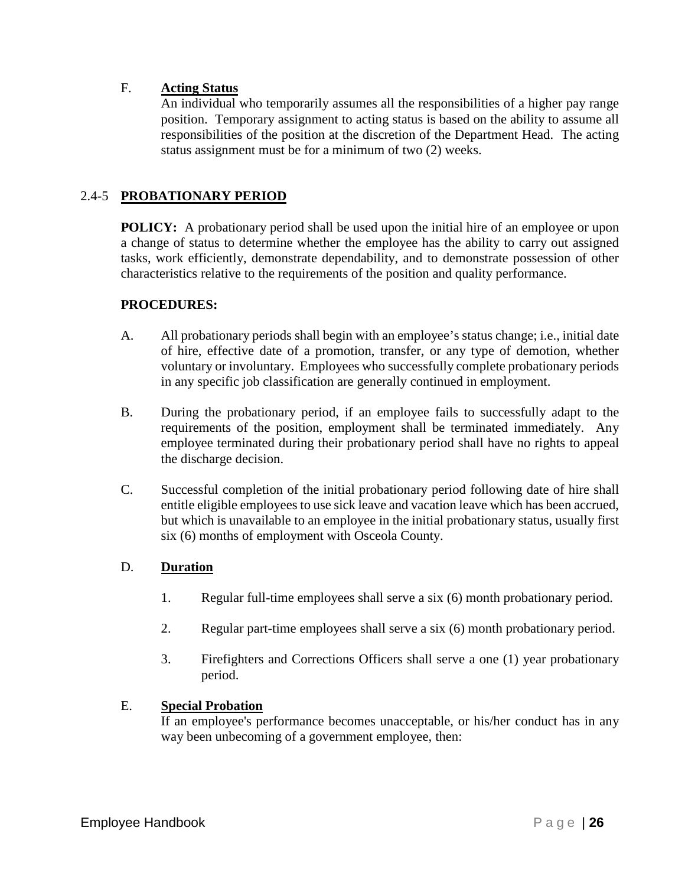F. **Acting Status**

An individual who temporarily assumes all the responsibilities of a higher pay range position. Temporary assignment to acting status is based on the ability to assume all responsibilities of the position at the discretion of the Department Head. The acting status assignment must be for a minimum of two (2) weeks.

## 2.4-5 PROBATIONARY PERIOD

**POLICY:** A probationary period shall be used upon the initial hire of an employee or upon a change of status to determine whether the employee has the ability to carry out assigned tasks, work efficiently, demonstrate dependability, and to demonstrate possession of other characteristics relative to the requirements of the position and quality performance.

**PROCEDURES:**

A. All probationary periods shall begin with an employee's status change; i.e., initial date of hire, effective date of a promotion, transfer, or any type of demotion, whether voluntary or involuntary. Employees who successfully complete probationary periods in any specific job classification are generally continued in employment.

B. During the probationary period, if an employee fails to successfully adapt to the requirements of the position, employment shall be terminated immediately. Any employee terminated during their probationary period shall have no rights to appeal the discharge decision.

C. Successful completion of the initial probationary period following date of hire shall entitle eligible employees to use sick leave and vacation leave which has been accrued, but which is unavailable to an employee in the initial probationary status, usually first six (6) months of employment with Osceola County.

D. **Duration**

1. Regular full-time employees shall serve a six (6) month probationary period.
2. Regular part-time employees shall serve a six (6) month probationary period.
3. Firefighters and Corrections Officers shall serve a one (1) year probationary period.

E. **Special Probation**

If an employee's performance becomes unacceptable, or his/her conduct has in any way been unbecoming of a government employee, then: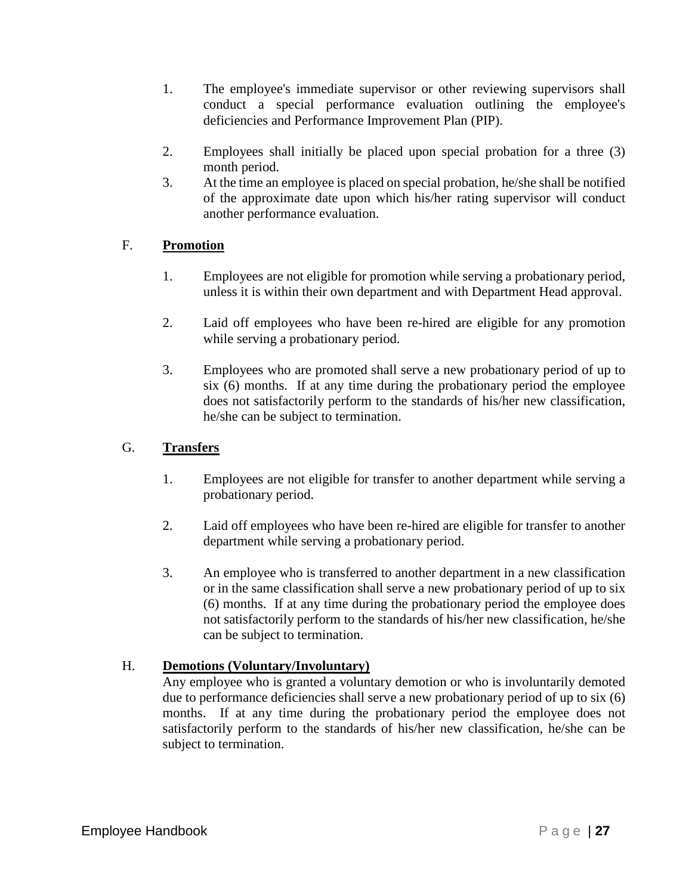1. The employee's immediate supervisor or other reviewing supervisors shall conduct a special performance evaluation outlining the employee's deficiencies and Performance Improvement Plan (PIP).

2. Employees shall initially be placed upon special probation for a three (3) month period.
3. At the time an employee is placed on special probation, he/she shall be notified of the approximate date upon which his/her rating supervisor will conduct another performance evaluation.

F. **Promotion**

1. Employees are not eligible for promotion while serving a probationary period, unless it is within their own department and with Department Head approval.

2. Laid off employees who have been re-hired are eligible for any promotion while serving a probationary period.

3. Employees who are promoted shall serve a new probationary period of up to six (6) months. If at any time during the probationary period the employee does not satisfactorily perform to the standards of his/her new classification, he/she can be subject to termination.

G. **Transfers**

1. Employees are not eligible for transfer to another department while serving a probationary period.

2. Laid off employees who have been re-hired are eligible for transfer to another department while serving a probationary period.

3. An employee who is transferred to another department in a new classification or in the same classification shall serve a new probationary period of up to six (6) months. If at any time during the probationary period the employee does not satisfactorily perform to the standards of his/her new classification, he/she can be subject to termination.

H. **Demotions (Voluntary/Involuntary)**

Any employee who is granted a voluntary demotion or who is involuntarily demoted due to performance deficiencies shall serve a new probationary period of up to six (6) months. If at any time during the probationary period the employee does not satisfactorily perform to the standards of his/her new classification, he/she can be subject to termination.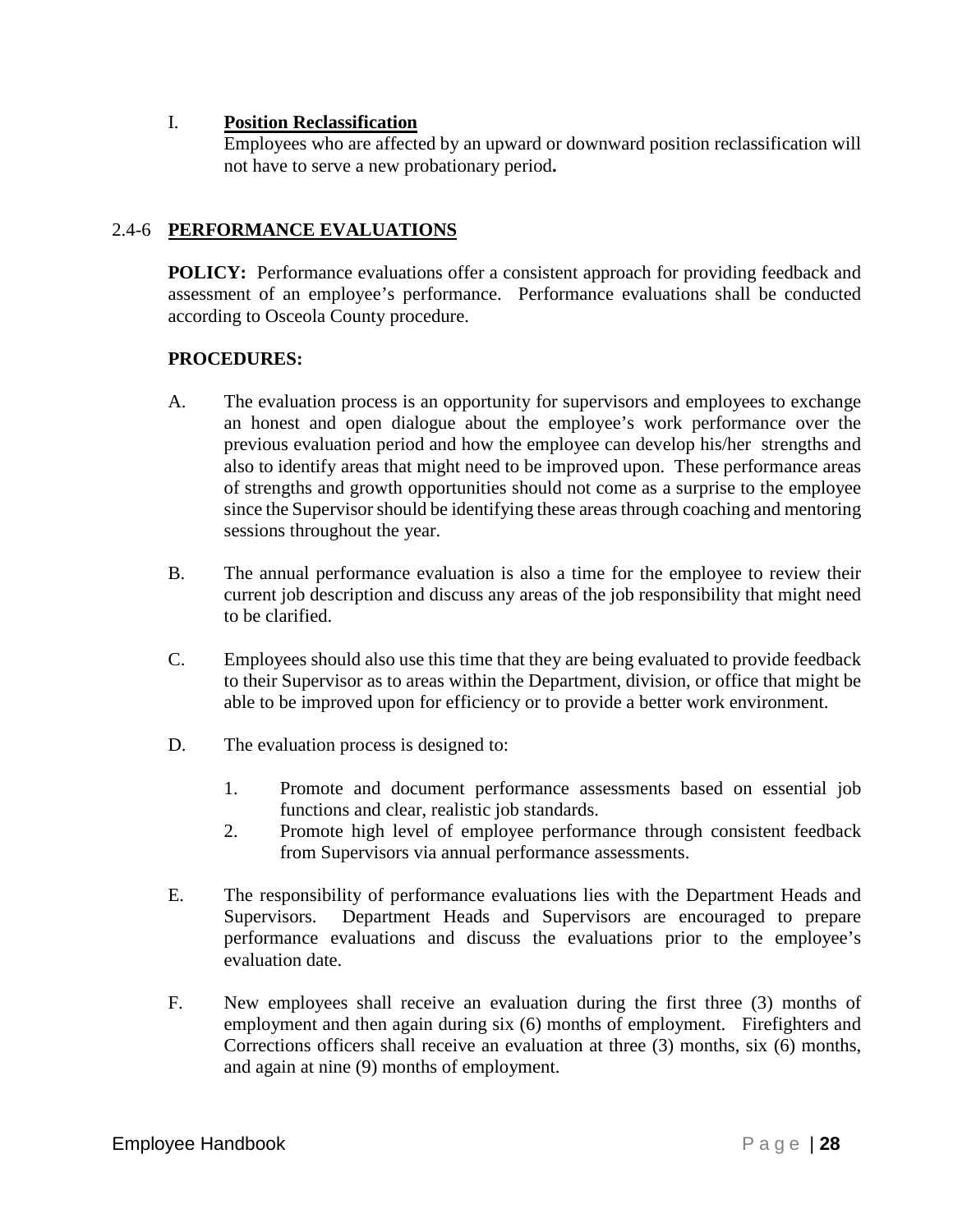I. **Position Reclassification**

Employees who are affected by an upward or downward position reclassification will not have to serve a new probationary period**.**

## 2.4-6 PERFORMANCE EVALUATIONS

**POLICY:** Performance evaluations offer a consistent approach for providing feedback and assessment of an employee's performance. Performance evaluations shall be conducted according to Osceola County procedure.

**PROCEDURES:**

A. The evaluation process is an opportunity for supervisors and employees to exchange an honest and open dialogue about the employee's work performance over the previous evaluation period and how the employee can develop his/her strengths and also to identify areas that might need to be improved upon. These performance areas of strengths and growth opportunities should not come as a surprise to the employee since the Supervisor should be identifying these areas through coaching and mentoring sessions throughout the year.

B. The annual performance evaluation is also a time for the employee to review their current job description and discuss any areas of the job responsibility that might need to be clarified.

C. Employees should also use this time that they are being evaluated to provide feedback to their Supervisor as to areas within the Department, division, or office that might be able to be improved upon for efficiency or to provide a better work environment.

D. The evaluation process is designed to:

1. Promote and document performance assessments based on essential job functions and clear, realistic job standards.
2. Promote high level of employee performance through consistent feedback from Supervisors via annual performance assessments.

E. The responsibility of performance evaluations lies with the Department Heads and Supervisors. Department Heads and Supervisors are encouraged to prepare performance evaluations and discuss the evaluations prior to the employee's evaluation date.

F. New employees shall receive an evaluation during the first three (3) months of employment and then again during six (6) months of employment. Firefighters and Corrections officers shall receive an evaluation at three (3) months, six (6) months, and again at nine (9) months of employment.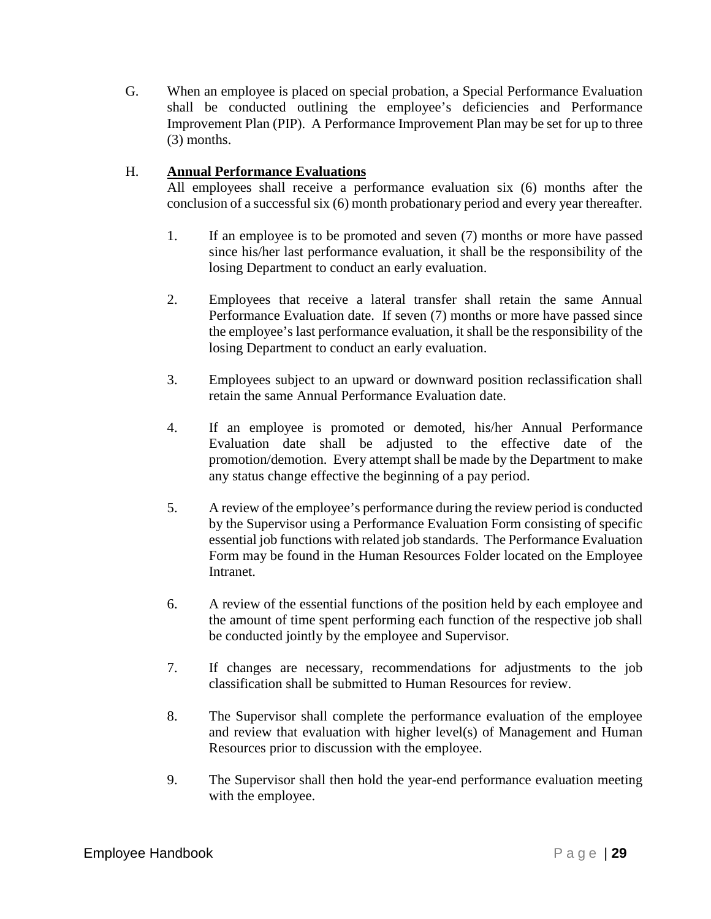G. When an employee is placed on special probation, a Special Performance Evaluation shall be conducted outlining the employee's deficiencies and Performance Improvement Plan (PIP). A Performance Improvement Plan may be set for up to three (3) months.

H. **Annual Performance Evaluations**

All employees shall receive a performance evaluation six (6) months after the conclusion of a successful six (6) month probationary period and every year thereafter.

1. If an employee is to be promoted and seven (7) months or more have passed since his/her last performance evaluation, it shall be the responsibility of the losing Department to conduct an early evaluation.

2. Employees that receive a lateral transfer shall retain the same Annual Performance Evaluation date. If seven (7) months or more have passed since the employee's last performance evaluation, it shall be the responsibility of the losing Department to conduct an early evaluation.

3. Employees subject to an upward or downward position reclassification shall retain the same Annual Performance Evaluation date.

4. If an employee is promoted or demoted, his/her Annual Performance Evaluation date shall be adjusted to the effective date of the promotion/demotion. Every attempt shall be made by the Department to make any status change effective the beginning of a pay period.

5. A review of the employee's performance during the review period is conducted by the Supervisor using a Performance Evaluation Form consisting of specific essential job functions with related job standards. The Performance Evaluation Form may be found in the Human Resources Folder located on the Employee Intranet.

6. A review of the essential functions of the position held by each employee and the amount of time spent performing each function of the respective job shall be conducted jointly by the employee and Supervisor.

7. If changes are necessary, recommendations for adjustments to the job classification shall be submitted to Human Resources for review.

8. The Supervisor shall complete the performance evaluation of the employee and review that evaluation with higher level(s) of Management and Human Resources prior to discussion with the employee.

9. The Supervisor shall then hold the year-end performance evaluation meeting with the employee.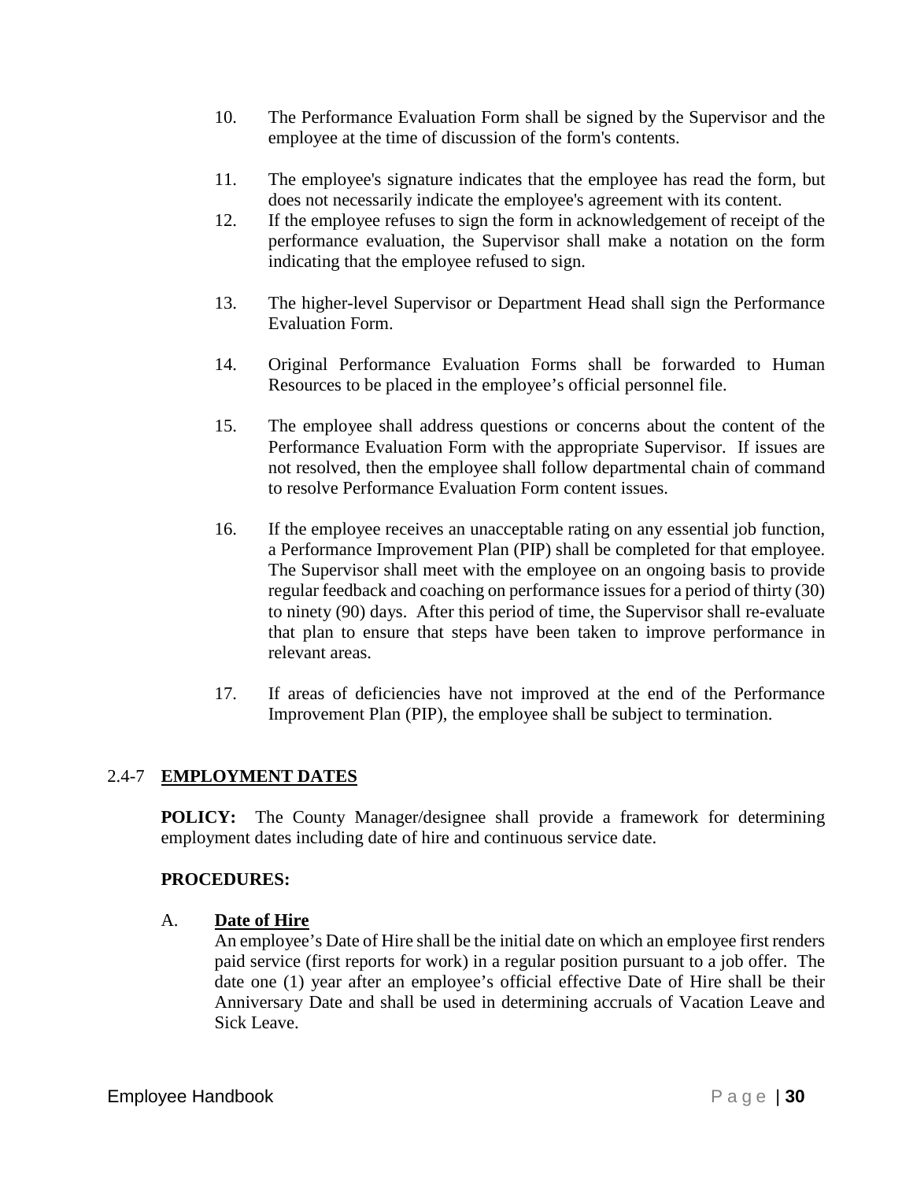10. The Performance Evaluation Form shall be signed by the Supervisor and the employee at the time of discussion of the form's contents.

11. The employee's signature indicates that the employee has read the form, but does not necessarily indicate the employee's agreement with its content.

12. If the employee refuses to sign the form in acknowledgement of receipt of the performance evaluation, the Supervisor shall make a notation on the form indicating that the employee refused to sign.

13. The higher-level Supervisor or Department Head shall sign the Performance Evaluation Form.

14. Original Performance Evaluation Forms shall be forwarded to Human Resources to be placed in the employee's official personnel file.

15. The employee shall address questions or concerns about the content of the Performance Evaluation Form with the appropriate Supervisor. If issues are not resolved, then the employee shall follow departmental chain of command to resolve Performance Evaluation Form content issues.

16. If the employee receives an unacceptable rating on any essential job function, a Performance Improvement Plan (PIP) shall be completed for that employee. The Supervisor shall meet with the employee on an ongoing basis to provide regular feedback and coaching on performance issues for a period of thirty (30) to ninety (90) days. After this period of time, the Supervisor shall re-evaluate that plan to ensure that steps have been taken to improve performance in relevant areas.

17. If areas of deficiencies have not improved at the end of the Performance Improvement Plan (PIP), the employee shall be subject to termination.

## 2.4-7 EMPLOYMENT DATES

**POLICY:** The County Manager/designee shall provide a framework for determining employment dates including date of hire and continuous service date.

**PROCEDURES:**

A. **Date of Hire**

An employee's Date of Hire shall be the initial date on which an employee first renders paid service (first reports for work) in a regular position pursuant to a job offer. The date one (1) year after an employee's official effective Date of Hire shall be their Anniversary Date and shall be used in determining accruals of Vacation Leave and Sick Leave.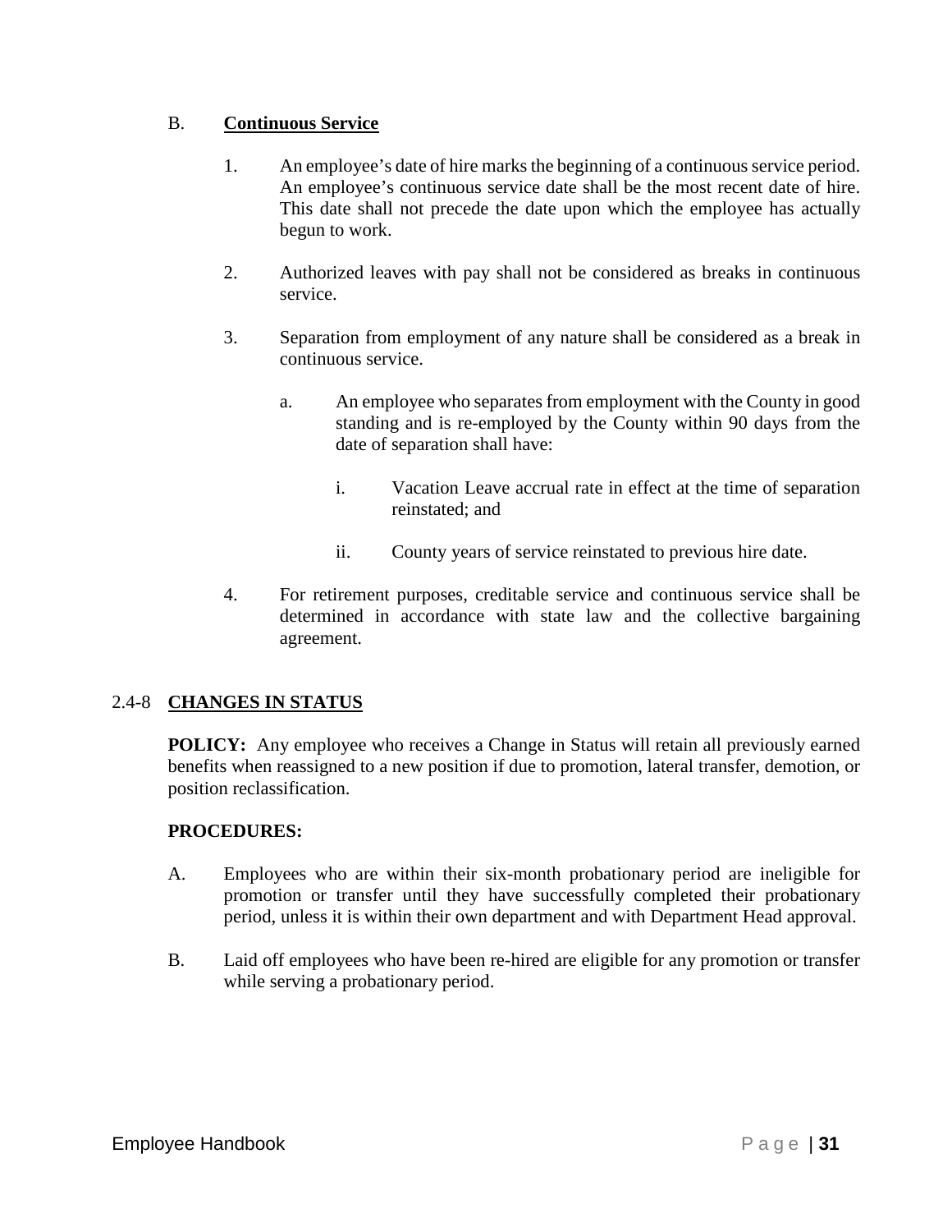B. **Continuous Service**

1. An employee's date of hire marks the beginning of a continuous service period. An employee's continuous service date shall be the most recent date of hire. This date shall not precede the date upon which the employee has actually begun to work.

2. Authorized leaves with pay shall not be considered as breaks in continuous service.

3. Separation from employment of any nature shall be considered as a break in continuous service.

   a. An employee who separates from employment with the County in good standing and is re-employed by the County within 90 days from the date of separation shall have:

      i. Vacation Leave accrual rate in effect at the time of separation reinstated; and

      ii. County years of service reinstated to previous hire date.

4. For retirement purposes, creditable service and continuous service shall be determined in accordance with state law and the collective bargaining agreement.

## 2.4-8 CHANGES IN STATUS

**POLICY:** Any employee who receives a Change in Status will retain all previously earned benefits when reassigned to a new position if due to promotion, lateral transfer, demotion, or position reclassification.

**PROCEDURES:**

A. Employees who are within their six-month probationary period are ineligible for promotion or transfer until they have successfully completed their probationary period, unless it is within their own department and with Department Head approval.

B. Laid off employees who have been re-hired are eligible for any promotion or transfer while serving a probationary period.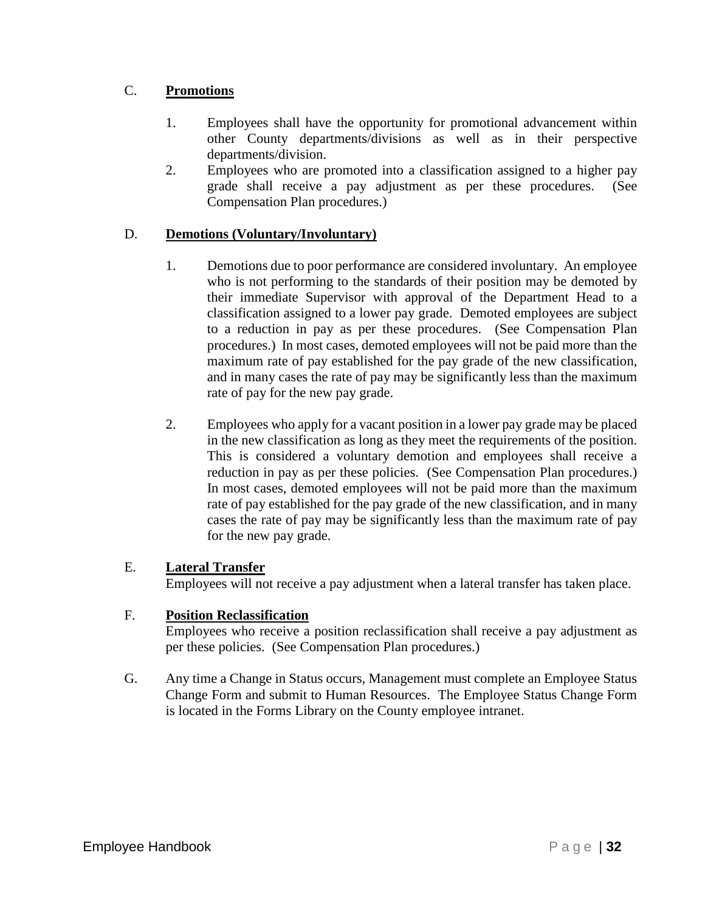C. **Promotions**

1. Employees shall have the opportunity for promotional advancement within other County departments/divisions as well as in their perspective departments/division.
2. Employees who are promoted into a classification assigned to a higher pay grade shall receive a pay adjustment as per these procedures. (See Compensation Plan procedures.)

D. **Demotions (Voluntary/Involuntary)**

1. Demotions due to poor performance are considered involuntary. An employee who is not performing to the standards of their position may be demoted by their immediate Supervisor with approval of the Department Head to a classification assigned to a lower pay grade. Demoted employees are subject to a reduction in pay as per these procedures. (See Compensation Plan procedures.) In most cases, demoted employees will not be paid more than the maximum rate of pay established for the pay grade of the new classification, and in many cases the rate of pay may be significantly less than the maximum rate of pay for the new pay grade.

2. Employees who apply for a vacant position in a lower pay grade may be placed in the new classification as long as they meet the requirements of the position. This is considered a voluntary demotion and employees shall receive a reduction in pay as per these policies. (See Compensation Plan procedures.) In most cases, demoted employees will not be paid more than the maximum rate of pay established for the pay grade of the new classification, and in many cases the rate of pay may be significantly less than the maximum rate of pay for the new pay grade.

E. **Lateral Transfer**
Employees will not receive a pay adjustment when a lateral transfer has taken place.

F. **Position Reclassification**
Employees who receive a position reclassification shall receive a pay adjustment as per these policies. (See Compensation Plan procedures.)

G. Any time a Change in Status occurs, Management must complete an Employee Status Change Form and submit to Human Resources. The Employee Status Change Form is located in the Forms Library on the County employee intranet.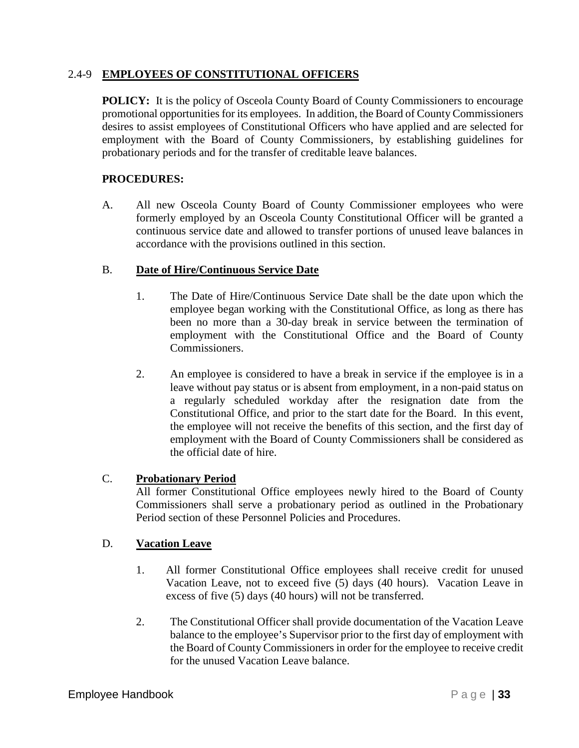## 2.4-9 EMPLOYEES OF CONSTITUTIONAL OFFICERS

**POLICY:** It is the policy of Osceola County Board of County Commissioners to encourage promotional opportunities for its employees. In addition, the Board of County Commissioners desires to assist employees of Constitutional Officers who have applied and are selected for employment with the Board of County Commissioners, by establishing guidelines for probationary periods and for the transfer of creditable leave balances.

**PROCEDURES:**

A. All new Osceola County Board of County Commissioner employees who were formerly employed by an Osceola County Constitutional Officer will be granted a continuous service date and allowed to transfer portions of unused leave balances in accordance with the provisions outlined in this section.

B. **Date of Hire/Continuous Service Date**

1. The Date of Hire/Continuous Service Date shall be the date upon which the employee began working with the Constitutional Office, as long as there has been no more than a 30-day break in service between the termination of employment with the Constitutional Office and the Board of County Commissioners.

2. An employee is considered to have a break in service if the employee is in a leave without pay status or is absent from employment, in a non-paid status on a regularly scheduled workday after the resignation date from the Constitutional Office, and prior to the start date for the Board. In this event, the employee will not receive the benefits of this section, and the first day of employment with the Board of County Commissioners shall be considered as the official date of hire.

C. **Probationary Period**

All former Constitutional Office employees newly hired to the Board of County Commissioners shall serve a probationary period as outlined in the Probationary Period section of these Personnel Policies and Procedures.

D. **Vacation Leave**

1. All former Constitutional Office employees shall receive credit for unused Vacation Leave, not to exceed five (5) days (40 hours). Vacation Leave in excess of five (5) days (40 hours) will not be transferred.

2. The Constitutional Officer shall provide documentation of the Vacation Leave balance to the employee's Supervisor prior to the first day of employment with the Board of County Commissioners in order for the employee to receive credit for the unused Vacation Leave balance.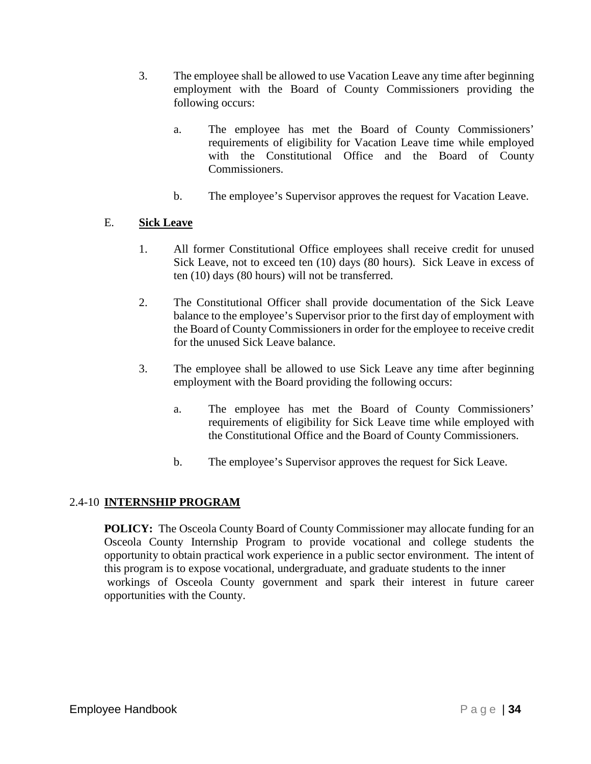3. The employee shall be allowed to use Vacation Leave any time after beginning employment with the Board of County Commissioners providing the following occurs:

   a. The employee has met the Board of County Commissioners' requirements of eligibility for Vacation Leave time while employed with the Constitutional Office and the Board of County Commissioners.

   b. The employee's Supervisor approves the request for Vacation Leave.

E. **Sick Leave**

1. All former Constitutional Office employees shall receive credit for unused Sick Leave, not to exceed ten (10) days (80 hours). Sick Leave in excess of ten (10) days (80 hours) will not be transferred.

2. The Constitutional Officer shall provide documentation of the Sick Leave balance to the employee's Supervisor prior to the first day of employment with the Board of County Commissioners in order for the employee to receive credit for the unused Sick Leave balance.

3. The employee shall be allowed to use Sick Leave any time after beginning employment with the Board providing the following occurs:

   a. The employee has met the Board of County Commissioners' requirements of eligibility for Sick Leave time while employed with the Constitutional Office and the Board of County Commissioners.

   b. The employee's Supervisor approves the request for Sick Leave.

## 2.4-10 INTERNSHIP PROGRAM

**POLICY:** The Osceola County Board of County Commissioner may allocate funding for an Osceola County Internship Program to provide vocational and college students the opportunity to obtain practical work experience in a public sector environment. The intent of this program is to expose vocational, undergraduate, and graduate students to the inner workings of Osceola County government and spark their interest in future career opportunities with the County.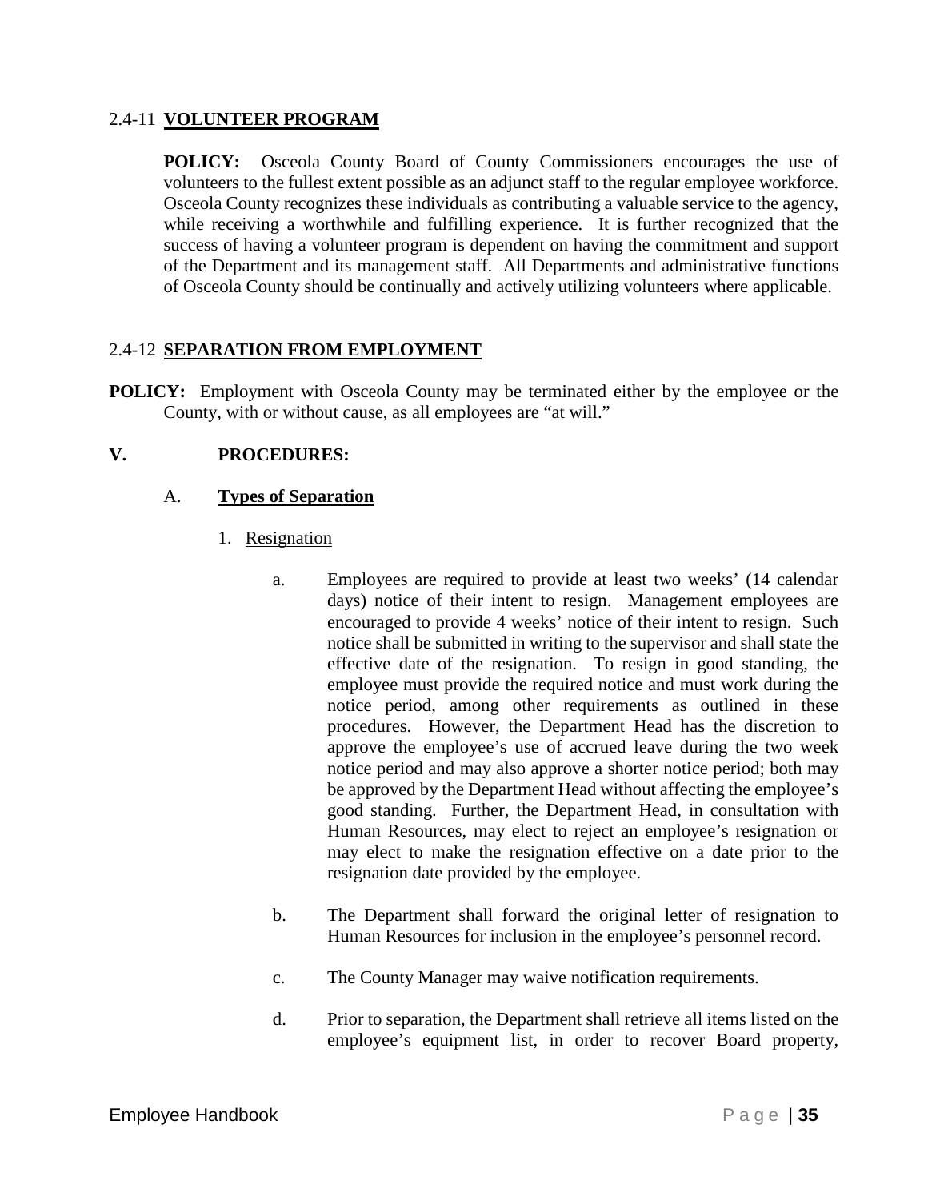## 2.4-11 **VOLUNTEER PROGRAM**

**POLICY:** Osceola County Board of County Commissioners encourages the use of volunteers to the fullest extent possible as an adjunct staff to the regular employee workforce. Osceola County recognizes these individuals as contributing a valuable service to the agency, while receiving a worthwhile and fulfilling experience. It is further recognized that the success of having a volunteer program is dependent on having the commitment and support of the Department and its management staff. All Departments and administrative functions of Osceola County should be continually and actively utilizing volunteers where applicable.

## 2.4-12 **SEPARATION FROM EMPLOYMENT**

**POLICY:** Employment with Osceola County may be terminated either by the employee or the County, with or without cause, as all employees are "at will."

### V. PROCEDURES:

#### A. **Types of Separation**

1. Resignation

   a. Employees are required to provide at least two weeks' (14 calendar days) notice of their intent to resign. Management employees are encouraged to provide 4 weeks' notice of their intent to resign. Such notice shall be submitted in writing to the supervisor and shall state the effective date of the resignation. To resign in good standing, the employee must provide the required notice and must work during the notice period, among other requirements as outlined in these procedures. However, the Department Head has the discretion to approve the employee's use of accrued leave during the two week notice period and may also approve a shorter notice period; both may be approved by the Department Head without affecting the employee's good standing. Further, the Department Head, in consultation with Human Resources, may elect to reject an employee's resignation or may elect to make the resignation effective on a date prior to the resignation date provided by the employee.

   b. The Department shall forward the original letter of resignation to Human Resources for inclusion in the employee's personnel record.

   c. The County Manager may waive notification requirements.

   d. Prior to separation, the Department shall retrieve all items listed on the employee's equipment list, in order to recover Board property,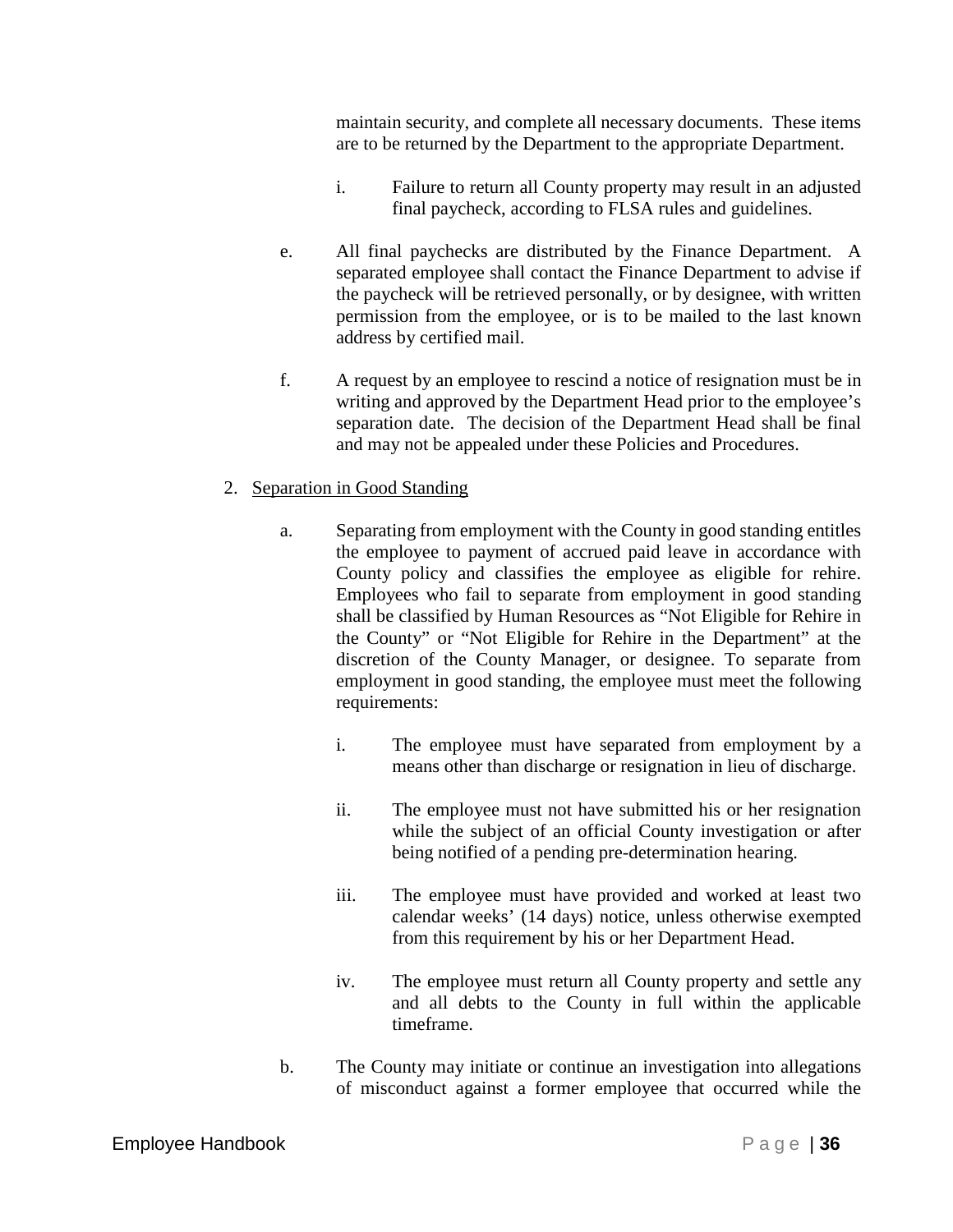maintain security, and complete all necessary documents. These items are to be returned by the Department to the appropriate Department.

i. Failure to return all County property may result in an adjusted final paycheck, according to FLSA rules and guidelines.

e. All final paychecks are distributed by the Finance Department. A separated employee shall contact the Finance Department to advise if the paycheck will be retrieved personally, or by designee, with written permission from the employee, or is to be mailed to the last known address by certified mail.

f. A request by an employee to rescind a notice of resignation must be in writing and approved by the Department Head prior to the employee's separation date. The decision of the Department Head shall be final and may not be appealed under these Policies and Procedures.

2. <u>Separation in Good Standing</u>

a. Separating from employment with the County in good standing entitles the employee to payment of accrued paid leave in accordance with County policy and classifies the employee as eligible for rehire. Employees who fail to separate from employment in good standing shall be classified by Human Resources as "Not Eligible for Rehire in the County" or "Not Eligible for Rehire in the Department" at the discretion of the County Manager, or designee. To separate from employment in good standing, the employee must meet the following requirements:

i. The employee must have separated from employment by a means other than discharge or resignation in lieu of discharge.

ii. The employee must not have submitted his or her resignation while the subject of an official County investigation or after being notified of a pending pre-determination hearing.

iii. The employee must have provided and worked at least two calendar weeks' (14 days) notice, unless otherwise exempted from this requirement by his or her Department Head.

iv. The employee must return all County property and settle any and all debts to the County in full within the applicable timeframe.

b. The County may initiate or continue an investigation into allegations of misconduct against a former employee that occurred while the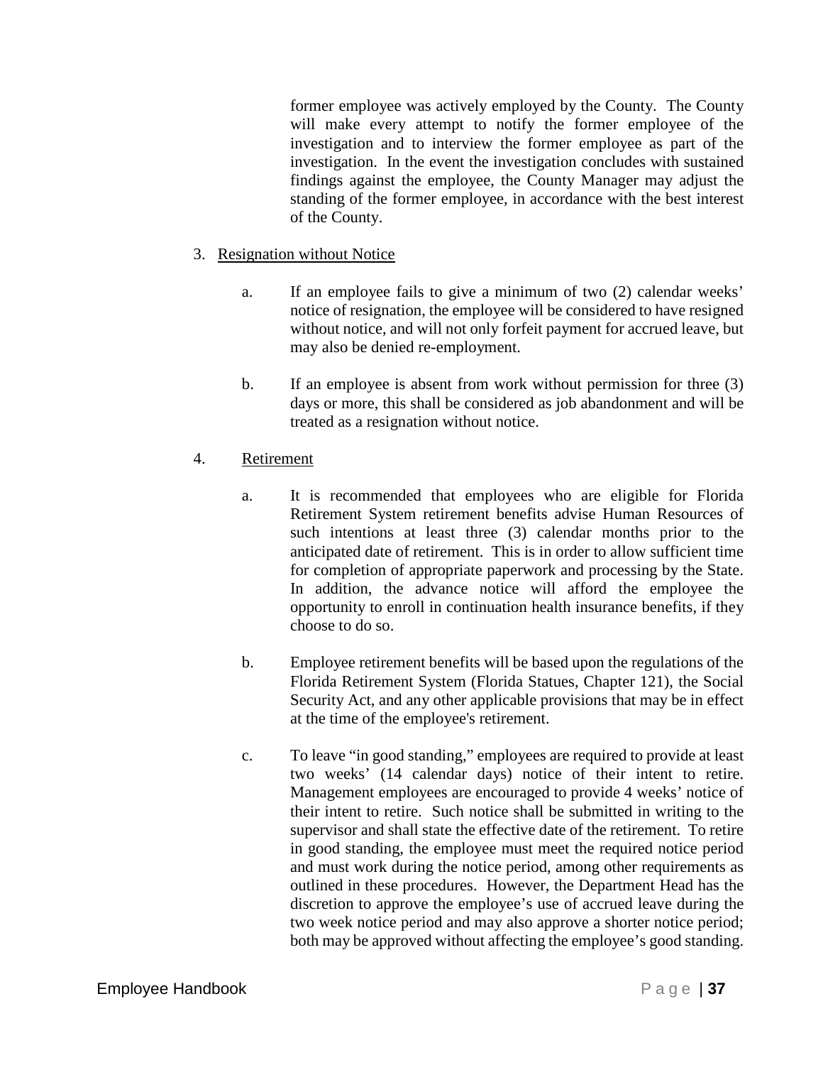former employee was actively employed by the County. The County will make every attempt to notify the former employee of the investigation and to interview the former employee as part of the investigation. In the event the investigation concludes with sustained findings against the employee, the County Manager may adjust the standing of the former employee, in accordance with the best interest of the County.

3. <u>Resignation without Notice</u>

   a. If an employee fails to give a minimum of two (2) calendar weeks' notice of resignation, the employee will be considered to have resigned without notice, and will not only forfeit payment for accrued leave, but may also be denied re-employment.

   b. If an employee is absent from work without permission for three (3) days or more, this shall be considered as job abandonment and will be treated as a resignation without notice.

4. <u>Retirement</u>

   a. It is recommended that employees who are eligible for Florida Retirement System retirement benefits advise Human Resources of such intentions at least three (3) calendar months prior to the anticipated date of retirement. This is in order to allow sufficient time for completion of appropriate paperwork and processing by the State. In addition, the advance notice will afford the employee the opportunity to enroll in continuation health insurance benefits, if they choose to do so.

   b. Employee retirement benefits will be based upon the regulations of the Florida Retirement System (Florida Statues, Chapter 121), the Social Security Act, and any other applicable provisions that may be in effect at the time of the employee's retirement.

   c. To leave "in good standing," employees are required to provide at least two weeks' (14 calendar days) notice of their intent to retire. Management employees are encouraged to provide 4 weeks' notice of their intent to retire. Such notice shall be submitted in writing to the supervisor and shall state the effective date of the retirement. To retire in good standing, the employee must meet the required notice period and must work during the notice period, among other requirements as outlined in these procedures. However, the Department Head has the discretion to approve the employee's use of accrued leave during the two week notice period and may also approve a shorter notice period; both may be approved without affecting the employee's good standing.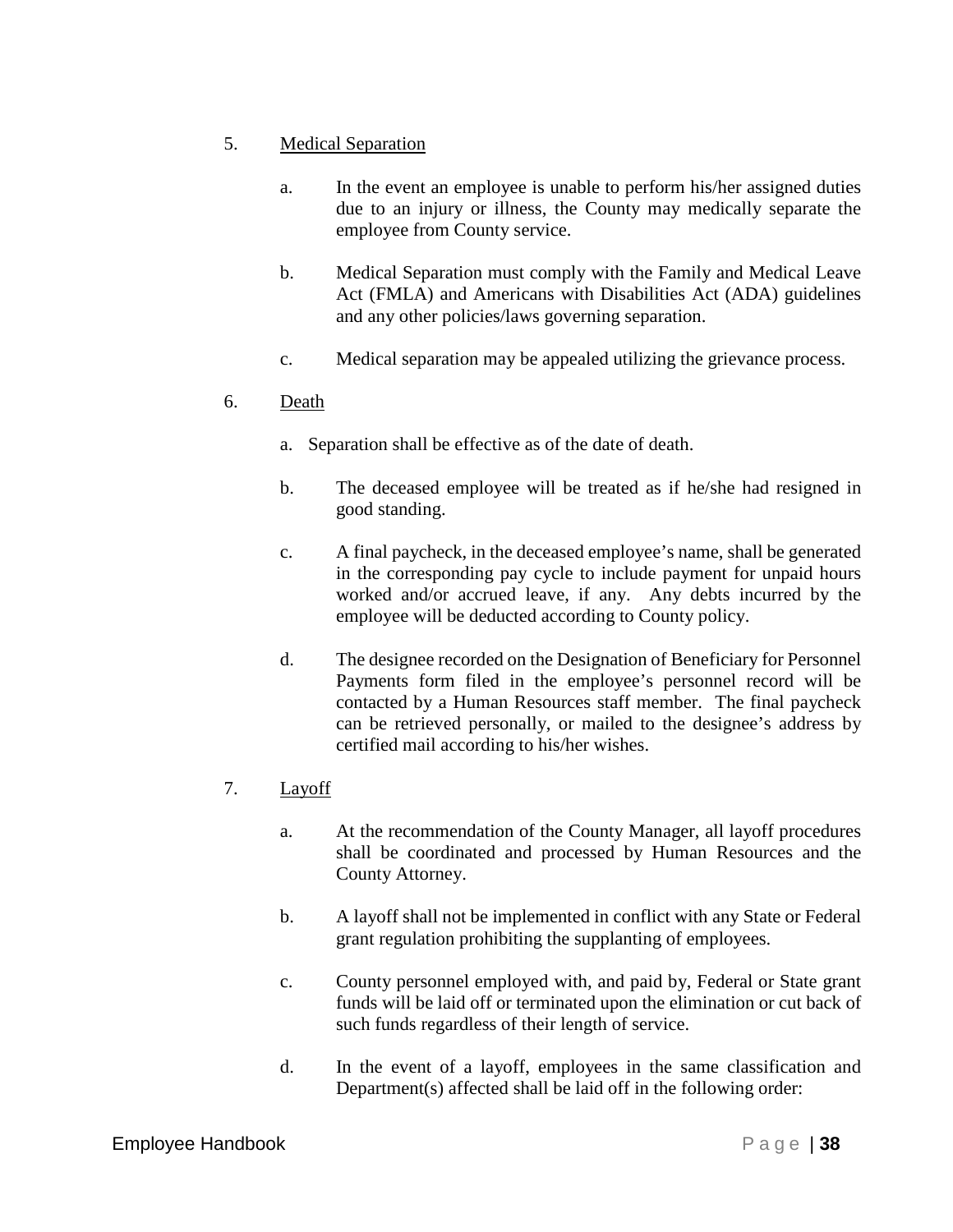5. <u>Medical Separation</u>

   a. In the event an employee is unable to perform his/her assigned duties due to an injury or illness, the County may medically separate the employee from County service.

   b. Medical Separation must comply with the Family and Medical Leave Act (FMLA) and Americans with Disabilities Act (ADA) guidelines and any other policies/laws governing separation.

   c. Medical separation may be appealed utilizing the grievance process.

6. <u>Death</u>

   a. Separation shall be effective as of the date of death.

   b. The deceased employee will be treated as if he/she had resigned in good standing.

   c. A final paycheck, in the deceased employee's name, shall be generated in the corresponding pay cycle to include payment for unpaid hours worked and/or accrued leave, if any. Any debts incurred by the employee will be deducted according to County policy.

   d. The designee recorded on the Designation of Beneficiary for Personnel Payments form filed in the employee's personnel record will be contacted by a Human Resources staff member. The final paycheck can be retrieved personally, or mailed to the designee's address by certified mail according to his/her wishes.

7. <u>Layoff</u>

   a. At the recommendation of the County Manager, all layoff procedures shall be coordinated and processed by Human Resources and the County Attorney.

   b. A layoff shall not be implemented in conflict with any State or Federal grant regulation prohibiting the supplanting of employees.

   c. County personnel employed with, and paid by, Federal or State grant funds will be laid off or terminated upon the elimination or cut back of such funds regardless of their length of service.

   d. In the event of a layoff, employees in the same classification and Department(s) affected shall be laid off in the following order: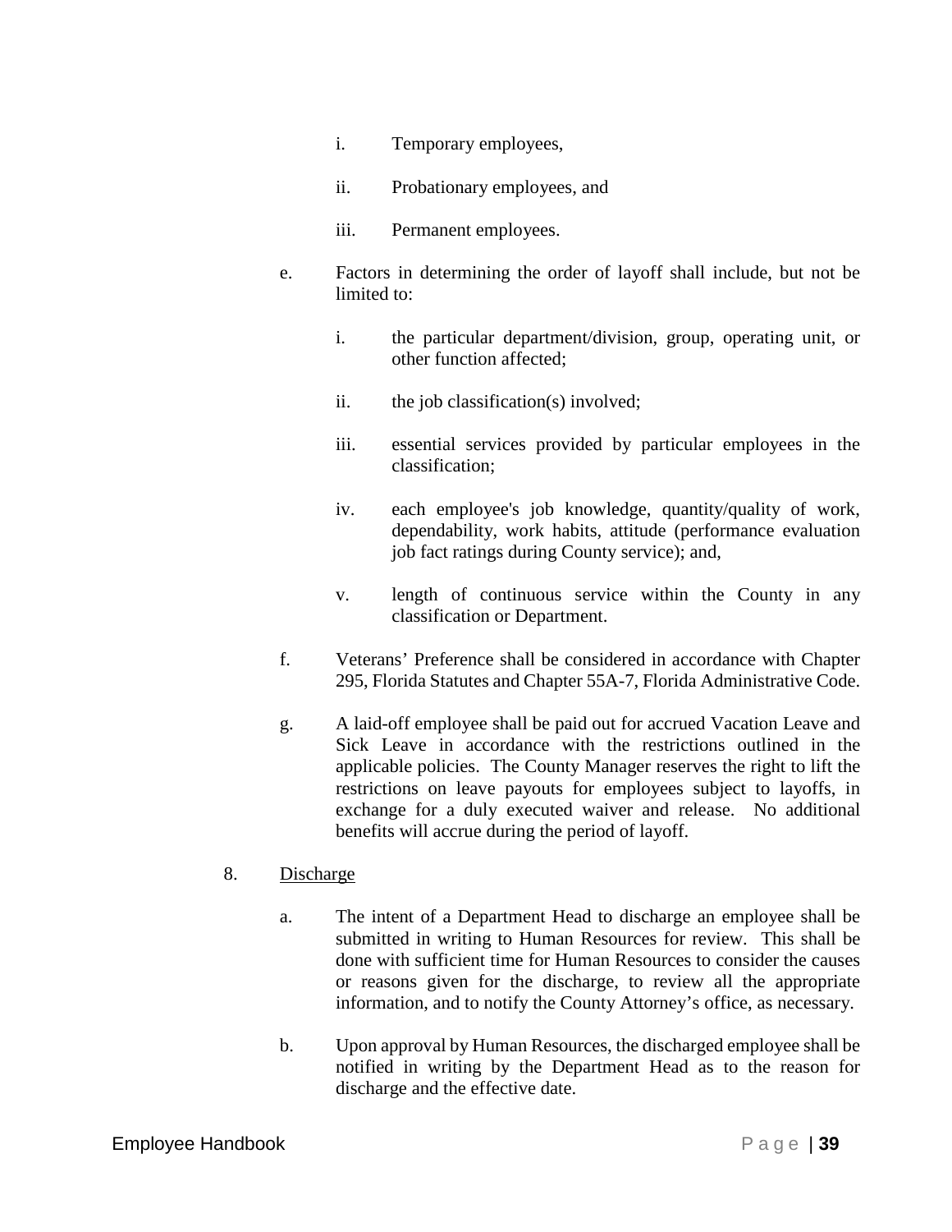i. Temporary employees,

   ii. Probationary employees, and

   iii. Permanent employees.

e. Factors in determining the order of layoff shall include, but not be limited to:

   i. the particular department/division, group, operating unit, or other function affected;

   ii. the job classification(s) involved;

   iii. essential services provided by particular employees in the classification;

   iv. each employee's job knowledge, quantity/quality of work, dependability, work habits, attitude (performance evaluation job fact ratings during County service); and,

   v. length of continuous service within the County in any classification or Department.

f. Veterans' Preference shall be considered in accordance with Chapter 295, Florida Statutes and Chapter 55A-7, Florida Administrative Code.

g. A laid-off employee shall be paid out for accrued Vacation Leave and Sick Leave in accordance with the restrictions outlined in the applicable policies. The County Manager reserves the right to lift the restrictions on leave payouts for employees subject to layoffs, in exchange for a duly executed waiver and release. No additional benefits will accrue during the period of layoff.

8. <u>Discharge</u>

   a. The intent of a Department Head to discharge an employee shall be submitted in writing to Human Resources for review. This shall be done with sufficient time for Human Resources to consider the causes or reasons given for the discharge, to review all the appropriate information, and to notify the County Attorney's office, as necessary.

   b. Upon approval by Human Resources, the discharged employee shall be notified in writing by the Department Head as to the reason for discharge and the effective date.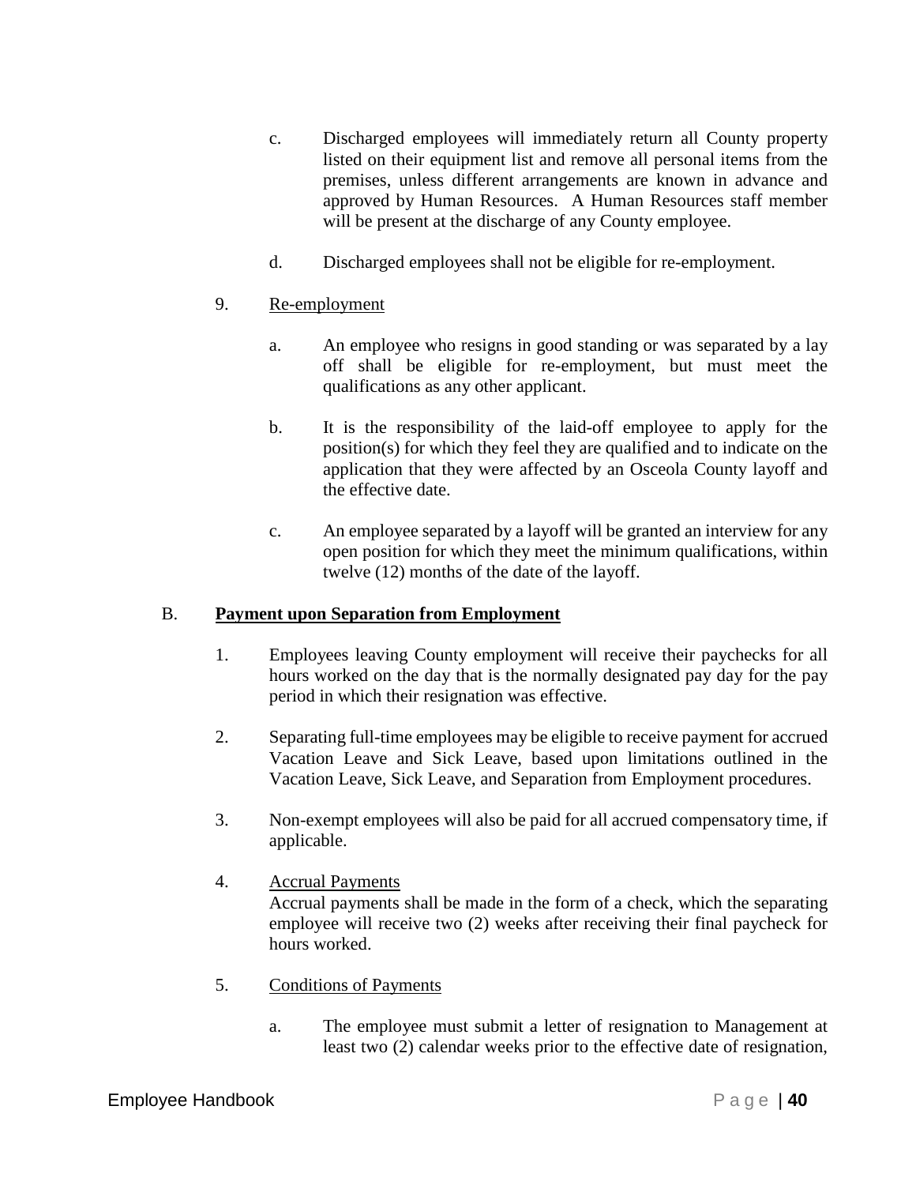c. Discharged employees will immediately return all County property listed on their equipment list and remove all personal items from the premises, unless different arrangements are known in advance and approved by Human Resources. A Human Resources staff member will be present at the discharge of any County employee.

d. Discharged employees shall not be eligible for re-employment.

9. Re-employment

a. An employee who resigns in good standing or was separated by a lay off shall be eligible for re-employment, but must meet the qualifications as any other applicant.

b. It is the responsibility of the laid-off employee to apply for the position(s) for which they feel they are qualified and to indicate on the application that they were affected by an Osceola County layoff and the effective date.

c. An employee separated by a layoff will be granted an interview for any open position for which they meet the minimum qualifications, within twelve (12) months of the date of the layoff.

B. **Payment upon Separation from Employment**

1. Employees leaving County employment will receive their paychecks for all hours worked on the day that is the normally designated pay day for the pay period in which their resignation was effective.

2. Separating full-time employees may be eligible to receive payment for accrued Vacation Leave and Sick Leave, based upon limitations outlined in the Vacation Leave, Sick Leave, and Separation from Employment procedures.

3. Non-exempt employees will also be paid for all accrued compensatory time, if applicable.

4. Accrual Payments
Accrual payments shall be made in the form of a check, which the separating employee will receive two (2) weeks after receiving their final paycheck for hours worked.

5. Conditions of Payments

a. The employee must submit a letter of resignation to Management at least two (2) calendar weeks prior to the effective date of resignation,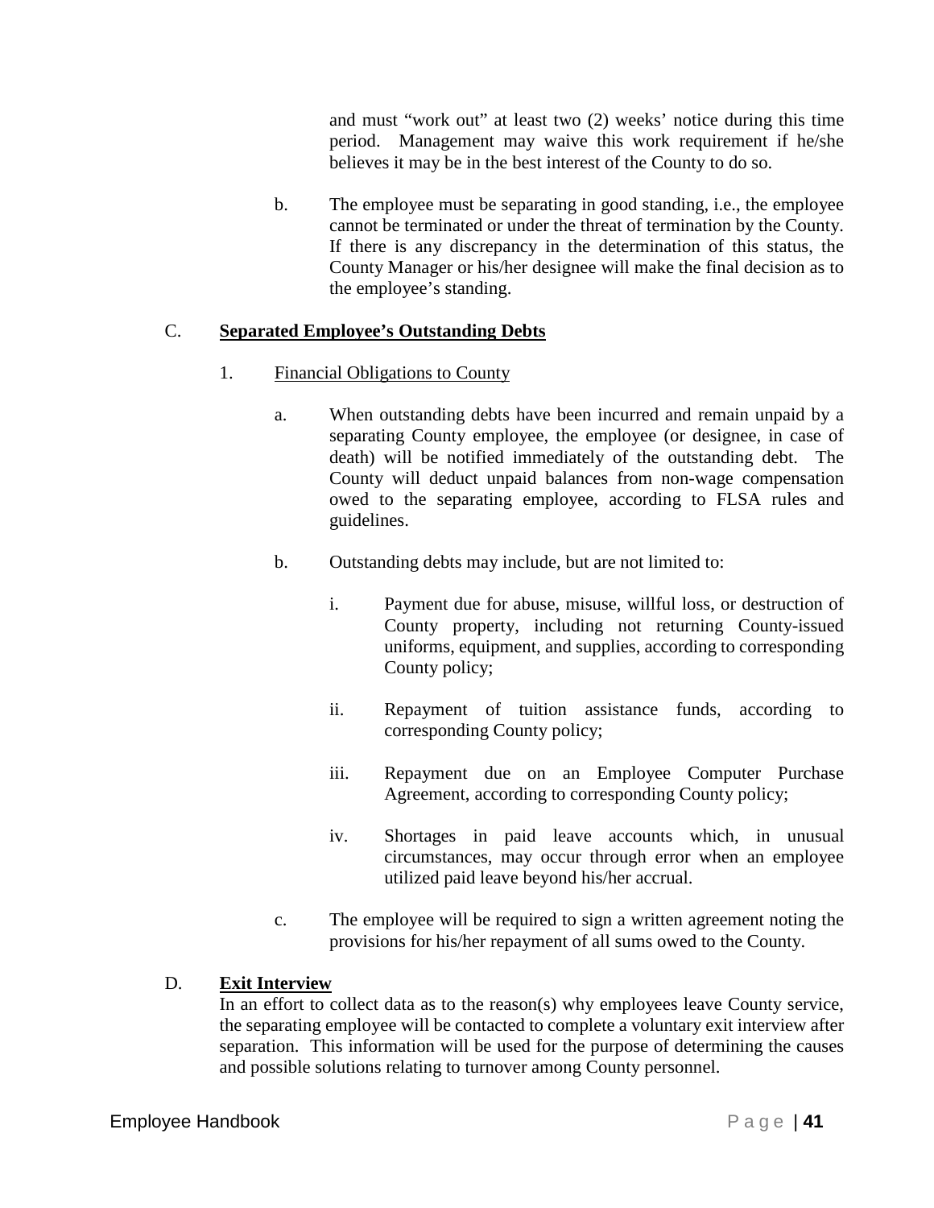and must "work out" at least two (2) weeks' notice during this time period. Management may waive this work requirement if he/she believes it may be in the best interest of the County to do so.

b. The employee must be separating in good standing, i.e., the employee cannot be terminated or under the threat of termination by the County. If there is any discrepancy in the determination of this status, the County Manager or his/her designee will make the final decision as to the employee's standing.

C. **Separated Employee's Outstanding Debts**

1. Financial Obligations to County

a. When outstanding debts have been incurred and remain unpaid by a separating County employee, the employee (or designee, in case of death) will be notified immediately of the outstanding debt. The County will deduct unpaid balances from non-wage compensation owed to the separating employee, according to FLSA rules and guidelines.

b. Outstanding debts may include, but are not limited to:

i. Payment due for abuse, misuse, willful loss, or destruction of County property, including not returning County-issued uniforms, equipment, and supplies, according to corresponding County policy;

ii. Repayment of tuition assistance funds, according to corresponding County policy;

iii. Repayment due on an Employee Computer Purchase Agreement, according to corresponding County policy;

iv. Shortages in paid leave accounts which, in unusual circumstances, may occur through error when an employee utilized paid leave beyond his/her accrual.

c. The employee will be required to sign a written agreement noting the provisions for his/her repayment of all sums owed to the County.

D. **Exit Interview**

In an effort to collect data as to the reason(s) why employees leave County service, the separating employee will be contacted to complete a voluntary exit interview after separation. This information will be used for the purpose of determining the causes and possible solutions relating to turnover among County personnel.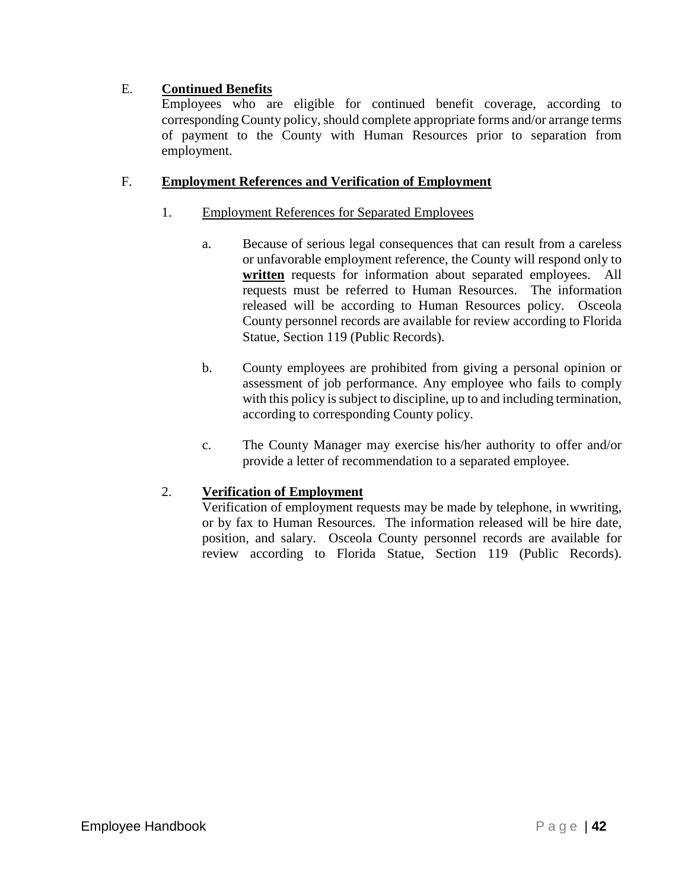E. **Continued Benefits**

Employees who are eligible for continued benefit coverage, according to corresponding County policy, should complete appropriate forms and/or arrange terms of payment to the County with Human Resources prior to separation from employment.

F. **Employment References and Verification of Employment**

1. Employment References for Separated Employees

   a. Because of serious legal consequences that can result from a careless or unfavorable employment reference, the County will respond only to **written** requests for information about separated employees. All requests must be referred to Human Resources. The information released will be according to Human Resources policy. Osceola County personnel records are available for review according to Florida Statue, Section 119 (Public Records).

   b. County employees are prohibited from giving a personal opinion or assessment of job performance. Any employee who fails to comply with this policy is subject to discipline, up to and including termination, according to corresponding County policy.

   c. The County Manager may exercise his/her authority to offer and/or provide a letter of recommendation to a separated employee.

2. **Verification of Employment**

   Verification of employment requests may be made by telephone, in wwriting, or by fax to Human Resources. The information released will be hire date, position, and salary. Osceola County personnel records are available for review according to Florida Statue, Section 119 (Public Records).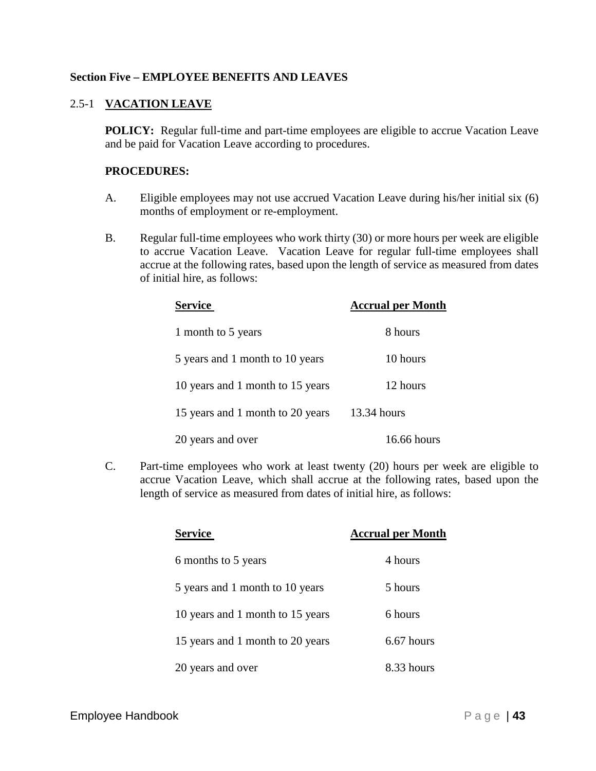## Section Five – EMPLOYEE BENEFITS AND LEAVES

### 2.5-1 VACATION LEAVE

**POLICY:** Regular full-time and part-time employees are eligible to accrue Vacation Leave and be paid for Vacation Leave according to procedures.

**PROCEDURES:**

A. Eligible employees may not use accrued Vacation Leave during his/her initial six (6) months of employment or re-employment.

B. Regular full-time employees who work thirty (30) or more hours per week are eligible to accrue Vacation Leave. Vacation Leave for regular full-time employees shall accrue at the following rates, based upon the length of service as measured from dates of initial hire, as follows:

| Service | Accrual per Month |
|---|---|
| 1 month to 5 years | 8 hours |
| 5 years and 1 month to 10 years | 10 hours |
| 10 years and 1 month to 15 years | 12 hours |
| 15 years and 1 month to 20 years | 13.34 hours |
| 20 years and over | 16.66 hours |

C. Part-time employees who work at least twenty (20) hours per week are eligible to accrue Vacation Leave, which shall accrue at the following rates, based upon the length of service as measured from dates of initial hire, as follows:

| Service | Accrual per Month |
|---|---|
| 6 months to 5 years | 4 hours |
| 5 years and 1 month to 10 years | 5 hours |
| 10 years and 1 month to 15 years | 6 hours |
| 15 years and 1 month to 20 years | 6.67 hours |
| 20 years and over | 8.33 hours |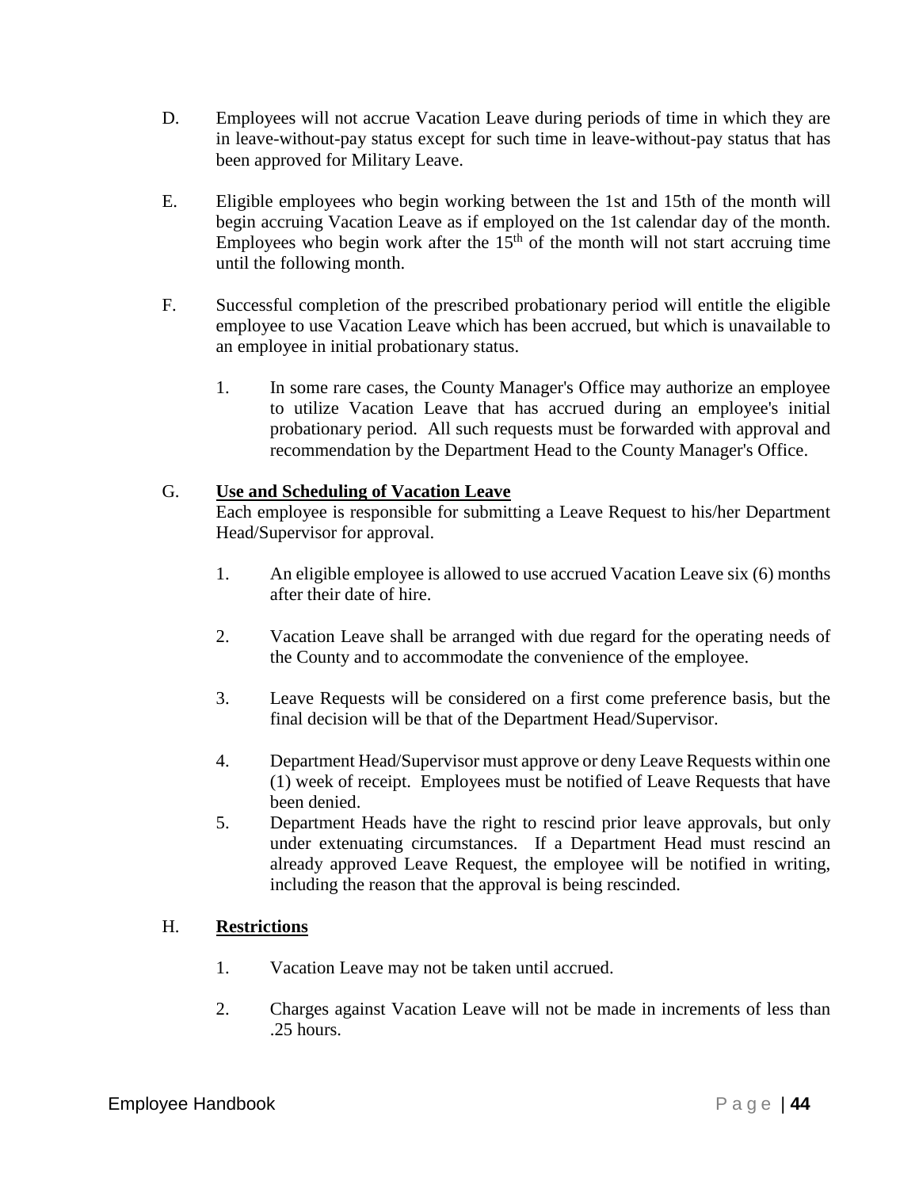D. Employees will not accrue Vacation Leave during periods of time in which they are in leave-without-pay status except for such time in leave-without-pay status that has been approved for Military Leave.

E. Eligible employees who begin working between the 1st and 15th of the month will begin accruing Vacation Leave as if employed on the 1st calendar day of the month. Employees who begin work after the 15th of the month will not start accruing time until the following month.

F. Successful completion of the prescribed probationary period will entitle the eligible employee to use Vacation Leave which has been accrued, but which is unavailable to an employee in initial probationary status.

   1. In some rare cases, the County Manager's Office may authorize an employee to utilize Vacation Leave that has accrued during an employee's initial probationary period. All such requests must be forwarded with approval and recommendation by the Department Head to the County Manager's Office.

G. **<u>Use and Scheduling of Vacation Leave</u>**
Each employee is responsible for submitting a Leave Request to his/her Department Head/Supervisor for approval.

   1. An eligible employee is allowed to use accrued Vacation Leave six (6) months after their date of hire.

   2. Vacation Leave shall be arranged with due regard for the operating needs of the County and to accommodate the convenience of the employee.

   3. Leave Requests will be considered on a first come preference basis, but the final decision will be that of the Department Head/Supervisor.

   4. Department Head/Supervisor must approve or deny Leave Requests within one (1) week of receipt. Employees must be notified of Leave Requests that have been denied.

   5. Department Heads have the right to rescind prior leave approvals, but only under extenuating circumstances. If a Department Head must rescind an already approved Leave Request, the employee will be notified in writing, including the reason that the approval is being rescinded.

H. **<u>Restrictions</u>**

   1. Vacation Leave may not be taken until accrued.

   2. Charges against Vacation Leave will not be made in increments of less than .25 hours.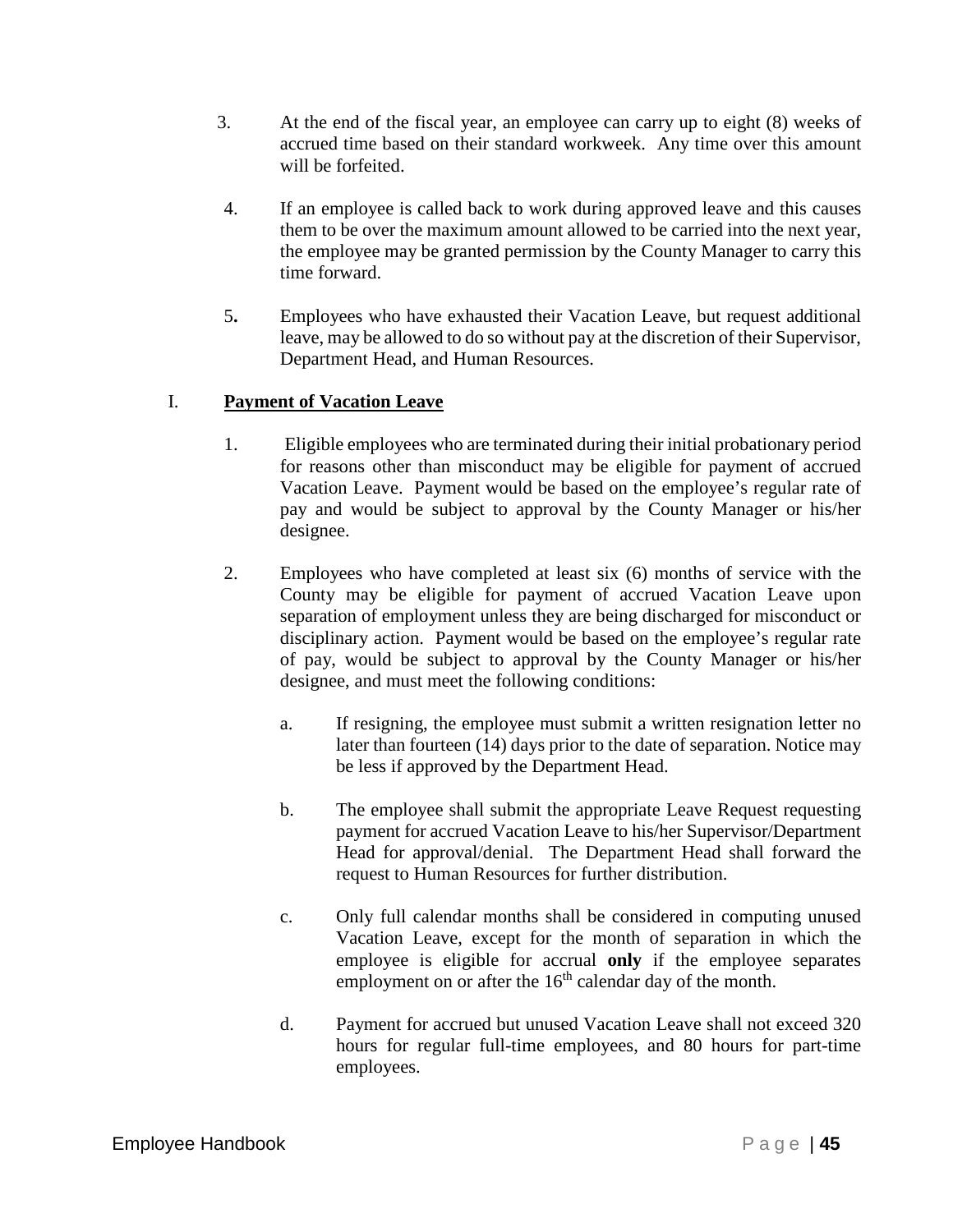3. At the end of the fiscal year, an employee can carry up to eight (8) weeks of accrued time based on their standard workweek. Any time over this amount will be forfeited.

4. If an employee is called back to work during approved leave and this causes them to be over the maximum amount allowed to be carried into the next year, the employee may be granted permission by the County Manager to carry this time forward.

5. Employees who have exhausted their Vacation Leave, but request additional leave, may be allowed to do so without pay at the discretion of their Supervisor, Department Head, and Human Resources.

## I. **Payment of Vacation Leave**

1. Eligible employees who are terminated during their initial probationary period for reasons other than misconduct may be eligible for payment of accrued Vacation Leave. Payment would be based on the employee's regular rate of pay and would be subject to approval by the County Manager or his/her designee.

2. Employees who have completed at least six (6) months of service with the County may be eligible for payment of accrued Vacation Leave upon separation of employment unless they are being discharged for misconduct or disciplinary action. Payment would be based on the employee's regular rate of pay, would be subject to approval by the County Manager or his/her designee, and must meet the following conditions:

   a. If resigning, the employee must submit a written resignation letter no later than fourteen (14) days prior to the date of separation. Notice may be less if approved by the Department Head.

   b. The employee shall submit the appropriate Leave Request requesting payment for accrued Vacation Leave to his/her Supervisor/Department Head for approval/denial. The Department Head shall forward the request to Human Resources for further distribution.

   c. Only full calendar months shall be considered in computing unused Vacation Leave, except for the month of separation in which the employee is eligible for accrual **only** if the employee separates employment on or after the 16th calendar day of the month.

   d. Payment for accrued but unused Vacation Leave shall not exceed 320 hours for regular full-time employees, and 80 hours for part-time employees.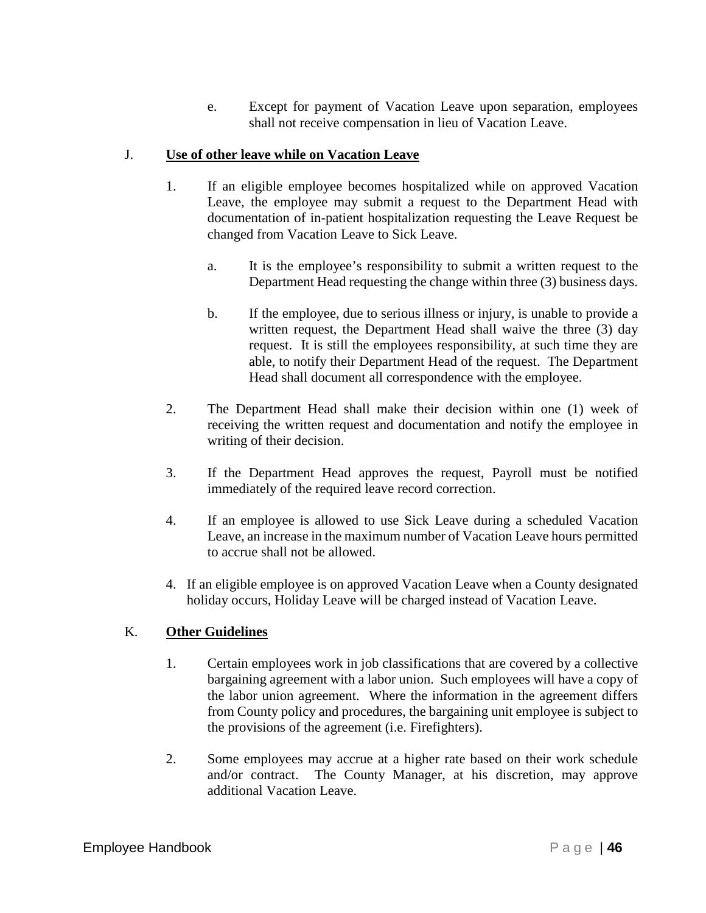e. Except for payment of Vacation Leave upon separation, employees shall not receive compensation in lieu of Vacation Leave.

J. **Use of other leave while on Vacation Leave**

1. If an eligible employee becomes hospitalized while on approved Vacation Leave, the employee may submit a request to the Department Head with documentation of in-patient hospitalization requesting the Leave Request be changed from Vacation Leave to Sick Leave.

   a. It is the employee's responsibility to submit a written request to the Department Head requesting the change within three (3) business days.

   b. If the employee, due to serious illness or injury, is unable to provide a written request, the Department Head shall waive the three (3) day request. It is still the employees responsibility, at such time they are able, to notify their Department Head of the request. The Department Head shall document all correspondence with the employee.

2. The Department Head shall make their decision within one (1) week of receiving the written request and documentation and notify the employee in writing of their decision.

3. If the Department Head approves the request, Payroll must be notified immediately of the required leave record correction.

4. If an employee is allowed to use Sick Leave during a scheduled Vacation Leave, an increase in the maximum number of Vacation Leave hours permitted to accrue shall not be allowed.

4. If an eligible employee is on approved Vacation Leave when a County designated holiday occurs, Holiday Leave will be charged instead of Vacation Leave.

K. **Other Guidelines**

1. Certain employees work in job classifications that are covered by a collective bargaining agreement with a labor union. Such employees will have a copy of the labor union agreement. Where the information in the agreement differs from County policy and procedures, the bargaining unit employee is subject to the provisions of the agreement (i.e. Firefighters).

2. Some employees may accrue at a higher rate based on their work schedule and/or contract. The County Manager, at his discretion, may approve additional Vacation Leave.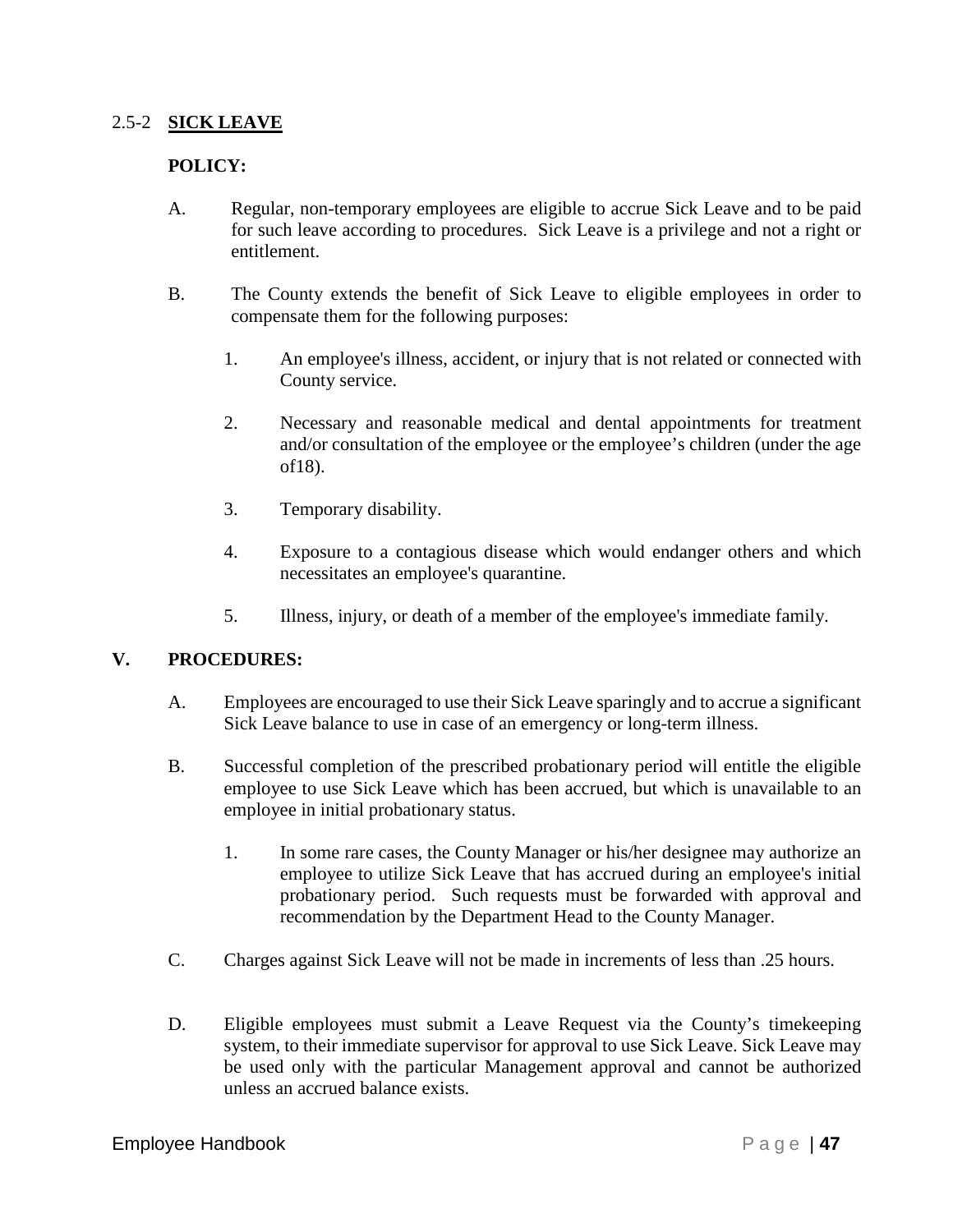## 2.5-2 **SICK LEAVE**

**POLICY:**

A. Regular, non-temporary employees are eligible to accrue Sick Leave and to be paid for such leave according to procedures. Sick Leave is a privilege and not a right or entitlement.

B. The County extends the benefit of Sick Leave to eligible employees in order to compensate them for the following purposes:

1. An employee's illness, accident, or injury that is not related or connected with County service.

2. Necessary and reasonable medical and dental appointments for treatment and/or consultation of the employee or the employee's children (under the age of18).

3. Temporary disability.

4. Exposure to a contagious disease which would endanger others and which necessitates an employee's quarantine.

5. Illness, injury, or death of a member of the employee's immediate family.

**V. PROCEDURES:**

A. Employees are encouraged to use their Sick Leave sparingly and to accrue a significant Sick Leave balance to use in case of an emergency or long-term illness.

B. Successful completion of the prescribed probationary period will entitle the eligible employee to use Sick Leave which has been accrued, but which is unavailable to an employee in initial probationary status.

1. In some rare cases, the County Manager or his/her designee may authorize an employee to utilize Sick Leave that has accrued during an employee's initial probationary period. Such requests must be forwarded with approval and recommendation by the Department Head to the County Manager.

C. Charges against Sick Leave will not be made in increments of less than .25 hours.

D. Eligible employees must submit a Leave Request via the County's timekeeping system, to their immediate supervisor for approval to use Sick Leave. Sick Leave may be used only with the particular Management approval and cannot be authorized unless an accrued balance exists.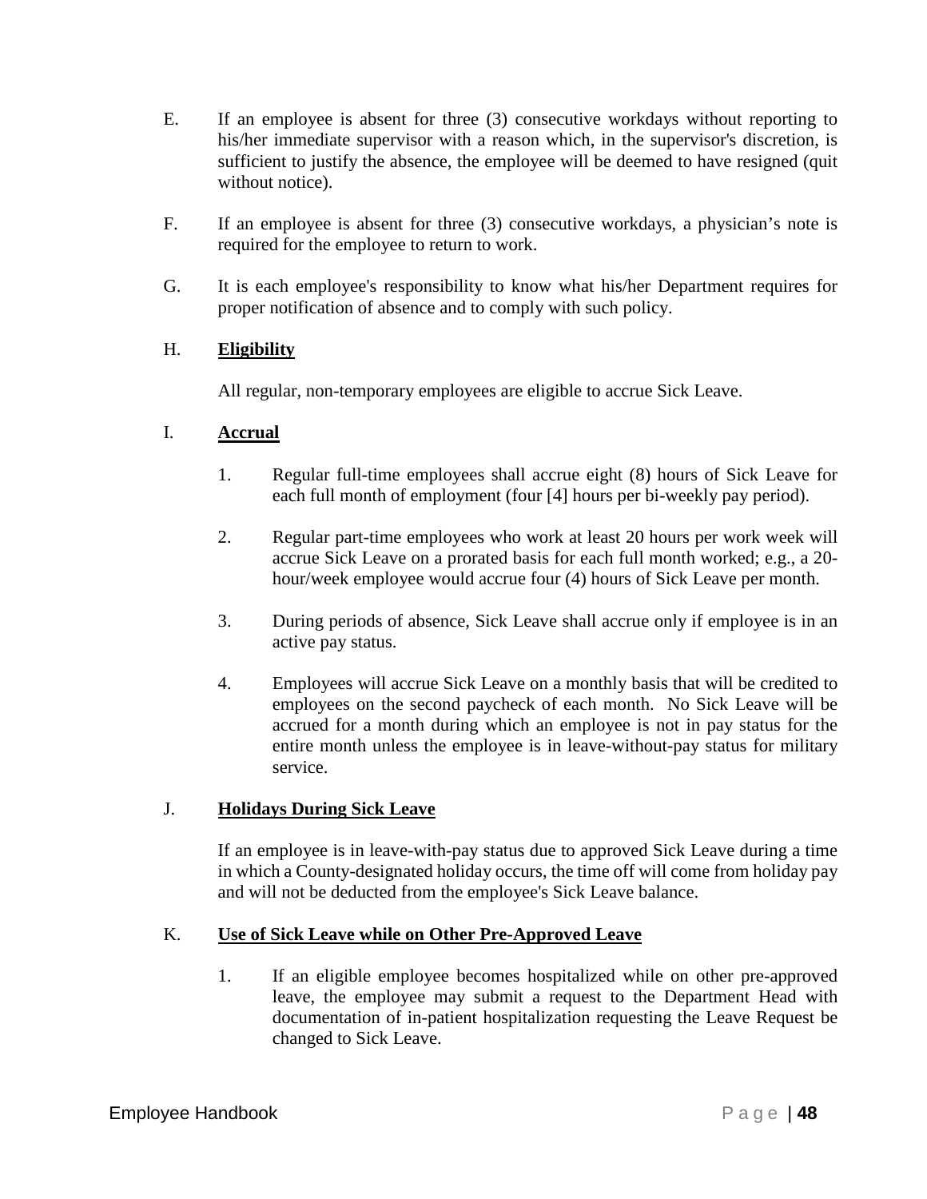E. If an employee is absent for three (3) consecutive workdays without reporting to his/her immediate supervisor with a reason which, in the supervisor's discretion, is sufficient to justify the absence, the employee will be deemed to have resigned (quit without notice).

F. If an employee is absent for three (3) consecutive workdays, a physician's note is required for the employee to return to work.

G. It is each employee's responsibility to know what his/her Department requires for proper notification of absence and to comply with such policy.

H. **Eligibility**

All regular, non-temporary employees are eligible to accrue Sick Leave.

I. **Accrual**

1. Regular full-time employees shall accrue eight (8) hours of Sick Leave for each full month of employment (four [4] hours per bi-weekly pay period).

2. Regular part-time employees who work at least 20 hours per work week will accrue Sick Leave on a prorated basis for each full month worked; e.g., a 20-hour/week employee would accrue four (4) hours of Sick Leave per month.

3. During periods of absence, Sick Leave shall accrue only if employee is in an active pay status.

4. Employees will accrue Sick Leave on a monthly basis that will be credited to employees on the second paycheck of each month. No Sick Leave will be accrued for a month during which an employee is not in pay status for the entire month unless the employee is in leave-without-pay status for military service.

J. **Holidays During Sick Leave**

If an employee is in leave-with-pay status due to approved Sick Leave during a time in which a County-designated holiday occurs, the time off will come from holiday pay and will not be deducted from the employee's Sick Leave balance.

K. **Use of Sick Leave while on Other Pre-Approved Leave**

1. If an eligible employee becomes hospitalized while on other pre-approved leave, the employee may submit a request to the Department Head with documentation of in-patient hospitalization requesting the Leave Request be changed to Sick Leave.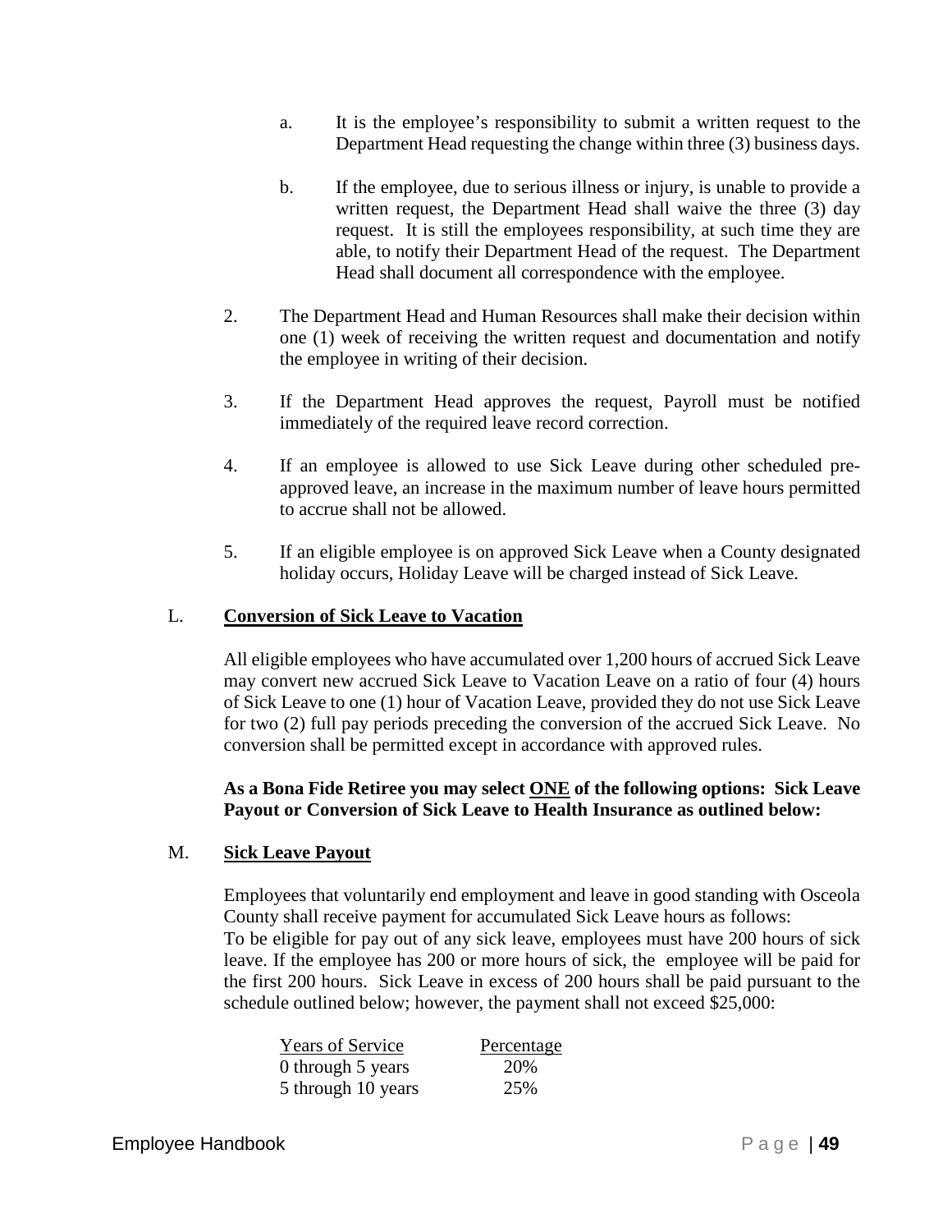a. It is the employee's responsibility to submit a written request to the Department Head requesting the change within three (3) business days.

b. If the employee, due to serious illness or injury, is unable to provide a written request, the Department Head shall waive the three (3) day request. It is still the employees responsibility, at such time they are able, to notify their Department Head of the request. The Department Head shall document all correspondence with the employee.

2. The Department Head and Human Resources shall make their decision within one (1) week of receiving the written request and documentation and notify the employee in writing of their decision.

3. If the Department Head approves the request, Payroll must be notified immediately of the required leave record correction.

4. If an employee is allowed to use Sick Leave during other scheduled pre-approved leave, an increase in the maximum number of leave hours permitted to accrue shall not be allowed.

5. If an eligible employee is on approved Sick Leave when a County designated holiday occurs, Holiday Leave will be charged instead of Sick Leave.

## L. Conversion of Sick Leave to Vacation

All eligible employees who have accumulated over 1,200 hours of accrued Sick Leave may convert new accrued Sick Leave to Vacation Leave on a ratio of four (4) hours of Sick Leave to one (1) hour of Vacation Leave, provided they do not use Sick Leave for two (2) full pay periods preceding the conversion of the accrued Sick Leave. No conversion shall be permitted except in accordance with approved rules.

**As a Bona Fide Retiree you may select ONE of the following options: Sick Leave Payout or Conversion of Sick Leave to Health Insurance as outlined below:**

## M. Sick Leave Payout

Employees that voluntarily end employment and leave in good standing with Osceola County shall receive payment for accumulated Sick Leave hours as follows:
To be eligible for pay out of any sick leave, employees must have 200 hours of sick leave. If the employee has 200 or more hours of sick, the employee will be paid for the first 200 hours. Sick Leave in excess of 200 hours shall be paid pursuant to the schedule outlined below; however, the payment shall not exceed $25,000:

| Years of Service | Percentage |
|---|---|
| 0 through 5 years | 20% |
| 5 through 10 years | 25% |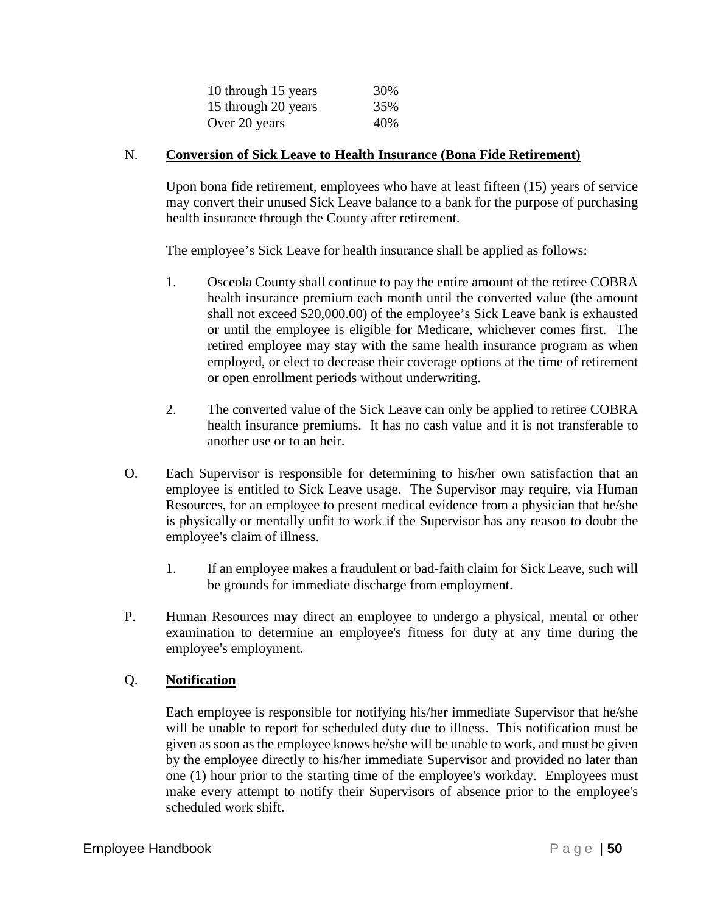| | |
|---|---|
| 10 through 15 years | 30% |
| 15 through 20 years | 35% |
| Over 20 years | 40% |

N. **Conversion of Sick Leave to Health Insurance (Bona Fide Retirement)**

Upon bona fide retirement, employees who have at least fifteen (15) years of service may convert their unused Sick Leave balance to a bank for the purpose of purchasing health insurance through the County after retirement.

The employee's Sick Leave for health insurance shall be applied as follows:

1. Osceola County shall continue to pay the entire amount of the retiree COBRA health insurance premium each month until the converted value (the amount shall not exceed $20,000.00) of the employee's Sick Leave bank is exhausted or until the employee is eligible for Medicare, whichever comes first. The retired employee may stay with the same health insurance program as when employed, or elect to decrease their coverage options at the time of retirement or open enrollment periods without underwriting.

2. The converted value of the Sick Leave can only be applied to retiree COBRA health insurance premiums. It has no cash value and it is not transferable to another use or to an heir.

O. Each Supervisor is responsible for determining to his/her own satisfaction that an employee is entitled to Sick Leave usage. The Supervisor may require, via Human Resources, for an employee to present medical evidence from a physician that he/she is physically or mentally unfit to work if the Supervisor has any reason to doubt the employee's claim of illness.

1. If an employee makes a fraudulent or bad-faith claim for Sick Leave, such will be grounds for immediate discharge from employment.

P. Human Resources may direct an employee to undergo a physical, mental or other examination to determine an employee's fitness for duty at any time during the employee's employment.

Q. **Notification**

Each employee is responsible for notifying his/her immediate Supervisor that he/she will be unable to report for scheduled duty due to illness. This notification must be given as soon as the employee knows he/she will be unable to work, and must be given by the employee directly to his/her immediate Supervisor and provided no later than one (1) hour prior to the starting time of the employee's workday. Employees must make every attempt to notify their Supervisors of absence prior to the employee's scheduled work shift.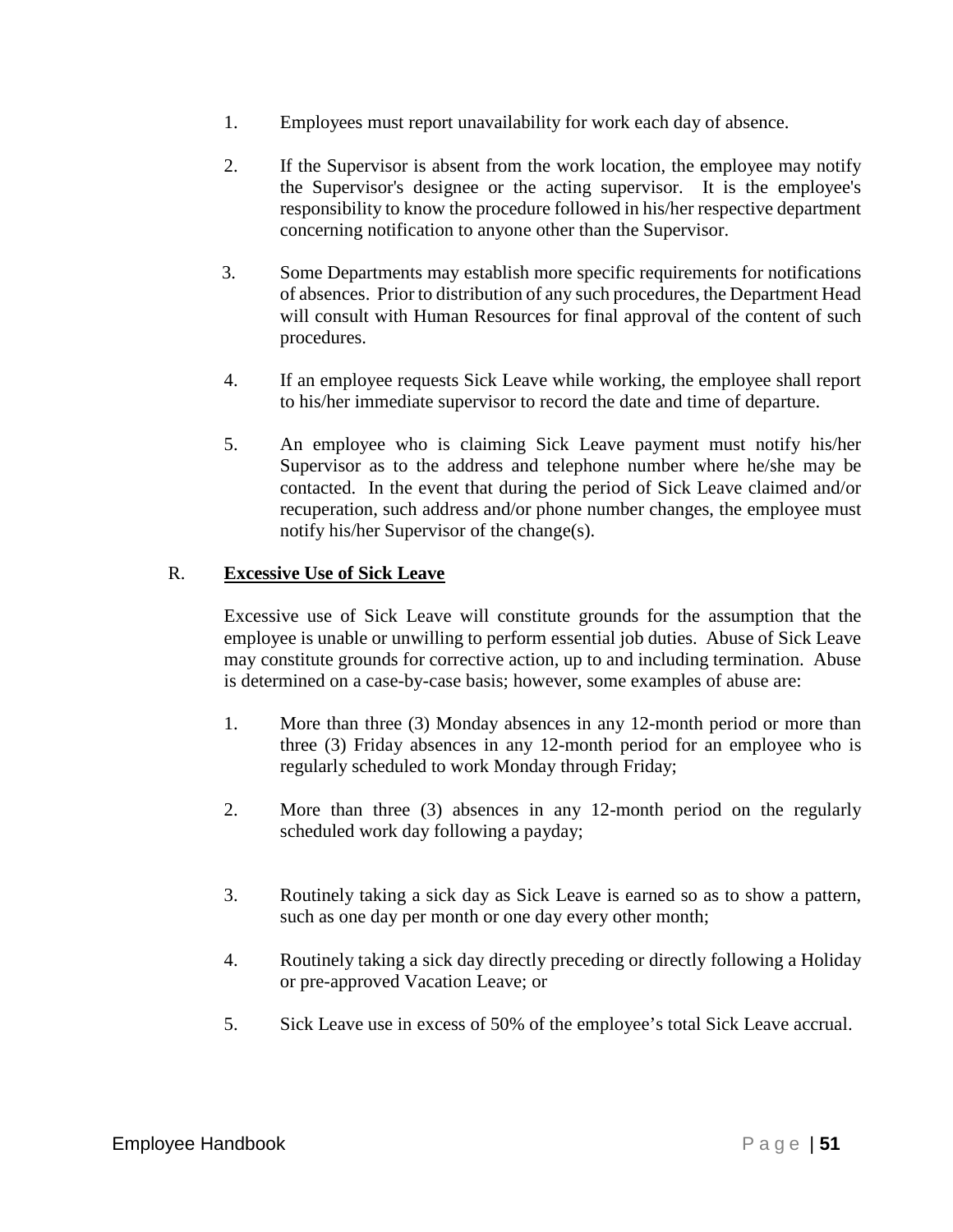1. Employees must report unavailability for work each day of absence.

2. If the Supervisor is absent from the work location, the employee may notify the Supervisor's designee or the acting supervisor. It is the employee's responsibility to know the procedure followed in his/her respective department concerning notification to anyone other than the Supervisor.

3. Some Departments may establish more specific requirements for notifications of absences. Prior to distribution of any such procedures, the Department Head will consult with Human Resources for final approval of the content of such procedures.

4. If an employee requests Sick Leave while working, the employee shall report to his/her immediate supervisor to record the date and time of departure.

5. An employee who is claiming Sick Leave payment must notify his/her Supervisor as to the address and telephone number where he/she may be contacted. In the event that during the period of Sick Leave claimed and/or recuperation, such address and/or phone number changes, the employee must notify his/her Supervisor of the change(s).

R. **Excessive Use of Sick Leave**

Excessive use of Sick Leave will constitute grounds for the assumption that the employee is unable or unwilling to perform essential job duties. Abuse of Sick Leave may constitute grounds for corrective action, up to and including termination. Abuse is determined on a case-by-case basis; however, some examples of abuse are:

1. More than three (3) Monday absences in any 12-month period or more than three (3) Friday absences in any 12-month period for an employee who is regularly scheduled to work Monday through Friday;

2. More than three (3) absences in any 12-month period on the regularly scheduled work day following a payday;

3. Routinely taking a sick day as Sick Leave is earned so as to show a pattern, such as one day per month or one day every other month;

4. Routinely taking a sick day directly preceding or directly following a Holiday or pre-approved Vacation Leave; or

5. Sick Leave use in excess of 50% of the employee's total Sick Leave accrual.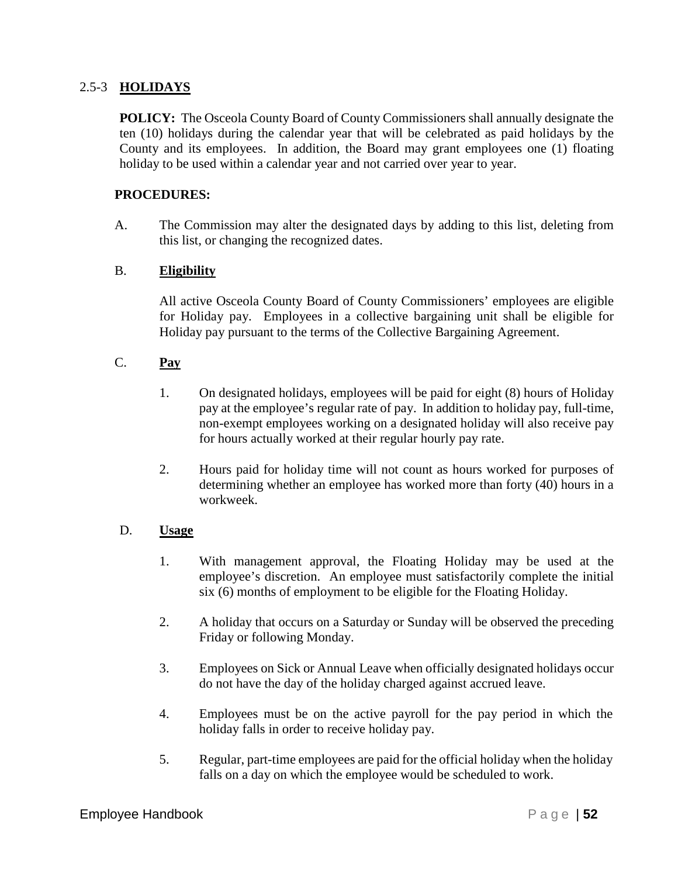## 2.5-3 **HOLIDAYS**

**POLICY:** The Osceola County Board of County Commissioners shall annually designate the ten (10) holidays during the calendar year that will be celebrated as paid holidays by the County and its employees. In addition, the Board may grant employees one (1) floating holiday to be used within a calendar year and not carried over year to year.

**PROCEDURES:**

A. The Commission may alter the designated days by adding to this list, deleting from this list, or changing the recognized dates.

B. **Eligibility**

All active Osceola County Board of County Commissioners' employees are eligible for Holiday pay. Employees in a collective bargaining unit shall be eligible for Holiday pay pursuant to the terms of the Collective Bargaining Agreement.

C. **Pay**

1. On designated holidays, employees will be paid for eight (8) hours of Holiday pay at the employee's regular rate of pay. In addition to holiday pay, full-time, non-exempt employees working on a designated holiday will also receive pay for hours actually worked at their regular hourly pay rate.

2. Hours paid for holiday time will not count as hours worked for purposes of determining whether an employee has worked more than forty (40) hours in a workweek.

D. **Usage**

1. With management approval, the Floating Holiday may be used at the employee's discretion. An employee must satisfactorily complete the initial six (6) months of employment to be eligible for the Floating Holiday.

2. A holiday that occurs on a Saturday or Sunday will be observed the preceding Friday or following Monday.

3. Employees on Sick or Annual Leave when officially designated holidays occur do not have the day of the holiday charged against accrued leave.

4. Employees must be on the active payroll for the pay period in which the holiday falls in order to receive holiday pay.

5. Regular, part-time employees are paid for the official holiday when the holiday falls on a day on which the employee would be scheduled to work.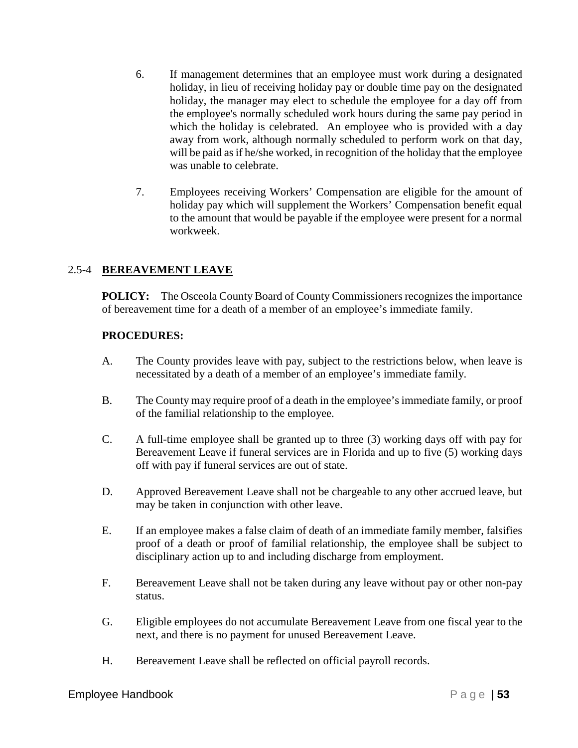6. If management determines that an employee must work during a designated holiday, in lieu of receiving holiday pay or double time pay on the designated holiday, the manager may elect to schedule the employee for a day off from the employee's normally scheduled work hours during the same pay period in which the holiday is celebrated. An employee who is provided with a day away from work, although normally scheduled to perform work on that day, will be paid as if he/she worked, in recognition of the holiday that the employee was unable to celebrate.

7. Employees receiving Workers' Compensation are eligible for the amount of holiday pay which will supplement the Workers' Compensation benefit equal to the amount that would be payable if the employee were present for a normal workweek.

## 2.5-4 **BEREAVEMENT LEAVE**

**POLICY:** The Osceola County Board of County Commissioners recognizes the importance of bereavement time for a death of a member of an employee's immediate family.

**PROCEDURES:**

A. The County provides leave with pay, subject to the restrictions below, when leave is necessitated by a death of a member of an employee's immediate family.

B. The County may require proof of a death in the employee's immediate family, or proof of the familial relationship to the employee.

C. A full-time employee shall be granted up to three (3) working days off with pay for Bereavement Leave if funeral services are in Florida and up to five (5) working days off with pay if funeral services are out of state.

D. Approved Bereavement Leave shall not be chargeable to any other accrued leave, but may be taken in conjunction with other leave.

E. If an employee makes a false claim of death of an immediate family member, falsifies proof of a death or proof of familial relationship, the employee shall be subject to disciplinary action up to and including discharge from employment.

F. Bereavement Leave shall not be taken during any leave without pay or other non-pay status.

G. Eligible employees do not accumulate Bereavement Leave from one fiscal year to the next, and there is no payment for unused Bereavement Leave.

H. Bereavement Leave shall be reflected on official payroll records.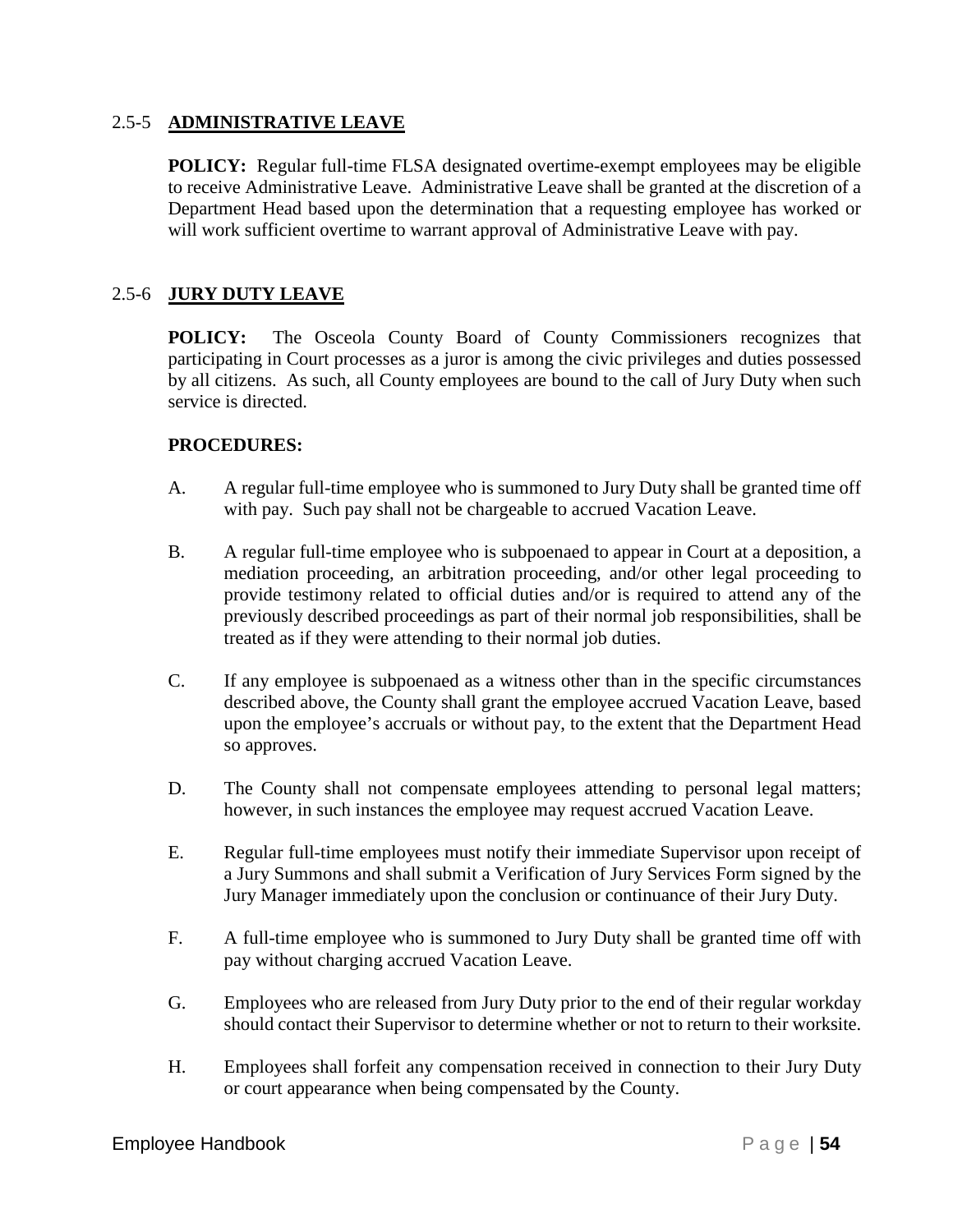## 2.5-5 **ADMINISTRATIVE LEAVE**

**POLICY:** Regular full-time FLSA designated overtime-exempt employees may be eligible to receive Administrative Leave. Administrative Leave shall be granted at the discretion of a Department Head based upon the determination that a requesting employee has worked or will work sufficient overtime to warrant approval of Administrative Leave with pay.

## 2.5-6 **JURY DUTY LEAVE**

**POLICY:** The Osceola County Board of County Commissioners recognizes that participating in Court processes as a juror is among the civic privileges and duties possessed by all citizens. As such, all County employees are bound to the call of Jury Duty when such service is directed.

**PROCEDURES:**

A. A regular full-time employee who is summoned to Jury Duty shall be granted time off with pay. Such pay shall not be chargeable to accrued Vacation Leave.

B. A regular full-time employee who is subpoenaed to appear in Court at a deposition, a mediation proceeding, an arbitration proceeding, and/or other legal proceeding to provide testimony related to official duties and/or is required to attend any of the previously described proceedings as part of their normal job responsibilities, shall be treated as if they were attending to their normal job duties.

C. If any employee is subpoenaed as a witness other than in the specific circumstances described above, the County shall grant the employee accrued Vacation Leave, based upon the employee's accruals or without pay, to the extent that the Department Head so approves.

D. The County shall not compensate employees attending to personal legal matters; however, in such instances the employee may request accrued Vacation Leave.

E. Regular full-time employees must notify their immediate Supervisor upon receipt of a Jury Summons and shall submit a Verification of Jury Services Form signed by the Jury Manager immediately upon the conclusion or continuance of their Jury Duty.

F. A full-time employee who is summoned to Jury Duty shall be granted time off with pay without charging accrued Vacation Leave.

G. Employees who are released from Jury Duty prior to the end of their regular workday should contact their Supervisor to determine whether or not to return to their worksite.

H. Employees shall forfeit any compensation received in connection to their Jury Duty or court appearance when being compensated by the County.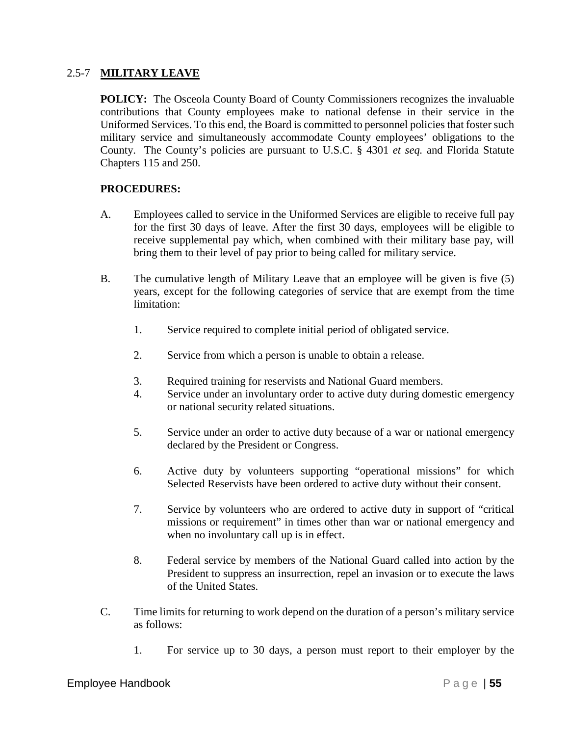## 2.5-7 **MILITARY LEAVE**

**POLICY:** The Osceola County Board of County Commissioners recognizes the invaluable contributions that County employees make to national defense in their service in the Uniformed Services. To this end, the Board is committed to personnel policies that foster such military service and simultaneously accommodate County employees' obligations to the County. The County's policies are pursuant to U.S.C. § 4301 *et seq.* and Florida Statute Chapters 115 and 250.

**PROCEDURES:**

A. Employees called to service in the Uniformed Services are eligible to receive full pay for the first 30 days of leave. After the first 30 days, employees will be eligible to receive supplemental pay which, when combined with their military base pay, will bring them to their level of pay prior to being called for military service.

B. The cumulative length of Military Leave that an employee will be given is five (5) years, except for the following categories of service that are exempt from the time limitation:

   1. Service required to complete initial period of obligated service.

   2. Service from which a person is unable to obtain a release.

   3. Required training for reservists and National Guard members.

   4. Service under an involuntary order to active duty during domestic emergency or national security related situations.

   5. Service under an order to active duty because of a war or national emergency declared by the President or Congress.

   6. Active duty by volunteers supporting "operational missions" for which Selected Reservists have been ordered to active duty without their consent.

   7. Service by volunteers who are ordered to active duty in support of "critical missions or requirement" in times other than war or national emergency and when no involuntary call up is in effect.

   8. Federal service by members of the National Guard called into action by the President to suppress an insurrection, repel an invasion or to execute the laws of the United States.

C. Time limits for returning to work depend on the duration of a person's military service as follows:

   1. For service up to 30 days, a person must report to their employer by the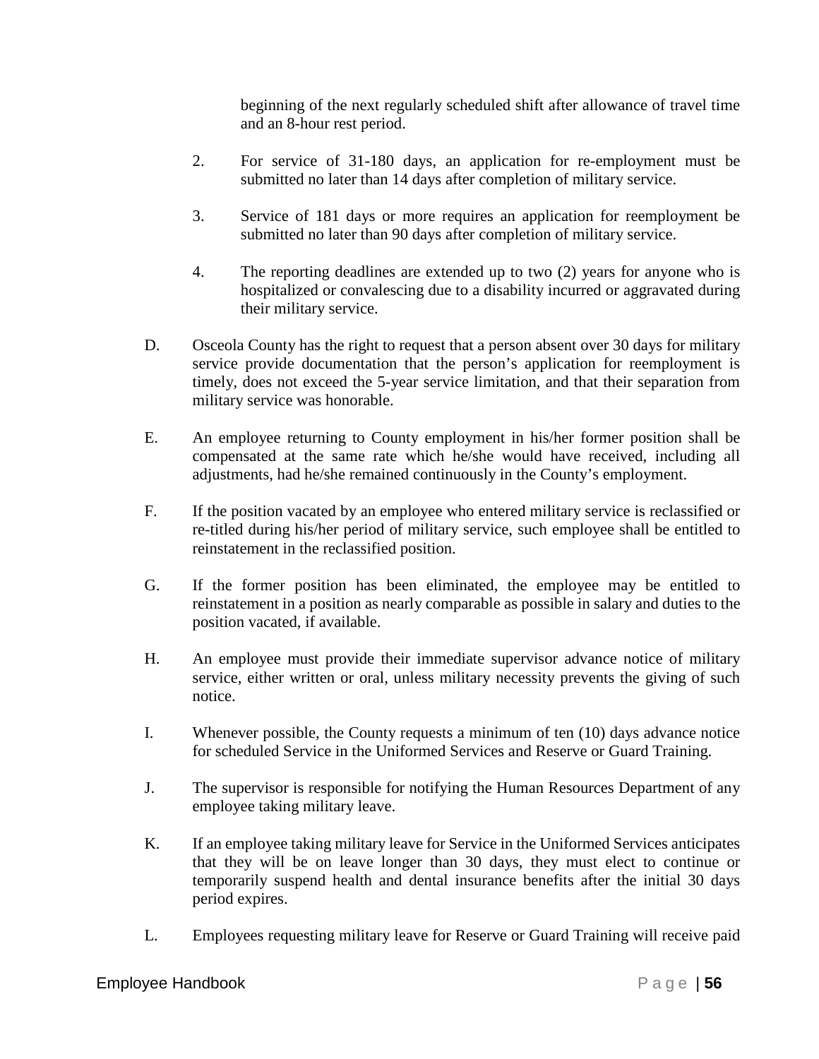beginning of the next regularly scheduled shift after allowance of travel time and an 8-hour rest period.

2. For service of 31-180 days, an application for re-employment must be submitted no later than 14 days after completion of military service.

3. Service of 181 days or more requires an application for reemployment be submitted no later than 90 days after completion of military service.

4. The reporting deadlines are extended up to two (2) years for anyone who is hospitalized or convalescing due to a disability incurred or aggravated during their military service.

D. Osceola County has the right to request that a person absent over 30 days for military service provide documentation that the person's application for reemployment is timely, does not exceed the 5-year service limitation, and that their separation from military service was honorable.

E. An employee returning to County employment in his/her former position shall be compensated at the same rate which he/she would have received, including all adjustments, had he/she remained continuously in the County's employment.

F. If the position vacated by an employee who entered military service is reclassified or re-titled during his/her period of military service, such employee shall be entitled to reinstatement in the reclassified position.

G. If the former position has been eliminated, the employee may be entitled to reinstatement in a position as nearly comparable as possible in salary and duties to the position vacated, if available.

H. An employee must provide their immediate supervisor advance notice of military service, either written or oral, unless military necessity prevents the giving of such notice.

I. Whenever possible, the County requests a minimum of ten (10) days advance notice for scheduled Service in the Uniformed Services and Reserve or Guard Training.

J. The supervisor is responsible for notifying the Human Resources Department of any employee taking military leave.

K. If an employee taking military leave for Service in the Uniformed Services anticipates that they will be on leave longer than 30 days, they must elect to continue or temporarily suspend health and dental insurance benefits after the initial 30 days period expires.

L. Employees requesting military leave for Reserve or Guard Training will receive paid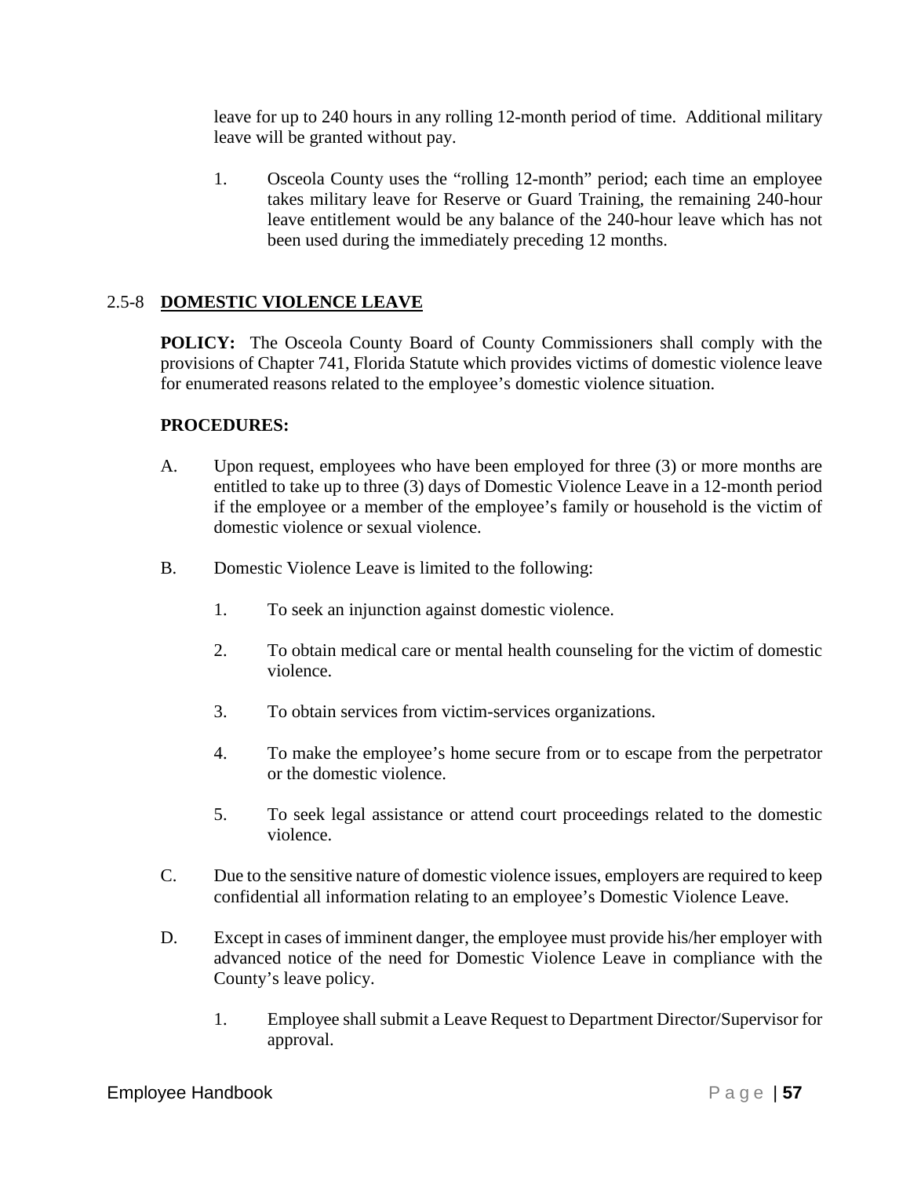leave for up to 240 hours in any rolling 12-month period of time. Additional military leave will be granted without pay.

1. Osceola County uses the "rolling 12-month" period; each time an employee takes military leave for Reserve or Guard Training, the remaining 240-hour leave entitlement would be any balance of the 240-hour leave which has not been used during the immediately preceding 12 months.

## 2.5-8 DOMESTIC VIOLENCE LEAVE

**POLICY:** The Osceola County Board of County Commissioners shall comply with the provisions of Chapter 741, Florida Statute which provides victims of domestic violence leave for enumerated reasons related to the employee's domestic violence situation.

**PROCEDURES:**

A. Upon request, employees who have been employed for three (3) or more months are entitled to take up to three (3) days of Domestic Violence Leave in a 12-month period if the employee or a member of the employee's family or household is the victim of domestic violence or sexual violence.

B. Domestic Violence Leave is limited to the following:

   1. To seek an injunction against domestic violence.

   2. To obtain medical care or mental health counseling for the victim of domestic violence.

   3. To obtain services from victim-services organizations.

   4. To make the employee's home secure from or to escape from the perpetrator or the domestic violence.

   5. To seek legal assistance or attend court proceedings related to the domestic violence.

C. Due to the sensitive nature of domestic violence issues, employers are required to keep confidential all information relating to an employee's Domestic Violence Leave.

D. Except in cases of imminent danger, the employee must provide his/her employer with advanced notice of the need for Domestic Violence Leave in compliance with the County's leave policy.

   1. Employee shall submit a Leave Request to Department Director/Supervisor for approval.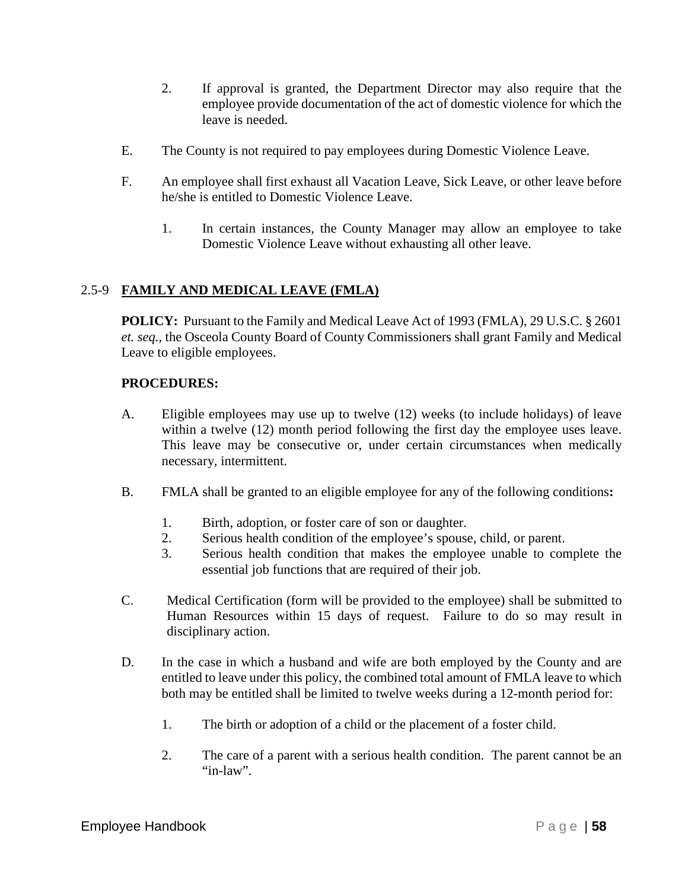2. If approval is granted, the Department Director may also require that the employee provide documentation of the act of domestic violence for which the leave is needed.

E. The County is not required to pay employees during Domestic Violence Leave.

F. An employee shall first exhaust all Vacation Leave, Sick Leave, or other leave before he/she is entitled to Domestic Violence Leave.

   1. In certain instances, the County Manager may allow an employee to take Domestic Violence Leave without exhausting all other leave.

## 2.5-9 FAMILY AND MEDICAL LEAVE (FMLA)

**POLICY:** Pursuant to the Family and Medical Leave Act of 1993 (FMLA), 29 U.S.C. § 2601 *et. seq.*, the Osceola County Board of County Commissioners shall grant Family and Medical Leave to eligible employees.

**PROCEDURES:**

A. Eligible employees may use up to twelve (12) weeks (to include holidays) of leave within a twelve (12) month period following the first day the employee uses leave. This leave may be consecutive or, under certain circumstances when medically necessary, intermittent.

B. FMLA shall be granted to an eligible employee for any of the following conditions**:**

   1. Birth, adoption, or foster care of son or daughter.
   2. Serious health condition of the employee's spouse, child, or parent.
   3. Serious health condition that makes the employee unable to complete the essential job functions that are required of their job.

C. Medical Certification (form will be provided to the employee) shall be submitted to Human Resources within 15 days of request. Failure to do so may result in disciplinary action.

D. In the case in which a husband and wife are both employed by the County and are entitled to leave under this policy, the combined total amount of FMLA leave to which both may be entitled shall be limited to twelve weeks during a 12-month period for:

   1. The birth or adoption of a child or the placement of a foster child.

   2. The care of a parent with a serious health condition. The parent cannot be an "in-law".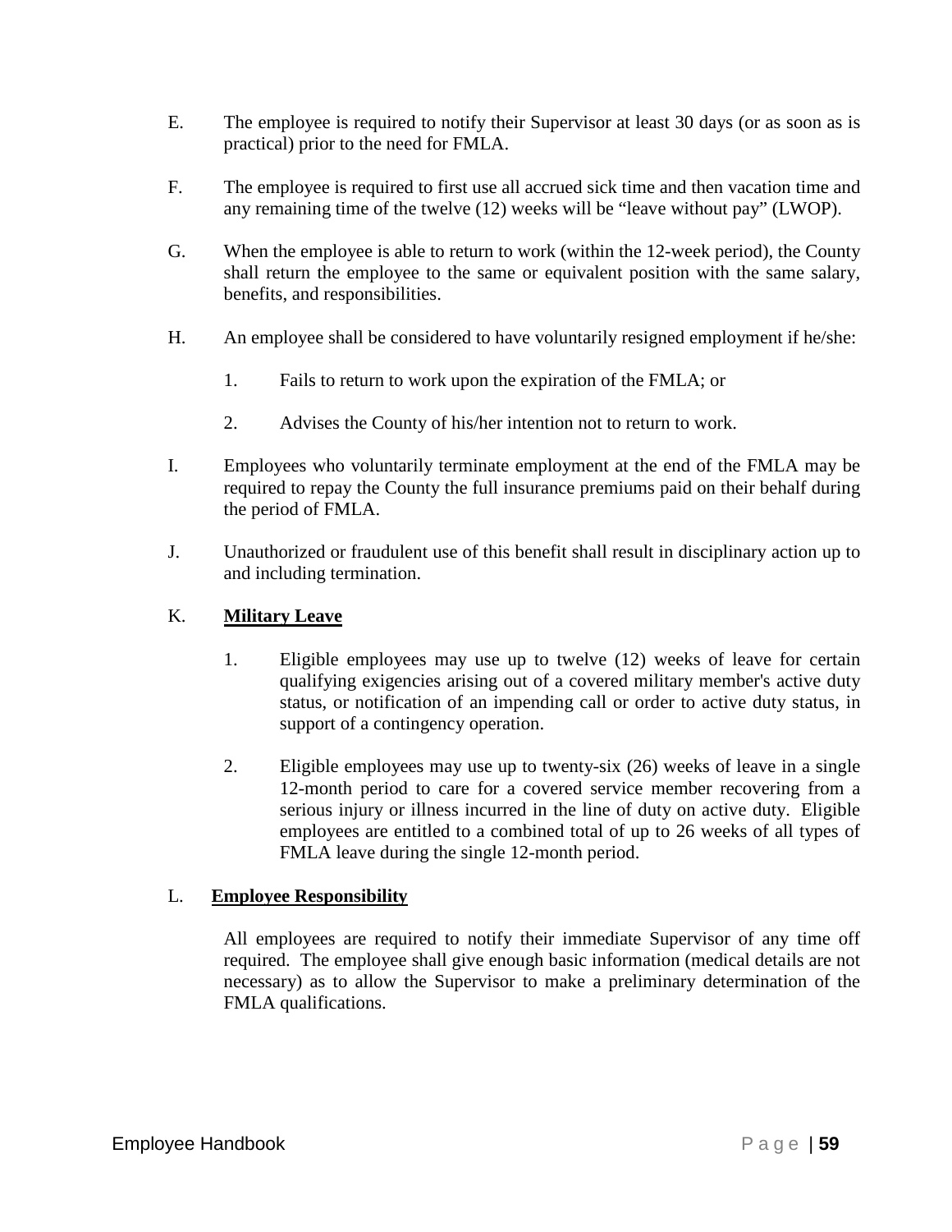E. The employee is required to notify their Supervisor at least 30 days (or as soon as is practical) prior to the need for FMLA.

F. The employee is required to first use all accrued sick time and then vacation time and any remaining time of the twelve (12) weeks will be "leave without pay" (LWOP).

G. When the employee is able to return to work (within the 12-week period), the County shall return the employee to the same or equivalent position with the same salary, benefits, and responsibilities.

H. An employee shall be considered to have voluntarily resigned employment if he/she:

1. Fails to return to work upon the expiration of the FMLA; or

2. Advises the County of his/her intention not to return to work.

I. Employees who voluntarily terminate employment at the end of the FMLA may be required to repay the County the full insurance premiums paid on their behalf during the period of FMLA.

J. Unauthorized or fraudulent use of this benefit shall result in disciplinary action up to and including termination.

K. **Military Leave**

1. Eligible employees may use up to twelve (12) weeks of leave for certain qualifying exigencies arising out of a covered military member's active duty status, or notification of an impending call or order to active duty status, in support of a contingency operation.

2. Eligible employees may use up to twenty-six (26) weeks of leave in a single 12-month period to care for a covered service member recovering from a serious injury or illness incurred in the line of duty on active duty. Eligible employees are entitled to a combined total of up to 26 weeks of all types of FMLA leave during the single 12-month period.

L. **Employee Responsibility**

All employees are required to notify their immediate Supervisor of any time off required. The employee shall give enough basic information (medical details are not necessary) as to allow the Supervisor to make a preliminary determination of the FMLA qualifications.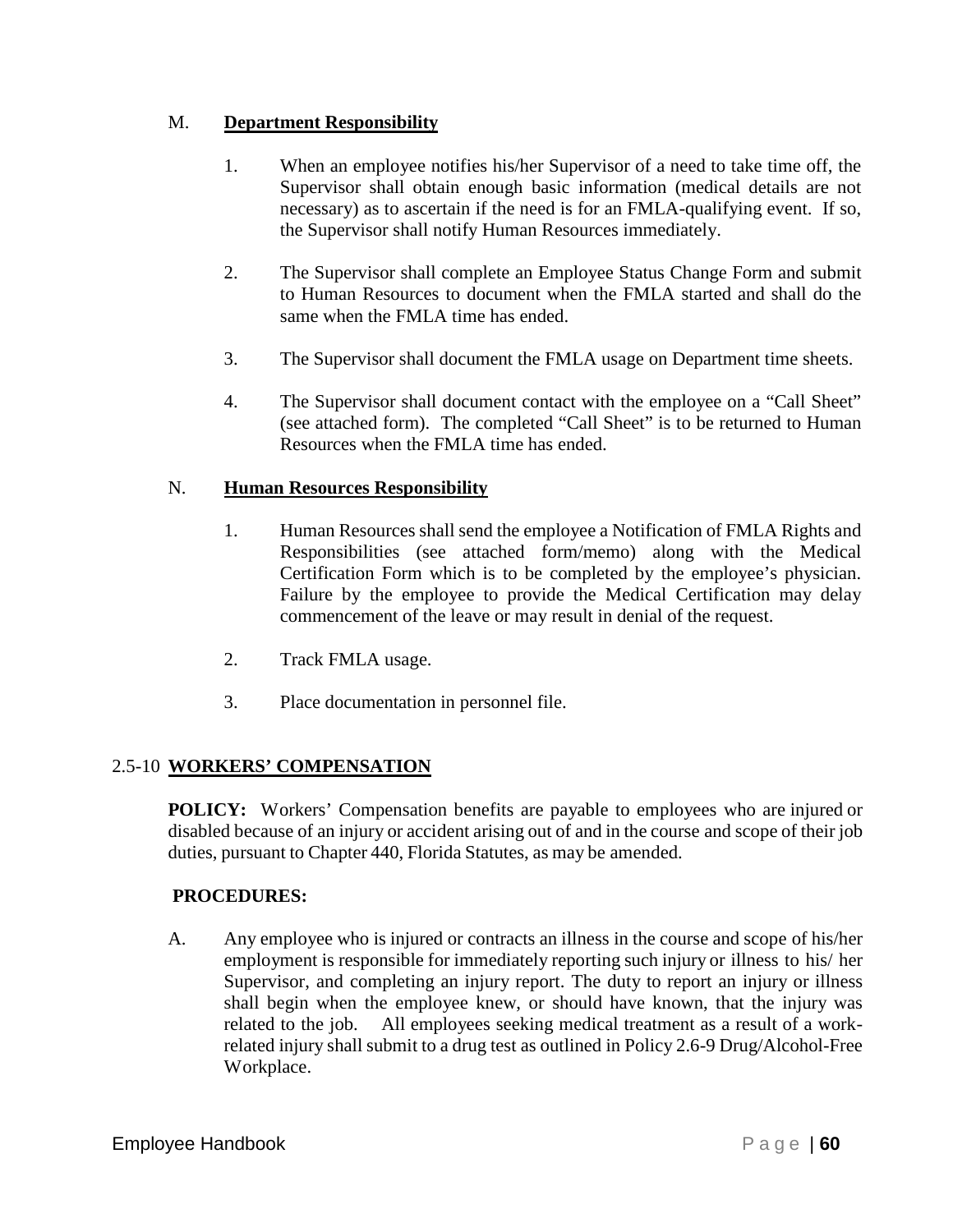M. **Department Responsibility**

1. When an employee notifies his/her Supervisor of a need to take time off, the Supervisor shall obtain enough basic information (medical details are not necessary) as to ascertain if the need is for an FMLA-qualifying event. If so, the Supervisor shall notify Human Resources immediately.

2. The Supervisor shall complete an Employee Status Change Form and submit to Human Resources to document when the FMLA started and shall do the same when the FMLA time has ended.

3. The Supervisor shall document the FMLA usage on Department time sheets.

4. The Supervisor shall document contact with the employee on a "Call Sheet" (see attached form). The completed "Call Sheet" is to be returned to Human Resources when the FMLA time has ended.

N. **Human Resources Responsibility**

1. Human Resources shall send the employee a Notification of FMLA Rights and Responsibilities (see attached form/memo) along with the Medical Certification Form which is to be completed by the employee's physician. Failure by the employee to provide the Medical Certification may delay commencement of the leave or may result in denial of the request.

2. Track FMLA usage.

3. Place documentation in personnel file.

## 2.5-10 WORKERS' COMPENSATION

**POLICY:** Workers' Compensation benefits are payable to employees who are injured or disabled because of an injury or accident arising out of and in the course and scope of their job duties, pursuant to Chapter 440, Florida Statutes, as may be amended.

**PROCEDURES:**

A. Any employee who is injured or contracts an illness in the course and scope of his/her employment is responsible for immediately reporting such injury or illness to his/ her Supervisor, and completing an injury report. The duty to report an injury or illness shall begin when the employee knew, or should have known, that the injury was related to the job. All employees seeking medical treatment as a result of a work-related injury shall submit to a drug test as outlined in Policy 2.6-9 Drug/Alcohol-Free Workplace.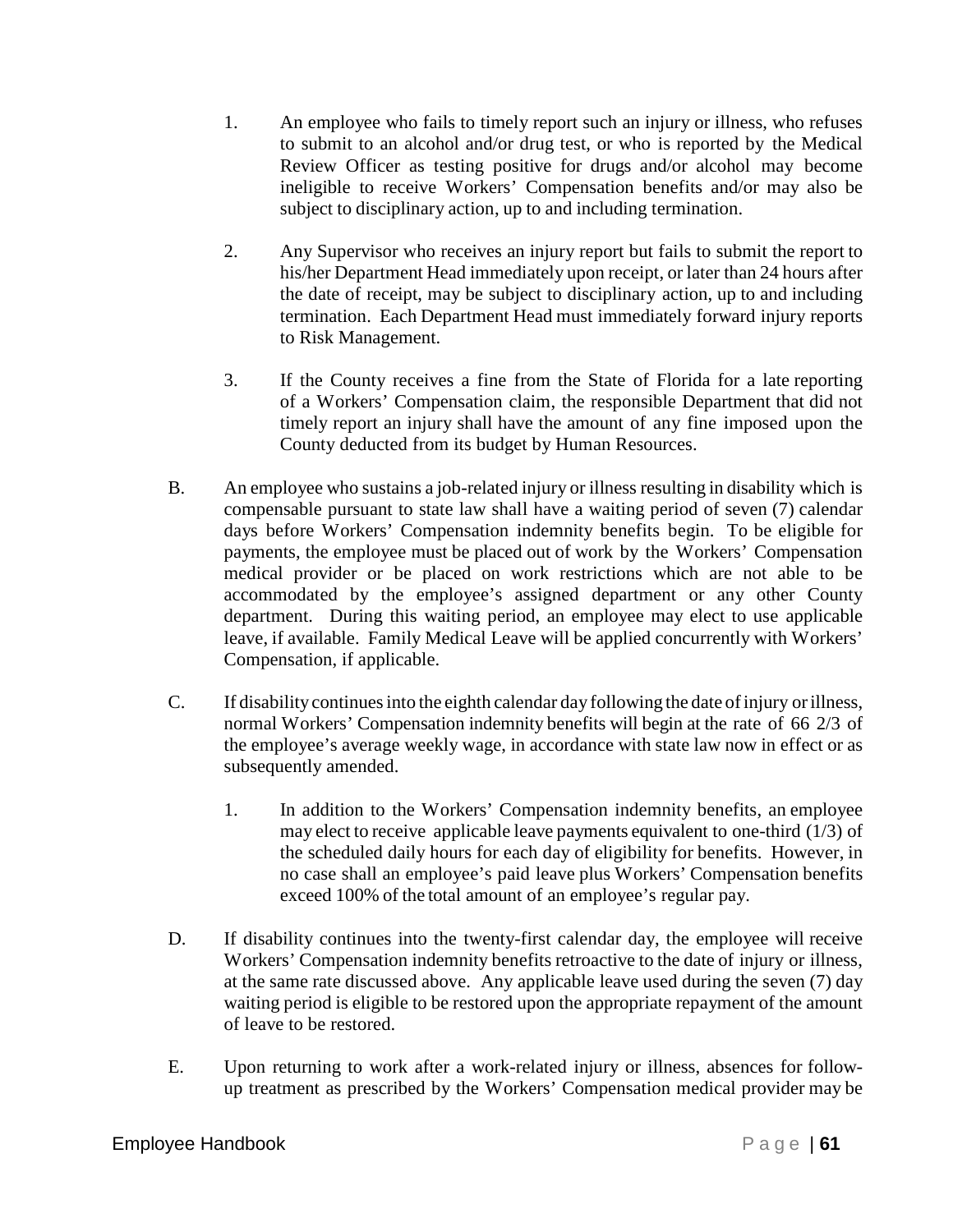1. An employee who fails to timely report such an injury or illness, who refuses to submit to an alcohol and/or drug test, or who is reported by the Medical Review Officer as testing positive for drugs and/or alcohol may become ineligible to receive Workers' Compensation benefits and/or may also be subject to disciplinary action, up to and including termination.

2. Any Supervisor who receives an injury report but fails to submit the report to his/her Department Head immediately upon receipt, or later than 24 hours after the date of receipt, may be subject to disciplinary action, up to and including termination. Each Department Head must immediately forward injury reports to Risk Management.

3. If the County receives a fine from the State of Florida for a late reporting of a Workers' Compensation claim, the responsible Department that did not timely report an injury shall have the amount of any fine imposed upon the County deducted from its budget by Human Resources.

B. An employee who sustains a job-related injury or illness resulting in disability which is compensable pursuant to state law shall have a waiting period of seven (7) calendar days before Workers' Compensation indemnity benefits begin. To be eligible for payments, the employee must be placed out of work by the Workers' Compensation medical provider or be placed on work restrictions which are not able to be accommodated by the employee's assigned department or any other County department. During this waiting period, an employee may elect to use applicable leave, if available. Family Medical Leave will be applied concurrently with Workers' Compensation, if applicable.

C. If disability continues into the eighth calendar day following the date of injury or illness, normal Workers' Compensation indemnity benefits will begin at the rate of 66 2/3 of the employee's average weekly wage, in accordance with state law now in effect or as subsequently amended.

1. In addition to the Workers' Compensation indemnity benefits, an employee may elect to receive applicable leave payments equivalent to one-third (1/3) of the scheduled daily hours for each day of eligibility for benefits. However, in no case shall an employee's paid leave plus Workers' Compensation benefits exceed 100% of the total amount of an employee's regular pay.

D. If disability continues into the twenty-first calendar day, the employee will receive Workers' Compensation indemnity benefits retroactive to the date of injury or illness, at the same rate discussed above. Any applicable leave used during the seven (7) day waiting period is eligible to be restored upon the appropriate repayment of the amount of leave to be restored.

E. Upon returning to work after a work-related injury or illness, absences for follow-up treatment as prescribed by the Workers' Compensation medical provider may be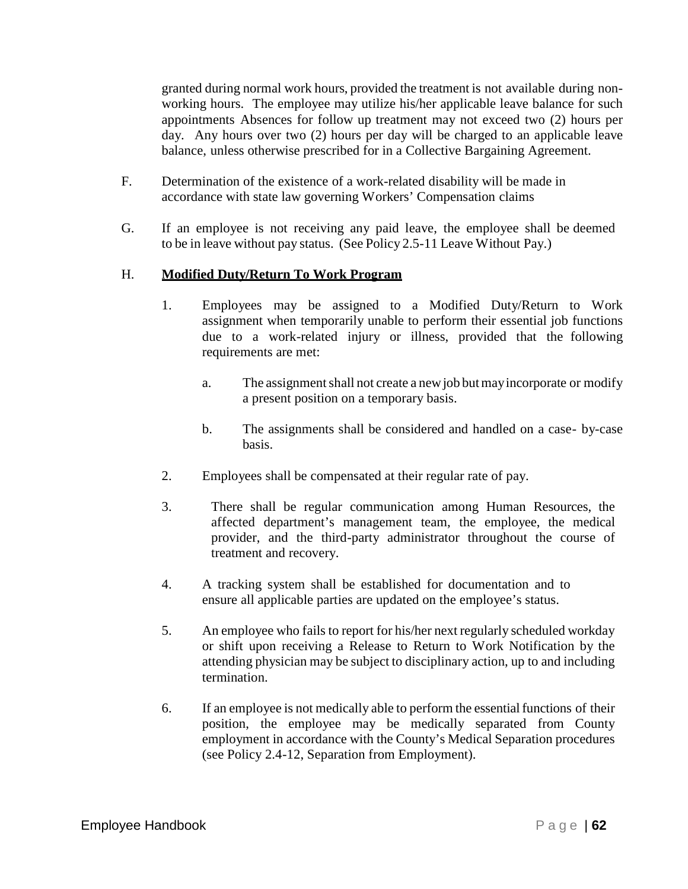granted during normal work hours, provided the treatment is not available during non-working hours. The employee may utilize his/her applicable leave balance for such appointments Absences for follow up treatment may not exceed two (2) hours per day. Any hours over two (2) hours per day will be charged to an applicable leave balance, unless otherwise prescribed for in a Collective Bargaining Agreement.

F. Determination of the existence of a work-related disability will be made in accordance with state law governing Workers' Compensation claims

G. If an employee is not receiving any paid leave, the employee shall be deemed to be in leave without pay status. (See Policy 2.5-11 Leave Without Pay.)

H. **Modified Duty/Return To Work Program**

1. Employees may be assigned to a Modified Duty/Return to Work assignment when temporarily unable to perform their essential job functions due to a work-related injury or illness, provided that the following requirements are met:

    a. The assignment shall not create a new job but may incorporate or modify a present position on a temporary basis.

    b. The assignments shall be considered and handled on a case- by-case basis.

2. Employees shall be compensated at their regular rate of pay.

3. There shall be regular communication among Human Resources, the affected department's management team, the employee, the medical provider, and the third-party administrator throughout the course of treatment and recovery.

4. A tracking system shall be established for documentation and to ensure all applicable parties are updated on the employee's status.

5. An employee who fails to report for his/her next regularly scheduled workday or shift upon receiving a Release to Return to Work Notification by the attending physician may be subject to disciplinary action, up to and including termination.

6. If an employee is not medically able to perform the essential functions of their position, the employee may be medically separated from County employment in accordance with the County's Medical Separation procedures (see Policy 2.4-12, Separation from Employment).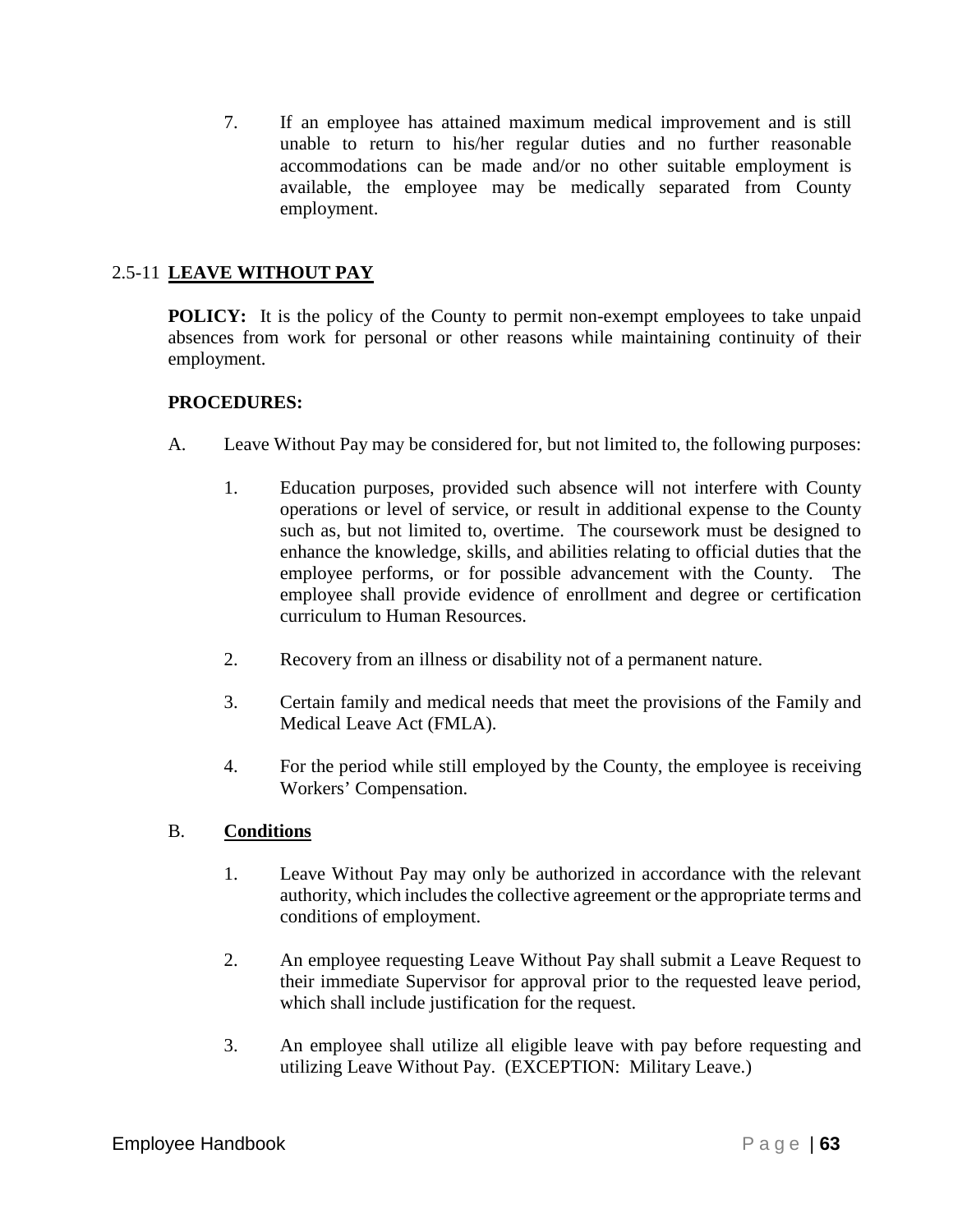7. If an employee has attained maximum medical improvement and is still unable to return to his/her regular duties and no further reasonable accommodations can be made and/or no other suitable employment is available, the employee may be medically separated from County employment.

## 2.5-11 LEAVE WITHOUT PAY

**POLICY:** It is the policy of the County to permit non-exempt employees to take unpaid absences from work for personal or other reasons while maintaining continuity of their employment.

**PROCEDURES:**

A. Leave Without Pay may be considered for, but not limited to, the following purposes:

   1. Education purposes, provided such absence will not interfere with County operations or level of service, or result in additional expense to the County such as, but not limited to, overtime. The coursework must be designed to enhance the knowledge, skills, and abilities relating to official duties that the employee performs, or for possible advancement with the County. The employee shall provide evidence of enrollment and degree or certification curriculum to Human Resources.

   2. Recovery from an illness or disability not of a permanent nature.

   3. Certain family and medical needs that meet the provisions of the Family and Medical Leave Act (FMLA).

   4. For the period while still employed by the County, the employee is receiving Workers' Compensation.

B. **Conditions**

   1. Leave Without Pay may only be authorized in accordance with the relevant authority, which includes the collective agreement or the appropriate terms and conditions of employment.

   2. An employee requesting Leave Without Pay shall submit a Leave Request to their immediate Supervisor for approval prior to the requested leave period, which shall include justification for the request.

   3. An employee shall utilize all eligible leave with pay before requesting and utilizing Leave Without Pay. (EXCEPTION: Military Leave.)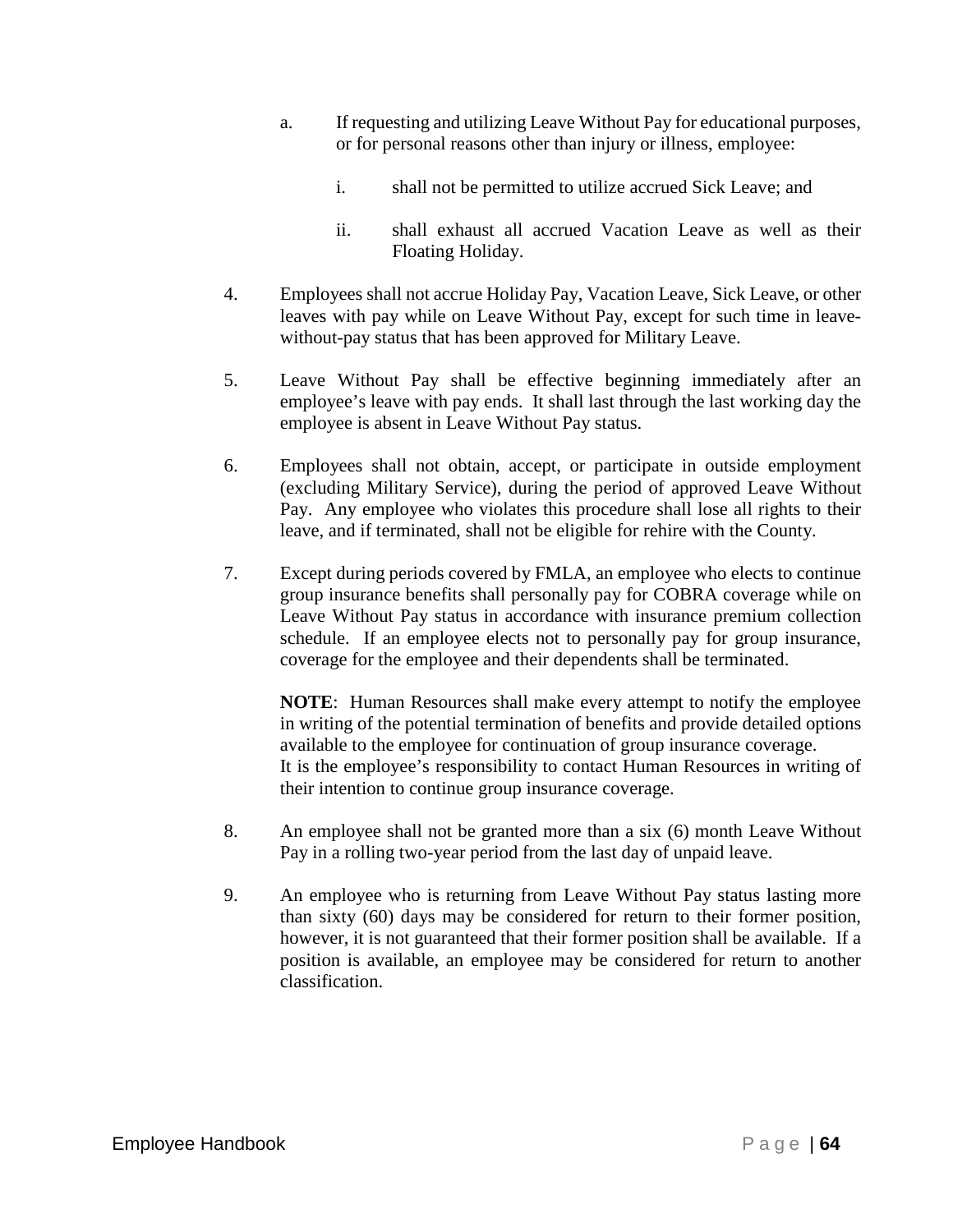a. If requesting and utilizing Leave Without Pay for educational purposes, or for personal reasons other than injury or illness, employee:

      i. shall not be permitted to utilize accrued Sick Leave; and

      ii. shall exhaust all accrued Vacation Leave as well as their Floating Holiday.

4. Employees shall not accrue Holiday Pay, Vacation Leave, Sick Leave, or other leaves with pay while on Leave Without Pay, except for such time in leave-without-pay status that has been approved for Military Leave.

5. Leave Without Pay shall be effective beginning immediately after an employee's leave with pay ends. It shall last through the last working day the employee is absent in Leave Without Pay status.

6. Employees shall not obtain, accept, or participate in outside employment (excluding Military Service), during the period of approved Leave Without Pay. Any employee who violates this procedure shall lose all rights to their leave, and if terminated, shall not be eligible for rehire with the County.

7. Except during periods covered by FMLA, an employee who elects to continue group insurance benefits shall personally pay for COBRA coverage while on Leave Without Pay status in accordance with insurance premium collection schedule. If an employee elects not to personally pay for group insurance, coverage for the employee and their dependents shall be terminated.

   **NOTE**: Human Resources shall make every attempt to notify the employee in writing of the potential termination of benefits and provide detailed options available to the employee for continuation of group insurance coverage.
   It is the employee's responsibility to contact Human Resources in writing of their intention to continue group insurance coverage.

8. An employee shall not be granted more than a six (6) month Leave Without Pay in a rolling two-year period from the last day of unpaid leave.

9. An employee who is returning from Leave Without Pay status lasting more than sixty (60) days may be considered for return to their former position, however, it is not guaranteed that their former position shall be available. If a position is available, an employee may be considered for return to another classification.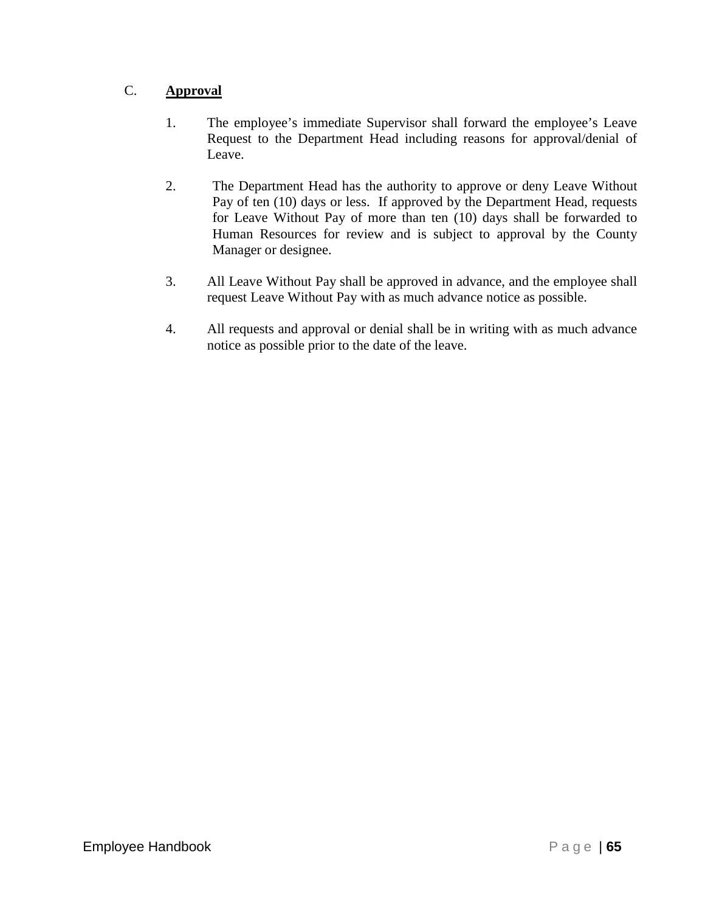C. **Approval**

1. The employee's immediate Supervisor shall forward the employee's Leave Request to the Department Head including reasons for approval/denial of Leave.

2. The Department Head has the authority to approve or deny Leave Without Pay of ten (10) days or less. If approved by the Department Head, requests for Leave Without Pay of more than ten (10) days shall be forwarded to Human Resources for review and is subject to approval by the County Manager or designee.

3. All Leave Without Pay shall be approved in advance, and the employee shall request Leave Without Pay with as much advance notice as possible.

4. All requests and approval or denial shall be in writing with as much advance notice as possible prior to the date of the leave.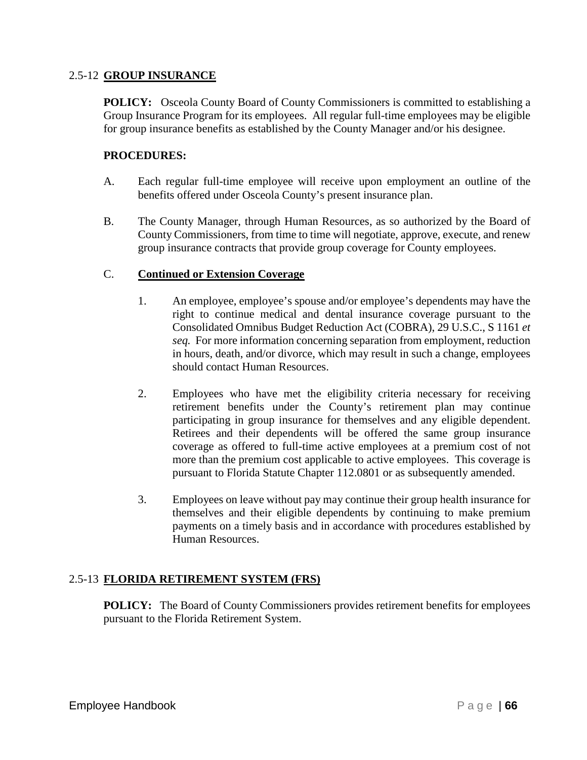## 2.5-12 **GROUP INSURANCE**

**POLICY:** Osceola County Board of County Commissioners is committed to establishing a Group Insurance Program for its employees. All regular full-time employees may be eligible for group insurance benefits as established by the County Manager and/or his designee.

**PROCEDURES:**

A. Each regular full-time employee will receive upon employment an outline of the benefits offered under Osceola County's present insurance plan.

B. The County Manager, through Human Resources, as so authorized by the Board of County Commissioners, from time to time will negotiate, approve, execute, and renew group insurance contracts that provide group coverage for County employees.

C. **Continued or Extension Coverage**

1. An employee, employee's spouse and/or employee's dependents may have the right to continue medical and dental insurance coverage pursuant to the Consolidated Omnibus Budget Reduction Act (COBRA), 29 U.S.C., S 1161 *et seq.* For more information concerning separation from employment, reduction in hours, death, and/or divorce, which may result in such a change, employees should contact Human Resources.

2. Employees who have met the eligibility criteria necessary for receiving retirement benefits under the County's retirement plan may continue participating in group insurance for themselves and any eligible dependent. Retirees and their dependents will be offered the same group insurance coverage as offered to full-time active employees at a premium cost of not more than the premium cost applicable to active employees. This coverage is pursuant to Florida Statute Chapter 112.0801 or as subsequently amended.

3. Employees on leave without pay may continue their group health insurance for themselves and their eligible dependents by continuing to make premium payments on a timely basis and in accordance with procedures established by Human Resources.

## 2.5-13 **FLORIDA RETIREMENT SYSTEM (FRS)**

**POLICY:** The Board of County Commissioners provides retirement benefits for employees pursuant to the Florida Retirement System.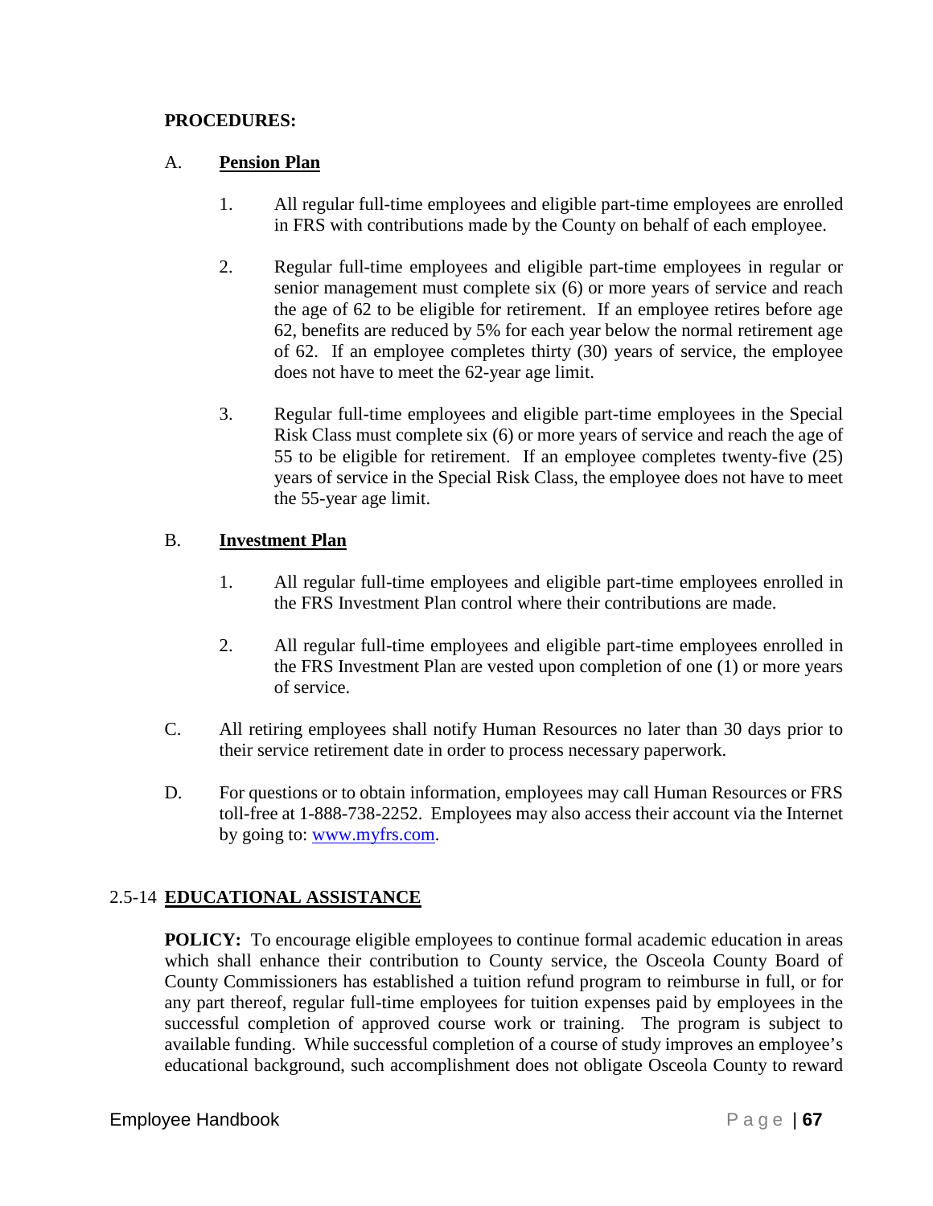**PROCEDURES:**

A. **Pension Plan**

1. All regular full-time employees and eligible part-time employees are enrolled in FRS with contributions made by the County on behalf of each employee.

2. Regular full-time employees and eligible part-time employees in regular or senior management must complete six (6) or more years of service and reach the age of 62 to be eligible for retirement. If an employee retires before age 62, benefits are reduced by 5% for each year below the normal retirement age of 62. If an employee completes thirty (30) years of service, the employee does not have to meet the 62-year age limit.

3. Regular full-time employees and eligible part-time employees in the Special Risk Class must complete six (6) or more years of service and reach the age of 55 to be eligible for retirement. If an employee completes twenty-five (25) years of service in the Special Risk Class, the employee does not have to meet the 55-year age limit.

B. **Investment Plan**

1. All regular full-time employees and eligible part-time employees enrolled in the FRS Investment Plan control where their contributions are made.

2. All regular full-time employees and eligible part-time employees enrolled in the FRS Investment Plan are vested upon completion of one (1) or more years of service.

C. All retiring employees shall notify Human Resources no later than 30 days prior to their service retirement date in order to process necessary paperwork.

D. For questions or to obtain information, employees may call Human Resources or FRS toll-free at 1-888-738-2252. Employees may also access their account via the Internet by going to: [www.myfrs.com](http://www.myfrs.com).

## 2.5-14 EDUCATIONAL ASSISTANCE

**POLICY:** To encourage eligible employees to continue formal academic education in areas which shall enhance their contribution to County service, the Osceola County Board of County Commissioners has established a tuition refund program to reimburse in full, or for any part thereof, regular full-time employees for tuition expenses paid by employees in the successful completion of approved course work or training. The program is subject to available funding. While successful completion of a course of study improves an employee's educational background, such accomplishment does not obligate Osceola County to reward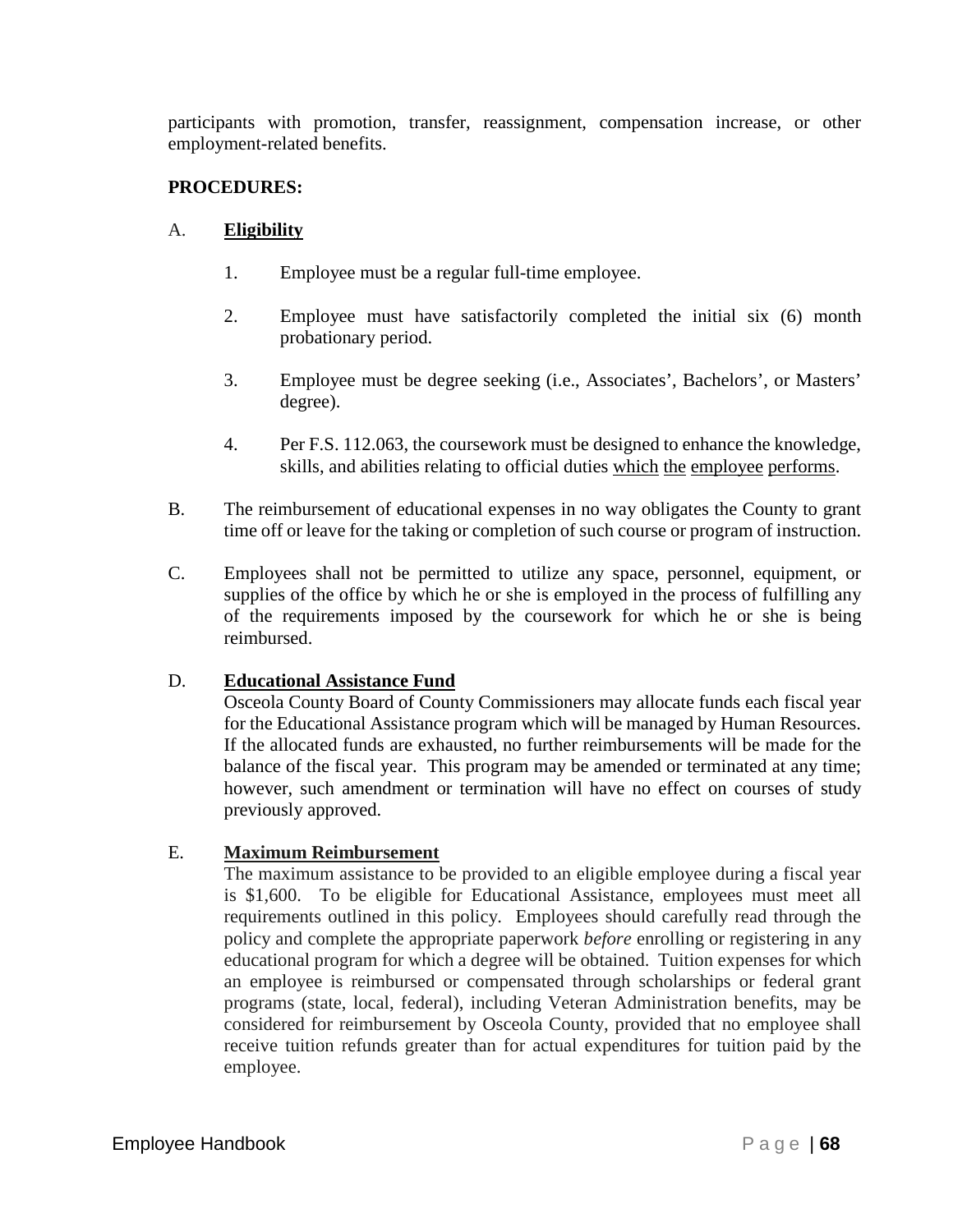participants with promotion, transfer, reassignment, compensation increase, or other employment-related benefits.

**PROCEDURES:**

A. **Eligibility**

   1. Employee must be a regular full-time employee.

   2. Employee must have satisfactorily completed the initial six (6) month probationary period.

   3. Employee must be degree seeking (i.e., Associates', Bachelors', or Masters' degree).

   4. Per F.S. 112.063, the coursework must be designed to enhance the knowledge, skills, and abilities relating to official duties which the employee performs.

B. The reimbursement of educational expenses in no way obligates the County to grant time off or leave for the taking or completion of such course or program of instruction.

C. Employees shall not be permitted to utilize any space, personnel, equipment, or supplies of the office by which he or she is employed in the process of fulfilling any of the requirements imposed by the coursework for which he or she is being reimbursed.

D. **Educational Assistance Fund**

   Osceola County Board of County Commissioners may allocate funds each fiscal year for the Educational Assistance program which will be managed by Human Resources. If the allocated funds are exhausted, no further reimbursements will be made for the balance of the fiscal year. This program may be amended or terminated at any time; however, such amendment or termination will have no effect on courses of study previously approved.

E. **Maximum Reimbursement**

   The maximum assistance to be provided to an eligible employee during a fiscal year is $1,600. To be eligible for Educational Assistance, employees must meet all requirements outlined in this policy. Employees should carefully read through the policy and complete the appropriate paperwork *before* enrolling or registering in any educational program for which a degree will be obtained. Tuition expenses for which an employee is reimbursed or compensated through scholarships or federal grant programs (state, local, federal), including Veteran Administration benefits, may be considered for reimbursement by Osceola County, provided that no employee shall receive tuition refunds greater than for actual expenditures for tuition paid by the employee.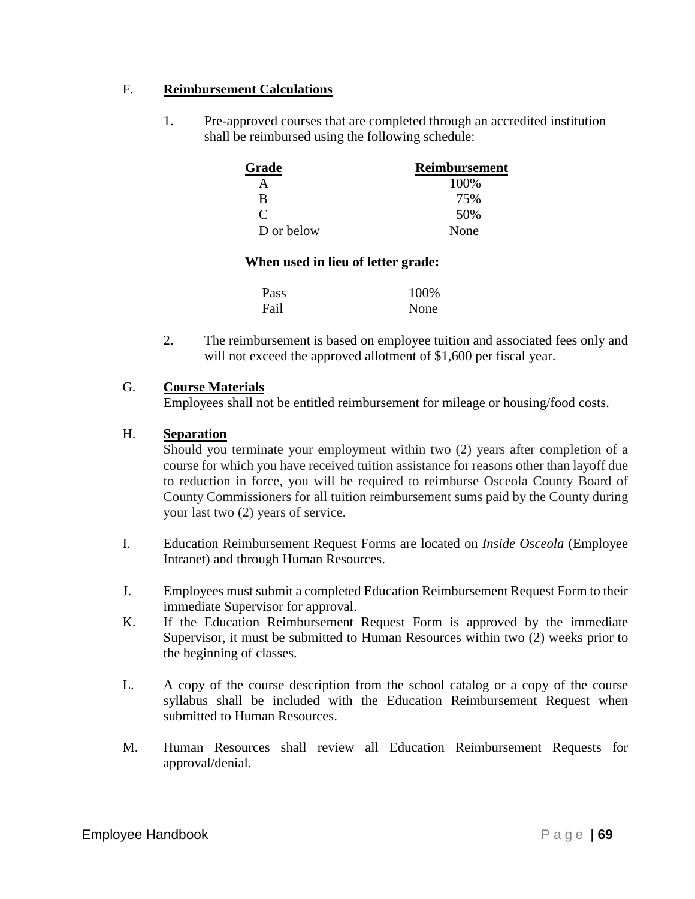F. **Reimbursement Calculations**

1. Pre-approved courses that are completed through an accredited institution shall be reimbursed using the following schedule:

| Grade | Reimbursement |
|---|---|
| A | 100% |
| B | 75% |
| C | 50% |
| D or below | None |

**When used in lieu of letter grade:**

| | |
|---|---|
| Pass | 100% |
| Fail | None |

2. The reimbursement is based on employee tuition and associated fees only and will not exceed the approved allotment of $1,600 per fiscal year.

G. **Course Materials**
Employees shall not be entitled reimbursement for mileage or housing/food costs.

H. **Separation**
Should you terminate your employment within two (2) years after completion of a course for which you have received tuition assistance for reasons other than layoff due to reduction in force, you will be required to reimburse Osceola County Board of County Commissioners for all tuition reimbursement sums paid by the County during your last two (2) years of service.

I. Education Reimbursement Request Forms are located on *Inside Osceola* (Employee Intranet) and through Human Resources.

J. Employees must submit a completed Education Reimbursement Request Form to their immediate Supervisor for approval.

K. If the Education Reimbursement Request Form is approved by the immediate Supervisor, it must be submitted to Human Resources within two (2) weeks prior to the beginning of classes.

L. A copy of the course description from the school catalog or a copy of the course syllabus shall be included with the Education Reimbursement Request when submitted to Human Resources.

M. Human Resources shall review all Education Reimbursement Requests for approval/denial.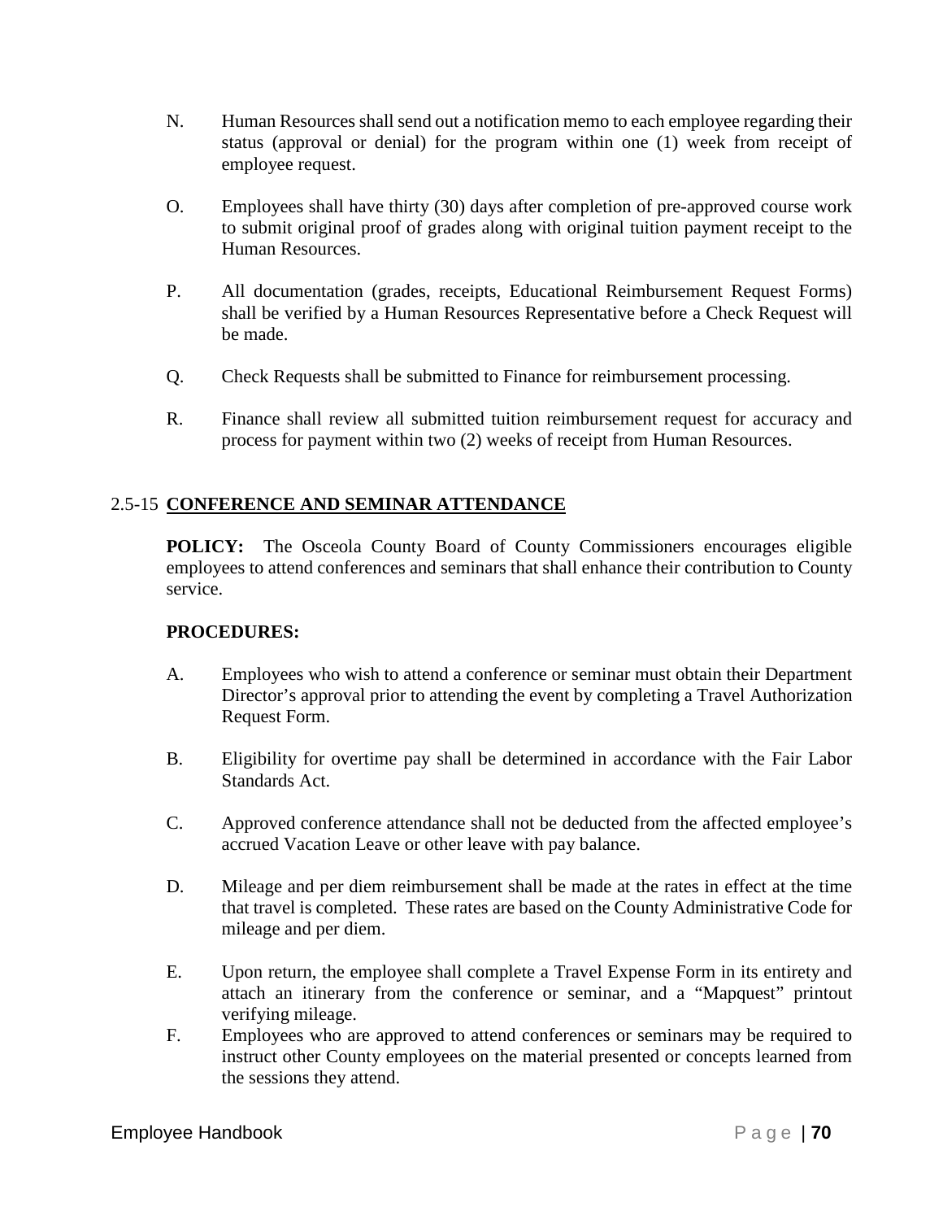N. Human Resources shall send out a notification memo to each employee regarding their status (approval or denial) for the program within one (1) week from receipt of employee request.

O. Employees shall have thirty (30) days after completion of pre-approved course work to submit original proof of grades along with original tuition payment receipt to the Human Resources.

P. All documentation (grades, receipts, Educational Reimbursement Request Forms) shall be verified by a Human Resources Representative before a Check Request will be made.

Q. Check Requests shall be submitted to Finance for reimbursement processing.

R. Finance shall review all submitted tuition reimbursement request for accuracy and process for payment within two (2) weeks of receipt from Human Resources.

## 2.5-15 CONFERENCE AND SEMINAR ATTENDANCE

**POLICY:** The Osceola County Board of County Commissioners encourages eligible employees to attend conferences and seminars that shall enhance their contribution to County service.

**PROCEDURES:**

A. Employees who wish to attend a conference or seminar must obtain their Department Director's approval prior to attending the event by completing a Travel Authorization Request Form.

B. Eligibility for overtime pay shall be determined in accordance with the Fair Labor Standards Act.

C. Approved conference attendance shall not be deducted from the affected employee's accrued Vacation Leave or other leave with pay balance.

D. Mileage and per diem reimbursement shall be made at the rates in effect at the time that travel is completed. These rates are based on the County Administrative Code for mileage and per diem.

E. Upon return, the employee shall complete a Travel Expense Form in its entirety and attach an itinerary from the conference or seminar, and a "Mapquest" printout verifying mileage.

F. Employees who are approved to attend conferences or seminars may be required to instruct other County employees on the material presented or concepts learned from the sessions they attend.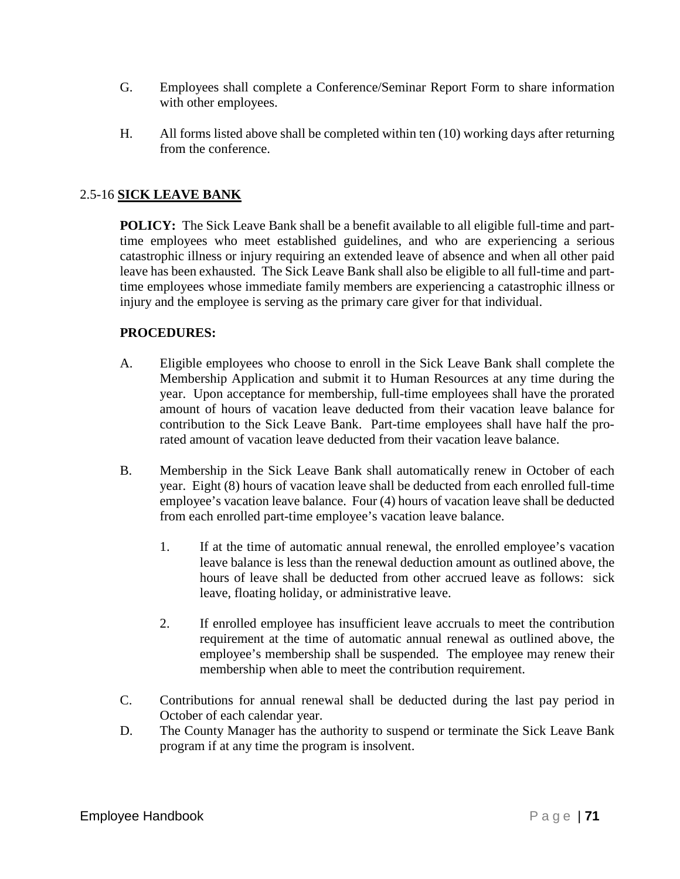G. Employees shall complete a Conference/Seminar Report Form to share information with other employees.

H. All forms listed above shall be completed within ten (10) working days after returning from the conference.

## 2.5-16 SICK LEAVE BANK

**POLICY:** The Sick Leave Bank shall be a benefit available to all eligible full-time and part-time employees who meet established guidelines, and who are experiencing a serious catastrophic illness or injury requiring an extended leave of absence and when all other paid leave has been exhausted. The Sick Leave Bank shall also be eligible to all full-time and part-time employees whose immediate family members are experiencing a catastrophic illness or injury and the employee is serving as the primary care giver for that individual.

**PROCEDURES:**

A. Eligible employees who choose to enroll in the Sick Leave Bank shall complete the Membership Application and submit it to Human Resources at any time during the year. Upon acceptance for membership, full-time employees shall have the prorated amount of hours of vacation leave deducted from their vacation leave balance for contribution to the Sick Leave Bank. Part-time employees shall have half the pro-rated amount of vacation leave deducted from their vacation leave balance.

B. Membership in the Sick Leave Bank shall automatically renew in October of each year. Eight (8) hours of vacation leave shall be deducted from each enrolled full-time employee's vacation leave balance. Four (4) hours of vacation leave shall be deducted from each enrolled part-time employee's vacation leave balance.

   1. If at the time of automatic annual renewal, the enrolled employee's vacation leave balance is less than the renewal deduction amount as outlined above, the hours of leave shall be deducted from other accrued leave as follows: sick leave, floating holiday, or administrative leave.

   2. If enrolled employee has insufficient leave accruals to meet the contribution requirement at the time of automatic annual renewal as outlined above, the employee's membership shall be suspended. The employee may renew their membership when able to meet the contribution requirement.

C. Contributions for annual renewal shall be deducted during the last pay period in October of each calendar year.

D. The County Manager has the authority to suspend or terminate the Sick Leave Bank program if at any time the program is insolvent.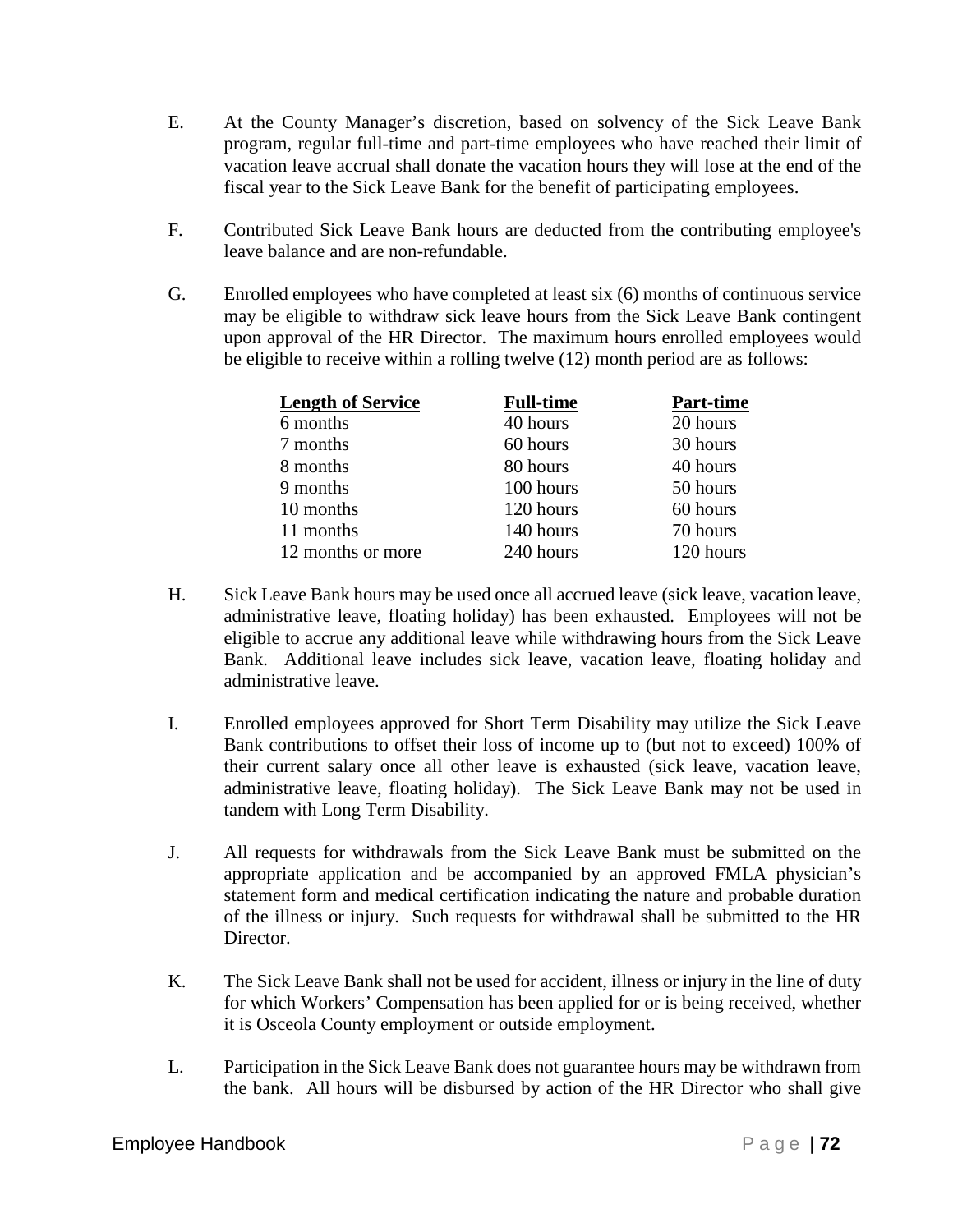E. At the County Manager's discretion, based on solvency of the Sick Leave Bank program, regular full-time and part-time employees who have reached their limit of vacation leave accrual shall donate the vacation hours they will lose at the end of the fiscal year to the Sick Leave Bank for the benefit of participating employees.

F. Contributed Sick Leave Bank hours are deducted from the contributing employee's leave balance and are non-refundable.

G. Enrolled employees who have completed at least six (6) months of continuous service may be eligible to withdraw sick leave hours from the Sick Leave Bank contingent upon approval of the HR Director. The maximum hours enrolled employees would be eligible to receive within a rolling twelve (12) month period are as follows:

| Length of Service | Full-time | Part-time |
|---|---|---|
| 6 months | 40 hours | 20 hours |
| 7 months | 60 hours | 30 hours |
| 8 months | 80 hours | 40 hours |
| 9 months | 100 hours | 50 hours |
| 10 months | 120 hours | 60 hours |
| 11 months | 140 hours | 70 hours |
| 12 months or more | 240 hours | 120 hours |

H. Sick Leave Bank hours may be used once all accrued leave (sick leave, vacation leave, administrative leave, floating holiday) has been exhausted. Employees will not be eligible to accrue any additional leave while withdrawing hours from the Sick Leave Bank. Additional leave includes sick leave, vacation leave, floating holiday and administrative leave.

I. Enrolled employees approved for Short Term Disability may utilize the Sick Leave Bank contributions to offset their loss of income up to (but not to exceed) 100% of their current salary once all other leave is exhausted (sick leave, vacation leave, administrative leave, floating holiday). The Sick Leave Bank may not be used in tandem with Long Term Disability.

J. All requests for withdrawals from the Sick Leave Bank must be submitted on the appropriate application and be accompanied by an approved FMLA physician's statement form and medical certification indicating the nature and probable duration of the illness or injury. Such requests for withdrawal shall be submitted to the HR Director.

K. The Sick Leave Bank shall not be used for accident, illness or injury in the line of duty for which Workers' Compensation has been applied for or is being received, whether it is Osceola County employment or outside employment.

L. Participation in the Sick Leave Bank does not guarantee hours may be withdrawn from the bank. All hours will be disbursed by action of the HR Director who shall give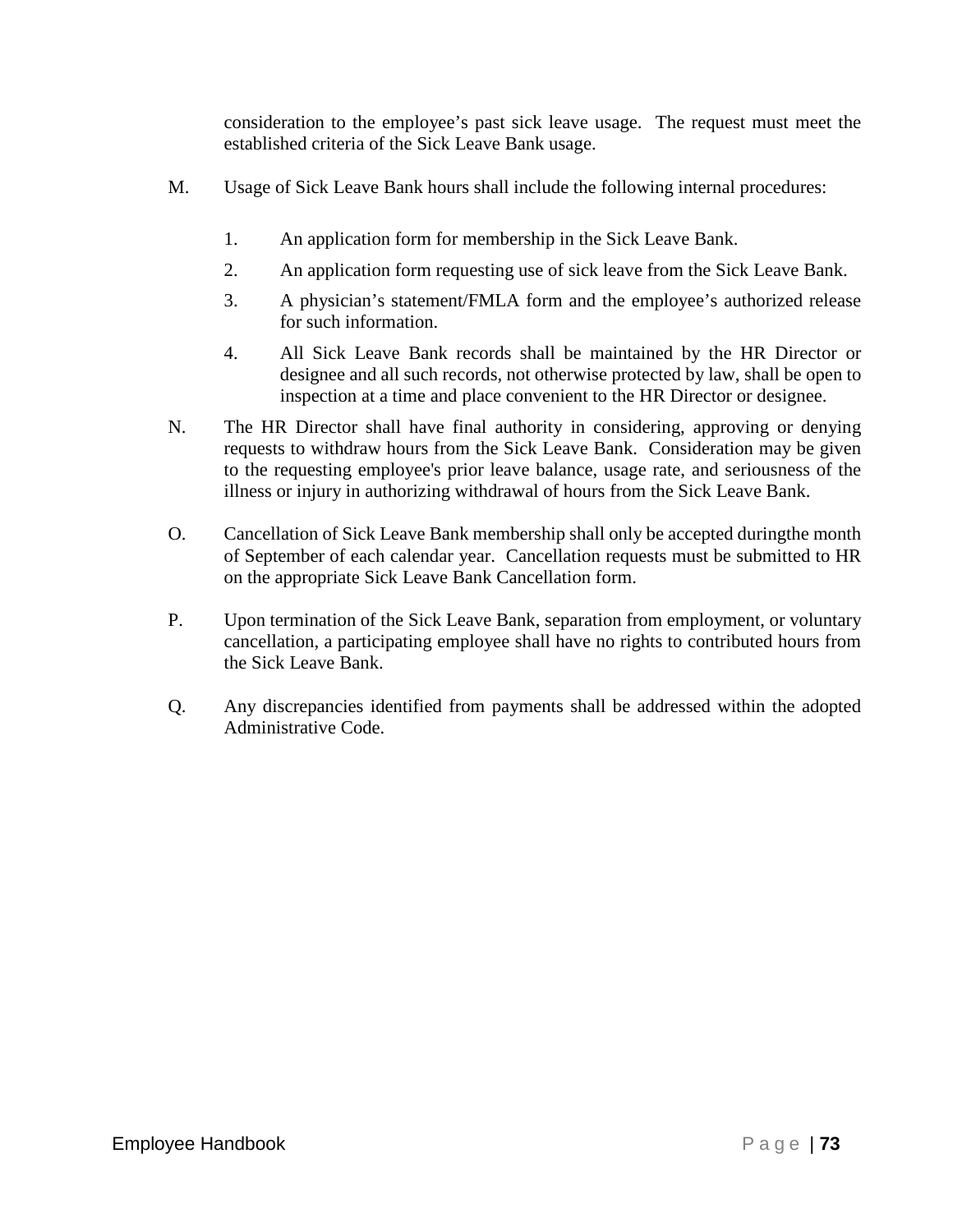consideration to the employee's past sick leave usage. The request must meet the established criteria of the Sick Leave Bank usage.

M. Usage of Sick Leave Bank hours shall include the following internal procedures:

   1. An application form for membership in the Sick Leave Bank.
   2. An application form requesting use of sick leave from the Sick Leave Bank.
   3. A physician's statement/FMLA form and the employee's authorized release for such information.
   4. All Sick Leave Bank records shall be maintained by the HR Director or designee and all such records, not otherwise protected by law, shall be open to inspection at a time and place convenient to the HR Director or designee.

N. The HR Director shall have final authority in considering, approving or denying requests to withdraw hours from the Sick Leave Bank. Consideration may be given to the requesting employee's prior leave balance, usage rate, and seriousness of the illness or injury in authorizing withdrawal of hours from the Sick Leave Bank.

O. Cancellation of Sick Leave Bank membership shall only be accepted duringthe month of September of each calendar year. Cancellation requests must be submitted to HR on the appropriate Sick Leave Bank Cancellation form.

P. Upon termination of the Sick Leave Bank, separation from employment, or voluntary cancellation, a participating employee shall have no rights to contributed hours from the Sick Leave Bank.

Q. Any discrepancies identified from payments shall be addressed within the adopted Administrative Code.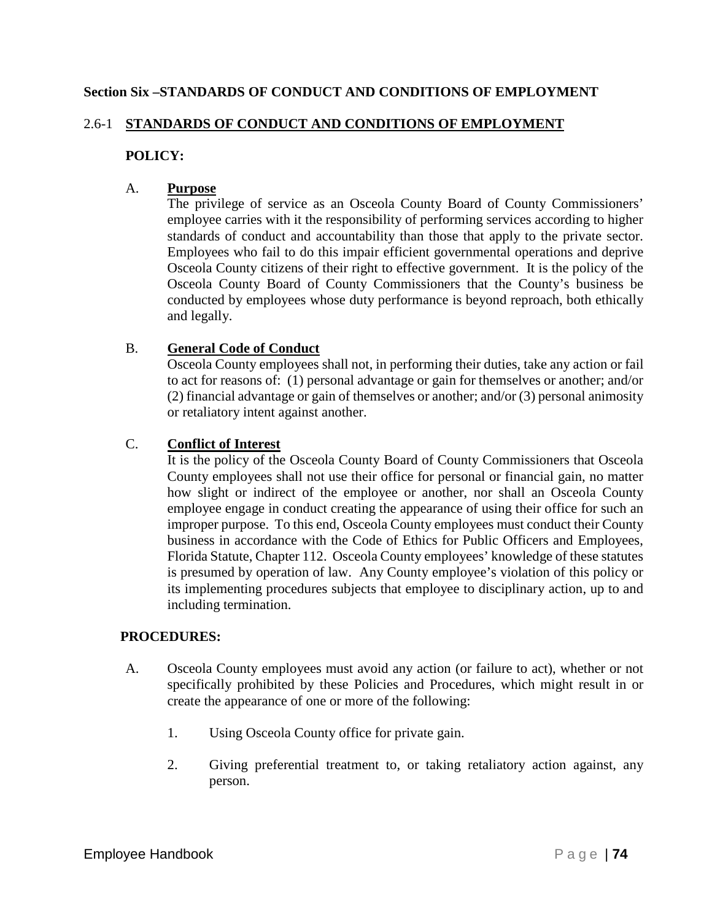## Section Six –STANDARDS OF CONDUCT AND CONDITIONS OF EMPLOYMENT

### 2.6-1 STANDARDS OF CONDUCT AND CONDITIONS OF EMPLOYMENT

**POLICY:**

A. **Purpose**

The privilege of service as an Osceola County Board of County Commissioners' employee carries with it the responsibility of performing services according to higher standards of conduct and accountability than those that apply to the private sector. Employees who fail to do this impair efficient governmental operations and deprive Osceola County citizens of their right to effective government. It is the policy of the Osceola County Board of County Commissioners that the County's business be conducted by employees whose duty performance is beyond reproach, both ethically and legally.

B. **General Code of Conduct**

Osceola County employees shall not, in performing their duties, take any action or fail to act for reasons of: (1) personal advantage or gain for themselves or another; and/or (2) financial advantage or gain of themselves or another; and/or (3) personal animosity or retaliatory intent against another.

C. **Conflict of Interest**

It is the policy of the Osceola County Board of County Commissioners that Osceola County employees shall not use their office for personal or financial gain, no matter how slight or indirect of the employee or another, nor shall an Osceola County employee engage in conduct creating the appearance of using their office for such an improper purpose. To this end, Osceola County employees must conduct their County business in accordance with the Code of Ethics for Public Officers and Employees, Florida Statute, Chapter 112. Osceola County employees' knowledge of these statutes is presumed by operation of law. Any County employee's violation of this policy or its implementing procedures subjects that employee to disciplinary action, up to and including termination.

**PROCEDURES:**

A. Osceola County employees must avoid any action (or failure to act), whether or not specifically prohibited by these Policies and Procedures, which might result in or create the appearance of one or more of the following:

1. Using Osceola County office for private gain.
2. Giving preferential treatment to, or taking retaliatory action against, any person.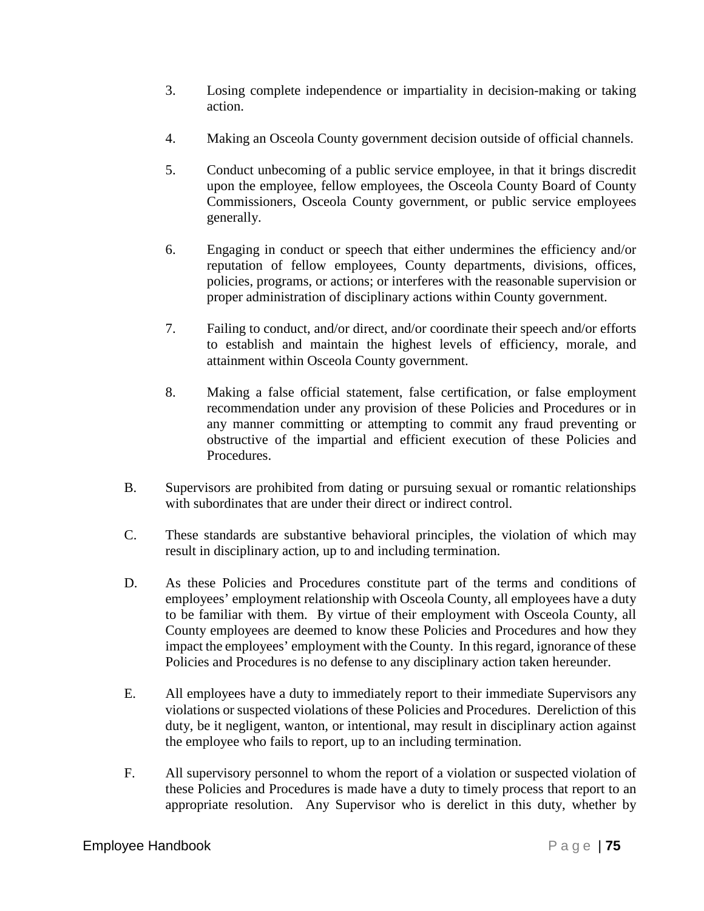3. Losing complete independence or impartiality in decision-making or taking action.

4. Making an Osceola County government decision outside of official channels.

5. Conduct unbecoming of a public service employee, in that it brings discredit upon the employee, fellow employees, the Osceola County Board of County Commissioners, Osceola County government, or public service employees generally.

6. Engaging in conduct or speech that either undermines the efficiency and/or reputation of fellow employees, County departments, divisions, offices, policies, programs, or actions; or interferes with the reasonable supervision or proper administration of disciplinary actions within County government.

7. Failing to conduct, and/or direct, and/or coordinate their speech and/or efforts to establish and maintain the highest levels of efficiency, morale, and attainment within Osceola County government.

8. Making a false official statement, false certification, or false employment recommendation under any provision of these Policies and Procedures or in any manner committing or attempting to commit any fraud preventing or obstructive of the impartial and efficient execution of these Policies and Procedures.

B. Supervisors are prohibited from dating or pursuing sexual or romantic relationships with subordinates that are under their direct or indirect control.

C. These standards are substantive behavioral principles, the violation of which may result in disciplinary action, up to and including termination.

D. As these Policies and Procedures constitute part of the terms and conditions of employees' employment relationship with Osceola County, all employees have a duty to be familiar with them. By virtue of their employment with Osceola County, all County employees are deemed to know these Policies and Procedures and how they impact the employees' employment with the County. In this regard, ignorance of these Policies and Procedures is no defense to any disciplinary action taken hereunder.

E. All employees have a duty to immediately report to their immediate Supervisors any violations or suspected violations of these Policies and Procedures. Dereliction of this duty, be it negligent, wanton, or intentional, may result in disciplinary action against the employee who fails to report, up to an including termination.

F. All supervisory personnel to whom the report of a violation or suspected violation of these Policies and Procedures is made have a duty to timely process that report to an appropriate resolution. Any Supervisor who is derelict in this duty, whether by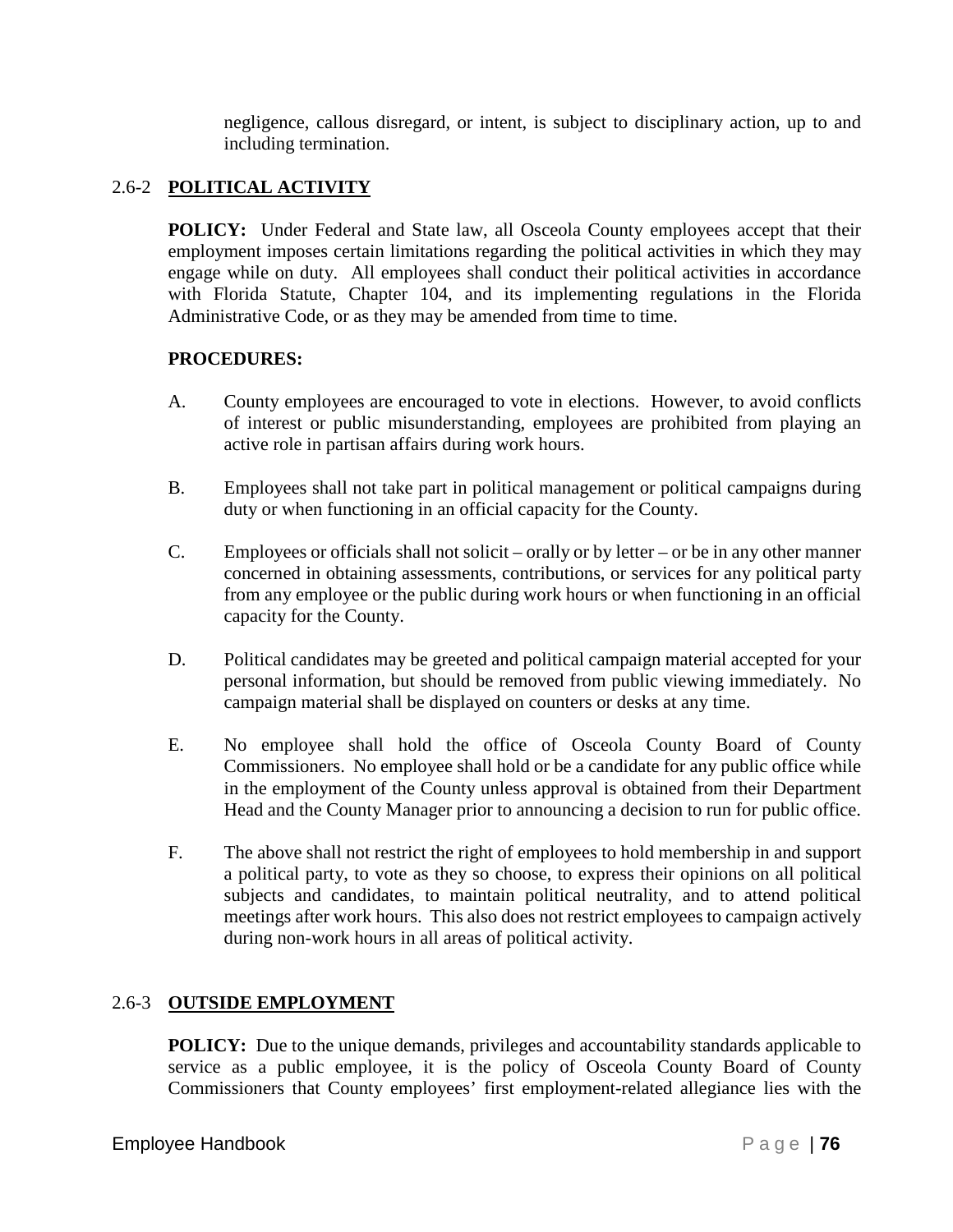negligence, callous disregard, or intent, is subject to disciplinary action, up to and including termination.

### 2.6-2 **POLITICAL ACTIVITY**

**POLICY:** Under Federal and State law, all Osceola County employees accept that their employment imposes certain limitations regarding the political activities in which they may engage while on duty. All employees shall conduct their political activities in accordance with Florida Statute, Chapter 104, and its implementing regulations in the Florida Administrative Code, or as they may be amended from time to time.

**PROCEDURES:**

A. County employees are encouraged to vote in elections. However, to avoid conflicts of interest or public misunderstanding, employees are prohibited from playing an active role in partisan affairs during work hours.

B. Employees shall not take part in political management or political campaigns during duty or when functioning in an official capacity for the County.

C. Employees or officials shall not solicit – orally or by letter – or be in any other manner concerned in obtaining assessments, contributions, or services for any political party from any employee or the public during work hours or when functioning in an official capacity for the County.

D. Political candidates may be greeted and political campaign material accepted for your personal information, but should be removed from public viewing immediately. No campaign material shall be displayed on counters or desks at any time.

E. No employee shall hold the office of Osceola County Board of County Commissioners. No employee shall hold or be a candidate for any public office while in the employment of the County unless approval is obtained from their Department Head and the County Manager prior to announcing a decision to run for public office.

F. The above shall not restrict the right of employees to hold membership in and support a political party, to vote as they so choose, to express their opinions on all political subjects and candidates, to maintain political neutrality, and to attend political meetings after work hours. This also does not restrict employees to campaign actively during non-work hours in all areas of political activity.

### 2.6-3 **OUTSIDE EMPLOYMENT**

**POLICY:** Due to the unique demands, privileges and accountability standards applicable to service as a public employee, it is the policy of Osceola County Board of County Commissioners that County employees' first employment-related allegiance lies with the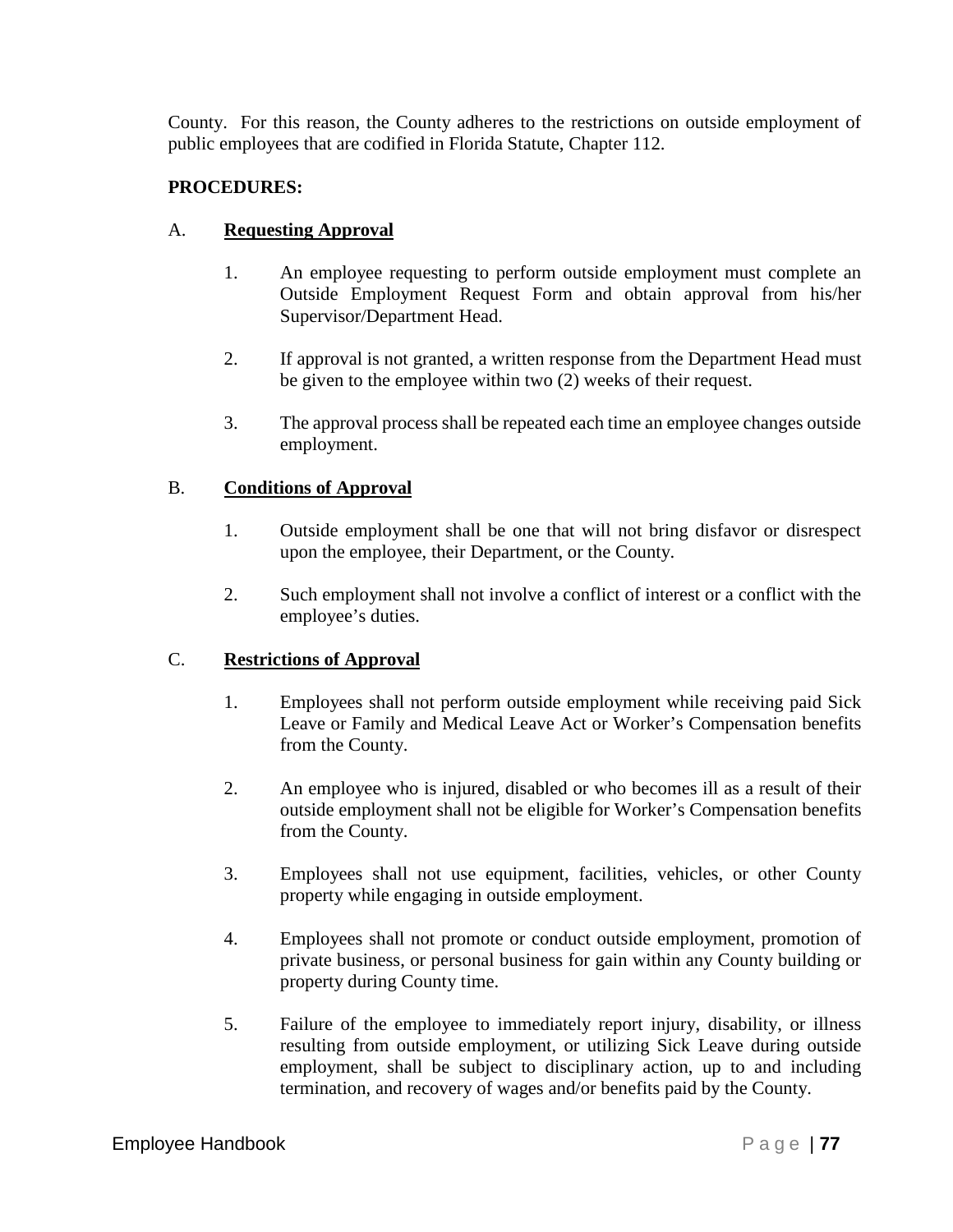County. For this reason, the County adheres to the restrictions on outside employment of public employees that are codified in Florida Statute, Chapter 112.

**PROCEDURES:**

A. **Requesting Approval**

1. An employee requesting to perform outside employment must complete an Outside Employment Request Form and obtain approval from his/her Supervisor/Department Head.

2. If approval is not granted, a written response from the Department Head must be given to the employee within two (2) weeks of their request.

3. The approval process shall be repeated each time an employee changes outside employment.

B. **Conditions of Approval**

1. Outside employment shall be one that will not bring disfavor or disrespect upon the employee, their Department, or the County.

2. Such employment shall not involve a conflict of interest or a conflict with the employee's duties.

C. **Restrictions of Approval**

1. Employees shall not perform outside employment while receiving paid Sick Leave or Family and Medical Leave Act or Worker's Compensation benefits from the County.

2. An employee who is injured, disabled or who becomes ill as a result of their outside employment shall not be eligible for Worker's Compensation benefits from the County.

3. Employees shall not use equipment, facilities, vehicles, or other County property while engaging in outside employment.

4. Employees shall not promote or conduct outside employment, promotion of private business, or personal business for gain within any County building or property during County time.

5. Failure of the employee to immediately report injury, disability, or illness resulting from outside employment, or utilizing Sick Leave during outside employment, shall be subject to disciplinary action, up to and including termination, and recovery of wages and/or benefits paid by the County.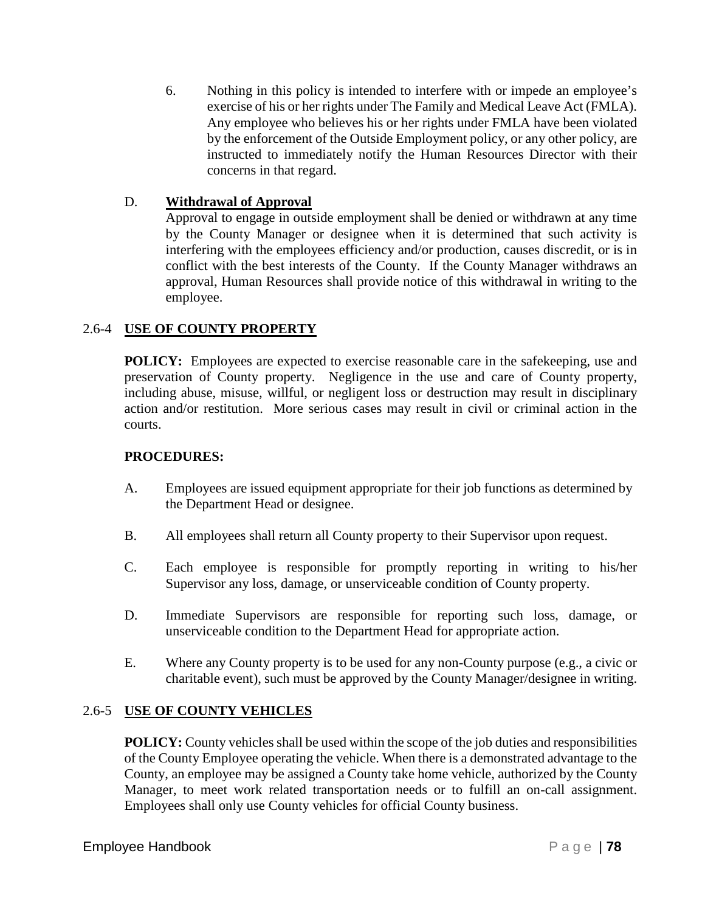6. Nothing in this policy is intended to interfere with or impede an employee's exercise of his or her rights under The Family and Medical Leave Act (FMLA). Any employee who believes his or her rights under FMLA have been violated by the enforcement of the Outside Employment policy, or any other policy, are instructed to immediately notify the Human Resources Director with their concerns in that regard.

D. **Withdrawal of Approval**

Approval to engage in outside employment shall be denied or withdrawn at any time by the County Manager or designee when it is determined that such activity is interfering with the employees efficiency and/or production, causes discredit, or is in conflict with the best interests of the County. If the County Manager withdraws an approval, Human Resources shall provide notice of this withdrawal in writing to the employee.

## 2.6-4 USE OF COUNTY PROPERTY

**POLICY:** Employees are expected to exercise reasonable care in the safekeeping, use and preservation of County property. Negligence in the use and care of County property, including abuse, misuse, willful, or negligent loss or destruction may result in disciplinary action and/or restitution. More serious cases may result in civil or criminal action in the courts.

**PROCEDURES:**

A. Employees are issued equipment appropriate for their job functions as determined by the Department Head or designee.

B. All employees shall return all County property to their Supervisor upon request.

C. Each employee is responsible for promptly reporting in writing to his/her Supervisor any loss, damage, or unserviceable condition of County property.

D. Immediate Supervisors are responsible for reporting such loss, damage, or unserviceable condition to the Department Head for appropriate action.

E. Where any County property is to be used for any non-County purpose (e.g., a civic or charitable event), such must be approved by the County Manager/designee in writing.

## 2.6-5 USE OF COUNTY VEHICLES

**POLICY:** County vehicles shall be used within the scope of the job duties and responsibilities of the County Employee operating the vehicle. When there is a demonstrated advantage to the County, an employee may be assigned a County take home vehicle, authorized by the County Manager, to meet work related transportation needs or to fulfill an on-call assignment. Employees shall only use County vehicles for official County business.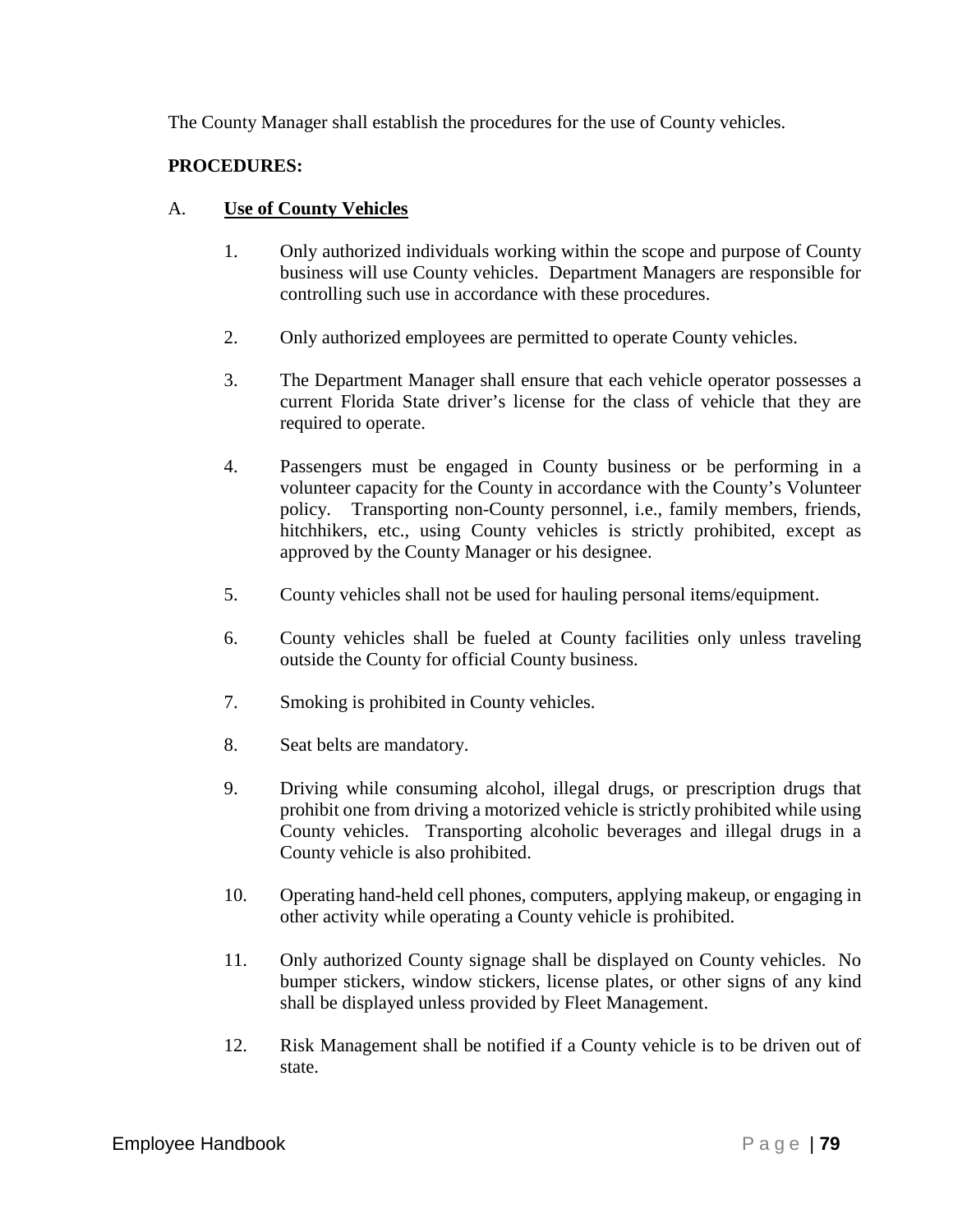The County Manager shall establish the procedures for the use of County vehicles.

**PROCEDURES:**

A. **Use of County Vehicles**

1. Only authorized individuals working within the scope and purpose of County business will use County vehicles. Department Managers are responsible for controlling such use in accordance with these procedures.

2. Only authorized employees are permitted to operate County vehicles.

3. The Department Manager shall ensure that each vehicle operator possesses a current Florida State driver's license for the class of vehicle that they are required to operate.

4. Passengers must be engaged in County business or be performing in a volunteer capacity for the County in accordance with the County's Volunteer policy. Transporting non-County personnel, i.e., family members, friends, hitchhikers, etc., using County vehicles is strictly prohibited, except as approved by the County Manager or his designee.

5. County vehicles shall not be used for hauling personal items/equipment.

6. County vehicles shall be fueled at County facilities only unless traveling outside the County for official County business.

7. Smoking is prohibited in County vehicles.

8. Seat belts are mandatory.

9. Driving while consuming alcohol, illegal drugs, or prescription drugs that prohibit one from driving a motorized vehicle is strictly prohibited while using County vehicles. Transporting alcoholic beverages and illegal drugs in a County vehicle is also prohibited.

10. Operating hand-held cell phones, computers, applying makeup, or engaging in other activity while operating a County vehicle is prohibited.

11. Only authorized County signage shall be displayed on County vehicles. No bumper stickers, window stickers, license plates, or other signs of any kind shall be displayed unless provided by Fleet Management.

12. Risk Management shall be notified if a County vehicle is to be driven out of state.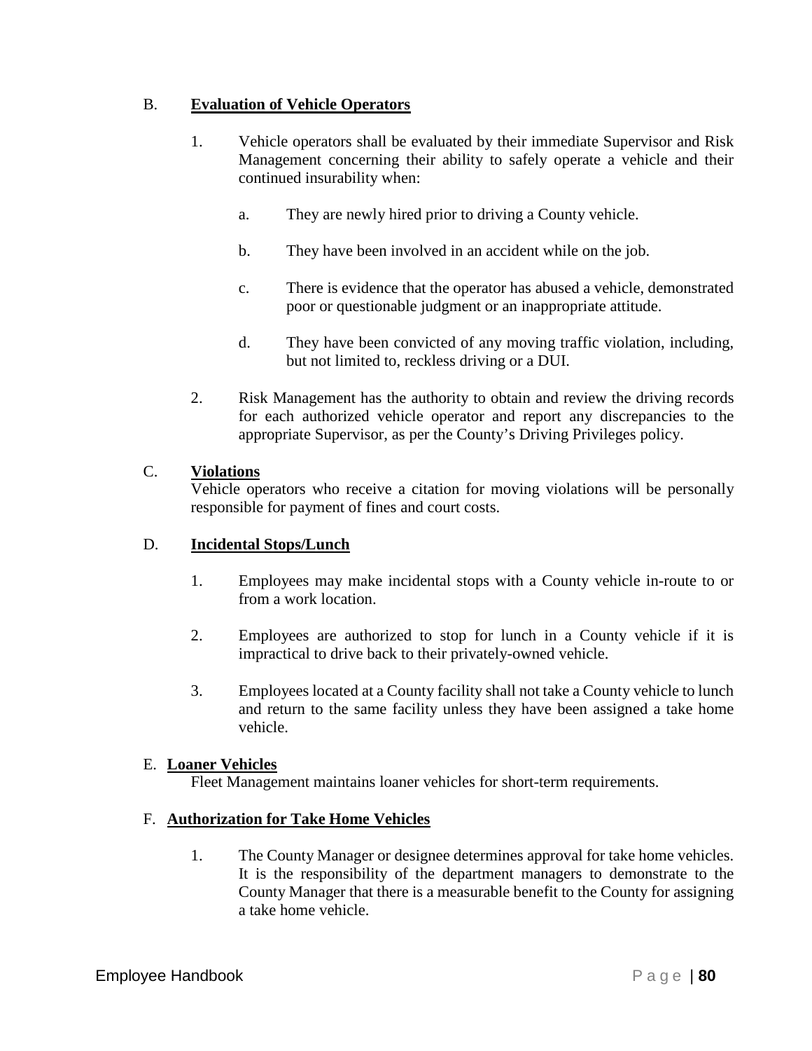B. **Evaluation of Vehicle Operators**

1. Vehicle operators shall be evaluated by their immediate Supervisor and Risk Management concerning their ability to safely operate a vehicle and their continued insurability when:

   a. They are newly hired prior to driving a County vehicle.

   b. They have been involved in an accident while on the job.

   c. There is evidence that the operator has abused a vehicle, demonstrated poor or questionable judgment or an inappropriate attitude.

   d. They have been convicted of any moving traffic violation, including, but not limited to, reckless driving or a DUI.

2. Risk Management has the authority to obtain and review the driving records for each authorized vehicle operator and report any discrepancies to the appropriate Supervisor, as per the County's Driving Privileges policy.

C. **Violations**

Vehicle operators who receive a citation for moving violations will be personally responsible for payment of fines and court costs.

D. **Incidental Stops/Lunch**

1. Employees may make incidental stops with a County vehicle in-route to or from a work location.

2. Employees are authorized to stop for lunch in a County vehicle if it is impractical to drive back to their privately-owned vehicle.

3. Employees located at a County facility shall not take a County vehicle to lunch and return to the same facility unless they have been assigned a take home vehicle.

E. **Loaner Vehicles**

Fleet Management maintains loaner vehicles for short-term requirements.

F. **Authorization for Take Home Vehicles**

1. The County Manager or designee determines approval for take home vehicles. It is the responsibility of the department managers to demonstrate to the County Manager that there is a measurable benefit to the County for assigning a take home vehicle.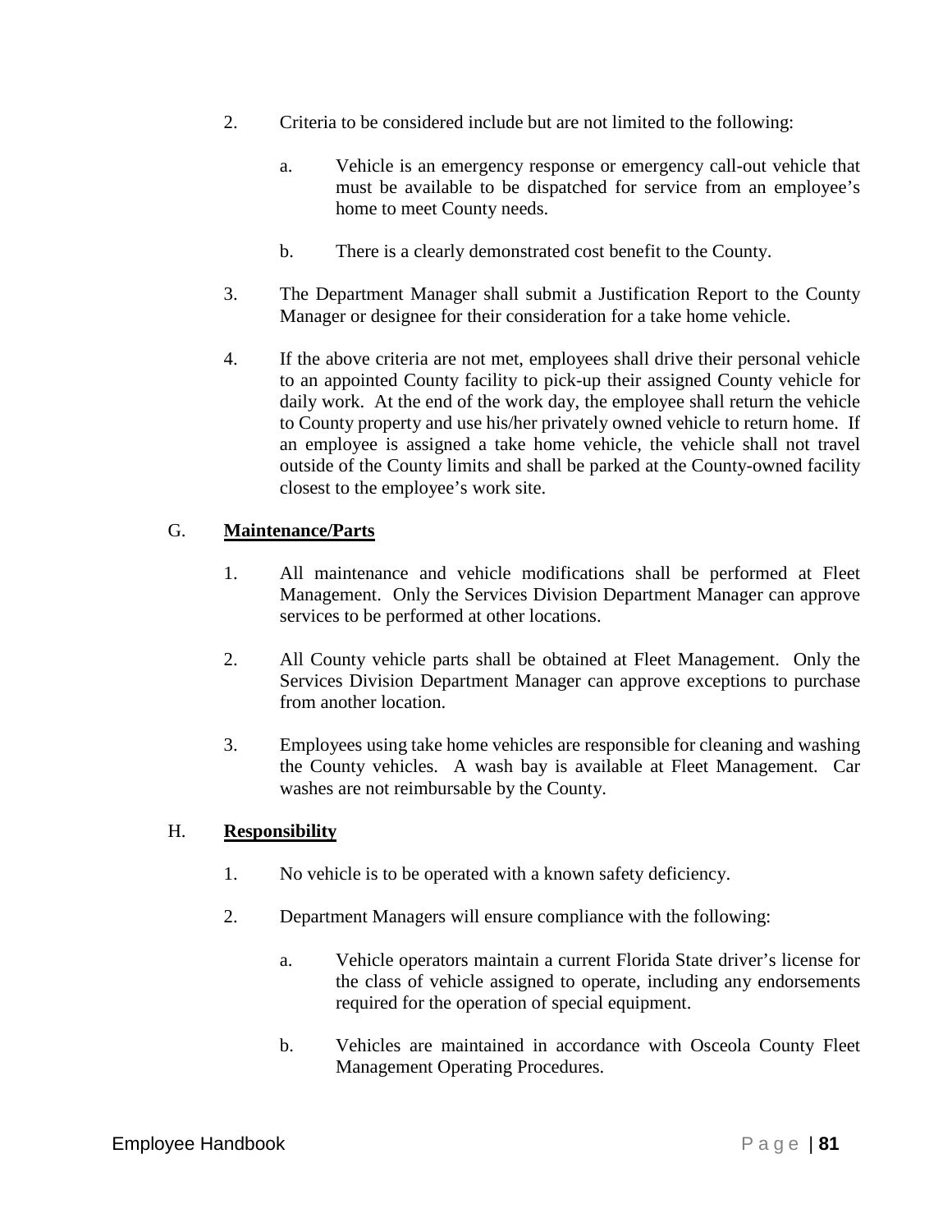2. Criteria to be considered include but are not limited to the following:

   a. Vehicle is an emergency response or emergency call-out vehicle that must be available to be dispatched for service from an employee's home to meet County needs.

   b. There is a clearly demonstrated cost benefit to the County.

3. The Department Manager shall submit a Justification Report to the County Manager or designee for their consideration for a take home vehicle.

4. If the above criteria are not met, employees shall drive their personal vehicle to an appointed County facility to pick-up their assigned County vehicle for daily work. At the end of the work day, the employee shall return the vehicle to County property and use his/her privately owned vehicle to return home. If an employee is assigned a take home vehicle, the vehicle shall not travel outside of the County limits and shall be parked at the County-owned facility closest to the employee's work site.

G. **Maintenance/Parts**

1. All maintenance and vehicle modifications shall be performed at Fleet Management. Only the Services Division Department Manager can approve services to be performed at other locations.

2. All County vehicle parts shall be obtained at Fleet Management. Only the Services Division Department Manager can approve exceptions to purchase from another location.

3. Employees using take home vehicles are responsible for cleaning and washing the County vehicles. A wash bay is available at Fleet Management. Car washes are not reimbursable by the County.

H. **Responsibility**

1. No vehicle is to be operated with a known safety deficiency.

2. Department Managers will ensure compliance with the following:

   a. Vehicle operators maintain a current Florida State driver's license for the class of vehicle assigned to operate, including any endorsements required for the operation of special equipment.

   b. Vehicles are maintained in accordance with Osceola County Fleet Management Operating Procedures.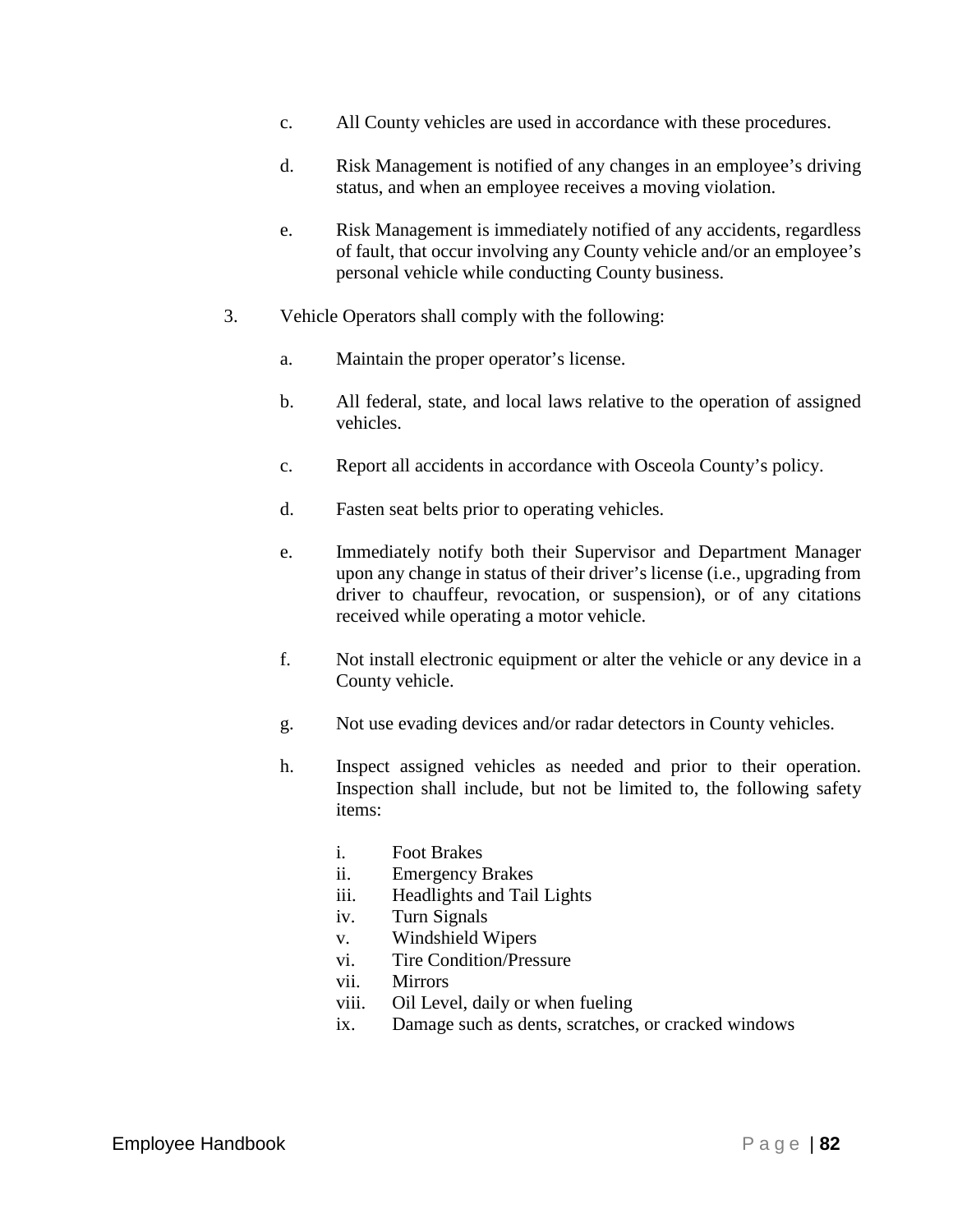c. All County vehicles are used in accordance with these procedures.

d. Risk Management is notified of any changes in an employee's driving status, and when an employee receives a moving violation.

e. Risk Management is immediately notified of any accidents, regardless of fault, that occur involving any County vehicle and/or an employee's personal vehicle while conducting County business.

3. Vehicle Operators shall comply with the following:

   a. Maintain the proper operator's license.

   b. All federal, state, and local laws relative to the operation of assigned vehicles.

   c. Report all accidents in accordance with Osceola County's policy.

   d. Fasten seat belts prior to operating vehicles.

   e. Immediately notify both their Supervisor and Department Manager upon any change in status of their driver's license (i.e., upgrading from driver to chauffeur, revocation, or suspension), or of any citations received while operating a motor vehicle.

   f. Not install electronic equipment or alter the vehicle or any device in a County vehicle.

   g. Not use evading devices and/or radar detectors in County vehicles.

   h. Inspect assigned vehicles as needed and prior to their operation. Inspection shall include, but not be limited to, the following safety items:

      i. Foot Brakes
      ii. Emergency Brakes
      iii. Headlights and Tail Lights
      iv. Turn Signals
      v. Windshield Wipers
      vi. Tire Condition/Pressure
      vii. Mirrors
      viii. Oil Level, daily or when fueling
      ix. Damage such as dents, scratches, or cracked windows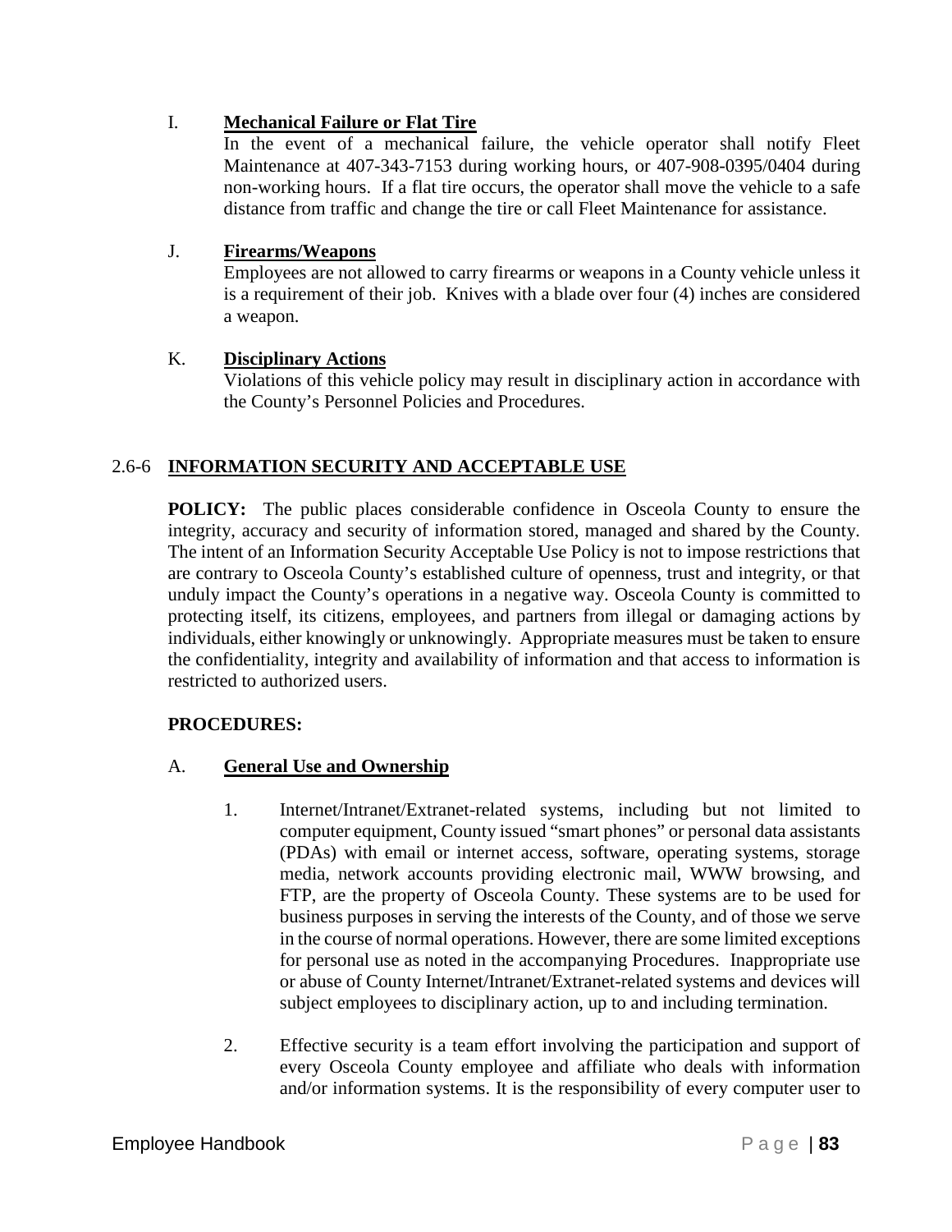I. **Mechanical Failure or Flat Tire**

In the event of a mechanical failure, the vehicle operator shall notify Fleet Maintenance at 407-343-7153 during working hours, or 407-908-0395/0404 during non-working hours. If a flat tire occurs, the operator shall move the vehicle to a safe distance from traffic and change the tire or call Fleet Maintenance for assistance.

J. **Firearms/Weapons**

Employees are not allowed to carry firearms or weapons in a County vehicle unless it is a requirement of their job. Knives with a blade over four (4) inches are considered a weapon.

K. **Disciplinary Actions**

Violations of this vehicle policy may result in disciplinary action in accordance with the County's Personnel Policies and Procedures.

## 2.6-6 INFORMATION SECURITY AND ACCEPTABLE USE

**POLICY:** The public places considerable confidence in Osceola County to ensure the integrity, accuracy and security of information stored, managed and shared by the County. The intent of an Information Security Acceptable Use Policy is not to impose restrictions that are contrary to Osceola County's established culture of openness, trust and integrity, or that unduly impact the County's operations in a negative way. Osceola County is committed to protecting itself, its citizens, employees, and partners from illegal or damaging actions by individuals, either knowingly or unknowingly. Appropriate measures must be taken to ensure the confidentiality, integrity and availability of information and that access to information is restricted to authorized users.

**PROCEDURES:**

A. **General Use and Ownership**

1. Internet/Intranet/Extranet-related systems, including but not limited to computer equipment, County issued "smart phones" or personal data assistants (PDAs) with email or internet access, software, operating systems, storage media, network accounts providing electronic mail, WWW browsing, and FTP, are the property of Osceola County. These systems are to be used for business purposes in serving the interests of the County, and of those we serve in the course of normal operations. However, there are some limited exceptions for personal use as noted in the accompanying Procedures. Inappropriate use or abuse of County Internet/Intranet/Extranet-related systems and devices will subject employees to disciplinary action, up to and including termination.

2. Effective security is a team effort involving the participation and support of every Osceola County employee and affiliate who deals with information and/or information systems. It is the responsibility of every computer user to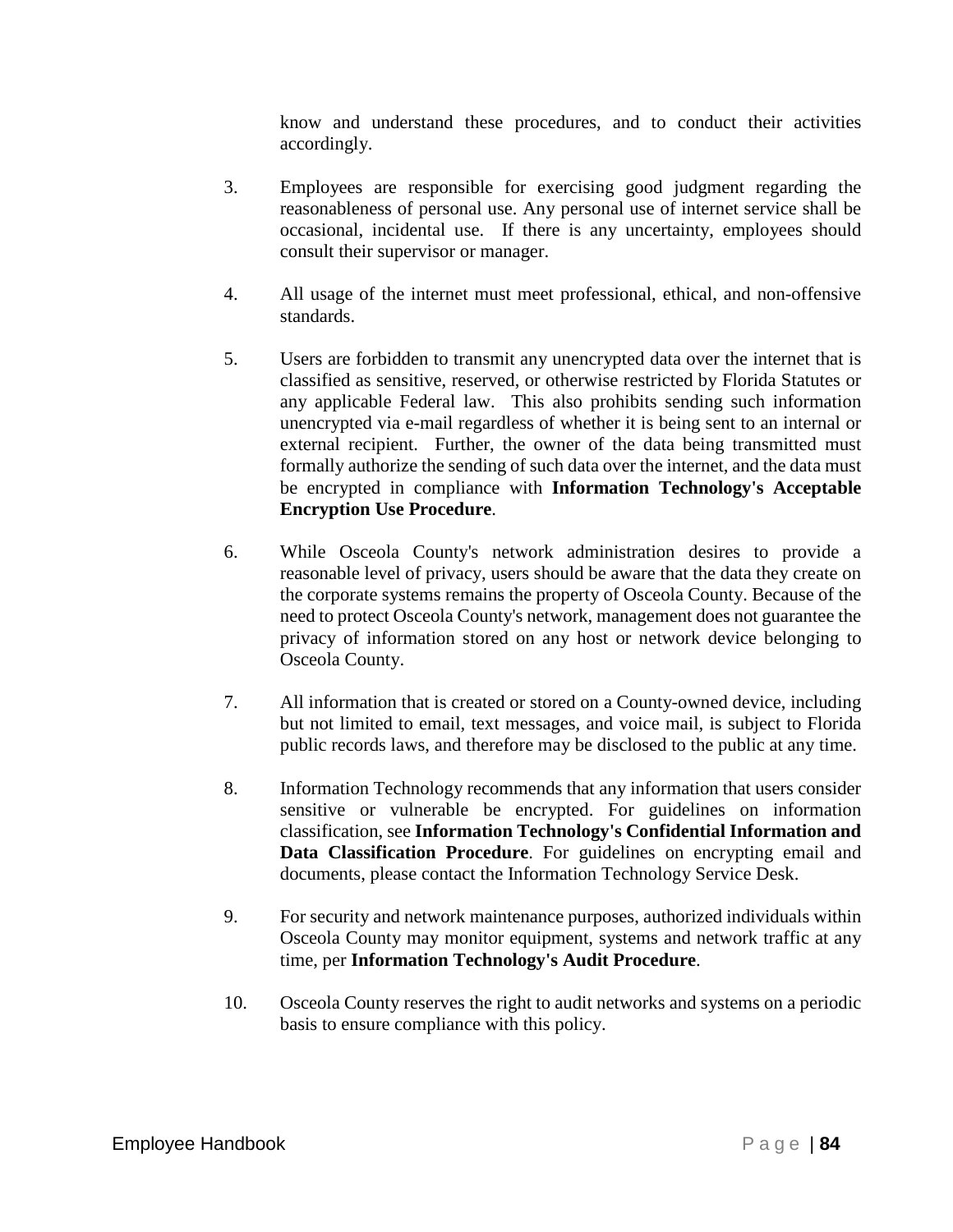know and understand these procedures, and to conduct their activities accordingly.

3. Employees are responsible for exercising good judgment regarding the reasonableness of personal use. Any personal use of internet service shall be occasional, incidental use. If there is any uncertainty, employees should consult their supervisor or manager.

4. All usage of the internet must meet professional, ethical, and non-offensive standards.

5. Users are forbidden to transmit any unencrypted data over the internet that is classified as sensitive, reserved, or otherwise restricted by Florida Statutes or any applicable Federal law. This also prohibits sending such information unencrypted via e-mail regardless of whether it is being sent to an internal or external recipient. Further, the owner of the data being transmitted must formally authorize the sending of such data over the internet, and the data must be encrypted in compliance with **Information Technology's Acceptable Encryption Use Procedure**.

6. While Osceola County's network administration desires to provide a reasonable level of privacy, users should be aware that the data they create on the corporate systems remains the property of Osceola County. Because of the need to protect Osceola County's network, management does not guarantee the privacy of information stored on any host or network device belonging to Osceola County.

7. All information that is created or stored on a County-owned device, including but not limited to email, text messages, and voice mail, is subject to Florida public records laws, and therefore may be disclosed to the public at any time.

8. Information Technology recommends that any information that users consider sensitive or vulnerable be encrypted. For guidelines on information classification, see **Information Technology's Confidential Information and Data Classification Procedure**. For guidelines on encrypting email and documents, please contact the Information Technology Service Desk.

9. For security and network maintenance purposes, authorized individuals within Osceola County may monitor equipment, systems and network traffic at any time, per **Information Technology's Audit Procedure**.

10. Osceola County reserves the right to audit networks and systems on a periodic basis to ensure compliance with this policy.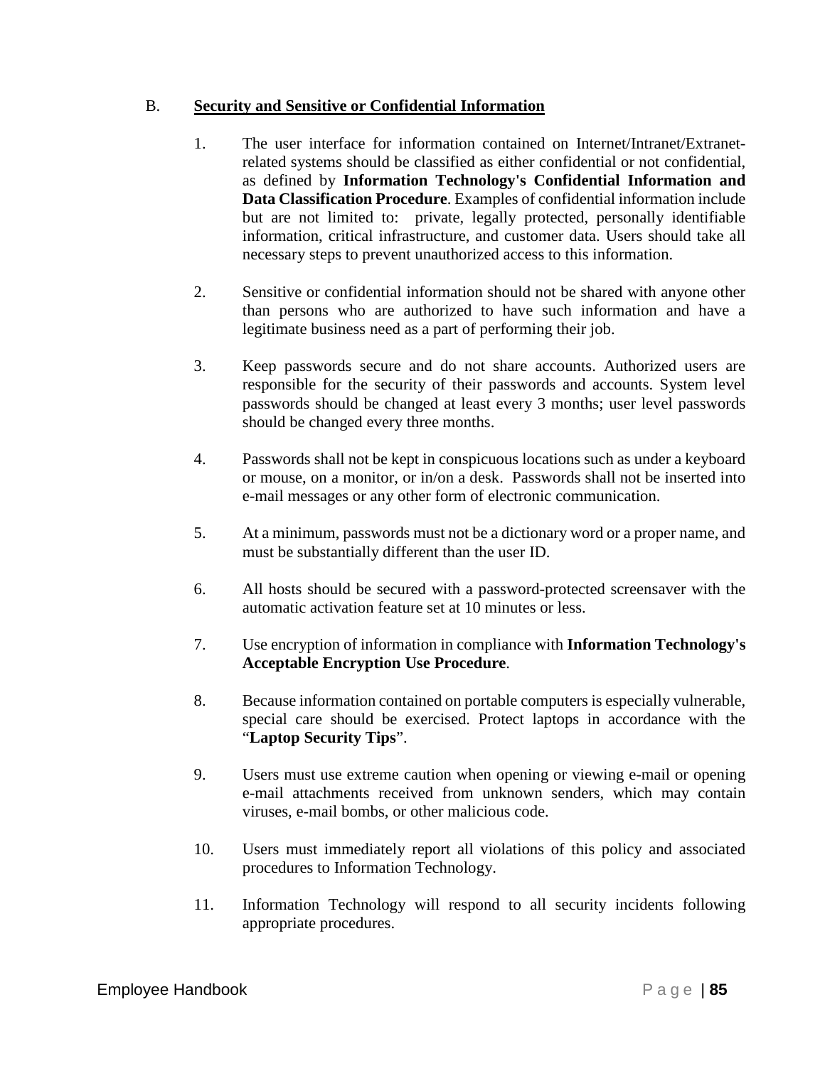B. **Security and Sensitive or Confidential Information**

1. The user interface for information contained on Internet/Intranet/Extranet-related systems should be classified as either confidential or not confidential, as defined by **Information Technology's Confidential Information and Data Classification Procedure**. Examples of confidential information include but are not limited to: private, legally protected, personally identifiable information, critical infrastructure, and customer data. Users should take all necessary steps to prevent unauthorized access to this information.

2. Sensitive or confidential information should not be shared with anyone other than persons who are authorized to have such information and have a legitimate business need as a part of performing their job.

3. Keep passwords secure and do not share accounts. Authorized users are responsible for the security of their passwords and accounts. System level passwords should be changed at least every 3 months; user level passwords should be changed every three months.

4. Passwords shall not be kept in conspicuous locations such as under a keyboard or mouse, on a monitor, or in/on a desk. Passwords shall not be inserted into e-mail messages or any other form of electronic communication.

5. At a minimum, passwords must not be a dictionary word or a proper name, and must be substantially different than the user ID.

6. All hosts should be secured with a password-protected screensaver with the automatic activation feature set at 10 minutes or less.

7. Use encryption of information in compliance with **Information Technology's Acceptable Encryption Use Procedure**.

8. Because information contained on portable computers is especially vulnerable, special care should be exercised. Protect laptops in accordance with the "**Laptop Security Tips**".

9. Users must use extreme caution when opening or viewing e-mail or opening e-mail attachments received from unknown senders, which may contain viruses, e-mail bombs, or other malicious code.

10. Users must immediately report all violations of this policy and associated procedures to Information Technology.

11. Information Technology will respond to all security incidents following appropriate procedures.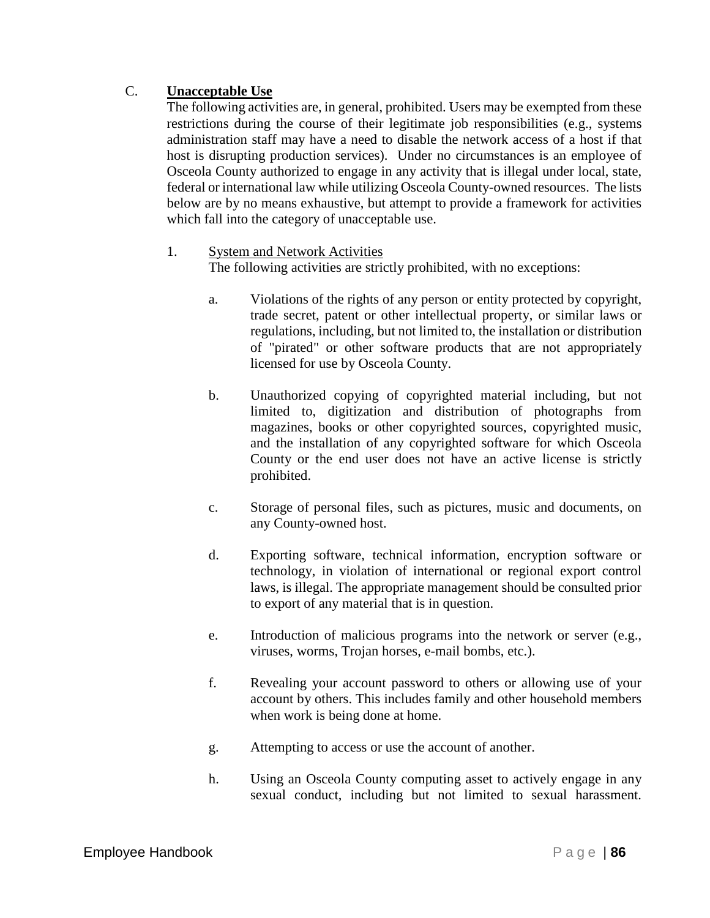C. **Unacceptable Use**

The following activities are, in general, prohibited. Users may be exempted from these restrictions during the course of their legitimate job responsibilities (e.g., systems administration staff may have a need to disable the network access of a host if that host is disrupting production services). Under no circumstances is an employee of Osceola County authorized to engage in any activity that is illegal under local, state, federal or international law while utilizing Osceola County-owned resources. The lists below are by no means exhaustive, but attempt to provide a framework for activities which fall into the category of unacceptable use.

1. System and Network Activities

   The following activities are strictly prohibited, with no exceptions:

   a. Violations of the rights of any person or entity protected by copyright, trade secret, patent or other intellectual property, or similar laws or regulations, including, but not limited to, the installation or distribution of "pirated" or other software products that are not appropriately licensed for use by Osceola County.

   b. Unauthorized copying of copyrighted material including, but not limited to, digitization and distribution of photographs from magazines, books or other copyrighted sources, copyrighted music, and the installation of any copyrighted software for which Osceola County or the end user does not have an active license is strictly prohibited.

   c. Storage of personal files, such as pictures, music and documents, on any County-owned host.

   d. Exporting software, technical information, encryption software or technology, in violation of international or regional export control laws, is illegal. The appropriate management should be consulted prior to export of any material that is in question.

   e. Introduction of malicious programs into the network or server (e.g., viruses, worms, Trojan horses, e-mail bombs, etc.).

   f. Revealing your account password to others or allowing use of your account by others. This includes family and other household members when work is being done at home.

   g. Attempting to access or use the account of another.

   h. Using an Osceola County computing asset to actively engage in any sexual conduct, including but not limited to sexual harassment.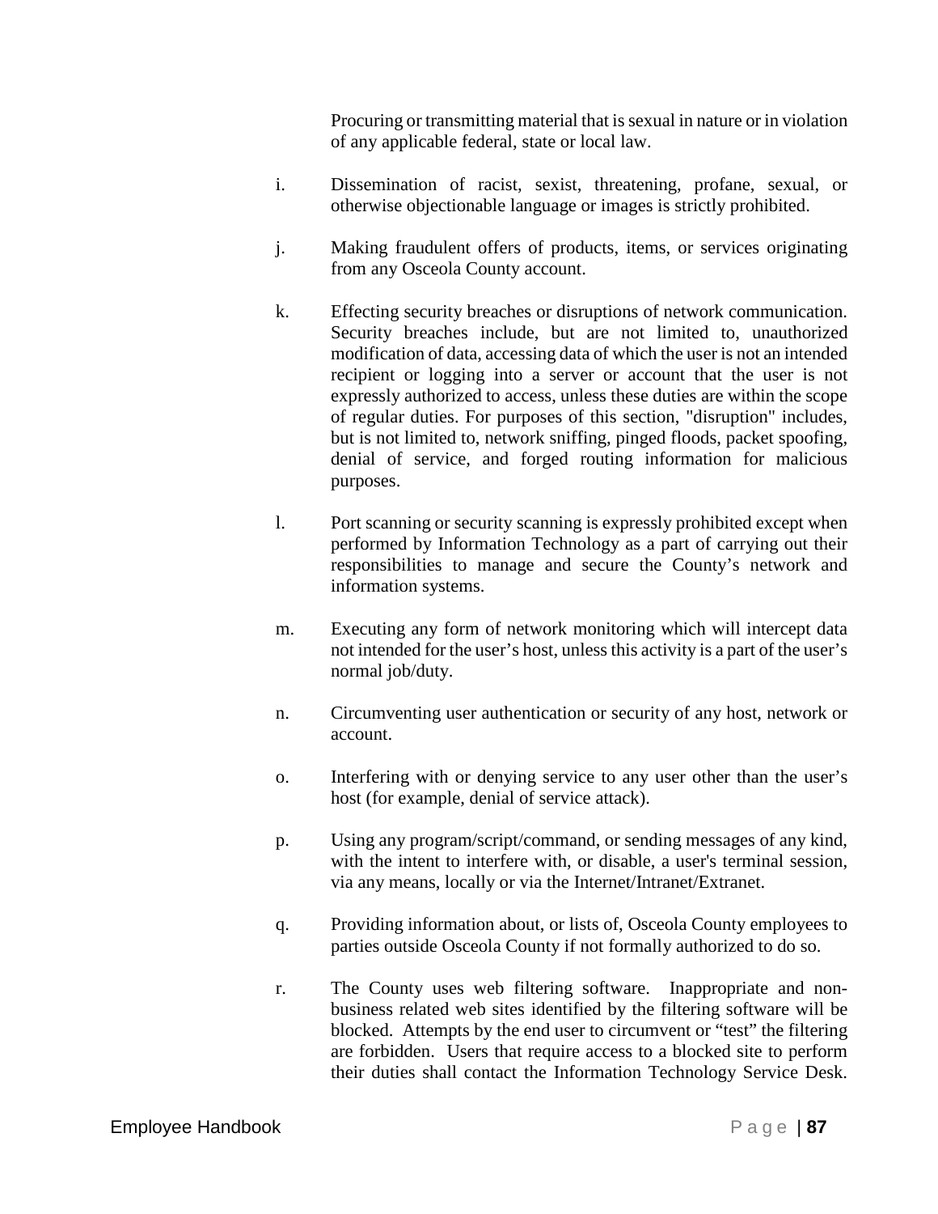Procuring or transmitting material that is sexual in nature or in violation of any applicable federal, state or local law.

i. Dissemination of racist, sexist, threatening, profane, sexual, or otherwise objectionable language or images is strictly prohibited.

j. Making fraudulent offers of products, items, or services originating from any Osceola County account.

k. Effecting security breaches or disruptions of network communication. Security breaches include, but are not limited to, unauthorized modification of data, accessing data of which the user is not an intended recipient or logging into a server or account that the user is not expressly authorized to access, unless these duties are within the scope of regular duties. For purposes of this section, "disruption" includes, but is not limited to, network sniffing, pinged floods, packet spoofing, denial of service, and forged routing information for malicious purposes.

l. Port scanning or security scanning is expressly prohibited except when performed by Information Technology as a part of carrying out their responsibilities to manage and secure the County's network and information systems.

m. Executing any form of network monitoring which will intercept data not intended for the user's host, unless this activity is a part of the user's normal job/duty.

n. Circumventing user authentication or security of any host, network or account.

o. Interfering with or denying service to any user other than the user's host (for example, denial of service attack).

p. Using any program/script/command, or sending messages of any kind, with the intent to interfere with, or disable, a user's terminal session, via any means, locally or via the Internet/Intranet/Extranet.

q. Providing information about, or lists of, Osceola County employees to parties outside Osceola County if not formally authorized to do so.

r. The County uses web filtering software. Inappropriate and non-business related web sites identified by the filtering software will be blocked. Attempts by the end user to circumvent or "test" the filtering are forbidden. Users that require access to a blocked site to perform their duties shall contact the Information Technology Service Desk.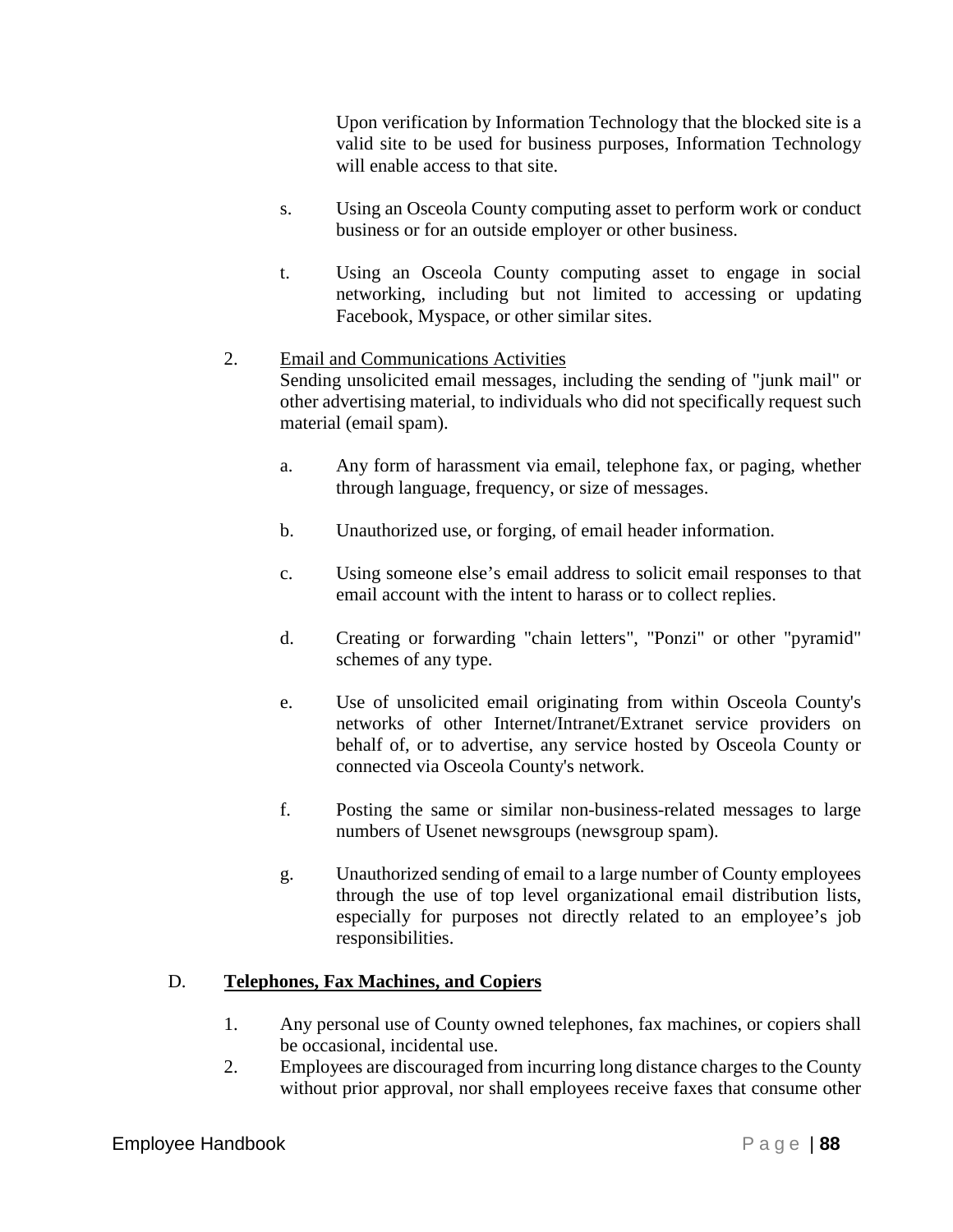Upon verification by Information Technology that the blocked site is a valid site to be used for business purposes, Information Technology will enable access to that site.

s. Using an Osceola County computing asset to perform work or conduct business or for an outside employer or other business.

t. Using an Osceola County computing asset to engage in social networking, including but not limited to accessing or updating Facebook, Myspace, or other similar sites.

2. <u>Email and Communications Activities</u>

Sending unsolicited email messages, including the sending of "junk mail" or other advertising material, to individuals who did not specifically request such material (email spam).

a. Any form of harassment via email, telephone fax, or paging, whether through language, frequency, or size of messages.

b. Unauthorized use, or forging, of email header information.

c. Using someone else's email address to solicit email responses to that email account with the intent to harass or to collect replies.

d. Creating or forwarding "chain letters", "Ponzi" or other "pyramid" schemes of any type.

e. Use of unsolicited email originating from within Osceola County's networks of other Internet/Intranet/Extranet service providers on behalf of, or to advertise, any service hosted by Osceola County or connected via Osceola County's network.

f. Posting the same or similar non-business-related messages to large numbers of Usenet newsgroups (newsgroup spam).

g. Unauthorized sending of email to a large number of County employees through the use of top level organizational email distribution lists, especially for purposes not directly related to an employee's job responsibilities.

D. **<u>Telephones, Fax Machines, and Copiers</u>**

1. Any personal use of County owned telephones, fax machines, or copiers shall be occasional, incidental use.
2. Employees are discouraged from incurring long distance charges to the County without prior approval, nor shall employees receive faxes that consume other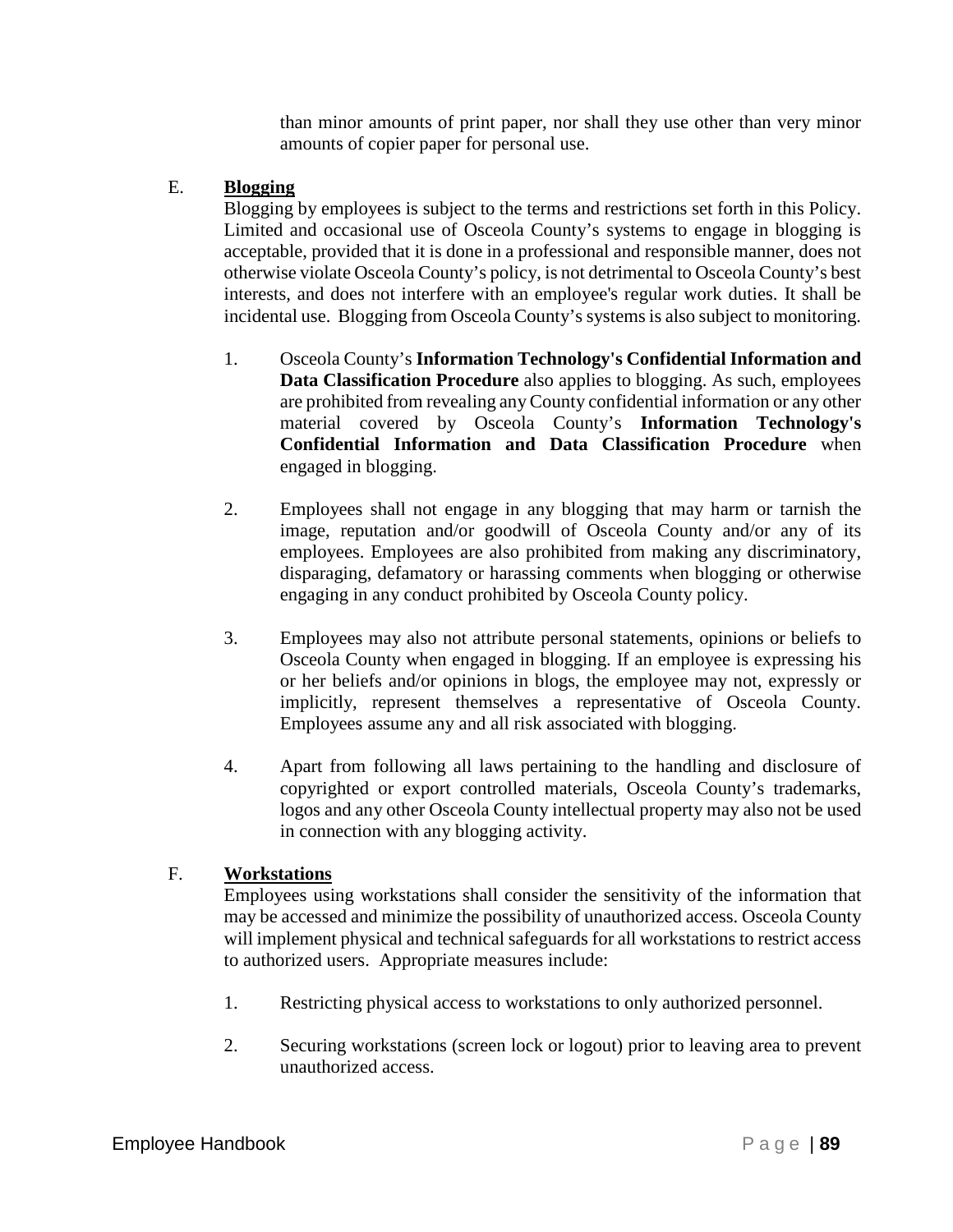than minor amounts of print paper, nor shall they use other than very minor amounts of copier paper for personal use.

E. **Blogging**

Blogging by employees is subject to the terms and restrictions set forth in this Policy. Limited and occasional use of Osceola County's systems to engage in blogging is acceptable, provided that it is done in a professional and responsible manner, does not otherwise violate Osceola County's policy, is not detrimental to Osceola County's best interests, and does not interfere with an employee's regular work duties. It shall be incidental use. Blogging from Osceola County's systems is also subject to monitoring.

1. Osceola County's **Information Technology's Confidential Information and Data Classification Procedure** also applies to blogging. As such, employees are prohibited from revealing any County confidential information or any other material covered by Osceola County's **Information Technology's Confidential Information and Data Classification Procedure** when engaged in blogging.

2. Employees shall not engage in any blogging that may harm or tarnish the image, reputation and/or goodwill of Osceola County and/or any of its employees. Employees are also prohibited from making any discriminatory, disparaging, defamatory or harassing comments when blogging or otherwise engaging in any conduct prohibited by Osceola County policy.

3. Employees may also not attribute personal statements, opinions or beliefs to Osceola County when engaged in blogging. If an employee is expressing his or her beliefs and/or opinions in blogs, the employee may not, expressly or implicitly, represent themselves a representative of Osceola County. Employees assume any and all risk associated with blogging.

4. Apart from following all laws pertaining to the handling and disclosure of copyrighted or export controlled materials, Osceola County's trademarks, logos and any other Osceola County intellectual property may also not be used in connection with any blogging activity.

F. **Workstations**

Employees using workstations shall consider the sensitivity of the information that may be accessed and minimize the possibility of unauthorized access. Osceola County will implement physical and technical safeguards for all workstations to restrict access to authorized users. Appropriate measures include:

1. Restricting physical access to workstations to only authorized personnel.

2. Securing workstations (screen lock or logout) prior to leaving area to prevent unauthorized access.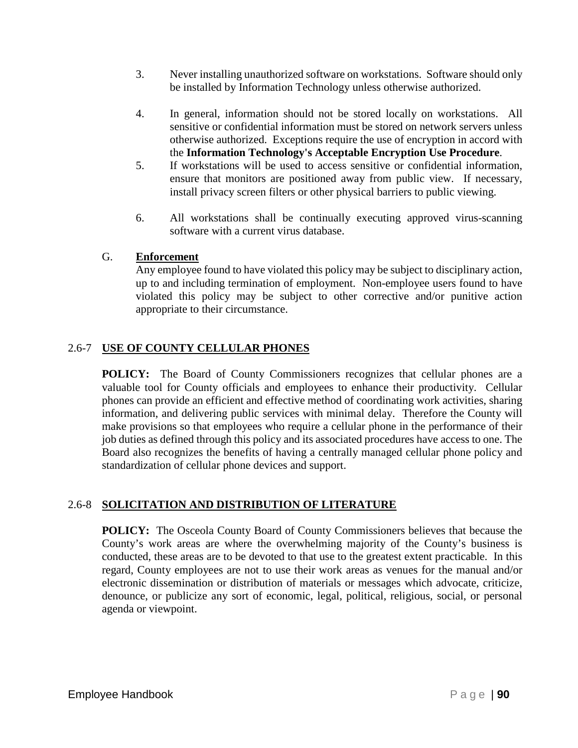3. Never installing unauthorized software on workstations. Software should only be installed by Information Technology unless otherwise authorized.

4. In general, information should not be stored locally on workstations. All sensitive or confidential information must be stored on network servers unless otherwise authorized. Exceptions require the use of encryption in accord with the **Information Technology's Acceptable Encryption Use Procedure**.

5. If workstations will be used to access sensitive or confidential information, ensure that monitors are positioned away from public view. If necessary, install privacy screen filters or other physical barriers to public viewing.

6. All workstations shall be continually executing approved virus-scanning software with a current virus database.

G. **Enforcement**

Any employee found to have violated this policy may be subject to disciplinary action, up to and including termination of employment. Non-employee users found to have violated this policy may be subject to other corrective and/or punitive action appropriate to their circumstance.

## 2.6-7 USE OF COUNTY CELLULAR PHONES

**POLICY:** The Board of County Commissioners recognizes that cellular phones are a valuable tool for County officials and employees to enhance their productivity. Cellular phones can provide an efficient and effective method of coordinating work activities, sharing information, and delivering public services with minimal delay. Therefore the County will make provisions so that employees who require a cellular phone in the performance of their job duties as defined through this policy and its associated procedures have access to one. The Board also recognizes the benefits of having a centrally managed cellular phone policy and standardization of cellular phone devices and support.

## 2.6-8 SOLICITATION AND DISTRIBUTION OF LITERATURE

**POLICY:** The Osceola County Board of County Commissioners believes that because the County's work areas are where the overwhelming majority of the County's business is conducted, these areas are to be devoted to that use to the greatest extent practicable. In this regard, County employees are not to use their work areas as venues for the manual and/or electronic dissemination or distribution of materials or messages which advocate, criticize, denounce, or publicize any sort of economic, legal, political, religious, social, or personal agenda or viewpoint.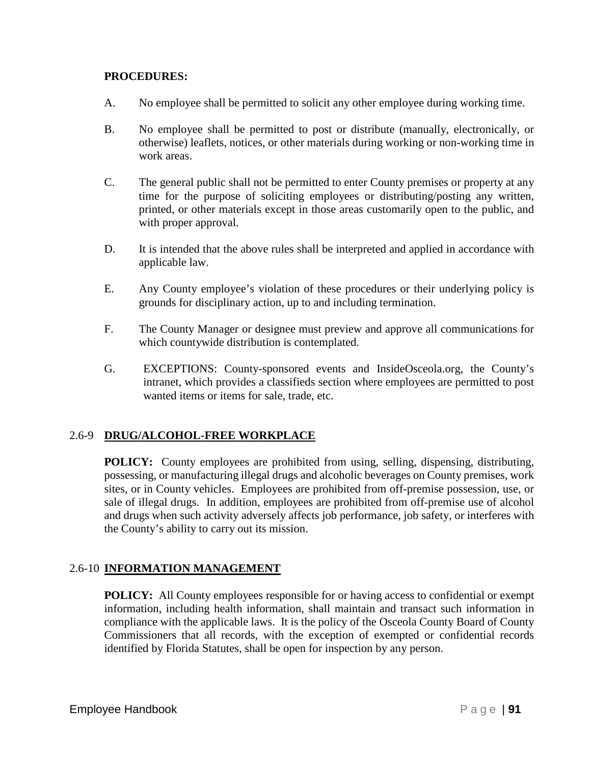**PROCEDURES:**

A. No employee shall be permitted to solicit any other employee during working time.

B. No employee shall be permitted to post or distribute (manually, electronically, or otherwise) leaflets, notices, or other materials during working or non-working time in work areas.

C. The general public shall not be permitted to enter County premises or property at any time for the purpose of soliciting employees or distributing/posting any written, printed, or other materials except in those areas customarily open to the public, and with proper approval.

D. It is intended that the above rules shall be interpreted and applied in accordance with applicable law.

E. Any County employee's violation of these procedures or their underlying policy is grounds for disciplinary action, up to and including termination.

F. The County Manager or designee must preview and approve all communications for which countywide distribution is contemplated.

G. EXCEPTIONS: County-sponsored events and InsideOsceola.org, the County's intranet, which provides a classifieds section where employees are permitted to post wanted items or items for sale, trade, etc.

## 2.6-9 DRUG/ALCOHOL-FREE WORKPLACE

**POLICY:** County employees are prohibited from using, selling, dispensing, distributing, possessing, or manufacturing illegal drugs and alcoholic beverages on County premises, work sites, or in County vehicles. Employees are prohibited from off-premise possession, use, or sale of illegal drugs. In addition, employees are prohibited from off-premise use of alcohol and drugs when such activity adversely affects job performance, job safety, or interferes with the County's ability to carry out its mission.

## 2.6-10 INFORMATION MANAGEMENT

**POLICY:** All County employees responsible for or having access to confidential or exempt information, including health information, shall maintain and transact such information in compliance with the applicable laws. It is the policy of the Osceola County Board of County Commissioners that all records, with the exception of exempted or confidential records identified by Florida Statutes, shall be open for inspection by any person.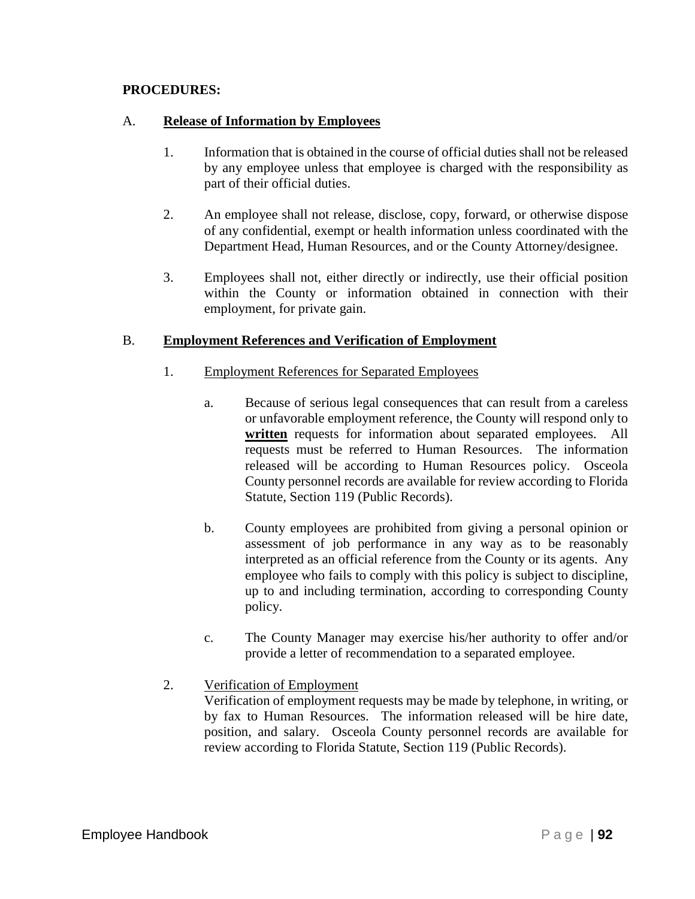**PROCEDURES:**

A. **Release of Information by Employees**

1. Information that is obtained in the course of official duties shall not be released by any employee unless that employee is charged with the responsibility as part of their official duties.

2. An employee shall not release, disclose, copy, forward, or otherwise dispose of any confidential, exempt or health information unless coordinated with the Department Head, Human Resources, and or the County Attorney/designee.

3. Employees shall not, either directly or indirectly, use their official position within the County or information obtained in connection with their employment, for private gain.

B. **Employment References and Verification of Employment**

1. Employment References for Separated Employees

   a. Because of serious legal consequences that can result from a careless or unfavorable employment reference, the County will respond only to **written** requests for information about separated employees. All requests must be referred to Human Resources. The information released will be according to Human Resources policy. Osceola County personnel records are available for review according to Florida Statute, Section 119 (Public Records).

   b. County employees are prohibited from giving a personal opinion or assessment of job performance in any way as to be reasonably interpreted as an official reference from the County or its agents. Any employee who fails to comply with this policy is subject to discipline, up to and including termination, according to corresponding County policy.

   c. The County Manager may exercise his/her authority to offer and/or provide a letter of recommendation to a separated employee.

2. Verification of Employment
   Verification of employment requests may be made by telephone, in writing, or by fax to Human Resources. The information released will be hire date, position, and salary. Osceola County personnel records are available for review according to Florida Statute, Section 119 (Public Records).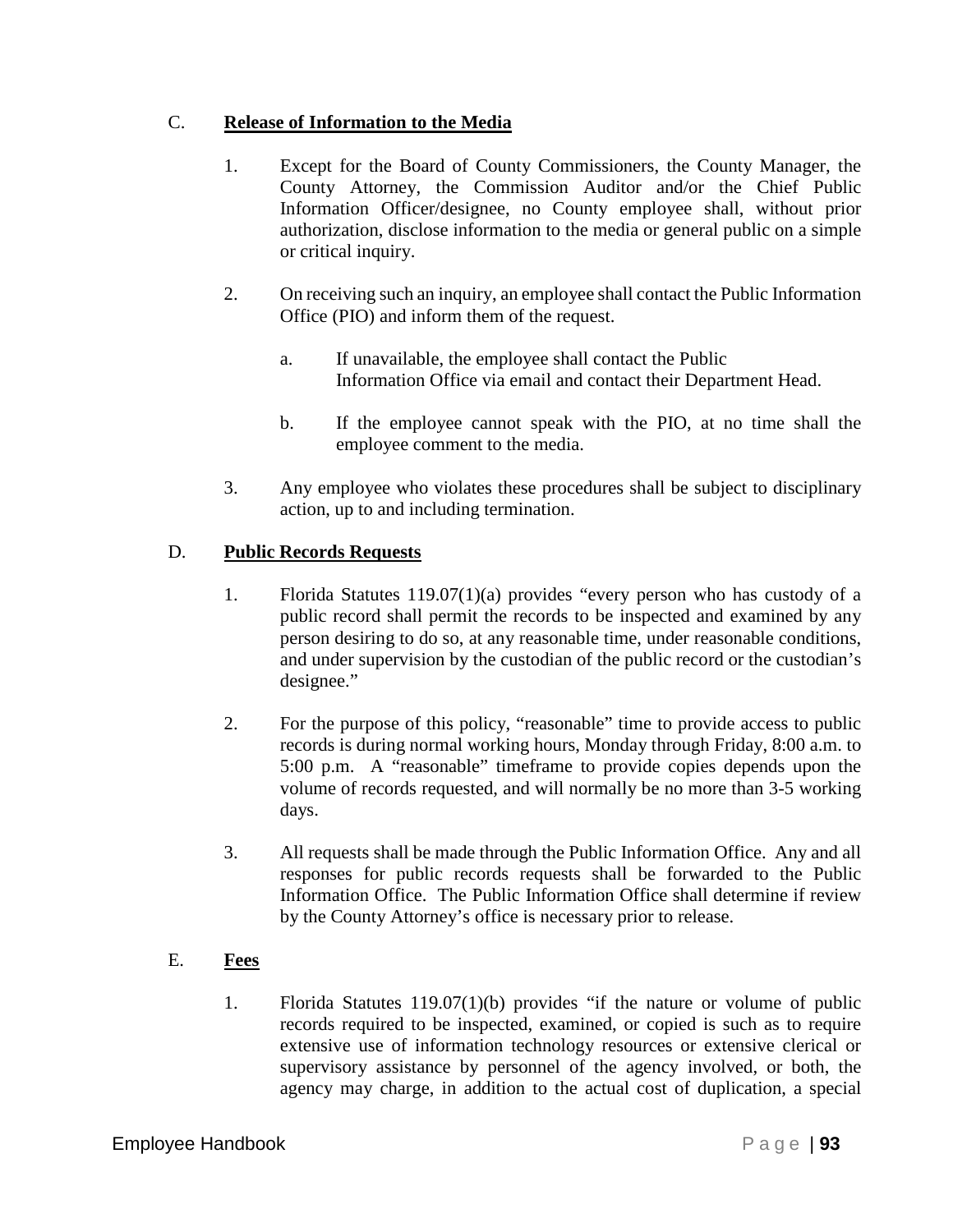### C. **Release of Information to the Media**

1. Except for the Board of County Commissioners, the County Manager, the County Attorney, the Commission Auditor and/or the Chief Public Information Officer/designee, no County employee shall, without prior authorization, disclose information to the media or general public on a simple or critical inquiry.

2. On receiving such an inquiry, an employee shall contact the Public Information Office (PIO) and inform them of the request.

   a. If unavailable, the employee shall contact the Public Information Office via email and contact their Department Head.

   b. If the employee cannot speak with the PIO, at no time shall the employee comment to the media.

3. Any employee who violates these procedures shall be subject to disciplinary action, up to and including termination.

### D. **Public Records Requests**

1. Florida Statutes 119.07(1)(a) provides "every person who has custody of a public record shall permit the records to be inspected and examined by any person desiring to do so, at any reasonable time, under reasonable conditions, and under supervision by the custodian of the public record or the custodian's designee."

2. For the purpose of this policy, "reasonable" time to provide access to public records is during normal working hours, Monday through Friday, 8:00 a.m. to 5:00 p.m. A "reasonable" timeframe to provide copies depends upon the volume of records requested, and will normally be no more than 3-5 working days.

3. All requests shall be made through the Public Information Office. Any and all responses for public records requests shall be forwarded to the Public Information Office. The Public Information Office shall determine if review by the County Attorney's office is necessary prior to release.

### E. **Fees**

1. Florida Statutes 119.07(1)(b) provides "if the nature or volume of public records required to be inspected, examined, or copied is such as to require extensive use of information technology resources or extensive clerical or supervisory assistance by personnel of the agency involved, or both, the agency may charge, in addition to the actual cost of duplication, a special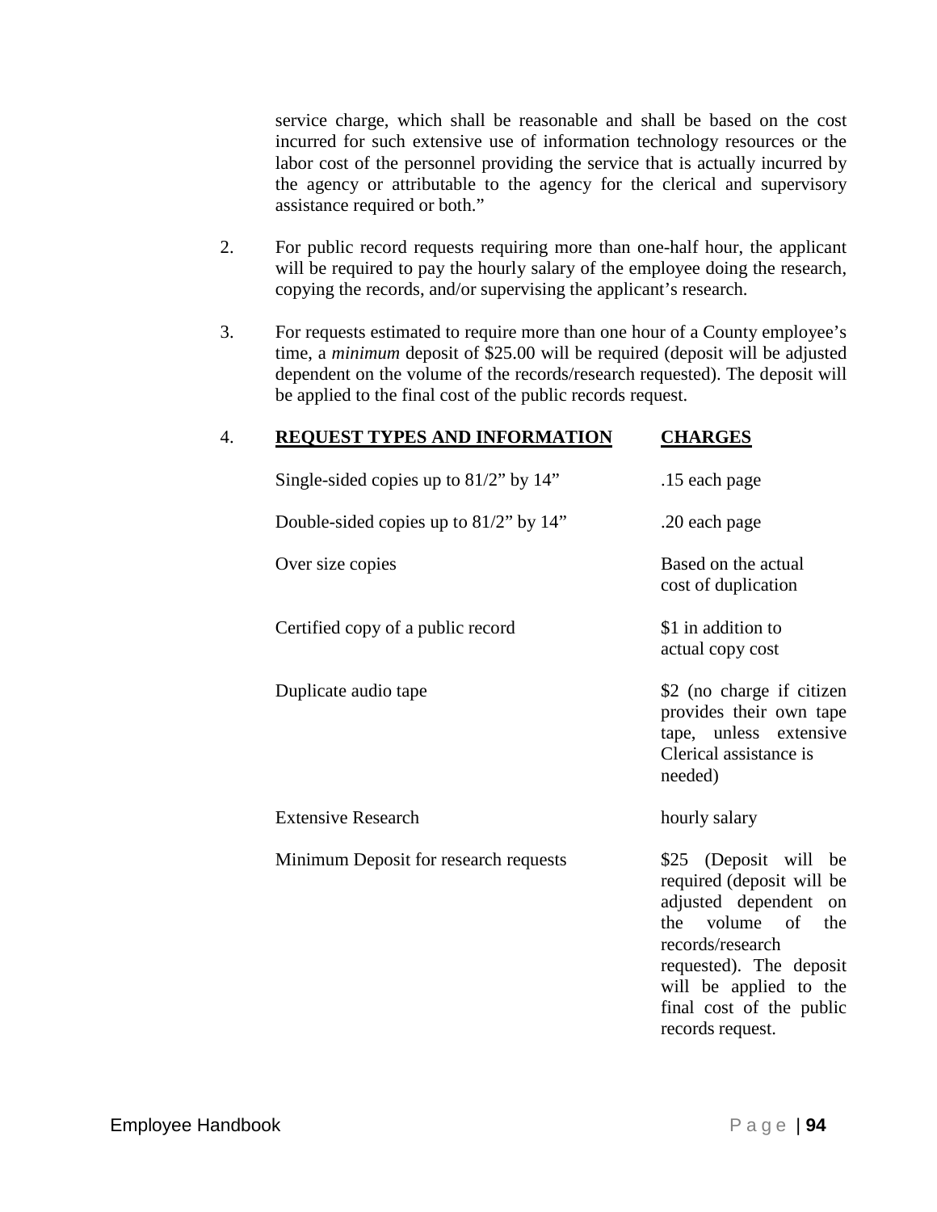service charge, which shall be reasonable and shall be based on the cost incurred for such extensive use of information technology resources or the labor cost of the personnel providing the service that is actually incurred by the agency or attributable to the agency for the clerical and supervisory assistance required or both."

2. For public record requests requiring more than one-half hour, the applicant will be required to pay the hourly salary of the employee doing the research, copying the records, and/or supervising the applicant's research.

3. For requests estimated to require more than one hour of a County employee's time, a *minimum* deposit of $25.00 will be required (deposit will be adjusted dependent on the volume of the records/research requested). The deposit will be applied to the final cost of the public records request.

4.

| **REQUEST TYPES AND INFORMATION** | **CHARGES** |
|---|---|
| Single-sided copies up to 81/2" by 14" | .15 each page |
| Double-sided copies up to 81/2" by 14" | .20 each page |
| Over size copies | Based on the actual cost of duplication |
| Certified copy of a public record | $1 in addition to actual copy cost |
| Duplicate audio tape | $2 (no charge if citizen provides their own tape tape, unless extensive Clerical assistance is needed) |
| Extensive Research | hourly salary |
| Minimum Deposit for research requests | $25 (Deposit will be required (deposit will be adjusted dependent on the volume of the records/research requested). The deposit will be applied to the final cost of the public records request. |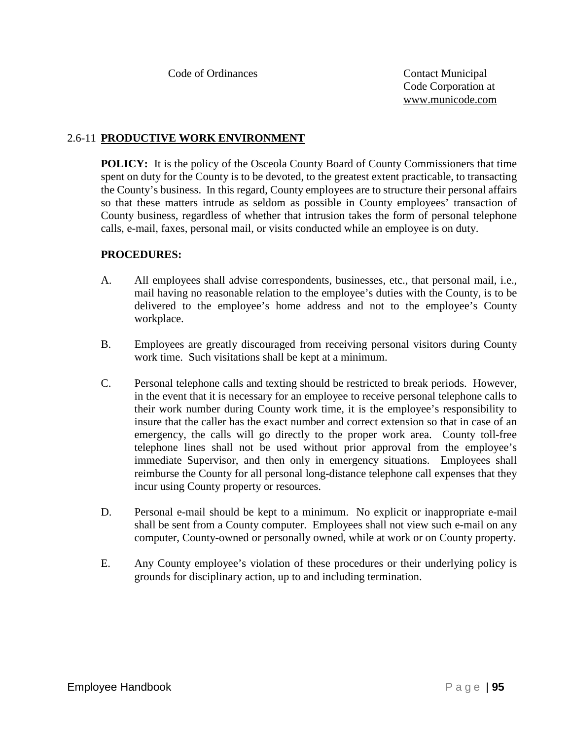Code of Ordinances — Contact Municipal Code Corporation at www.municode.com

## 2.6-11 PRODUCTIVE WORK ENVIRONMENT

**POLICY:** It is the policy of the Osceola County Board of County Commissioners that time spent on duty for the County is to be devoted, to the greatest extent practicable, to transacting the County's business. In this regard, County employees are to structure their personal affairs so that these matters intrude as seldom as possible in County employees' transaction of County business, regardless of whether that intrusion takes the form of personal telephone calls, e-mail, faxes, personal mail, or visits conducted while an employee is on duty.

**PROCEDURES:**

A. All employees shall advise correspondents, businesses, etc., that personal mail, i.e., mail having no reasonable relation to the employee's duties with the County, is to be delivered to the employee's home address and not to the employee's County workplace.

B. Employees are greatly discouraged from receiving personal visitors during County work time. Such visitations shall be kept at a minimum.

C. Personal telephone calls and texting should be restricted to break periods. However, in the event that it is necessary for an employee to receive personal telephone calls to their work number during County work time, it is the employee's responsibility to insure that the caller has the exact number and correct extension so that in case of an emergency, the calls will go directly to the proper work area. County toll-free telephone lines shall not be used without prior approval from the employee's immediate Supervisor, and then only in emergency situations. Employees shall reimburse the County for all personal long-distance telephone call expenses that they incur using County property or resources.

D. Personal e-mail should be kept to a minimum. No explicit or inappropriate e-mail shall be sent from a County computer. Employees shall not view such e-mail on any computer, County-owned or personally owned, while at work or on County property.

E. Any County employee's violation of these procedures or their underlying policy is grounds for disciplinary action, up to and including termination.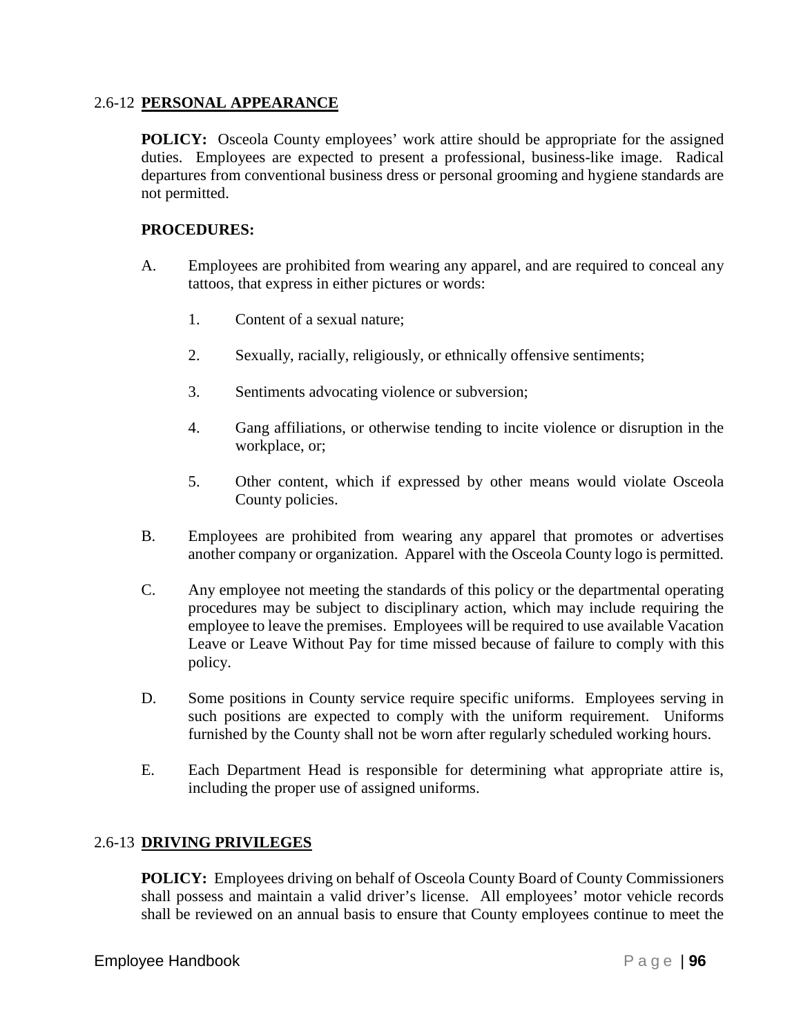## 2.6-12 **PERSONAL APPEARANCE**

**POLICY:** Osceola County employees' work attire should be appropriate for the assigned duties. Employees are expected to present a professional, business-like image. Radical departures from conventional business dress or personal grooming and hygiene standards are not permitted.

**PROCEDURES:**

A. Employees are prohibited from wearing any apparel, and are required to conceal any tattoos, that express in either pictures or words:

   1. Content of a sexual nature;

   2. Sexually, racially, religiously, or ethnically offensive sentiments;

   3. Sentiments advocating violence or subversion;

   4. Gang affiliations, or otherwise tending to incite violence or disruption in the workplace, or;

   5. Other content, which if expressed by other means would violate Osceola County policies.

B. Employees are prohibited from wearing any apparel that promotes or advertises another company or organization. Apparel with the Osceola County logo is permitted.

C. Any employee not meeting the standards of this policy or the departmental operating procedures may be subject to disciplinary action, which may include requiring the employee to leave the premises. Employees will be required to use available Vacation Leave or Leave Without Pay for time missed because of failure to comply with this policy.

D. Some positions in County service require specific uniforms. Employees serving in such positions are expected to comply with the uniform requirement. Uniforms furnished by the County shall not be worn after regularly scheduled working hours.

E. Each Department Head is responsible for determining what appropriate attire is, including the proper use of assigned uniforms.

## 2.6-13 **DRIVING PRIVILEGES**

**POLICY:** Employees driving on behalf of Osceola County Board of County Commissioners shall possess and maintain a valid driver's license. All employees' motor vehicle records shall be reviewed on an annual basis to ensure that County employees continue to meet the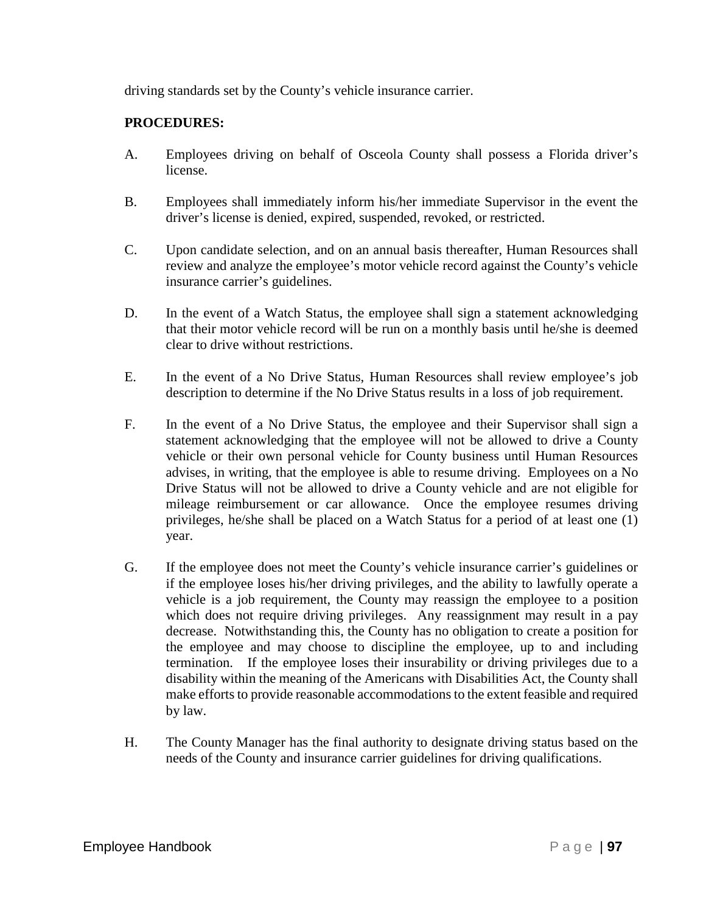driving standards set by the County's vehicle insurance carrier.

**PROCEDURES:**

A. Employees driving on behalf of Osceola County shall possess a Florida driver's license.

B. Employees shall immediately inform his/her immediate Supervisor in the event the driver's license is denied, expired, suspended, revoked, or restricted.

C. Upon candidate selection, and on an annual basis thereafter, Human Resources shall review and analyze the employee's motor vehicle record against the County's vehicle insurance carrier's guidelines.

D. In the event of a Watch Status, the employee shall sign a statement acknowledging that their motor vehicle record will be run on a monthly basis until he/she is deemed clear to drive without restrictions.

E. In the event of a No Drive Status, Human Resources shall review employee's job description to determine if the No Drive Status results in a loss of job requirement.

F. In the event of a No Drive Status, the employee and their Supervisor shall sign a statement acknowledging that the employee will not be allowed to drive a County vehicle or their own personal vehicle for County business until Human Resources advises, in writing, that the employee is able to resume driving. Employees on a No Drive Status will not be allowed to drive a County vehicle and are not eligible for mileage reimbursement or car allowance. Once the employee resumes driving privileges, he/she shall be placed on a Watch Status for a period of at least one (1) year.

G. If the employee does not meet the County's vehicle insurance carrier's guidelines or if the employee loses his/her driving privileges, and the ability to lawfully operate a vehicle is a job requirement, the County may reassign the employee to a position which does not require driving privileges. Any reassignment may result in a pay decrease. Notwithstanding this, the County has no obligation to create a position for the employee and may choose to discipline the employee, up to and including termination. If the employee loses their insurability or driving privileges due to a disability within the meaning of the Americans with Disabilities Act, the County shall make efforts to provide reasonable accommodations to the extent feasible and required by law.

H. The County Manager has the final authority to designate driving status based on the needs of the County and insurance carrier guidelines for driving qualifications.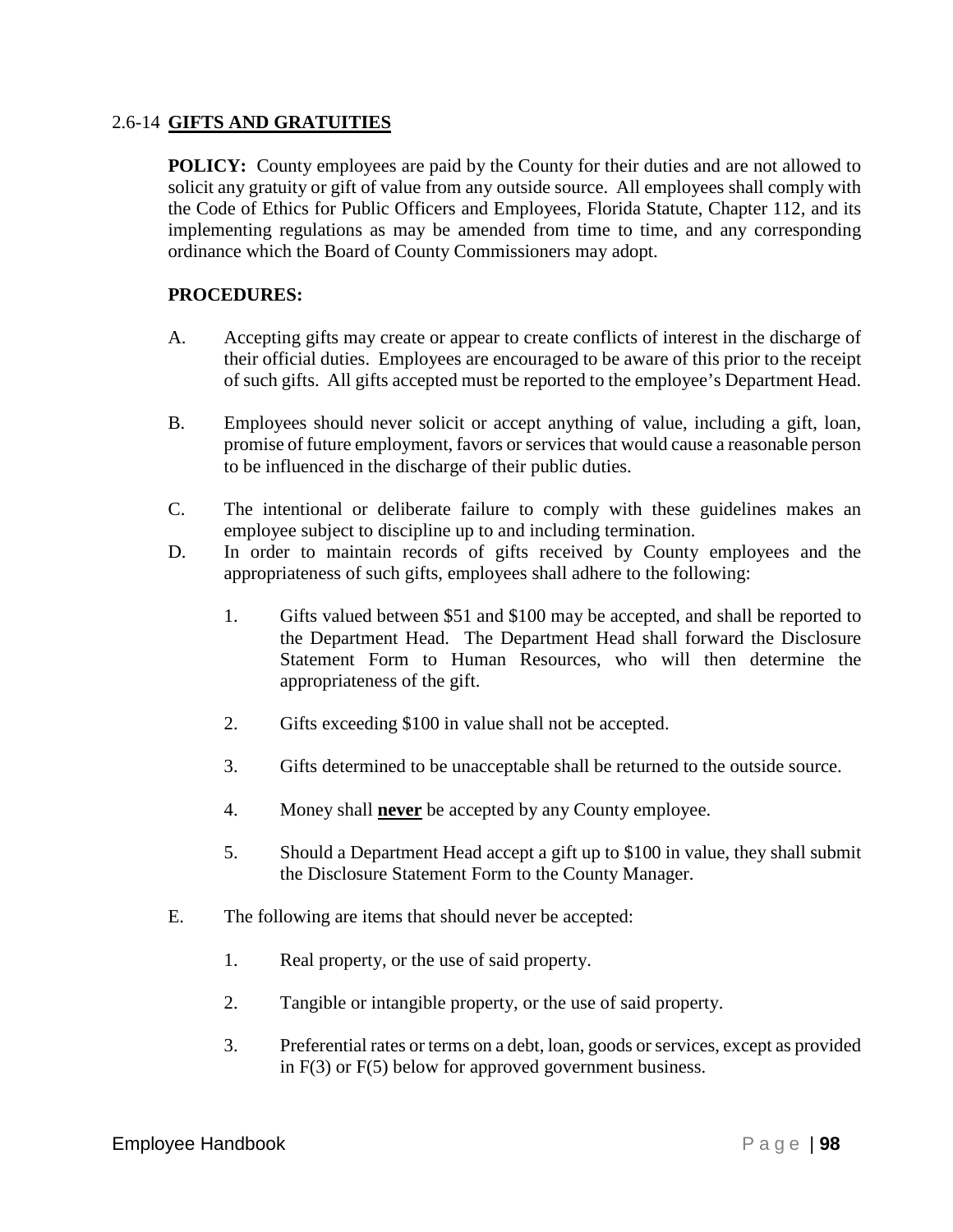## 2.6-14 **GIFTS AND GRATUITIES**

**POLICY:** County employees are paid by the County for their duties and are not allowed to solicit any gratuity or gift of value from any outside source. All employees shall comply with the Code of Ethics for Public Officers and Employees, Florida Statute, Chapter 112, and its implementing regulations as may be amended from time to time, and any corresponding ordinance which the Board of County Commissioners may adopt.

**PROCEDURES:**

A. Accepting gifts may create or appear to create conflicts of interest in the discharge of their official duties. Employees are encouraged to be aware of this prior to the receipt of such gifts. All gifts accepted must be reported to the employee's Department Head.

B. Employees should never solicit or accept anything of value, including a gift, loan, promise of future employment, favors or services that would cause a reasonable person to be influenced in the discharge of their public duties.

C. The intentional or deliberate failure to comply with these guidelines makes an employee subject to discipline up to and including termination.

D. In order to maintain records of gifts received by County employees and the appropriateness of such gifts, employees shall adhere to the following:

   1. Gifts valued between $51 and $100 may be accepted, and shall be reported to the Department Head. The Department Head shall forward the Disclosure Statement Form to Human Resources, who will then determine the appropriateness of the gift.

   2. Gifts exceeding $100 in value shall not be accepted.

   3. Gifts determined to be unacceptable shall be returned to the outside source.

   4. Money shall **<u>never</u>** be accepted by any County employee.

   5. Should a Department Head accept a gift up to $100 in value, they shall submit the Disclosure Statement Form to the County Manager.

E. The following are items that should never be accepted:

   1. Real property, or the use of said property.

   2. Tangible or intangible property, or the use of said property.

   3. Preferential rates or terms on a debt, loan, goods or services, except as provided in F(3) or F(5) below for approved government business.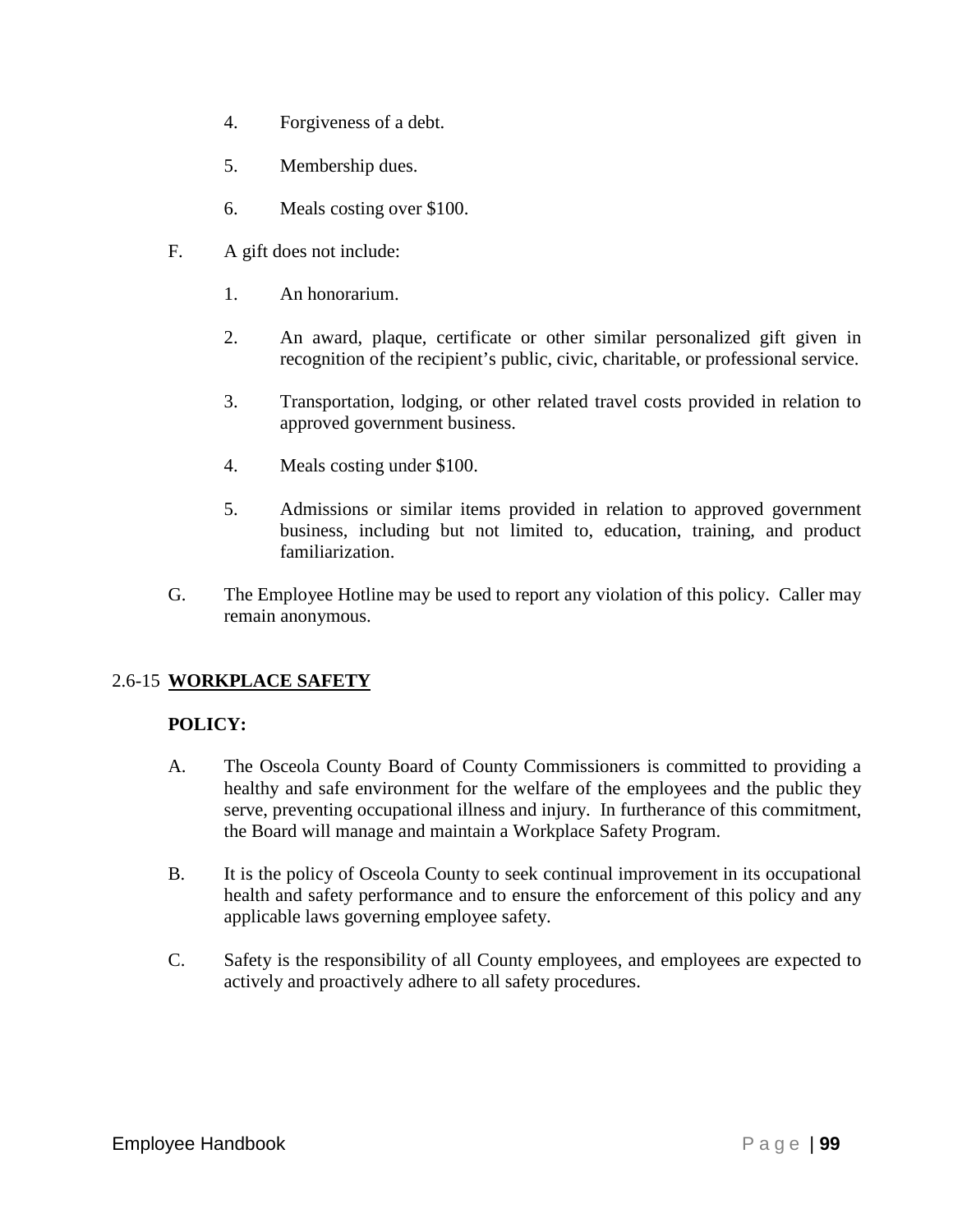4. Forgiveness of a debt.

5. Membership dues.

6. Meals costing over $100.

F. A gift does not include:

1. An honorarium.

2. An award, plaque, certificate or other similar personalized gift given in recognition of the recipient's public, civic, charitable, or professional service.

3. Transportation, lodging, or other related travel costs provided in relation to approved government business.

4. Meals costing under $100.

5. Admissions or similar items provided in relation to approved government business, including but not limited to, education, training, and product familiarization.

G. The Employee Hotline may be used to report any violation of this policy. Caller may remain anonymous.

## 2.6-15 WORKPLACE SAFETY

**POLICY:**

A. The Osceola County Board of County Commissioners is committed to providing a healthy and safe environment for the welfare of the employees and the public they serve, preventing occupational illness and injury. In furtherance of this commitment, the Board will manage and maintain a Workplace Safety Program.

B. It is the policy of Osceola County to seek continual improvement in its occupational health and safety performance and to ensure the enforcement of this policy and any applicable laws governing employee safety.

C. Safety is the responsibility of all County employees, and employees are expected to actively and proactively adhere to all safety procedures.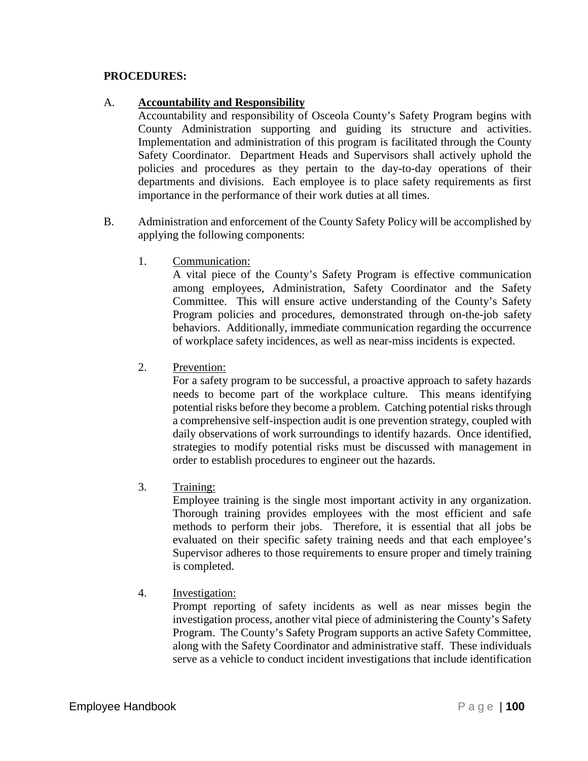**PROCEDURES:**

A. **Accountability and Responsibility**

Accountability and responsibility of Osceola County's Safety Program begins with County Administration supporting and guiding its structure and activities. Implementation and administration of this program is facilitated through the County Safety Coordinator. Department Heads and Supervisors shall actively uphold the policies and procedures as they pertain to the day-to-day operations of their departments and divisions. Each employee is to place safety requirements as first importance in the performance of their work duties at all times.

B. Administration and enforcement of the County Safety Policy will be accomplished by applying the following components:

1. Communication:

   A vital piece of the County's Safety Program is effective communication among employees, Administration, Safety Coordinator and the Safety Committee. This will ensure active understanding of the County's Safety Program policies and procedures, demonstrated through on-the-job safety behaviors. Additionally, immediate communication regarding the occurrence of workplace safety incidences, as well as near-miss incidents is expected.

2. Prevention:

   For a safety program to be successful, a proactive approach to safety hazards needs to become part of the workplace culture. This means identifying potential risks before they become a problem. Catching potential risks through a comprehensive self-inspection audit is one prevention strategy, coupled with daily observations of work surroundings to identify hazards. Once identified, strategies to modify potential risks must be discussed with management in order to establish procedures to engineer out the hazards.

3. Training:

   Employee training is the single most important activity in any organization. Thorough training provides employees with the most efficient and safe methods to perform their jobs. Therefore, it is essential that all jobs be evaluated on their specific safety training needs and that each employee's Supervisor adheres to those requirements to ensure proper and timely training is completed.

4. Investigation:

   Prompt reporting of safety incidents as well as near misses begin the investigation process, another vital piece of administering the County's Safety Program. The County's Safety Program supports an active Safety Committee, along with the Safety Coordinator and administrative staff. These individuals serve as a vehicle to conduct incident investigations that include identification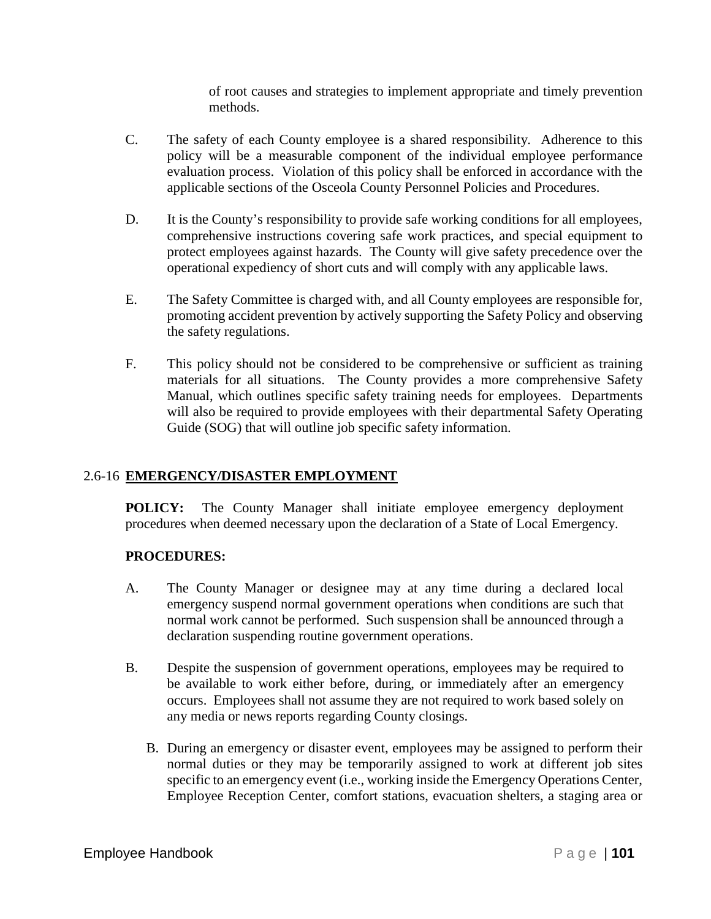of root causes and strategies to implement appropriate and timely prevention methods.

C. The safety of each County employee is a shared responsibility. Adherence to this policy will be a measurable component of the individual employee performance evaluation process. Violation of this policy shall be enforced in accordance with the applicable sections of the Osceola County Personnel Policies and Procedures.

D. It is the County's responsibility to provide safe working conditions for all employees, comprehensive instructions covering safe work practices, and special equipment to protect employees against hazards. The County will give safety precedence over the operational expediency of short cuts and will comply with any applicable laws.

E. The Safety Committee is charged with, and all County employees are responsible for, promoting accident prevention by actively supporting the Safety Policy and observing the safety regulations.

F. This policy should not be considered to be comprehensive or sufficient as training materials for all situations. The County provides a more comprehensive Safety Manual, which outlines specific safety training needs for employees. Departments will also be required to provide employees with their departmental Safety Operating Guide (SOG) that will outline job specific safety information.

## 2.6-16 EMERGENCY/DISASTER EMPLOYMENT

**POLICY:** The County Manager shall initiate employee emergency deployment procedures when deemed necessary upon the declaration of a State of Local Emergency.

**PROCEDURES:**

A. The County Manager or designee may at any time during a declared local emergency suspend normal government operations when conditions are such that normal work cannot be performed. Such suspension shall be announced through a declaration suspending routine government operations.

B. Despite the suspension of government operations, employees may be required to be available to work either before, during, or immediately after an emergency occurs. Employees shall not assume they are not required to work based solely on any media or news reports regarding County closings.

B. During an emergency or disaster event, employees may be assigned to perform their normal duties or they may be temporarily assigned to work at different job sites specific to an emergency event (i.e., working inside the Emergency Operations Center, Employee Reception Center, comfort stations, evacuation shelters, a staging area or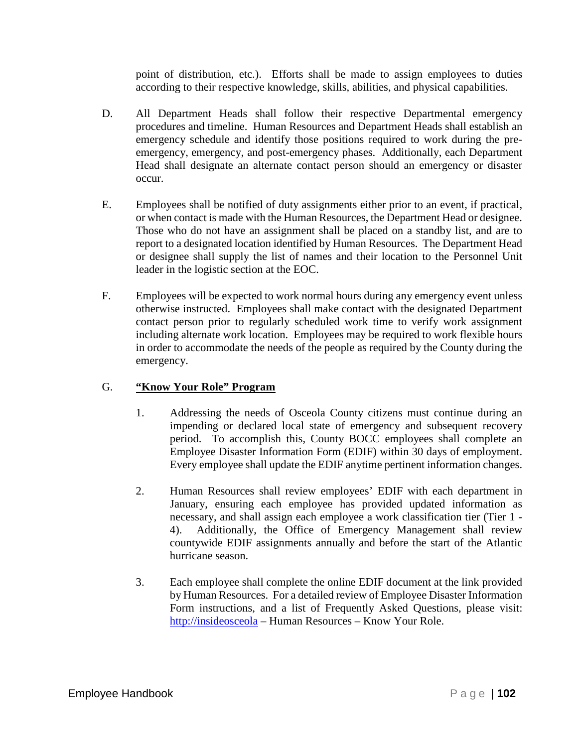point of distribution, etc.). Efforts shall be made to assign employees to duties according to their respective knowledge, skills, abilities, and physical capabilities.

D. All Department Heads shall follow their respective Departmental emergency procedures and timeline. Human Resources and Department Heads shall establish an emergency schedule and identify those positions required to work during the pre-emergency, emergency, and post-emergency phases. Additionally, each Department Head shall designate an alternate contact person should an emergency or disaster occur.

E. Employees shall be notified of duty assignments either prior to an event, if practical, or when contact is made with the Human Resources, the Department Head or designee. Those who do not have an assignment shall be placed on a standby list, and are to report to a designated location identified by Human Resources. The Department Head or designee shall supply the list of names and their location to the Personnel Unit leader in the logistic section at the EOC.

F. Employees will be expected to work normal hours during any emergency event unless otherwise instructed. Employees shall make contact with the designated Department contact person prior to regularly scheduled work time to verify work assignment including alternate work location. Employees may be required to work flexible hours in order to accommodate the needs of the people as required by the County during the emergency.

G. **<u>"Know Your Role" Program</u>**

1. Addressing the needs of Osceola County citizens must continue during an impending or declared local state of emergency and subsequent recovery period. To accomplish this, County BOCC employees shall complete an Employee Disaster Information Form (EDIF) within 30 days of employment. Every employee shall update the EDIF anytime pertinent information changes.

2. Human Resources shall review employees' EDIF with each department in January, ensuring each employee has provided updated information as necessary, and shall assign each employee a work classification tier (Tier 1 - 4). Additionally, the Office of Emergency Management shall review countywide EDIF assignments annually and before the start of the Atlantic hurricane season.

3. Each employee shall complete the online EDIF document at the link provided by Human Resources. For a detailed review of Employee Disaster Information Form instructions, and a list of Frequently Asked Questions, please visit: [http://insideosceola](http://insideosceola) – Human Resources – Know Your Role.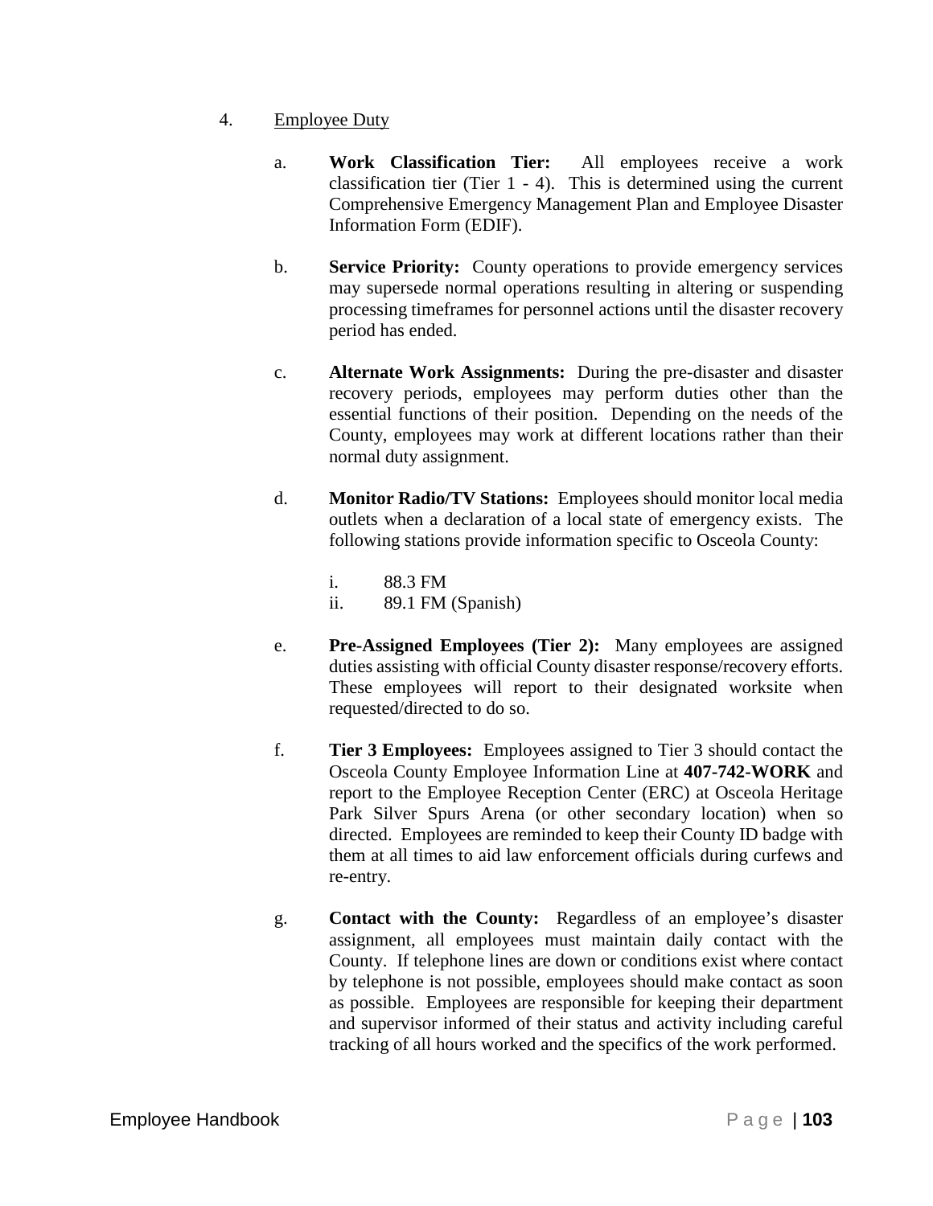4. Employee Duty

   a. **Work Classification Tier:** All employees receive a work classification tier (Tier 1 - 4). This is determined using the current Comprehensive Emergency Management Plan and Employee Disaster Information Form (EDIF).

   b. **Service Priority:** County operations to provide emergency services may supersede normal operations resulting in altering or suspending processing timeframes for personnel actions until the disaster recovery period has ended.

   c. **Alternate Work Assignments:** During the pre-disaster and disaster recovery periods, employees may perform duties other than the essential functions of their position. Depending on the needs of the County, employees may work at different locations rather than their normal duty assignment.

   d. **Monitor Radio/TV Stations:** Employees should monitor local media outlets when a declaration of a local state of emergency exists. The following stations provide information specific to Osceola County:

      i. 88.3 FM
      ii. 89.1 FM (Spanish)

   e. **Pre-Assigned Employees (Tier 2):** Many employees are assigned duties assisting with official County disaster response/recovery efforts. These employees will report to their designated worksite when requested/directed to do so.

   f. **Tier 3 Employees:** Employees assigned to Tier 3 should contact the Osceola County Employee Information Line at **407-742-WORK** and report to the Employee Reception Center (ERC) at Osceola Heritage Park Silver Spurs Arena (or other secondary location) when so directed. Employees are reminded to keep their County ID badge with them at all times to aid law enforcement officials during curfews and re-entry.

   g. **Contact with the County:** Regardless of an employee's disaster assignment, all employees must maintain daily contact with the County. If telephone lines are down or conditions exist where contact by telephone is not possible, employees should make contact as soon as possible. Employees are responsible for keeping their department and supervisor informed of their status and activity including careful tracking of all hours worked and the specifics of the work performed.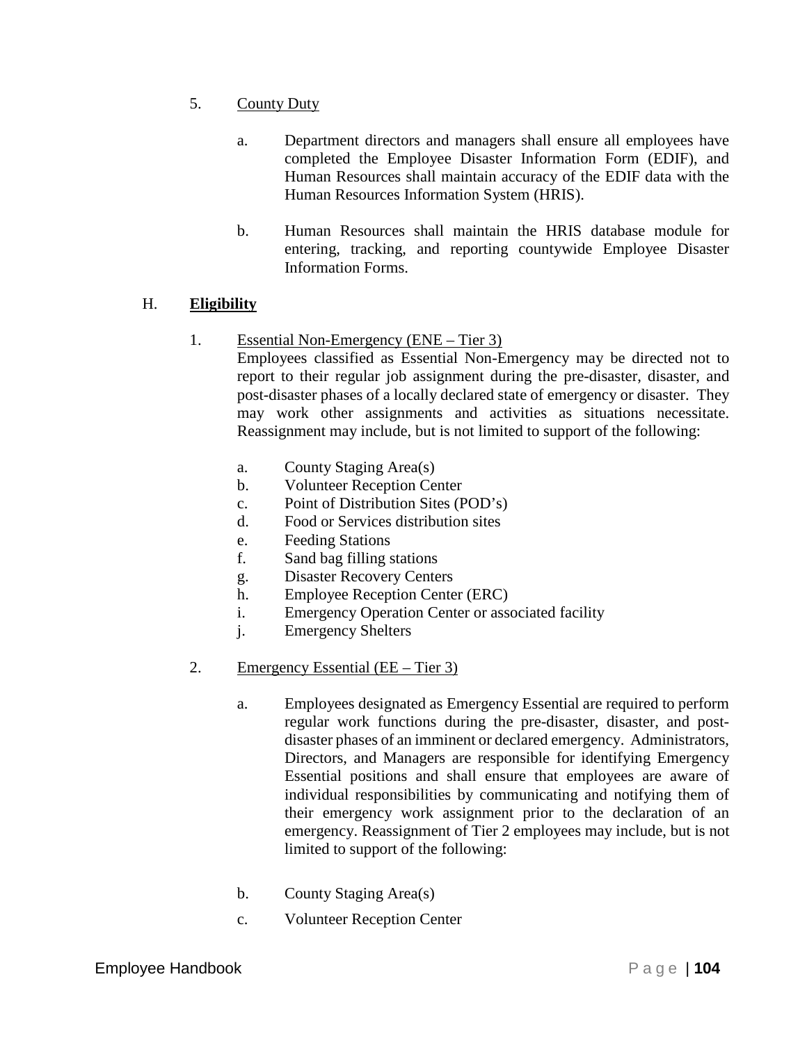5. <u>County Duty</u>

   a. Department directors and managers shall ensure all employees have completed the Employee Disaster Information Form (EDIF), and Human Resources shall maintain accuracy of the EDIF data with the Human Resources Information System (HRIS).

   b. Human Resources shall maintain the HRIS database module for entering, tracking, and reporting countywide Employee Disaster Information Forms.

H. **<u>Eligibility</u>**

1. <u>Essential Non-Emergency (ENE – Tier 3)</u>
   Employees classified as Essential Non-Emergency may be directed not to report to their regular job assignment during the pre-disaster, disaster, and post-disaster phases of a locally declared state of emergency or disaster. They may work other assignments and activities as situations necessitate. Reassignment may include, but is not limited to support of the following:

   a. County Staging Area(s)
   b. Volunteer Reception Center
   c. Point of Distribution Sites (POD's)
   d. Food or Services distribution sites
   e. Feeding Stations
   f. Sand bag filling stations
   g. Disaster Recovery Centers
   h. Employee Reception Center (ERC)
   i. Emergency Operation Center or associated facility
   j. Emergency Shelters

2. <u>Emergency Essential (EE – Tier 3)</u>

   a. Employees designated as Emergency Essential are required to perform regular work functions during the pre-disaster, disaster, and post-disaster phases of an imminent or declared emergency. Administrators, Directors, and Managers are responsible for identifying Emergency Essential positions and shall ensure that employees are aware of individual responsibilities by communicating and notifying them of their emergency work assignment prior to the declaration of an emergency. Reassignment of Tier 2 employees may include, but is not limited to support of the following:

   b. County Staging Area(s)

   c. Volunteer Reception Center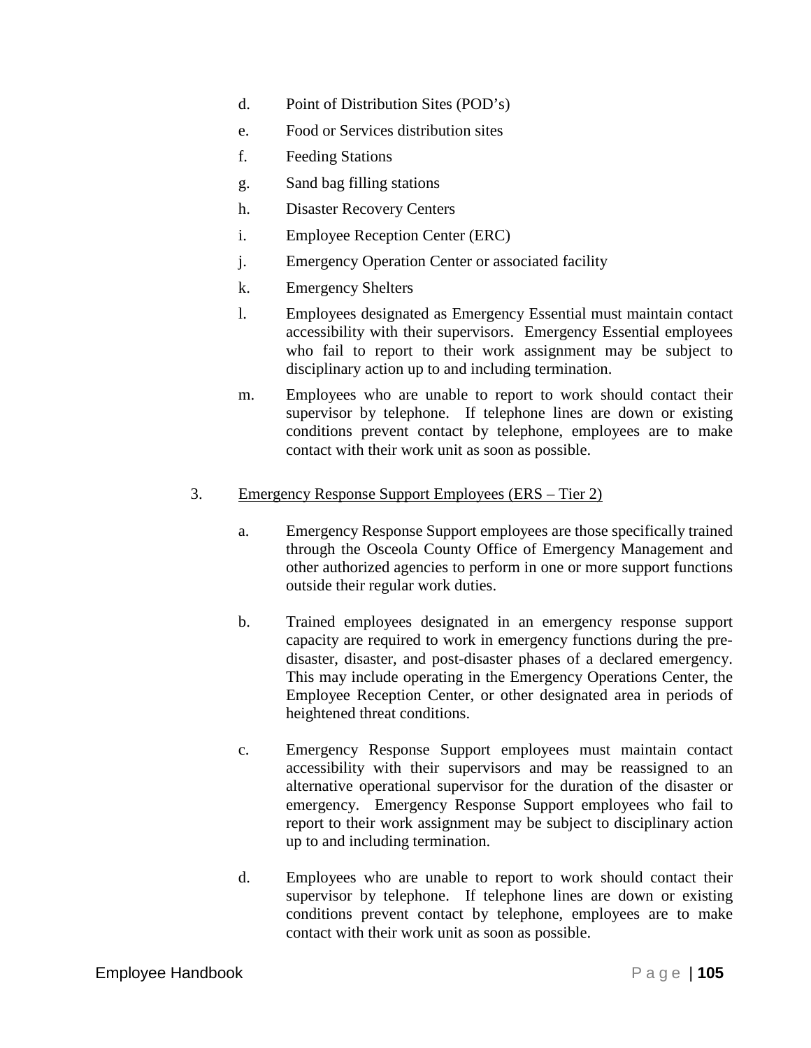d. Point of Distribution Sites (POD's)

e. Food or Services distribution sites

f. Feeding Stations

g. Sand bag filling stations

h. Disaster Recovery Centers

i. Employee Reception Center (ERC)

j. Emergency Operation Center or associated facility

k. Emergency Shelters

l. Employees designated as Emergency Essential must maintain contact accessibility with their supervisors. Emergency Essential employees who fail to report to their work assignment may be subject to disciplinary action up to and including termination.

m. Employees who are unable to report to work should contact their supervisor by telephone. If telephone lines are down or existing conditions prevent contact by telephone, employees are to make contact with their work unit as soon as possible.

3. <u>Emergency Response Support Employees (ERS – Tier 2)</u>

a. Emergency Response Support employees are those specifically trained through the Osceola County Office of Emergency Management and other authorized agencies to perform in one or more support functions outside their regular work duties.

b. Trained employees designated in an emergency response support capacity are required to work in emergency functions during the pre-disaster, disaster, and post-disaster phases of a declared emergency. This may include operating in the Emergency Operations Center, the Employee Reception Center, or other designated area in periods of heightened threat conditions.

c. Emergency Response Support employees must maintain contact accessibility with their supervisors and may be reassigned to an alternative operational supervisor for the duration of the disaster or emergency. Emergency Response Support employees who fail to report to their work assignment may be subject to disciplinary action up to and including termination.

d. Employees who are unable to report to work should contact their supervisor by telephone. If telephone lines are down or existing conditions prevent contact by telephone, employees are to make contact with their work unit as soon as possible.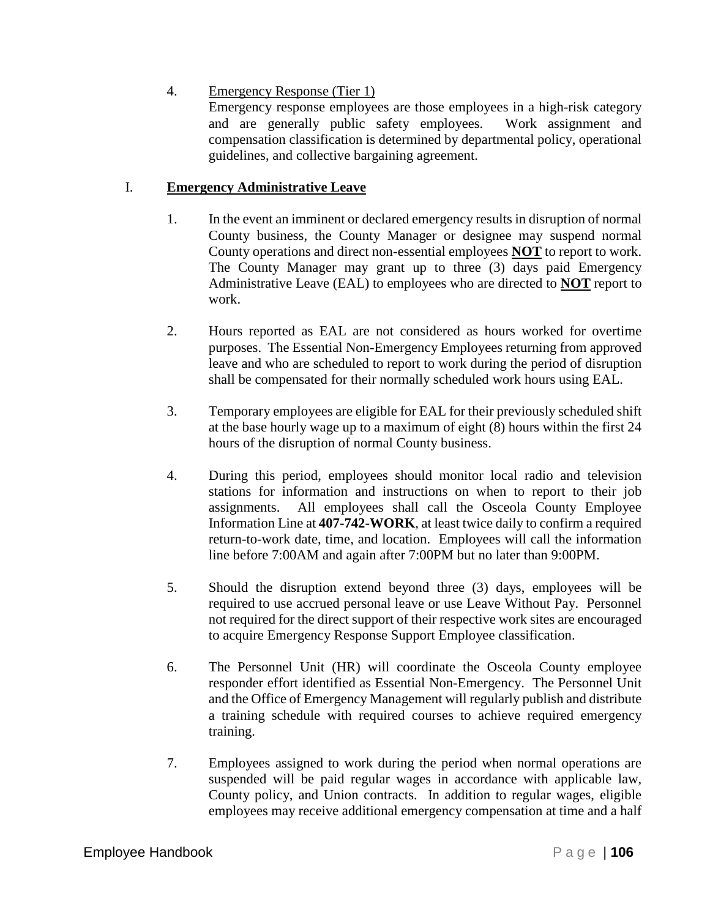4. Emergency Response (Tier 1)
   Emergency response employees are those employees in a high-risk category and are generally public safety employees. Work assignment and compensation classification is determined by departmental policy, operational guidelines, and collective bargaining agreement.

## I. **Emergency Administrative Leave**

1. In the event an imminent or declared emergency results in disruption of normal County business, the County Manager or designee may suspend normal County operations and direct non-essential employees **NOT** to report to work. The County Manager may grant up to three (3) days paid Emergency Administrative Leave (EAL) to employees who are directed to **NOT** report to work.

2. Hours reported as EAL are not considered as hours worked for overtime purposes. The Essential Non-Emergency Employees returning from approved leave and who are scheduled to report to work during the period of disruption shall be compensated for their normally scheduled work hours using EAL.

3. Temporary employees are eligible for EAL for their previously scheduled shift at the base hourly wage up to a maximum of eight (8) hours within the first 24 hours of the disruption of normal County business.

4. During this period, employees should monitor local radio and television stations for information and instructions on when to report to their job assignments. All employees shall call the Osceola County Employee Information Line at **407-742-WORK**, at least twice daily to confirm a required return-to-work date, time, and location. Employees will call the information line before 7:00AM and again after 7:00PM but no later than 9:00PM.

5. Should the disruption extend beyond three (3) days, employees will be required to use accrued personal leave or use Leave Without Pay. Personnel not required for the direct support of their respective work sites are encouraged to acquire Emergency Response Support Employee classification.

6. The Personnel Unit (HR) will coordinate the Osceola County employee responder effort identified as Essential Non-Emergency. The Personnel Unit and the Office of Emergency Management will regularly publish and distribute a training schedule with required courses to achieve required emergency training.

7. Employees assigned to work during the period when normal operations are suspended will be paid regular wages in accordance with applicable law, County policy, and Union contracts. In addition to regular wages, eligible employees may receive additional emergency compensation at time and a half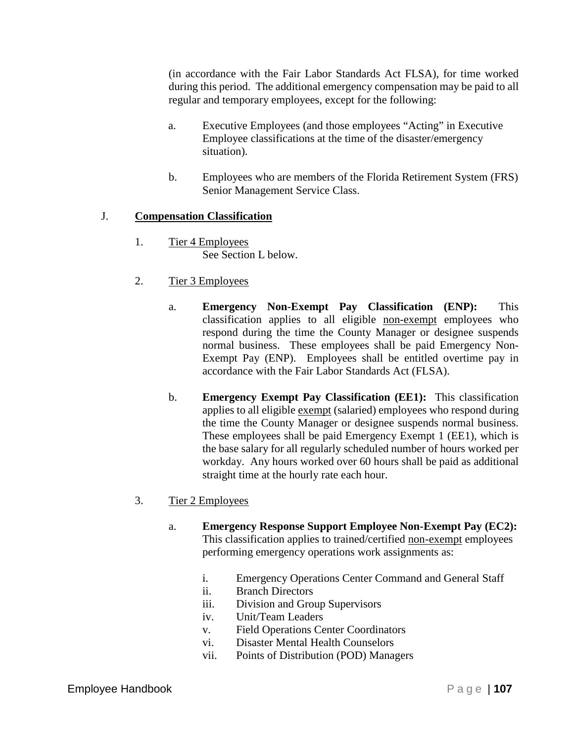(in accordance with the Fair Labor Standards Act FLSA), for time worked during this period. The additional emergency compensation may be paid to all regular and temporary employees, except for the following:

a. Executive Employees (and those employees "Acting" in Executive Employee classifications at the time of the disaster/emergency situation).

b. Employees who are members of the Florida Retirement System (FRS) Senior Management Service Class.

J. **Compensation Classification**

1. Tier 4 Employees
   See Section L below.

2. Tier 3 Employees

   a. **Emergency Non-Exempt Pay Classification (ENP):** This classification applies to all eligible non-exempt employees who respond during the time the County Manager or designee suspends normal business. These employees shall be paid Emergency Non-Exempt Pay (ENP). Employees shall be entitled overtime pay in accordance with the Fair Labor Standards Act (FLSA).

   b. **Emergency Exempt Pay Classification (EE1):** This classification applies to all eligible exempt (salaried) employees who respond during the time the County Manager or designee suspends normal business. These employees shall be paid Emergency Exempt 1 (EE1), which is the base salary for all regularly scheduled number of hours worked per workday. Any hours worked over 60 hours shall be paid as additional straight time at the hourly rate each hour.

3. Tier 2 Employees

   a. **Emergency Response Support Employee Non-Exempt Pay (EC2):** This classification applies to trained/certified non-exempt employees performing emergency operations work assignments as:

      i. Emergency Operations Center Command and General Staff
      ii. Branch Directors
      iii. Division and Group Supervisors
      iv. Unit/Team Leaders
      v. Field Operations Center Coordinators
      vi. Disaster Mental Health Counselors
      vii. Points of Distribution (POD) Managers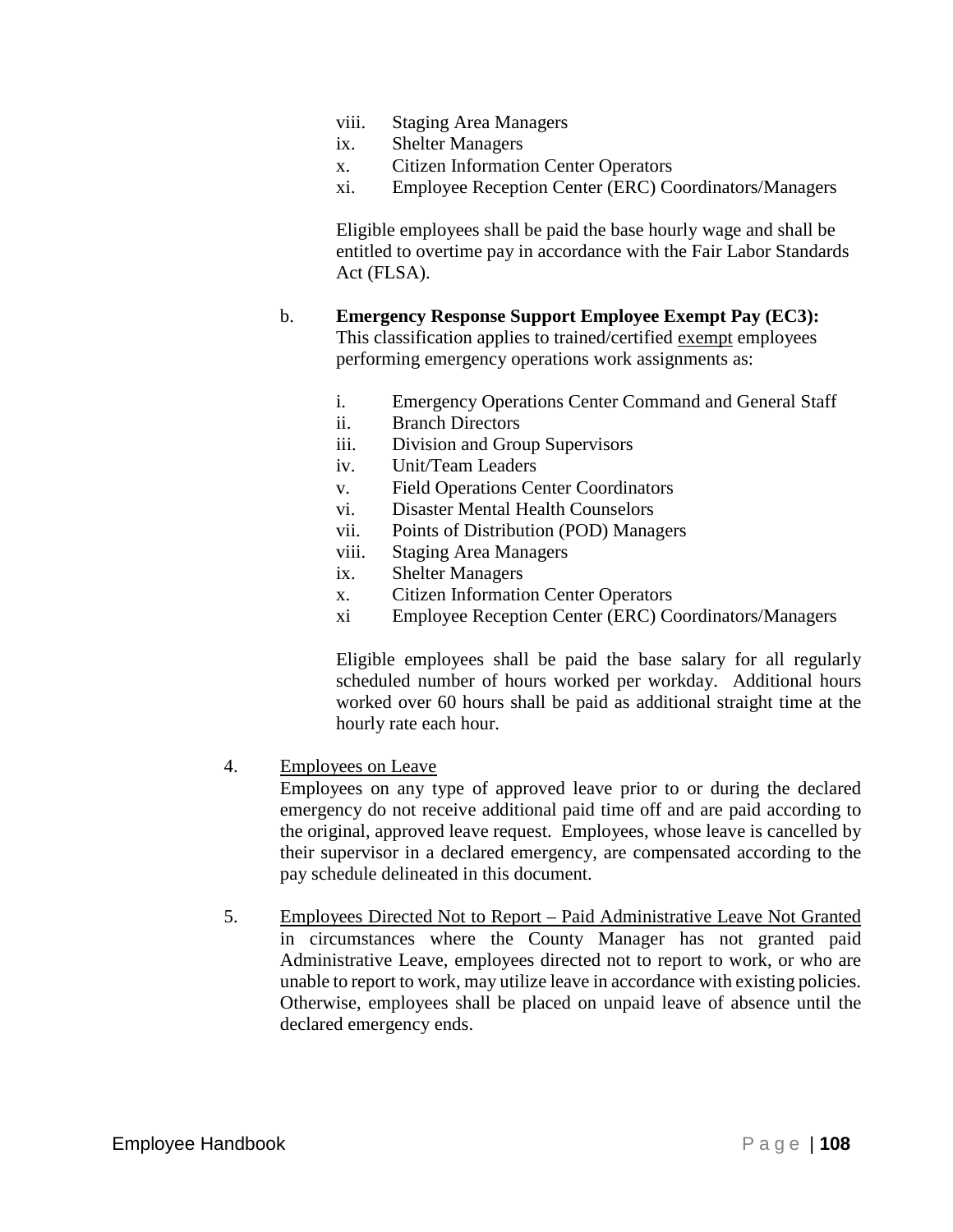viii. Staging Area Managers
ix. Shelter Managers
x. Citizen Information Center Operators
xi. Employee Reception Center (ERC) Coordinators/Managers

Eligible employees shall be paid the base hourly wage and shall be entitled to overtime pay in accordance with the Fair Labor Standards Act (FLSA).

b. **Emergency Response Support Employee Exempt Pay (EC3):** This classification applies to trained/certified exempt employees performing emergency operations work assignments as:

i. Emergency Operations Center Command and General Staff
ii. Branch Directors
iii. Division and Group Supervisors
iv. Unit/Team Leaders
v. Field Operations Center Coordinators
vi. Disaster Mental Health Counselors
vii. Points of Distribution (POD) Managers
viii. Staging Area Managers
ix. Shelter Managers
x. Citizen Information Center Operators
xi Employee Reception Center (ERC) Coordinators/Managers

Eligible employees shall be paid the base salary for all regularly scheduled number of hours worked per workday. Additional hours worked over 60 hours shall be paid as additional straight time at the hourly rate each hour.

4. Employees on Leave

Employees on any type of approved leave prior to or during the declared emergency do not receive additional paid time off and are paid according to the original, approved leave request. Employees, whose leave is cancelled by their supervisor in a declared emergency, are compensated according to the pay schedule delineated in this document.

5. Employees Directed Not to Report – Paid Administrative Leave Not Granted in circumstances where the County Manager has not granted paid Administrative Leave, employees directed not to report to work, or who are unable to report to work, may utilize leave in accordance with existing policies. Otherwise, employees shall be placed on unpaid leave of absence until the declared emergency ends.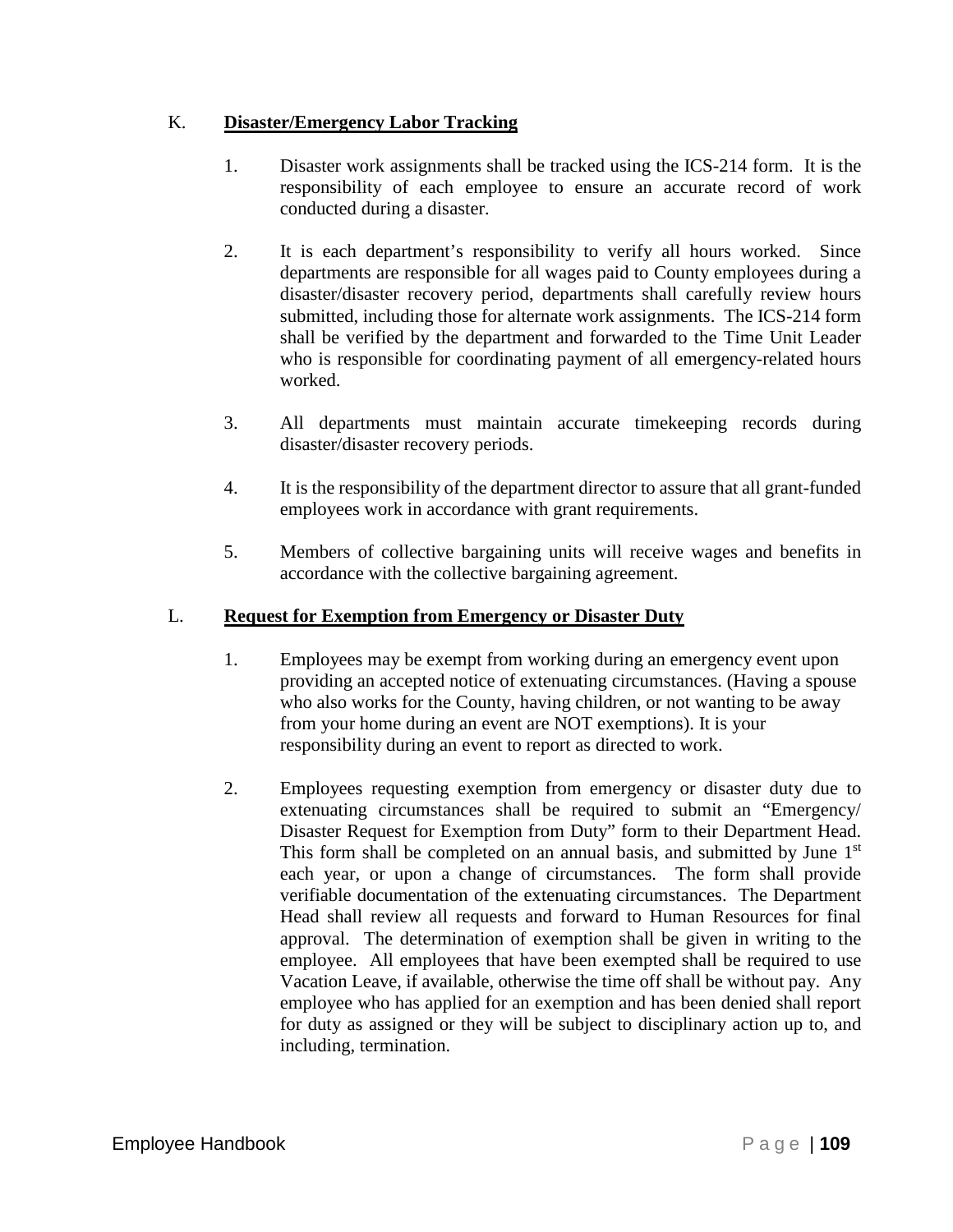## K. **Disaster/Emergency Labor Tracking**

1. Disaster work assignments shall be tracked using the ICS-214 form. It is the responsibility of each employee to ensure an accurate record of work conducted during a disaster.

2. It is each department's responsibility to verify all hours worked. Since departments are responsible for all wages paid to County employees during a disaster/disaster recovery period, departments shall carefully review hours submitted, including those for alternate work assignments. The ICS-214 form shall be verified by the department and forwarded to the Time Unit Leader who is responsible for coordinating payment of all emergency-related hours worked.

3. All departments must maintain accurate timekeeping records during disaster/disaster recovery periods.

4. It is the responsibility of the department director to assure that all grant-funded employees work in accordance with grant requirements.

5. Members of collective bargaining units will receive wages and benefits in accordance with the collective bargaining agreement.

## L. **Request for Exemption from Emergency or Disaster Duty**

1. Employees may be exempt from working during an emergency event upon providing an accepted notice of extenuating circumstances. (Having a spouse who also works for the County, having children, or not wanting to be away from your home during an event are NOT exemptions). It is your responsibility during an event to report as directed to work.

2. Employees requesting exemption from emergency or disaster duty due to extenuating circumstances shall be required to submit an "Emergency/ Disaster Request for Exemption from Duty" form to their Department Head. This form shall be completed on an annual basis, and submitted by June 1st each year, or upon a change of circumstances. The form shall provide verifiable documentation of the extenuating circumstances. The Department Head shall review all requests and forward to Human Resources for final approval. The determination of exemption shall be given in writing to the employee. All employees that have been exempted shall be required to use Vacation Leave, if available, otherwise the time off shall be without pay. Any employee who has applied for an exemption and has been denied shall report for duty as assigned or they will be subject to disciplinary action up to, and including, termination.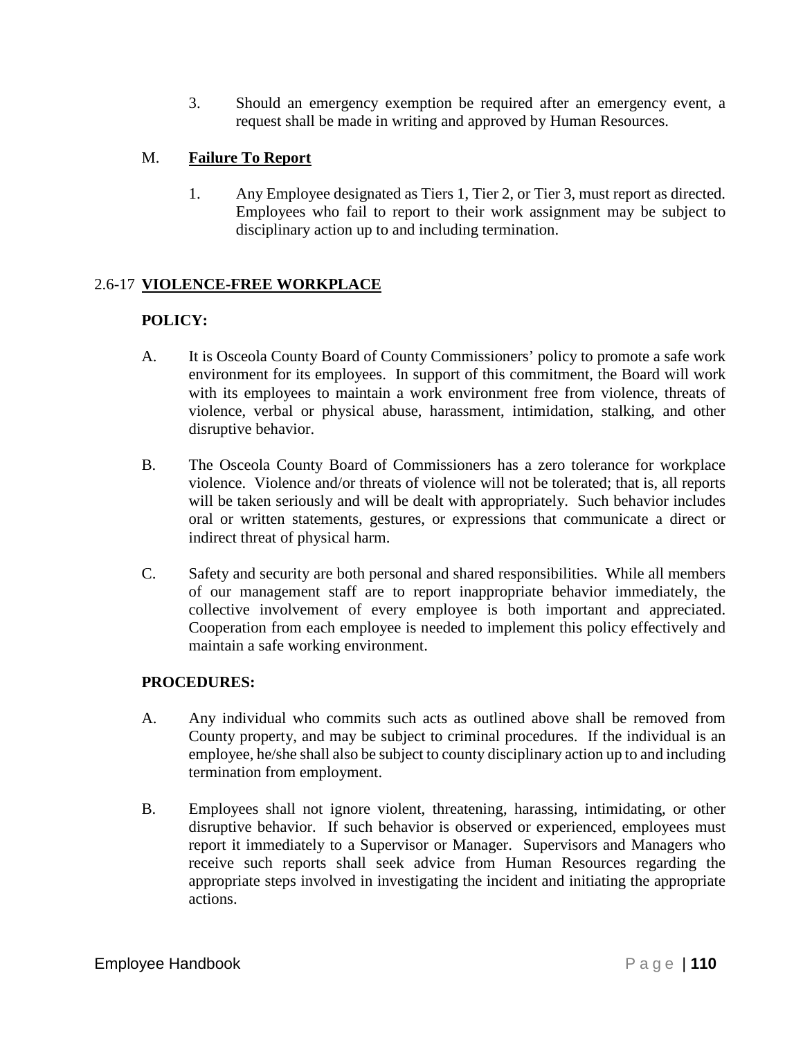3. Should an emergency exemption be required after an emergency event, a request shall be made in writing and approved by Human Resources.

M. **Failure To Report**

1. Any Employee designated as Tiers 1, Tier 2, or Tier 3, must report as directed. Employees who fail to report to their work assignment may be subject to disciplinary action up to and including termination.

## 2.6-17 VIOLENCE-FREE WORKPLACE

**POLICY:**

A. It is Osceola County Board of County Commissioners' policy to promote a safe work environment for its employees. In support of this commitment, the Board will work with its employees to maintain a work environment free from violence, threats of violence, verbal or physical abuse, harassment, intimidation, stalking, and other disruptive behavior.

B. The Osceola County Board of Commissioners has a zero tolerance for workplace violence. Violence and/or threats of violence will not be tolerated; that is, all reports will be taken seriously and will be dealt with appropriately. Such behavior includes oral or written statements, gestures, or expressions that communicate a direct or indirect threat of physical harm.

C. Safety and security are both personal and shared responsibilities. While all members of our management staff are to report inappropriate behavior immediately, the collective involvement of every employee is both important and appreciated. Cooperation from each employee is needed to implement this policy effectively and maintain a safe working environment.

**PROCEDURES:**

A. Any individual who commits such acts as outlined above shall be removed from County property, and may be subject to criminal procedures. If the individual is an employee, he/she shall also be subject to county disciplinary action up to and including termination from employment.

B. Employees shall not ignore violent, threatening, harassing, intimidating, or other disruptive behavior. If such behavior is observed or experienced, employees must report it immediately to a Supervisor or Manager. Supervisors and Managers who receive such reports shall seek advice from Human Resources regarding the appropriate steps involved in investigating the incident and initiating the appropriate actions.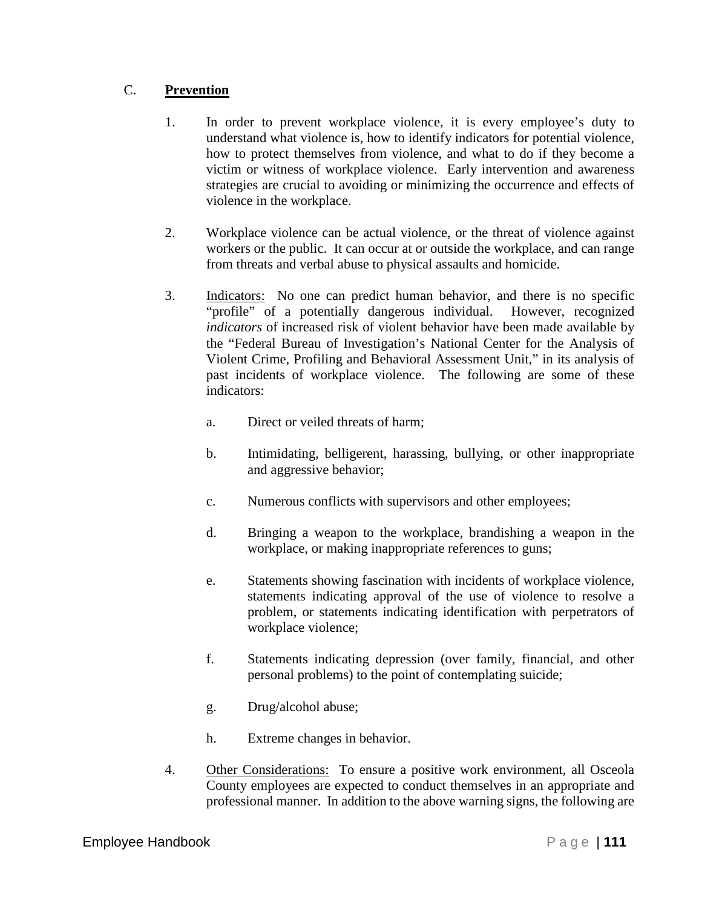C. **Prevention**

1. In order to prevent workplace violence, it is every employee's duty to understand what violence is, how to identify indicators for potential violence, how to protect themselves from violence, and what to do if they become a victim or witness of workplace violence. Early intervention and awareness strategies are crucial to avoiding or minimizing the occurrence and effects of violence in the workplace.

2. Workplace violence can be actual violence, or the threat of violence against workers or the public. It can occur at or outside the workplace, and can range from threats and verbal abuse to physical assaults and homicide.

3. Indicators: No one can predict human behavior, and there is no specific "profile" of a potentially dangerous individual. However, recognized *indicators* of increased risk of violent behavior have been made available by the "Federal Bureau of Investigation's National Center for the Analysis of Violent Crime, Profiling and Behavioral Assessment Unit," in its analysis of past incidents of workplace violence. The following are some of these indicators:

   a. Direct or veiled threats of harm;

   b. Intimidating, belligerent, harassing, bullying, or other inappropriate and aggressive behavior;

   c. Numerous conflicts with supervisors and other employees;

   d. Bringing a weapon to the workplace, brandishing a weapon in the workplace, or making inappropriate references to guns;

   e. Statements showing fascination with incidents of workplace violence, statements indicating approval of the use of violence to resolve a problem, or statements indicating identification with perpetrators of workplace violence;

   f. Statements indicating depression (over family, financial, and other personal problems) to the point of contemplating suicide;

   g. Drug/alcohol abuse;

   h. Extreme changes in behavior.

4. Other Considerations: To ensure a positive work environment, all Osceola County employees are expected to conduct themselves in an appropriate and professional manner. In addition to the above warning signs, the following are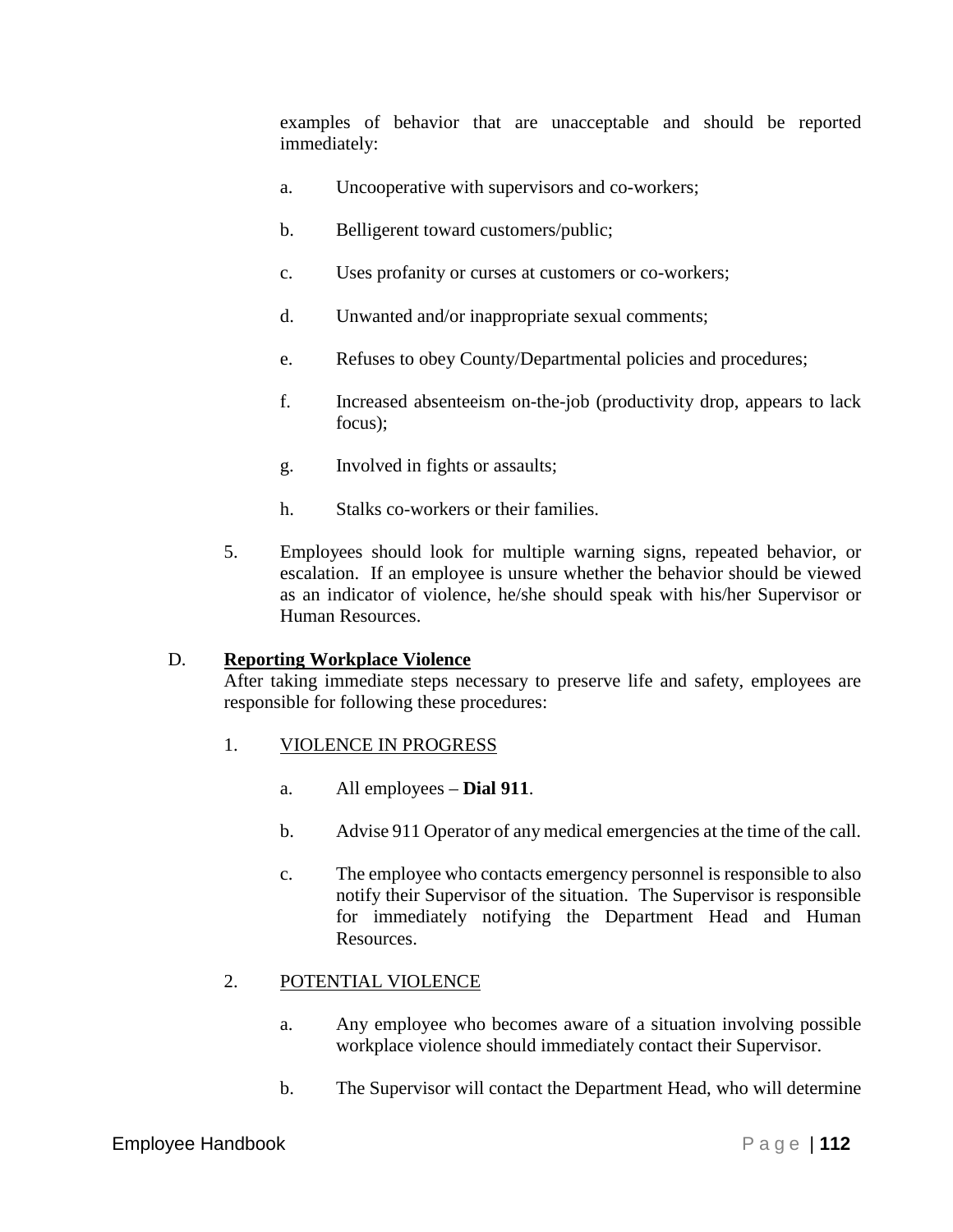examples of behavior that are unacceptable and should be reported immediately:

a. Uncooperative with supervisors and co-workers;

b. Belligerent toward customers/public;

c. Uses profanity or curses at customers or co-workers;

d. Unwanted and/or inappropriate sexual comments;

e. Refuses to obey County/Departmental policies and procedures;

f. Increased absenteeism on-the-job (productivity drop, appears to lack focus);

g. Involved in fights or assaults;

h. Stalks co-workers or their families.

5. Employees should look for multiple warning signs, repeated behavior, or escalation. If an employee is unsure whether the behavior should be viewed as an indicator of violence, he/she should speak with his/her Supervisor or Human Resources.

D. **Reporting Workplace Violence**

After taking immediate steps necessary to preserve life and safety, employees are responsible for following these procedures:

1. VIOLENCE IN PROGRESS

   a. All employees – **Dial 911**.

   b. Advise 911 Operator of any medical emergencies at the time of the call.

   c. The employee who contacts emergency personnel is responsible to also notify their Supervisor of the situation. The Supervisor is responsible for immediately notifying the Department Head and Human Resources.

2. POTENTIAL VIOLENCE

   a. Any employee who becomes aware of a situation involving possible workplace violence should immediately contact their Supervisor.

   b. The Supervisor will contact the Department Head, who will determine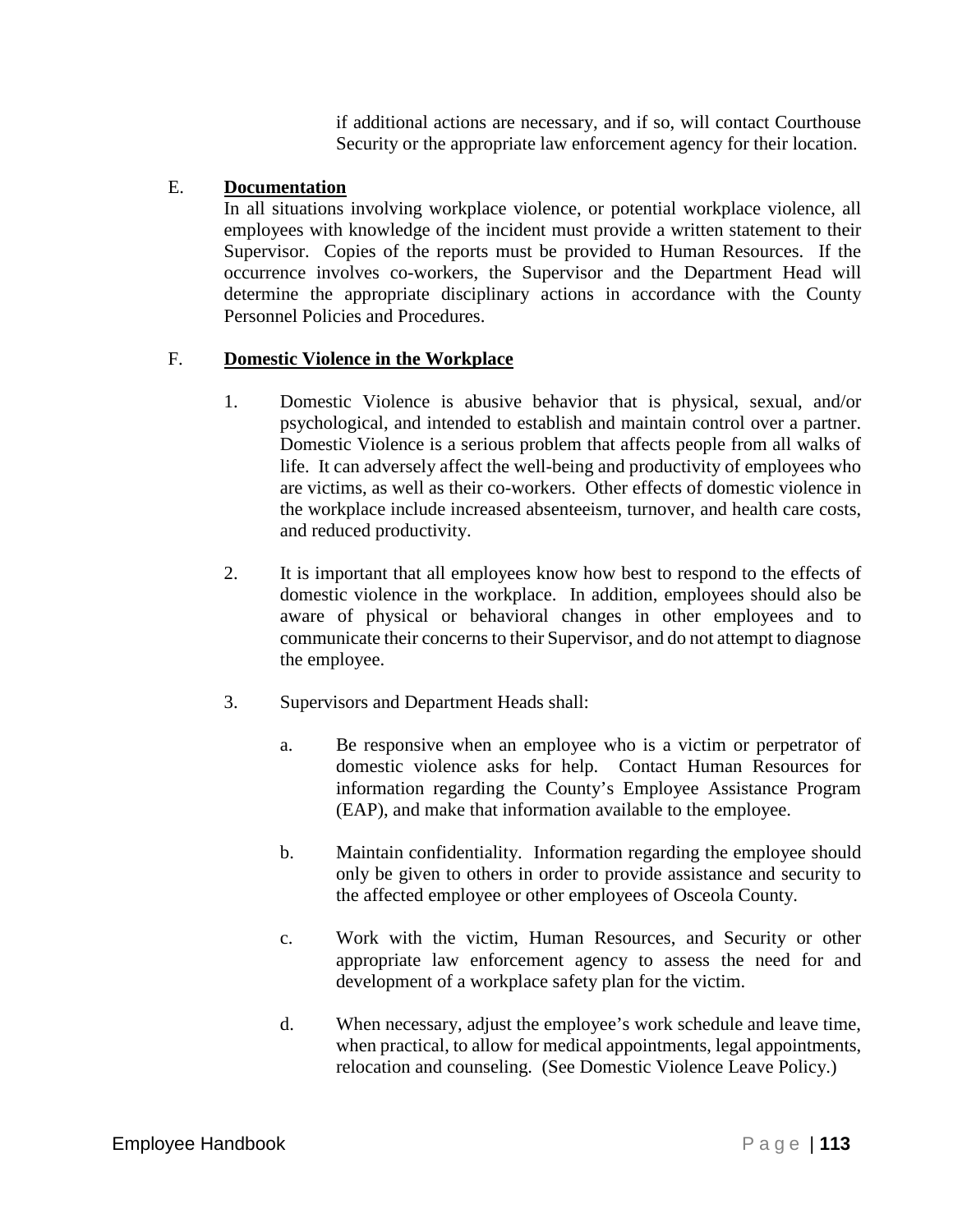if additional actions are necessary, and if so, will contact Courthouse Security or the appropriate law enforcement agency for their location.

E. **Documentation**

In all situations involving workplace violence, or potential workplace violence, all employees with knowledge of the incident must provide a written statement to their Supervisor. Copies of the reports must be provided to Human Resources. If the occurrence involves co-workers, the Supervisor and the Department Head will determine the appropriate disciplinary actions in accordance with the County Personnel Policies and Procedures.

F. **Domestic Violence in the Workplace**

1. Domestic Violence is abusive behavior that is physical, sexual, and/or psychological, and intended to establish and maintain control over a partner. Domestic Violence is a serious problem that affects people from all walks of life. It can adversely affect the well-being and productivity of employees who are victims, as well as their co-workers. Other effects of domestic violence in the workplace include increased absenteeism, turnover, and health care costs, and reduced productivity.

2. It is important that all employees know how best to respond to the effects of domestic violence in the workplace. In addition, employees should also be aware of physical or behavioral changes in other employees and to communicate their concerns to their Supervisor, and do not attempt to diagnose the employee.

3. Supervisors and Department Heads shall:

   a. Be responsive when an employee who is a victim or perpetrator of domestic violence asks for help. Contact Human Resources for information regarding the County's Employee Assistance Program (EAP), and make that information available to the employee.

   b. Maintain confidentiality. Information regarding the employee should only be given to others in order to provide assistance and security to the affected employee or other employees of Osceola County.

   c. Work with the victim, Human Resources, and Security or other appropriate law enforcement agency to assess the need for and development of a workplace safety plan for the victim.

   d. When necessary, adjust the employee's work schedule and leave time, when practical, to allow for medical appointments, legal appointments, relocation and counseling. (See Domestic Violence Leave Policy.)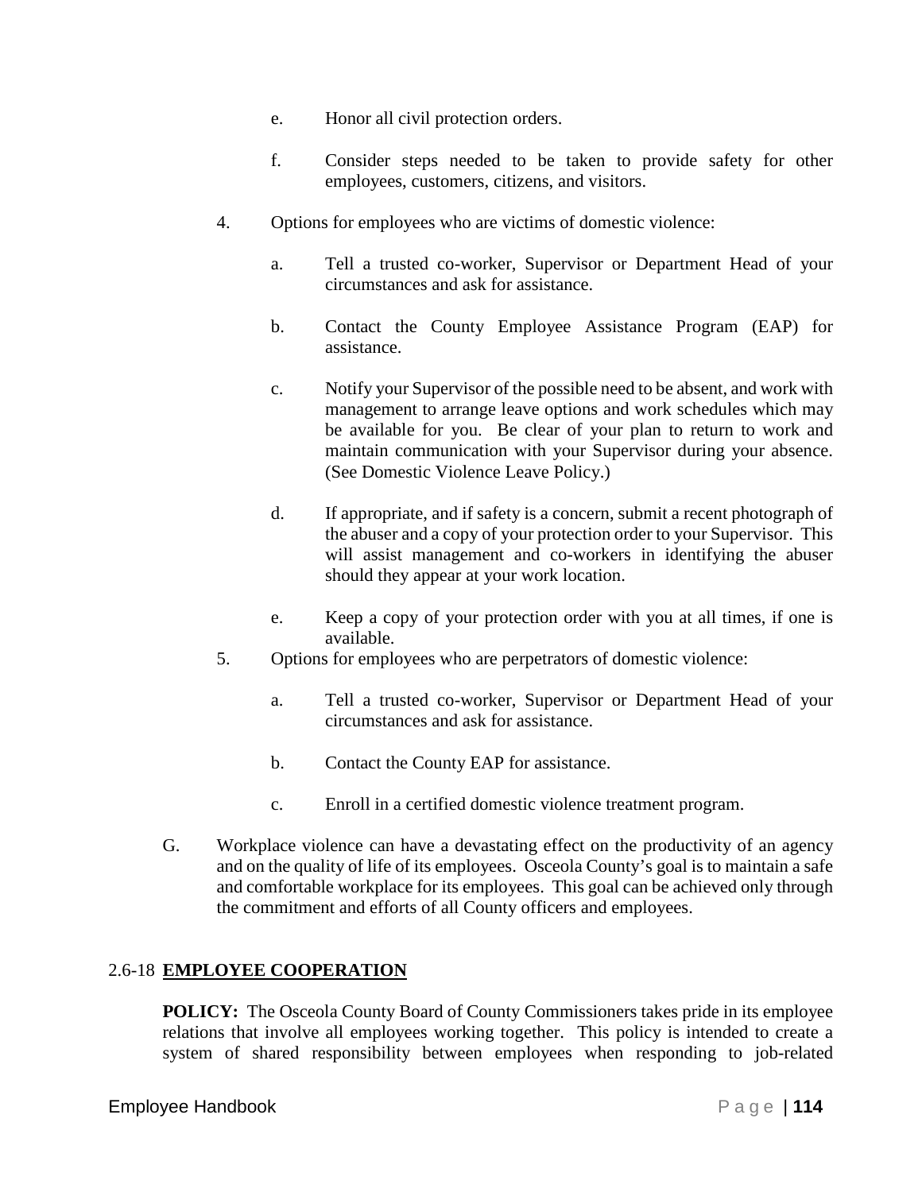e. Honor all civil protection orders.

f. Consider steps needed to be taken to provide safety for other employees, customers, citizens, and visitors.

4. Options for employees who are victims of domestic violence:

   a. Tell a trusted co-worker, Supervisor or Department Head of your circumstances and ask for assistance.

   b. Contact the County Employee Assistance Program (EAP) for assistance.

   c. Notify your Supervisor of the possible need to be absent, and work with management to arrange leave options and work schedules which may be available for you. Be clear of your plan to return to work and maintain communication with your Supervisor during your absence. (See Domestic Violence Leave Policy.)

   d. If appropriate, and if safety is a concern, submit a recent photograph of the abuser and a copy of your protection order to your Supervisor. This will assist management and co-workers in identifying the abuser should they appear at your work location.

   e. Keep a copy of your protection order with you at all times, if one is available.

5. Options for employees who are perpetrators of domestic violence:

   a. Tell a trusted co-worker, Supervisor or Department Head of your circumstances and ask for assistance.

   b. Contact the County EAP for assistance.

   c. Enroll in a certified domestic violence treatment program.

G. Workplace violence can have a devastating effect on the productivity of an agency and on the quality of life of its employees. Osceola County's goal is to maintain a safe and comfortable workplace for its employees. This goal can be achieved only through the commitment and efforts of all County officers and employees.

## 2.6-18 EMPLOYEE COOPERATION

**POLICY:** The Osceola County Board of County Commissioners takes pride in its employee relations that involve all employees working together. This policy is intended to create a system of shared responsibility between employees when responding to job-related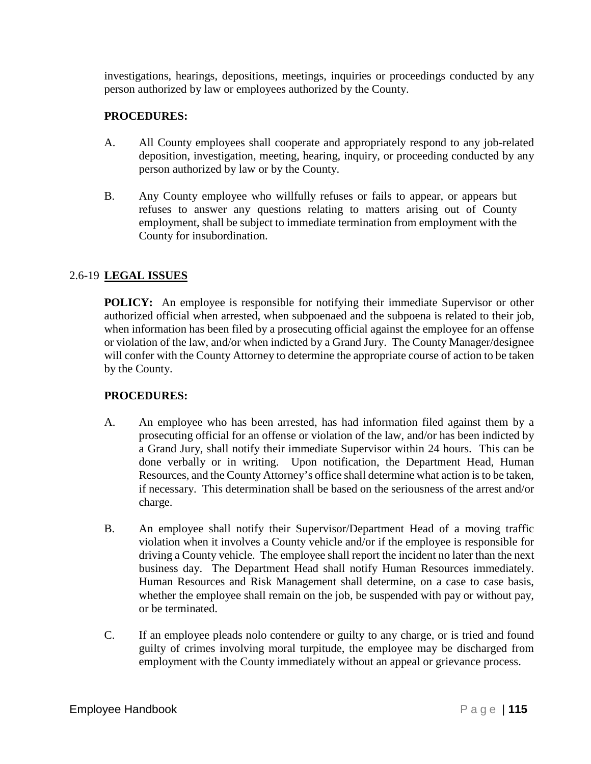investigations, hearings, depositions, meetings, inquiries or proceedings conducted by any person authorized by law or employees authorized by the County.

**PROCEDURES:**

A. All County employees shall cooperate and appropriately respond to any job-related deposition, investigation, meeting, hearing, inquiry, or proceeding conducted by any person authorized by law or by the County.

B. Any County employee who willfully refuses or fails to appear, or appears but refuses to answer any questions relating to matters arising out of County employment, shall be subject to immediate termination from employment with the County for insubordination.

## 2.6-19 LEGAL ISSUES

**POLICY:** An employee is responsible for notifying their immediate Supervisor or other authorized official when arrested, when subpoenaed and the subpoena is related to their job, when information has been filed by a prosecuting official against the employee for an offense or violation of the law, and/or when indicted by a Grand Jury. The County Manager/designee will confer with the County Attorney to determine the appropriate course of action to be taken by the County.

**PROCEDURES:**

A. An employee who has been arrested, has had information filed against them by a prosecuting official for an offense or violation of the law, and/or has been indicted by a Grand Jury, shall notify their immediate Supervisor within 24 hours. This can be done verbally or in writing. Upon notification, the Department Head, Human Resources, and the County Attorney's office shall determine what action is to be taken, if necessary. This determination shall be based on the seriousness of the arrest and/or charge.

B. An employee shall notify their Supervisor/Department Head of a moving traffic violation when it involves a County vehicle and/or if the employee is responsible for driving a County vehicle. The employee shall report the incident no later than the next business day. The Department Head shall notify Human Resources immediately. Human Resources and Risk Management shall determine, on a case to case basis, whether the employee shall remain on the job, be suspended with pay or without pay, or be terminated.

C. If an employee pleads nolo contendere or guilty to any charge, or is tried and found guilty of crimes involving moral turpitude, the employee may be discharged from employment with the County immediately without an appeal or grievance process.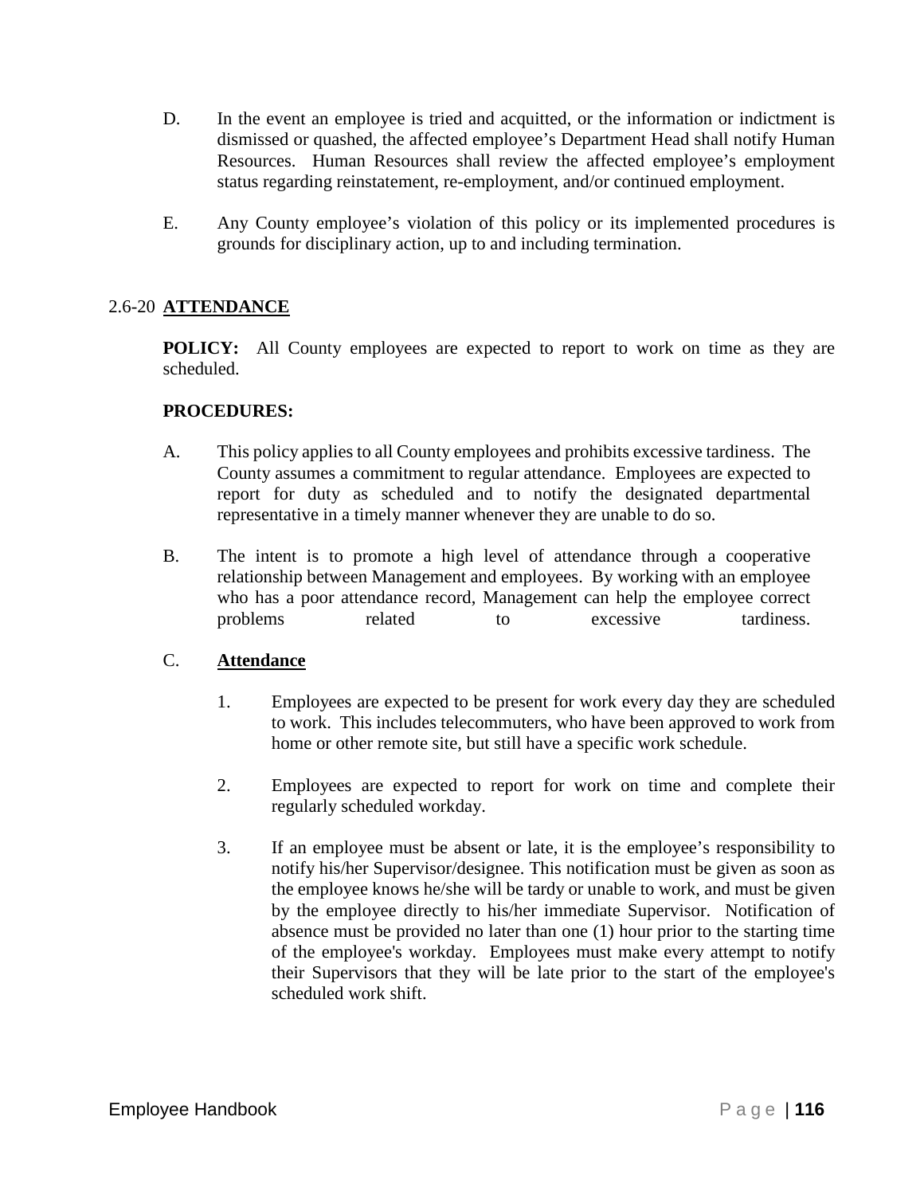D. In the event an employee is tried and acquitted, or the information or indictment is dismissed or quashed, the affected employee's Department Head shall notify Human Resources. Human Resources shall review the affected employee's employment status regarding reinstatement, re-employment, and/or continued employment.

E. Any County employee's violation of this policy or its implemented procedures is grounds for disciplinary action, up to and including termination.

## 2.6-20 ATTENDANCE

**POLICY:** All County employees are expected to report to work on time as they are scheduled.

**PROCEDURES:**

A. This policy applies to all County employees and prohibits excessive tardiness. The County assumes a commitment to regular attendance. Employees are expected to report for duty as scheduled and to notify the designated departmental representative in a timely manner whenever they are unable to do so.

B. The intent is to promote a high level of attendance through a cooperative relationship between Management and employees. By working with an employee who has a poor attendance record, Management can help the employee correct problems related to excessive tardiness.

C. **Attendance**

1. Employees are expected to be present for work every day they are scheduled to work. This includes telecommuters, who have been approved to work from home or other remote site, but still have a specific work schedule.

2. Employees are expected to report for work on time and complete their regularly scheduled workday.

3. If an employee must be absent or late, it is the employee's responsibility to notify his/her Supervisor/designee. This notification must be given as soon as the employee knows he/she will be tardy or unable to work, and must be given by the employee directly to his/her immediate Supervisor. Notification of absence must be provided no later than one (1) hour prior to the starting time of the employee's workday. Employees must make every attempt to notify their Supervisors that they will be late prior to the start of the employee's scheduled work shift.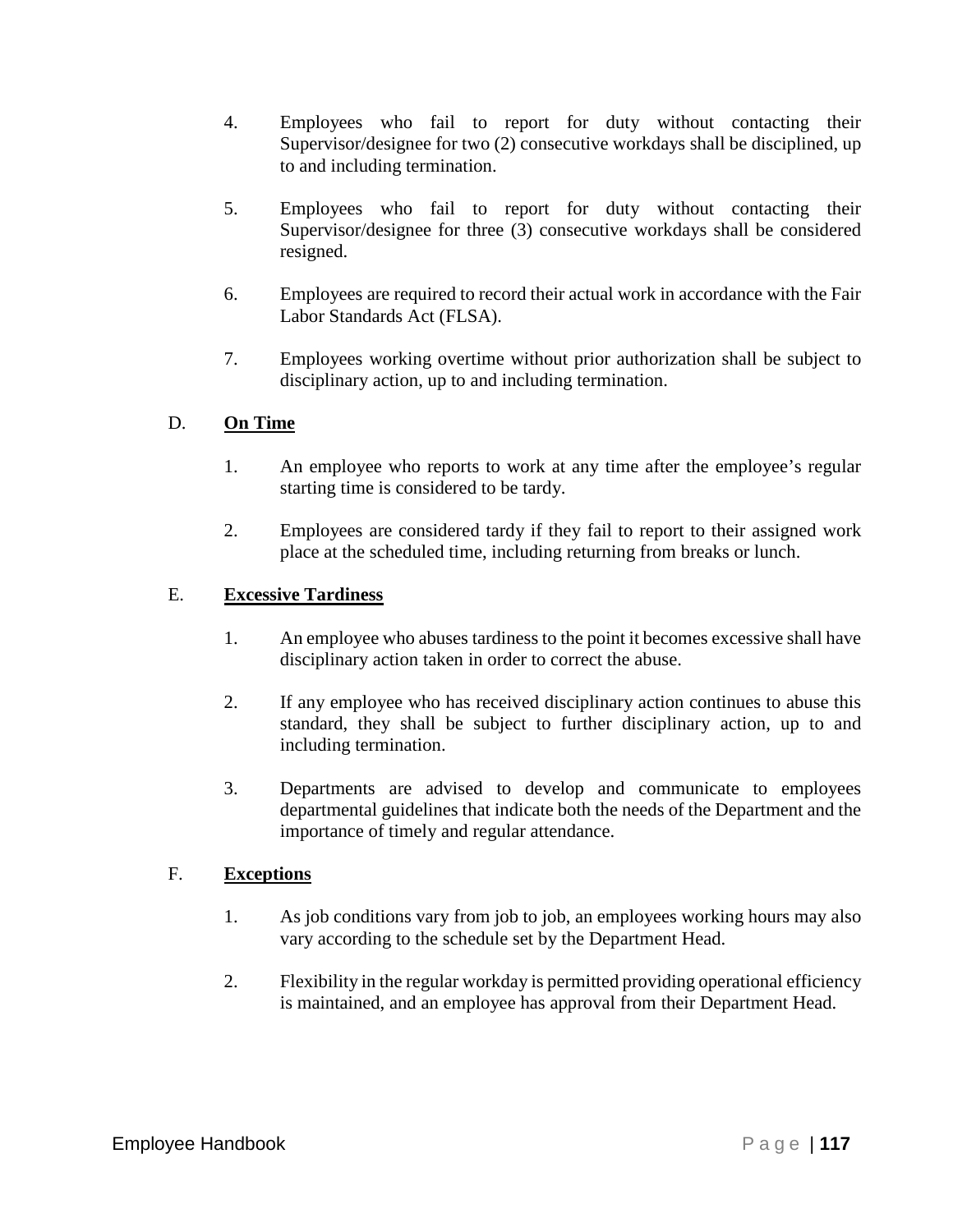4. Employees who fail to report for duty without contacting their Supervisor/designee for two (2) consecutive workdays shall be disciplined, up to and including termination.

5. Employees who fail to report for duty without contacting their Supervisor/designee for three (3) consecutive workdays shall be considered resigned.

6. Employees are required to record their actual work in accordance with the Fair Labor Standards Act (FLSA).

7. Employees working overtime without prior authorization shall be subject to disciplinary action, up to and including termination.

### D. **On Time**

1. An employee who reports to work at any time after the employee's regular starting time is considered to be tardy.

2. Employees are considered tardy if they fail to report to their assigned work place at the scheduled time, including returning from breaks or lunch.

### E. **Excessive Tardiness**

1. An employee who abuses tardiness to the point it becomes excessive shall have disciplinary action taken in order to correct the abuse.

2. If any employee who has received disciplinary action continues to abuse this standard, they shall be subject to further disciplinary action, up to and including termination.

3. Departments are advised to develop and communicate to employees departmental guidelines that indicate both the needs of the Department and the importance of timely and regular attendance.

### F. **Exceptions**

1. As job conditions vary from job to job, an employees working hours may also vary according to the schedule set by the Department Head.

2. Flexibility in the regular workday is permitted providing operational efficiency is maintained, and an employee has approval from their Department Head.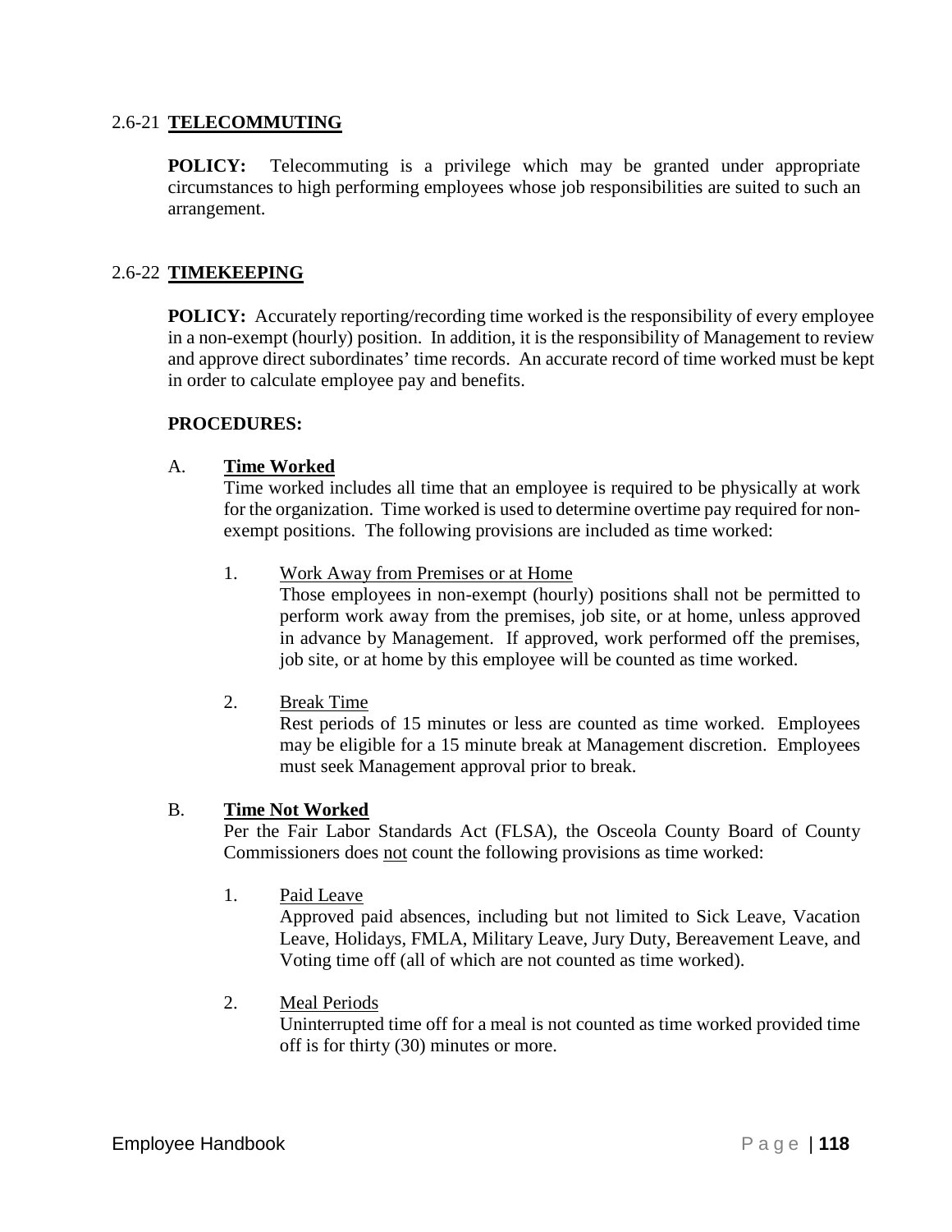## 2.6-21 **TELECOMMUTING**

**POLICY:** Telecommuting is a privilege which may be granted under appropriate circumstances to high performing employees whose job responsibilities are suited to such an arrangement.

## 2.6-22 **TIMEKEEPING**

**POLICY:** Accurately reporting/recording time worked is the responsibility of every employee in a non-exempt (hourly) position. In addition, it is the responsibility of Management to review and approve direct subordinates' time records. An accurate record of time worked must be kept in order to calculate employee pay and benefits.

**PROCEDURES:**

A. **Time Worked**

Time worked includes all time that an employee is required to be physically at work for the organization. Time worked is used to determine overtime pay required for non-exempt positions. The following provisions are included as time worked:

1. Work Away from Premises or at Home

   Those employees in non-exempt (hourly) positions shall not be permitted to perform work away from the premises, job site, or at home, unless approved in advance by Management. If approved, work performed off the premises, job site, or at home by this employee will be counted as time worked.

2. Break Time

   Rest periods of 15 minutes or less are counted as time worked. Employees may be eligible for a 15 minute break at Management discretion. Employees must seek Management approval prior to break.

B. **Time Not Worked**

Per the Fair Labor Standards Act (FLSA), the Osceola County Board of County Commissioners does not count the following provisions as time worked:

1. Paid Leave

   Approved paid absences, including but not limited to Sick Leave, Vacation Leave, Holidays, FMLA, Military Leave, Jury Duty, Bereavement Leave, and Voting time off (all of which are not counted as time worked).

2. Meal Periods

   Uninterrupted time off for a meal is not counted as time worked provided time off is for thirty (30) minutes or more.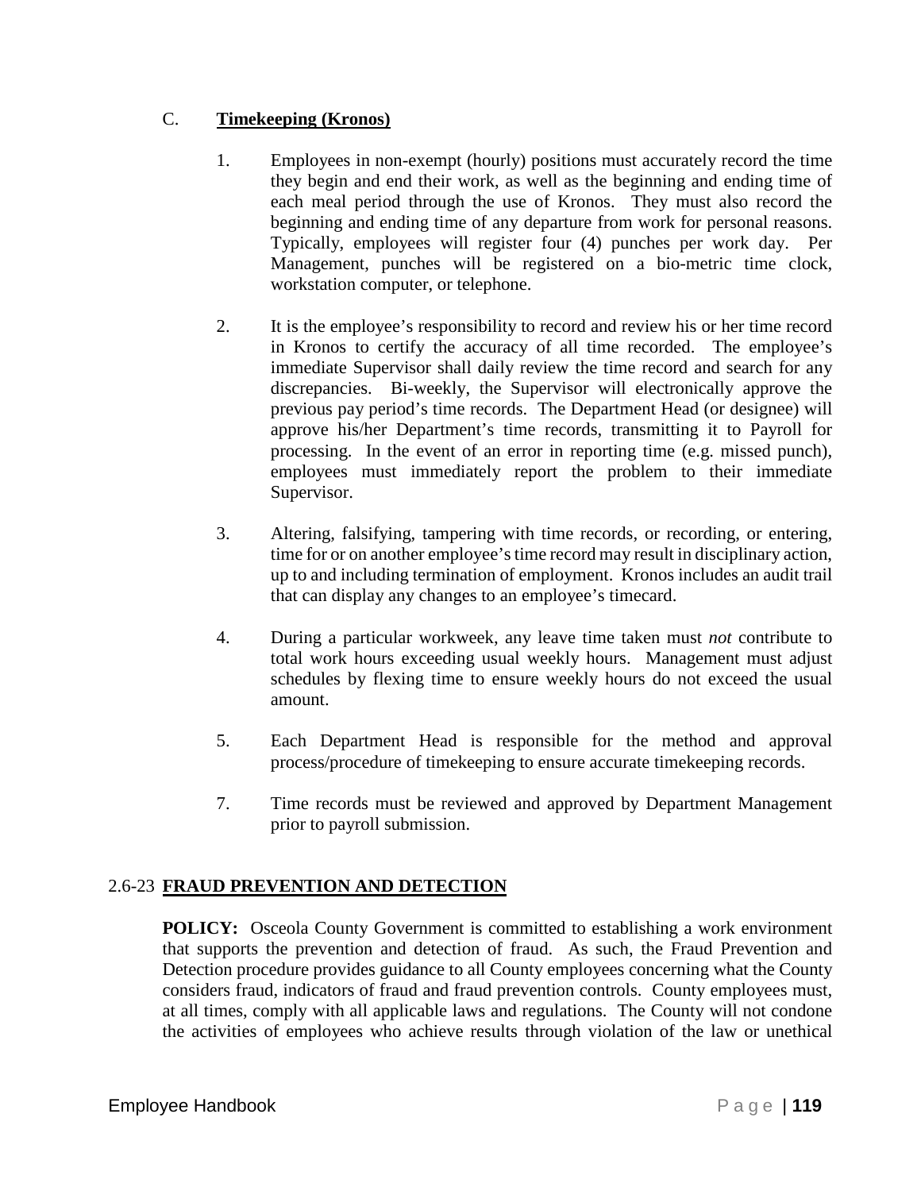### C. **Timekeeping (Kronos)**

1. Employees in non-exempt (hourly) positions must accurately record the time they begin and end their work, as well as the beginning and ending time of each meal period through the use of Kronos. They must also record the beginning and ending time of any departure from work for personal reasons. Typically, employees will register four (4) punches per work day. Per Management, punches will be registered on a bio-metric time clock, workstation computer, or telephone.

2. It is the employee's responsibility to record and review his or her time record in Kronos to certify the accuracy of all time recorded. The employee's immediate Supervisor shall daily review the time record and search for any discrepancies. Bi-weekly, the Supervisor will electronically approve the previous pay period's time records. The Department Head (or designee) will approve his/her Department's time records, transmitting it to Payroll for processing. In the event of an error in reporting time (e.g. missed punch), employees must immediately report the problem to their immediate Supervisor.

3. Altering, falsifying, tampering with time records, or recording, or entering, time for or on another employee's time record may result in disciplinary action, up to and including termination of employment. Kronos includes an audit trail that can display any changes to an employee's timecard.

4. During a particular workweek, any leave time taken must *not* contribute to total work hours exceeding usual weekly hours. Management must adjust schedules by flexing time to ensure weekly hours do not exceed the usual amount.

5. Each Department Head is responsible for the method and approval process/procedure of timekeeping to ensure accurate timekeeping records.

7. Time records must be reviewed and approved by Department Management prior to payroll submission.

## 2.6-23 **FRAUD PREVENTION AND DETECTION**

**POLICY:** Osceola County Government is committed to establishing a work environment that supports the prevention and detection of fraud. As such, the Fraud Prevention and Detection procedure provides guidance to all County employees concerning what the County considers fraud, indicators of fraud and fraud prevention controls. County employees must, at all times, comply with all applicable laws and regulations. The County will not condone the activities of employees who achieve results through violation of the law or unethical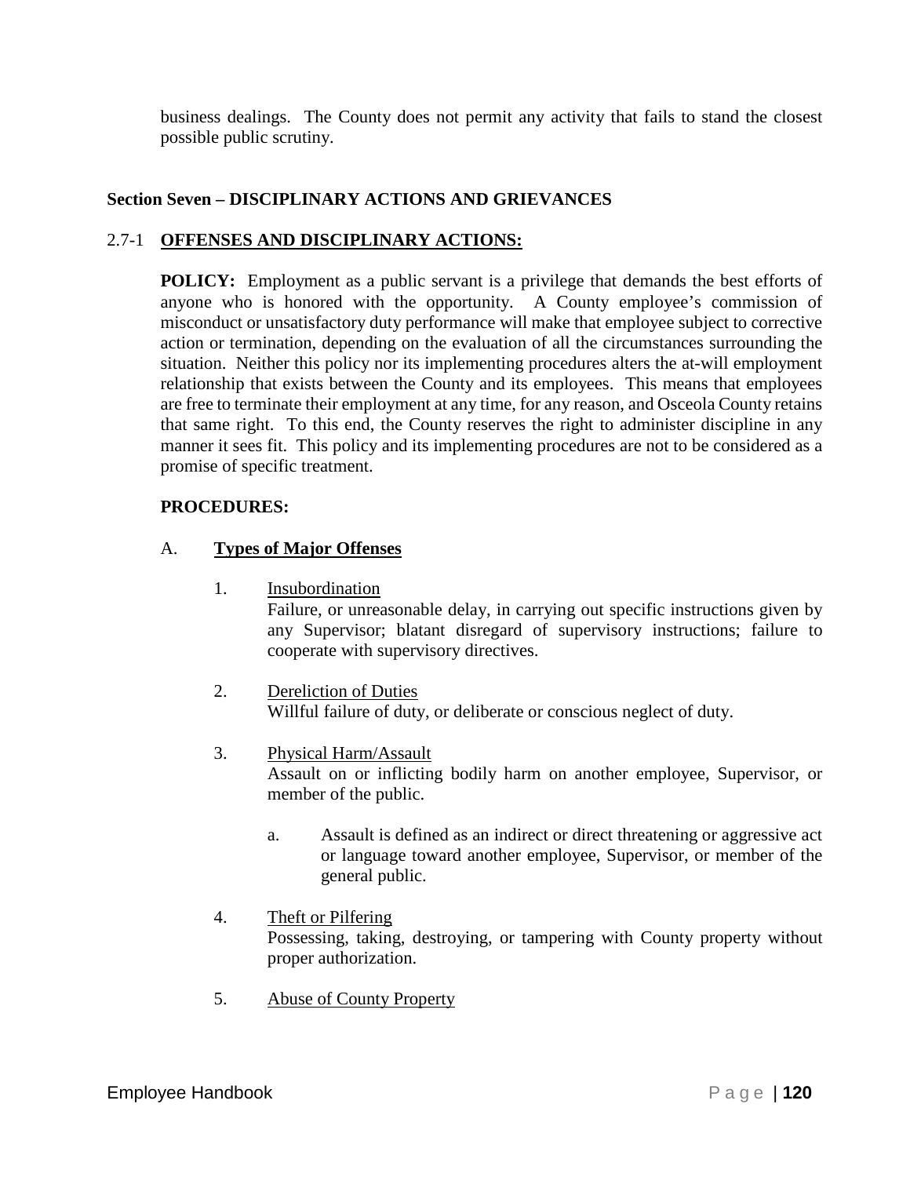business dealings. The County does not permit any activity that fails to stand the closest possible public scrutiny.

## Section Seven – DISCIPLINARY ACTIONS AND GRIEVANCES

### 2.7-1 OFFENSES AND DISCIPLINARY ACTIONS:

**POLICY:** Employment as a public servant is a privilege that demands the best efforts of anyone who is honored with the opportunity. A County employee's commission of misconduct or unsatisfactory duty performance will make that employee subject to corrective action or termination, depending on the evaluation of all the circumstances surrounding the situation. Neither this policy nor its implementing procedures alters the at-will employment relationship that exists between the County and its employees. This means that employees are free to terminate their employment at any time, for any reason, and Osceola County retains that same right. To this end, the County reserves the right to administer discipline in any manner it sees fit. This policy and its implementing procedures are not to be considered as a promise of specific treatment.

**PROCEDURES:**

A. **Types of Major Offenses**

1. Insubordination
   Failure, or unreasonable delay, in carrying out specific instructions given by any Supervisor; blatant disregard of supervisory instructions; failure to cooperate with supervisory directives.

2. Dereliction of Duties
   Willful failure of duty, or deliberate or conscious neglect of duty.

3. Physical Harm/Assault
   Assault on or inflicting bodily harm on another employee, Supervisor, or member of the public.

   a. Assault is defined as an indirect or direct threatening or aggressive act or language toward another employee, Supervisor, or member of the general public.

4. Theft or Pilfering
   Possessing, taking, destroying, or tampering with County property without proper authorization.

5. Abuse of County Property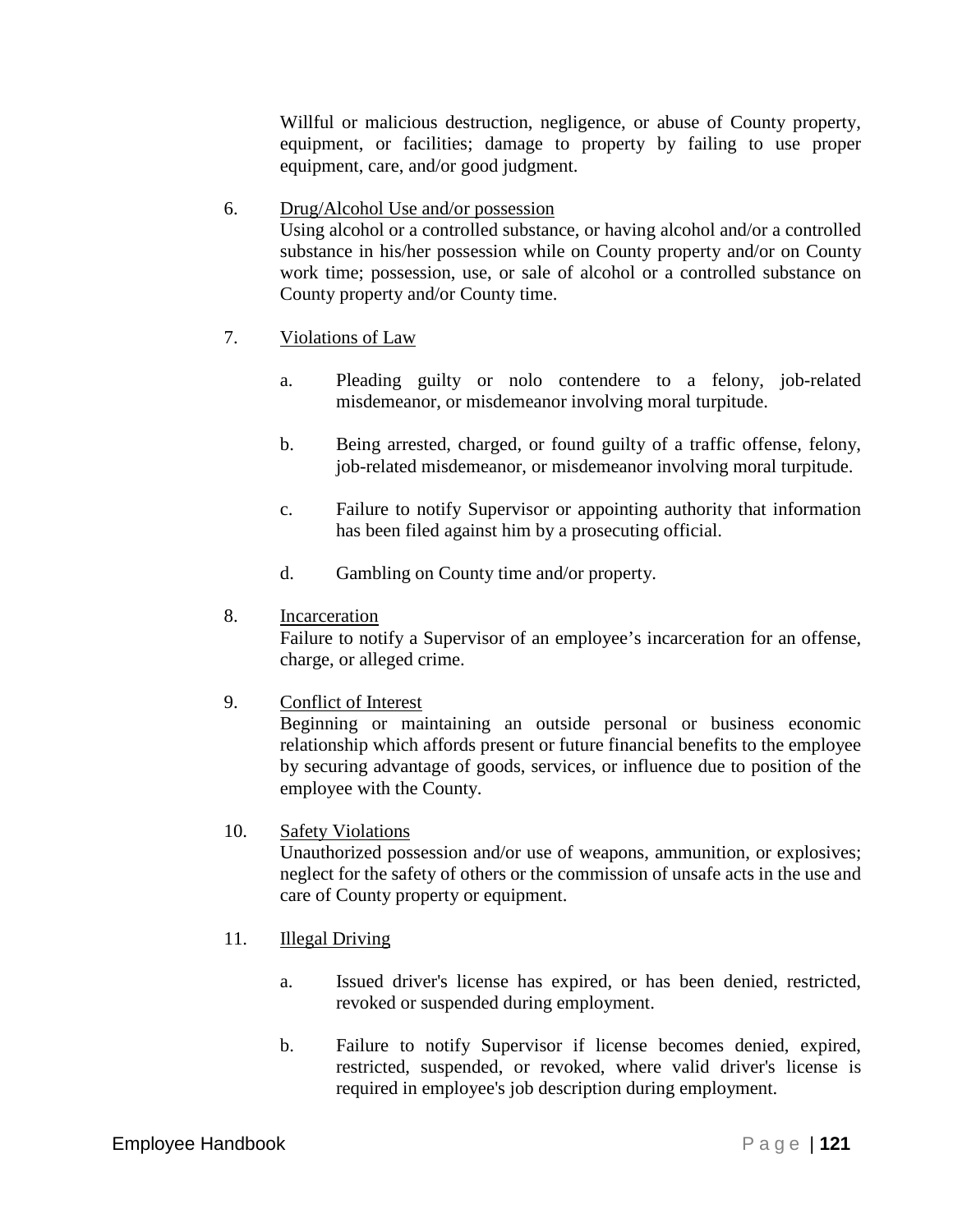Willful or malicious destruction, negligence, or abuse of County property, equipment, or facilities; damage to property by failing to use proper equipment, care, and/or good judgment.

6. Drug/Alcohol Use and/or possession
   Using alcohol or a controlled substance, or having alcohol and/or a controlled substance in his/her possession while on County property and/or on County work time; possession, use, or sale of alcohol or a controlled substance on County property and/or County time.

7. Violations of Law

   a. Pleading guilty or nolo contendere to a felony, job-related misdemeanor, or misdemeanor involving moral turpitude.

   b. Being arrested, charged, or found guilty of a traffic offense, felony, job-related misdemeanor, or misdemeanor involving moral turpitude.

   c. Failure to notify Supervisor or appointing authority that information has been filed against him by a prosecuting official.

   d. Gambling on County time and/or property.

8. Incarceration
   Failure to notify a Supervisor of an employee's incarceration for an offense, charge, or alleged crime.

9. Conflict of Interest
   Beginning or maintaining an outside personal or business economic relationship which affords present or future financial benefits to the employee by securing advantage of goods, services, or influence due to position of the employee with the County.

10. Safety Violations
    Unauthorized possession and/or use of weapons, ammunition, or explosives; neglect for the safety of others or the commission of unsafe acts in the use and care of County property or equipment.

11. Illegal Driving

    a. Issued driver's license has expired, or has been denied, restricted, revoked or suspended during employment.

    b. Failure to notify Supervisor if license becomes denied, expired, restricted, suspended, or revoked, where valid driver's license is required in employee's job description during employment.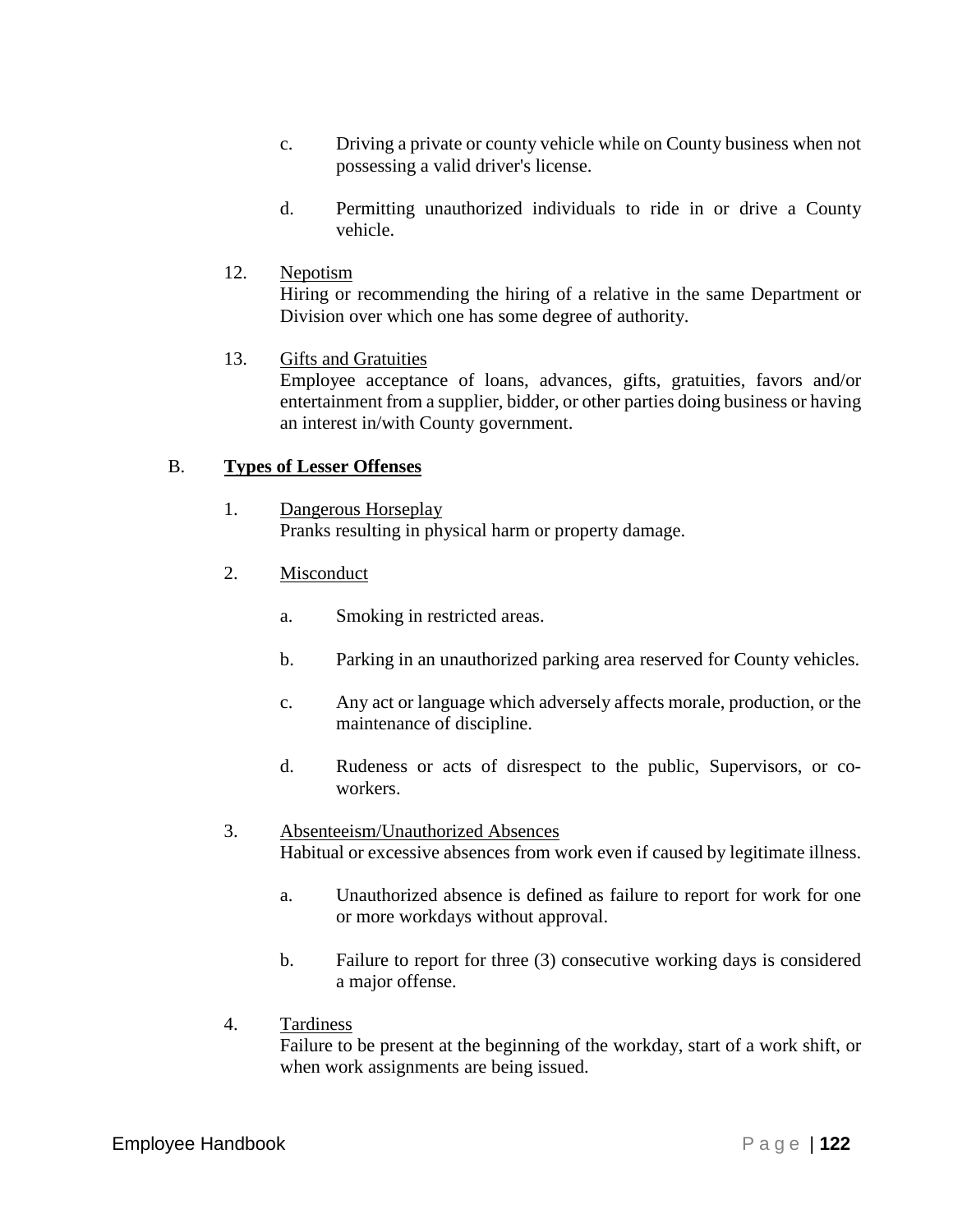c. Driving a private or county vehicle while on County business when not possessing a valid driver's license.

d. Permitting unauthorized individuals to ride in or drive a County vehicle.

12. Nepotism
Hiring or recommending the hiring of a relative in the same Department or Division over which one has some degree of authority.

13. Gifts and Gratuities
Employee acceptance of loans, advances, gifts, gratuities, favors and/or entertainment from a supplier, bidder, or other parties doing business or having an interest in/with County government.

B. **Types of Lesser Offenses**

1. Dangerous Horseplay
Pranks resulting in physical harm or property damage.

2. Misconduct

a. Smoking in restricted areas.

b. Parking in an unauthorized parking area reserved for County vehicles.

c. Any act or language which adversely affects morale, production, or the maintenance of discipline.

d. Rudeness or acts of disrespect to the public, Supervisors, or co-workers.

3. Absenteeism/Unauthorized Absences
Habitual or excessive absences from work even if caused by legitimate illness.

a. Unauthorized absence is defined as failure to report for work for one or more workdays without approval.

b. Failure to report for three (3) consecutive working days is considered a major offense.

4. Tardiness
Failure to be present at the beginning of the workday, start of a work shift, or when work assignments are being issued.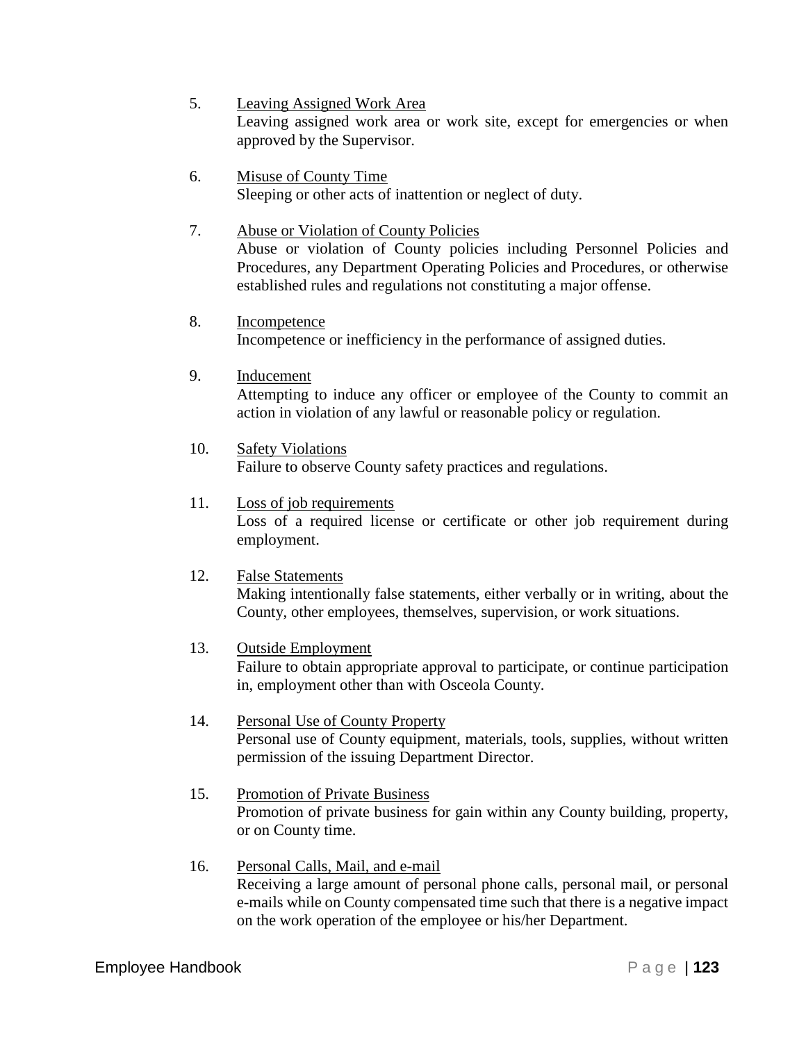5. <u>Leaving Assigned Work Area</u>
   Leaving assigned work area or work site, except for emergencies or when approved by the Supervisor.

6. <u>Misuse of County Time</u>
   Sleeping or other acts of inattention or neglect of duty.

7. <u>Abuse or Violation of County Policies</u>
   Abuse or violation of County policies including Personnel Policies and Procedures, any Department Operating Policies and Procedures, or otherwise established rules and regulations not constituting a major offense.

8. <u>Incompetence</u>
   Incompetence or inefficiency in the performance of assigned duties.

9. <u>Inducement</u>
   Attempting to induce any officer or employee of the County to commit an action in violation of any lawful or reasonable policy or regulation.

10. <u>Safety Violations</u>
    Failure to observe County safety practices and regulations.

11. <u>Loss of job requirements</u>
    Loss of a required license or certificate or other job requirement during employment.

12. <u>False Statements</u>
    Making intentionally false statements, either verbally or in writing, about the County, other employees, themselves, supervision, or work situations.

13. <u>Outside Employment</u>
    Failure to obtain appropriate approval to participate, or continue participation in, employment other than with Osceola County.

14. <u>Personal Use of County Property</u>
    Personal use of County equipment, materials, tools, supplies, without written permission of the issuing Department Director.

15. <u>Promotion of Private Business</u>
    Promotion of private business for gain within any County building, property, or on County time.

16. <u>Personal Calls, Mail, and e-mail</u>
    Receiving a large amount of personal phone calls, personal mail, or personal e-mails while on County compensated time such that there is a negative impact on the work operation of the employee or his/her Department.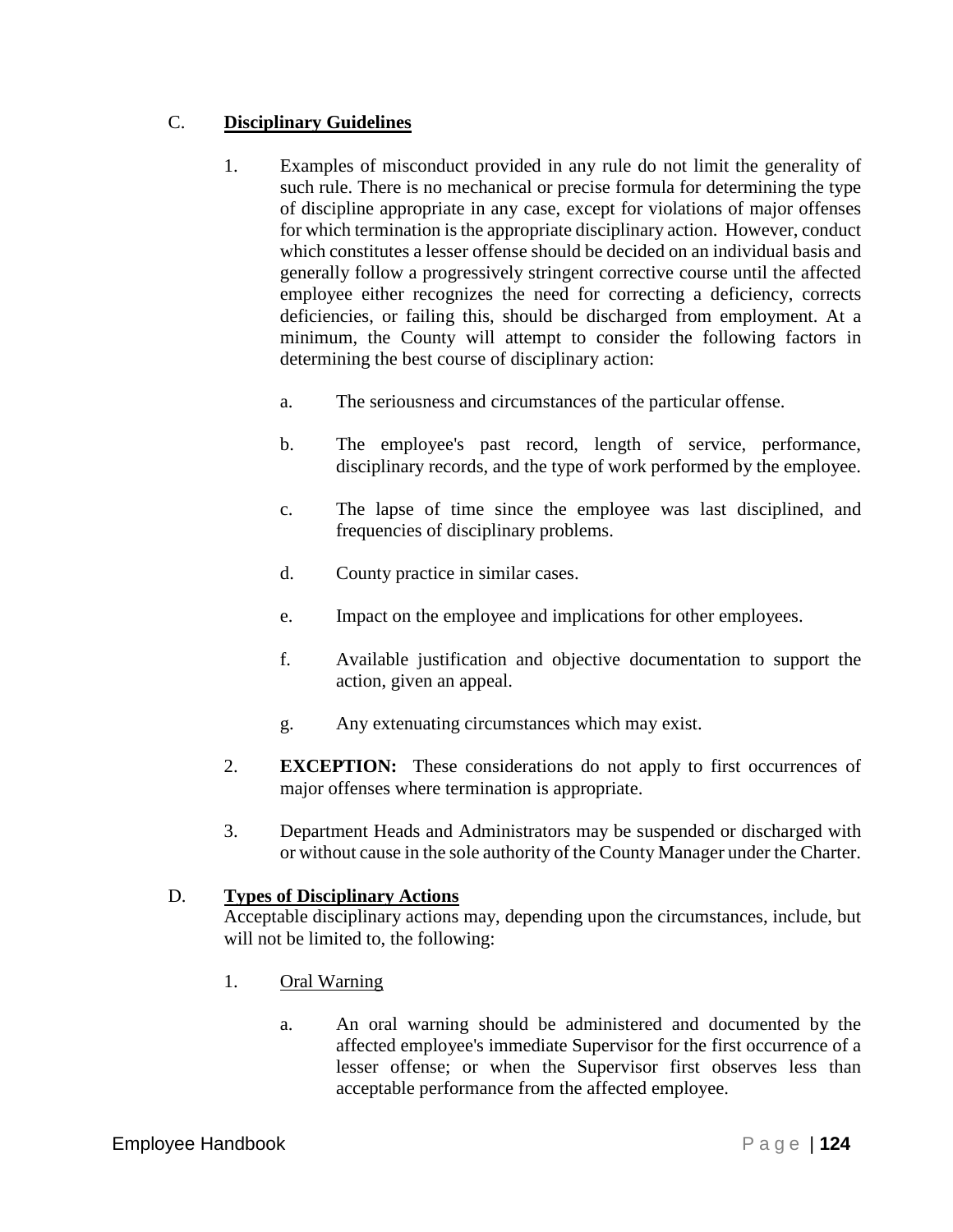## C. Disciplinary Guidelines

1. Examples of misconduct provided in any rule do not limit the generality of such rule. There is no mechanical or precise formula for determining the type of discipline appropriate in any case, except for violations of major offenses for which termination is the appropriate disciplinary action. However, conduct which constitutes a lesser offense should be decided on an individual basis and generally follow a progressively stringent corrective course until the affected employee either recognizes the need for correcting a deficiency, corrects deficiencies, or failing this, should be discharged from employment. At a minimum, the County will attempt to consider the following factors in determining the best course of disciplinary action:

    a. The seriousness and circumstances of the particular offense.

    b. The employee's past record, length of service, performance, disciplinary records, and the type of work performed by the employee.

    c. The lapse of time since the employee was last disciplined, and frequencies of disciplinary problems.

    d. County practice in similar cases.

    e. Impact on the employee and implications for other employees.

    f. Available justification and objective documentation to support the action, given an appeal.

    g. Any extenuating circumstances which may exist.

2. **EXCEPTION:** These considerations do not apply to first occurrences of major offenses where termination is appropriate.

3. Department Heads and Administrators may be suspended or discharged with or without cause in the sole authority of the County Manager under the Charter.

## D. Types of Disciplinary Actions

Acceptable disciplinary actions may, depending upon the circumstances, include, but will not be limited to, the following:

1. Oral Warning

    a. An oral warning should be administered and documented by the affected employee's immediate Supervisor for the first occurrence of a lesser offense; or when the Supervisor first observes less than acceptable performance from the affected employee.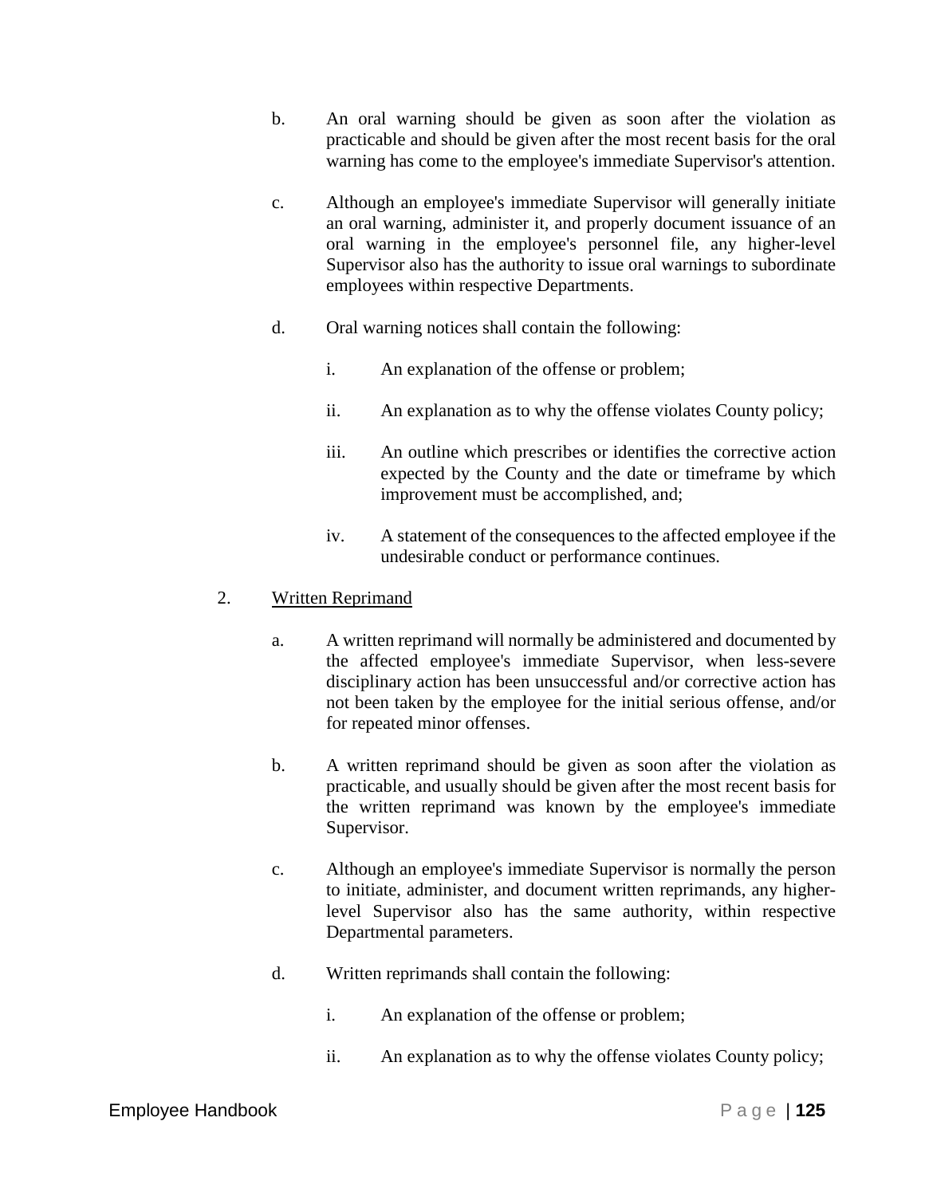b. An oral warning should be given as soon after the violation as practicable and should be given after the most recent basis for the oral warning has come to the employee's immediate Supervisor's attention.

c. Although an employee's immediate Supervisor will generally initiate an oral warning, administer it, and properly document issuance of an oral warning in the employee's personnel file, any higher-level Supervisor also has the authority to issue oral warnings to subordinate employees within respective Departments.

d. Oral warning notices shall contain the following:

   i. An explanation of the offense or problem;

   ii. An explanation as to why the offense violates County policy;

   iii. An outline which prescribes or identifies the corrective action expected by the County and the date or timeframe by which improvement must be accomplished, and;

   iv. A statement of the consequences to the affected employee if the undesirable conduct or performance continues.

2. <u>Written Reprimand</u>

   a. A written reprimand will normally be administered and documented by the affected employee's immediate Supervisor, when less-severe disciplinary action has been unsuccessful and/or corrective action has not been taken by the employee for the initial serious offense, and/or for repeated minor offenses.

   b. A written reprimand should be given as soon after the violation as practicable, and usually should be given after the most recent basis for the written reprimand was known by the employee's immediate Supervisor.

   c. Although an employee's immediate Supervisor is normally the person to initiate, administer, and document written reprimands, any higher-level Supervisor also has the same authority, within respective Departmental parameters.

   d. Written reprimands shall contain the following:

      i. An explanation of the offense or problem;

      ii. An explanation as to why the offense violates County policy;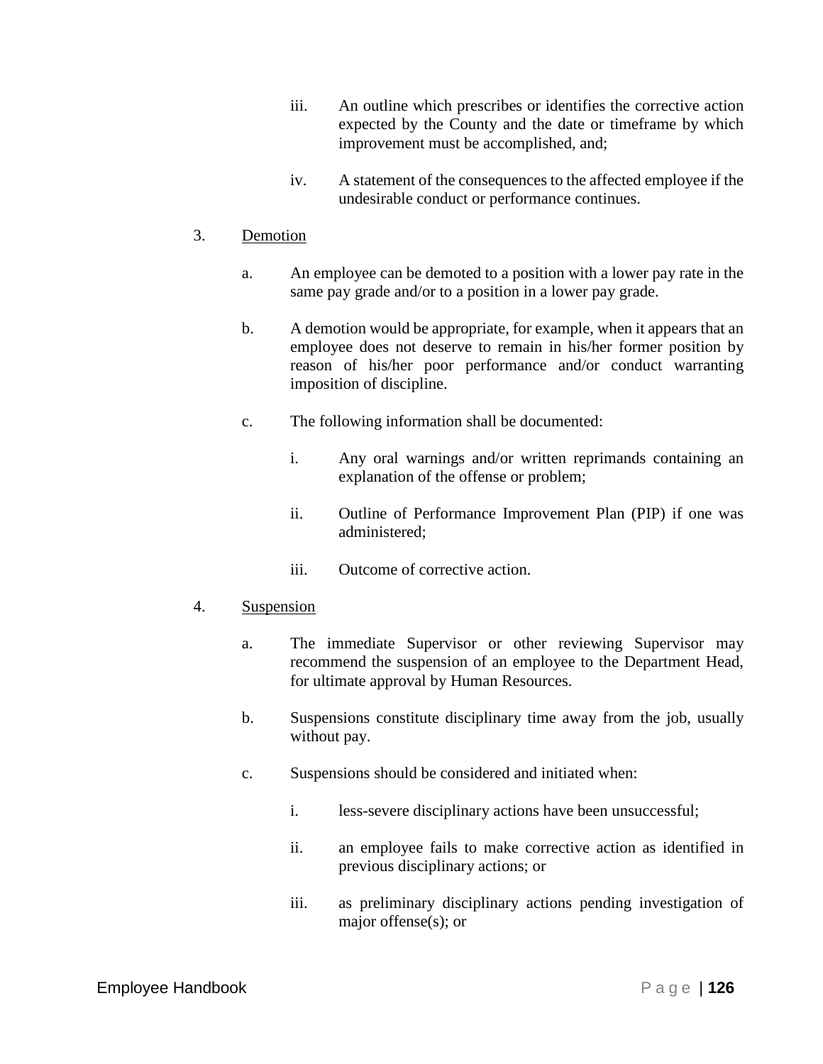iii. An outline which prescribes or identifies the corrective action expected by the County and the date or timeframe by which improvement must be accomplished, and;

iv. A statement of the consequences to the affected employee if the undesirable conduct or performance continues.

3. <u>Demotion</u>

a. An employee can be demoted to a position with a lower pay rate in the same pay grade and/or to a position in a lower pay grade.

b. A demotion would be appropriate, for example, when it appears that an employee does not deserve to remain in his/her former position by reason of his/her poor performance and/or conduct warranting imposition of discipline.

c. The following information shall be documented:

i. Any oral warnings and/or written reprimands containing an explanation of the offense or problem;

ii. Outline of Performance Improvement Plan (PIP) if one was administered;

iii. Outcome of corrective action.

4. <u>Suspension</u>

a. The immediate Supervisor or other reviewing Supervisor may recommend the suspension of an employee to the Department Head, for ultimate approval by Human Resources.

b. Suspensions constitute disciplinary time away from the job, usually without pay.

c. Suspensions should be considered and initiated when:

i. less-severe disciplinary actions have been unsuccessful;

ii. an employee fails to make corrective action as identified in previous disciplinary actions; or

iii. as preliminary disciplinary actions pending investigation of major offense(s); or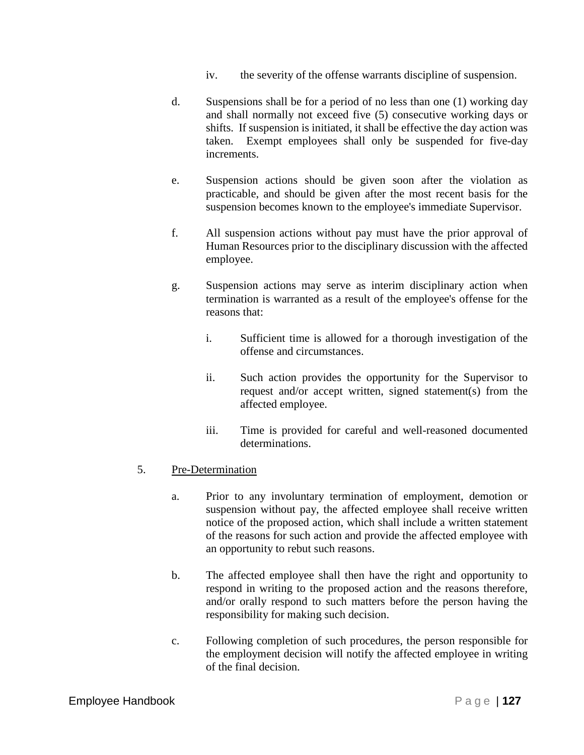iv. the severity of the offense warrants discipline of suspension.

d. Suspensions shall be for a period of no less than one (1) working day and shall normally not exceed five (5) consecutive working days or shifts. If suspension is initiated, it shall be effective the day action was taken. Exempt employees shall only be suspended for five-day increments.

e. Suspension actions should be given soon after the violation as practicable, and should be given after the most recent basis for the suspension becomes known to the employee's immediate Supervisor.

f. All suspension actions without pay must have the prior approval of Human Resources prior to the disciplinary discussion with the affected employee.

g. Suspension actions may serve as interim disciplinary action when termination is warranted as a result of the employee's offense for the reasons that:

   i. Sufficient time is allowed for a thorough investigation of the offense and circumstances.

   ii. Such action provides the opportunity for the Supervisor to request and/or accept written, signed statement(s) from the affected employee.

   iii. Time is provided for careful and well-reasoned documented determinations.

5. <u>Pre-Determination</u>

   a. Prior to any involuntary termination of employment, demotion or suspension without pay, the affected employee shall receive written notice of the proposed action, which shall include a written statement of the reasons for such action and provide the affected employee with an opportunity to rebut such reasons.

   b. The affected employee shall then have the right and opportunity to respond in writing to the proposed action and the reasons therefore, and/or orally respond to such matters before the person having the responsibility for making such decision.

   c. Following completion of such procedures, the person responsible for the employment decision will notify the affected employee in writing of the final decision.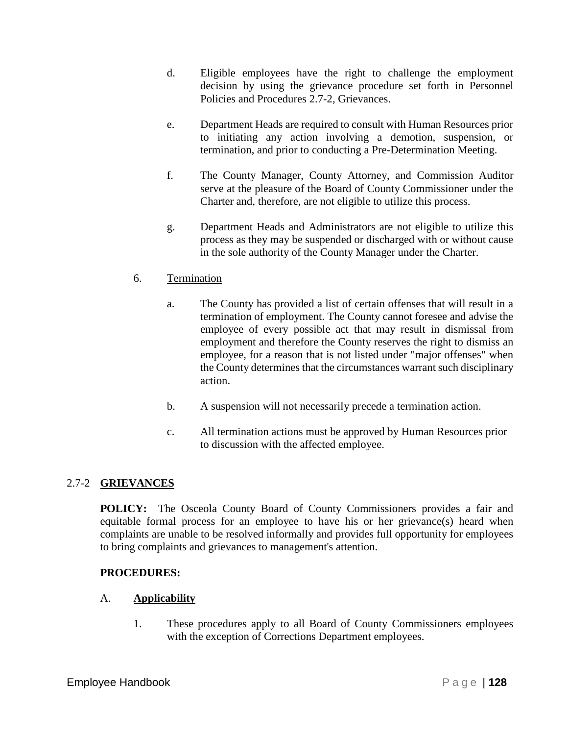d. Eligible employees have the right to challenge the employment decision by using the grievance procedure set forth in Personnel Policies and Procedures 2.7-2, Grievances.

e. Department Heads are required to consult with Human Resources prior to initiating any action involving a demotion, suspension, or termination, and prior to conducting a Pre-Determination Meeting.

f. The County Manager, County Attorney, and Commission Auditor serve at the pleasure of the Board of County Commissioner under the Charter and, therefore, are not eligible to utilize this process.

g. Department Heads and Administrators are not eligible to utilize this process as they may be suspended or discharged with or without cause in the sole authority of the County Manager under the Charter.

6. Termination

a. The County has provided a list of certain offenses that will result in a termination of employment. The County cannot foresee and advise the employee of every possible act that may result in dismissal from employment and therefore the County reserves the right to dismiss an employee, for a reason that is not listed under "major offenses" when the County determines that the circumstances warrant such disciplinary action.

b. A suspension will not necessarily precede a termination action.

c. All termination actions must be approved by Human Resources prior to discussion with the affected employee.

## 2.7-2 **GRIEVANCES**

**POLICY:** The Osceola County Board of County Commissioners provides a fair and equitable formal process for an employee to have his or her grievance(s) heard when complaints are unable to be resolved informally and provides full opportunity for employees to bring complaints and grievances to management's attention.

**PROCEDURES:**

A. **Applicability**

1. These procedures apply to all Board of County Commissioners employees with the exception of Corrections Department employees.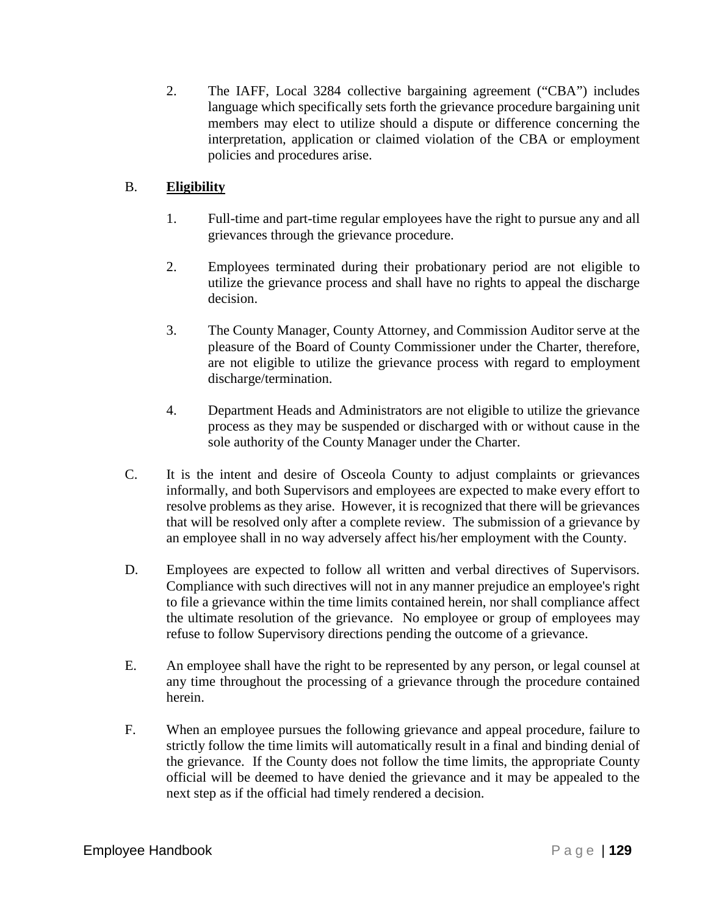2. The IAFF, Local 3284 collective bargaining agreement ("CBA") includes language which specifically sets forth the grievance procedure bargaining unit members may elect to utilize should a dispute or difference concerning the interpretation, application or claimed violation of the CBA or employment policies and procedures arise.

B. **Eligibility**

1. Full-time and part-time regular employees have the right to pursue any and all grievances through the grievance procedure.

2. Employees terminated during their probationary period are not eligible to utilize the grievance process and shall have no rights to appeal the discharge decision.

3. The County Manager, County Attorney, and Commission Auditor serve at the pleasure of the Board of County Commissioner under the Charter, therefore, are not eligible to utilize the grievance process with regard to employment discharge/termination.

4. Department Heads and Administrators are not eligible to utilize the grievance process as they may be suspended or discharged with or without cause in the sole authority of the County Manager under the Charter.

C. It is the intent and desire of Osceola County to adjust complaints or grievances informally, and both Supervisors and employees are expected to make every effort to resolve problems as they arise. However, it is recognized that there will be grievances that will be resolved only after a complete review. The submission of a grievance by an employee shall in no way adversely affect his/her employment with the County.

D. Employees are expected to follow all written and verbal directives of Supervisors. Compliance with such directives will not in any manner prejudice an employee's right to file a grievance within the time limits contained herein, nor shall compliance affect the ultimate resolution of the grievance. No employee or group of employees may refuse to follow Supervisory directions pending the outcome of a grievance.

E. An employee shall have the right to be represented by any person, or legal counsel at any time throughout the processing of a grievance through the procedure contained herein.

F. When an employee pursues the following grievance and appeal procedure, failure to strictly follow the time limits will automatically result in a final and binding denial of the grievance. If the County does not follow the time limits, the appropriate County official will be deemed to have denied the grievance and it may be appealed to the next step as if the official had timely rendered a decision.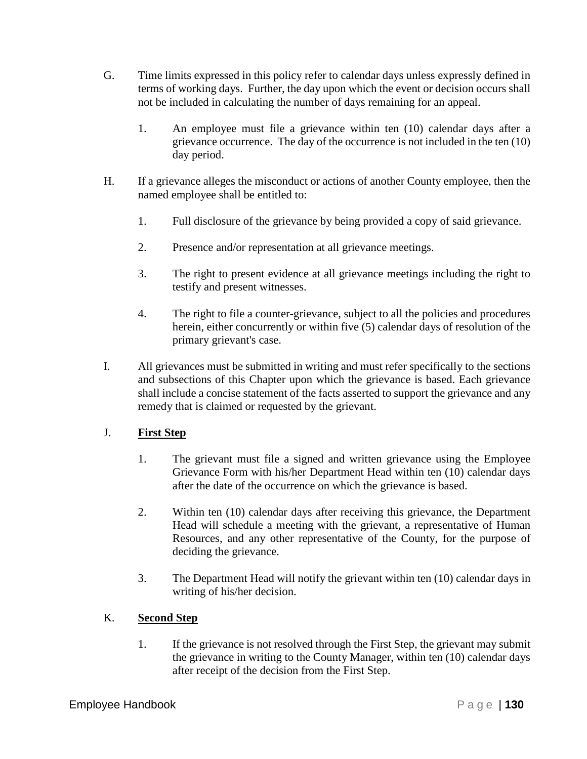G. Time limits expressed in this policy refer to calendar days unless expressly defined in terms of working days. Further, the day upon which the event or decision occurs shall not be included in calculating the number of days remaining for an appeal.

   1. An employee must file a grievance within ten (10) calendar days after a grievance occurrence. The day of the occurrence is not included in the ten (10) day period.

H. If a grievance alleges the misconduct or actions of another County employee, then the named employee shall be entitled to:

   1. Full disclosure of the grievance by being provided a copy of said grievance.

   2. Presence and/or representation at all grievance meetings.

   3. The right to present evidence at all grievance meetings including the right to testify and present witnesses.

   4. The right to file a counter-grievance, subject to all the policies and procedures herein, either concurrently or within five (5) calendar days of resolution of the primary grievant's case.

I. All grievances must be submitted in writing and must refer specifically to the sections and subsections of this Chapter upon which the grievance is based. Each grievance shall include a concise statement of the facts asserted to support the grievance and any remedy that is claimed or requested by the grievant.

J. **First Step**

   1. The grievant must file a signed and written grievance using the Employee Grievance Form with his/her Department Head within ten (10) calendar days after the date of the occurrence on which the grievance is based.

   2. Within ten (10) calendar days after receiving this grievance, the Department Head will schedule a meeting with the grievant, a representative of Human Resources, and any other representative of the County, for the purpose of deciding the grievance.

   3. The Department Head will notify the grievant within ten (10) calendar days in writing of his/her decision.

K. **Second Step**

   1. If the grievance is not resolved through the First Step, the grievant may submit the grievance in writing to the County Manager, within ten (10) calendar days after receipt of the decision from the First Step.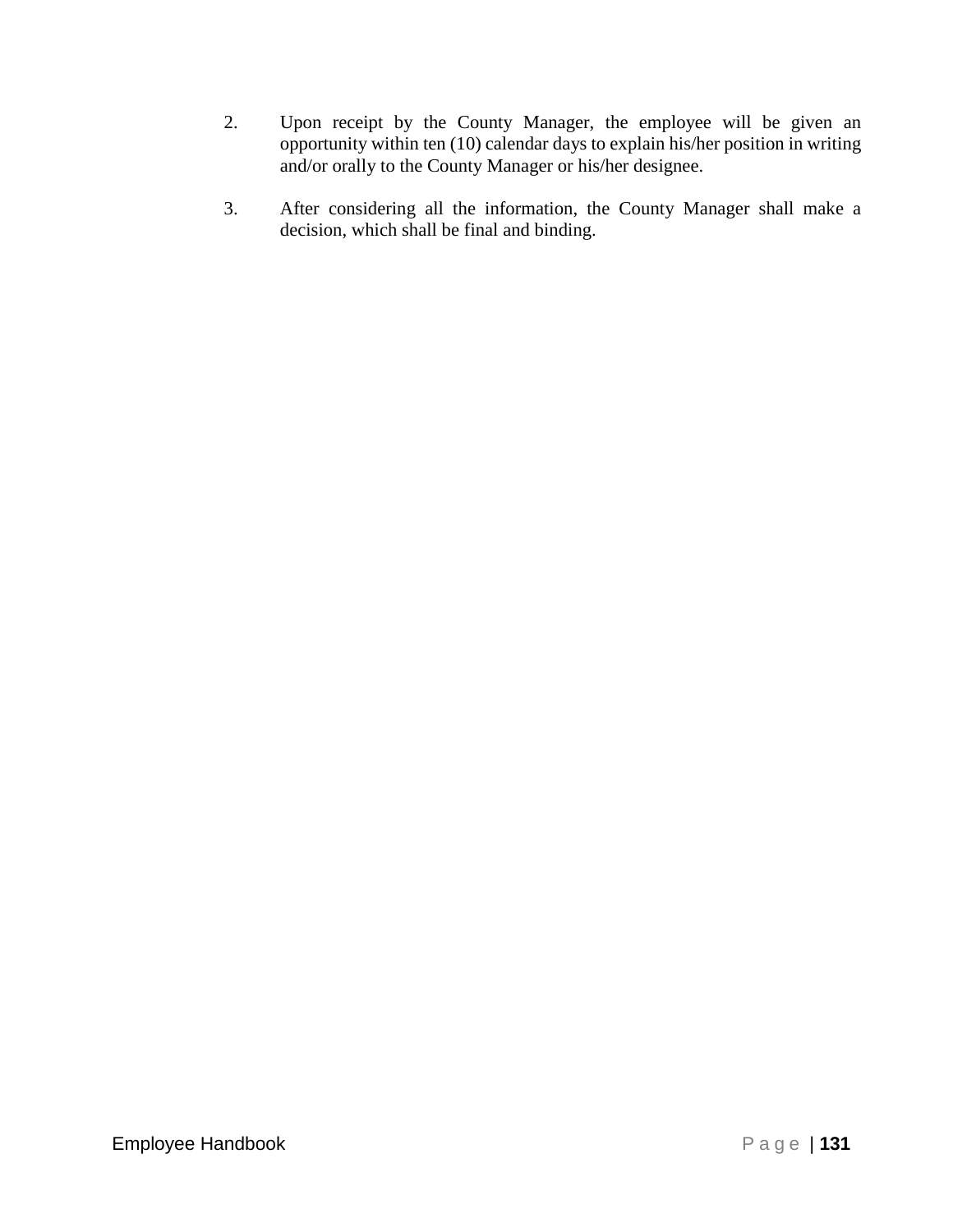2. Upon receipt by the County Manager, the employee will be given an opportunity within ten (10) calendar days to explain his/her position in writing and/or orally to the County Manager or his/her designee.

3. After considering all the information, the County Manager shall make a decision, which shall be final and binding.